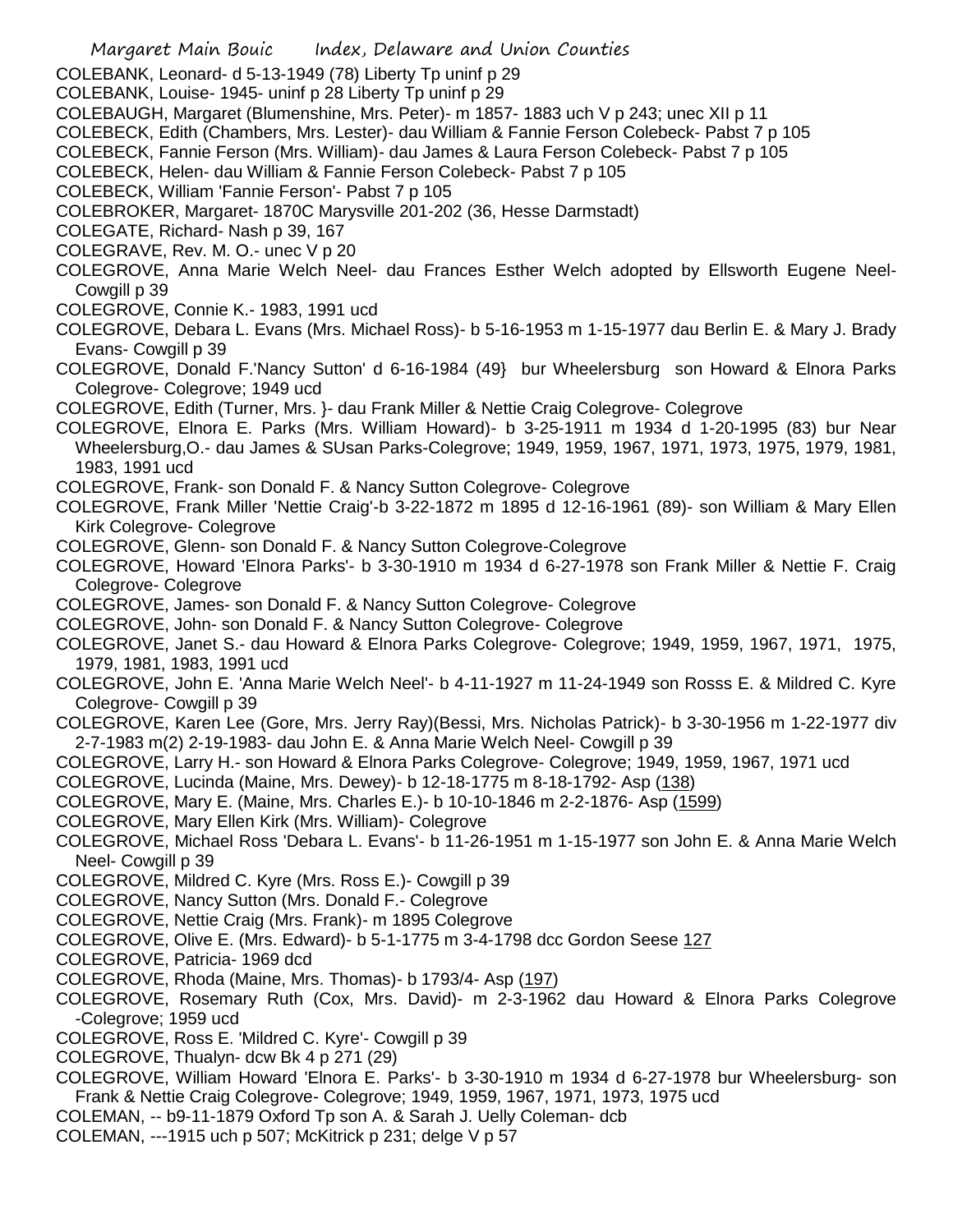COLEBANK, Leonard- d 5-13-1949 (78) Liberty Tp uninf p 29

COLEBANK, Louise- 1945- uninf p 28 Liberty Tp uninf p 29

COLEBAUGH, Margaret (Blumenshine, Mrs. Peter)- m 1857- 1883 uch V p 243; unec XII p 11

COLEBECK, Edith (Chambers, Mrs. Lester)- dau William & Fannie Ferson Colebeck- Pabst 7 p 105

COLEBECK, Fannie Ferson (Mrs. William)- dau James & Laura Ferson Colebeck- Pabst 7 p 105

COLEBECK, Helen- dau William & Fannie Ferson Colebeck- Pabst 7 p 105

COLEBECK, William 'Fannie Ferson'- Pabst 7 p 105

COLEBROKER, Margaret- 1870C Marysville 201-202 (36, Hesse Darmstadt)

COLEGATE, Richard- Nash p 39, 167

COLEGRAVE, Rev. M. O.- unec V p 20

COLEGROVE, Anna Marie Welch Neel- dau Frances Esther Welch adopted by Ellsworth Eugene Neel- Cowgill p 39

COLEGROVE, Connie K.- 1983, 1991 ucd

COLEGROVE, Debara L. Evans (Mrs. Michael Ross)- b 5-16-1953 m 1-15-1977 dau Berlin E. & Mary J. Brady Evans- Cowgill p 39

COLEGROVE, Donald F.'Nancy Sutton' d 6-16-1984 (49} bur Wheelersburg son Howard & Elnora Parks Colegrove- Colegrove; 1949 ucd

COLEGROVE, Edith (Turner, Mrs. }- dau Frank Miller & Nettie Craig Colegrove- Colegrove

COLEGROVE, Elnora E. Parks (Mrs. William Howard)- b 3-25-1911 m 1934 d 1-20-1995 (83) bur Near Wheelersburg,O.- dau James & SUsan Parks-Colegrove; 1949, 1959, 1967, 1971, 1973, 1975, 1979, 1981, 1983, 1991 ucd

COLEGROVE, Frank- son Donald F. & Nancy Sutton Colegrove- Colegrove

COLEGROVE, Frank Miller 'Nettie Craig'-b 3-22-1872 m 1895 d 12-16-1961 (89)- son William & Mary Ellen Kirk Colegrove- Colegrove

COLEGROVE, Glenn- son Donald F. & Nancy Sutton Colegrove-Colegrove

COLEGROVE, Howard 'Elnora Parks'- b 3-30-1910 m 1934 d 6-27-1978 son Frank Miller & Nettie F. Craig Colegrove- Colegrove

COLEGROVE, James- son Donald F. & Nancy Sutton Colegrove- Colegrove

COLEGROVE, John- son Donald F. & Nancy Sutton Colegrove- Colegrove

COLEGROVE, Janet S.- dau Howard & Elnora Parks Colegrove- Colegrove; 1949, 1959, 1967, 1971, 1975, 1979, 1981, 1983, 1991 ucd

COLEGROVE, John E. 'Anna Marie Welch Neel'- b 4-11-1927 m 11-24-1949 son Rosss E. & Mildred C. Kyre Colegrove- Cowgill p 39

COLEGROVE, Karen Lee (Gore, Mrs. Jerry Ray)(Bessi, Mrs. Nicholas Patrick)- b 3-30-1956 m 1-22-1977 div 2-7-1983 m(2) 2-19-1983- dau John E. & Anna Marie Welch Neel- Cowgill p 39

COLEGROVE, Larry H.- son Howard & Elnora Parks Colegrove- Colegrove; 1949, 1959, 1967, 1971 ucd

COLEGROVE, Lucinda (Maine, Mrs. Dewey)- b 12-18-1775 m 8-18-1792- Asp (138)

COLEGROVE, Mary E. (Maine, Mrs. Charles E.)- b 10-10-1846 m 2-2-1876- Asp (1599)

COLEGROVE, Mary Ellen Kirk (Mrs. William)- Colegrove

COLEGROVE, Michael Ross 'Debara L. Evans'- b 11-26-1951 m 1-15-1977 son John E. & Anna Marie Welch Neel- Cowgill p 39

COLEGROVE, Mildred C. Kyre (Mrs. Ross E.)- Cowgill p 39

COLEGROVE, Nancy Sutton (Mrs. Donald F.- Colegrove

COLEGROVE, Nettie Craig (Mrs. Frank)- m 1895 Colegrove

COLEGROVE, Olive E. (Mrs. Edward)- b 5-1-1775 m 3-4-1798 dcc Gordon Seese 127

COLEGROVE, Patricia- 1969 dcd

COLEGROVE, Rhoda (Maine, Mrs. Thomas)- b 1793/4- Asp (197)

COLEGROVE, Rosemary Ruth (Cox, Mrs. David)- m 2-3-1962 dau Howard & Elnora Parks Colegrove -Colegrove; 1959 ucd

COLEGROVE, Ross E. 'Mildred C. Kyre'- Cowgill p 39

COLEGROVE, Thualyn- dcw Bk 4 p 271 (29)

COLEGROVE, William Howard 'Elnora E. Parks'- b 3-30-1910 m 1934 d 6-27-1978 bur Wheelersburg- son Frank & Nettie Craig Colegrove- Colegrove; 1949, 1959, 1967, 1971, 1973, 1975 ucd

COLEMAN, -- b9-11-1879 Oxford Tp son A. & Sarah J. Uelly Coleman- dcb

COLEMAN, ---1915 uch p 507; McKitrick p 231; delge V p 57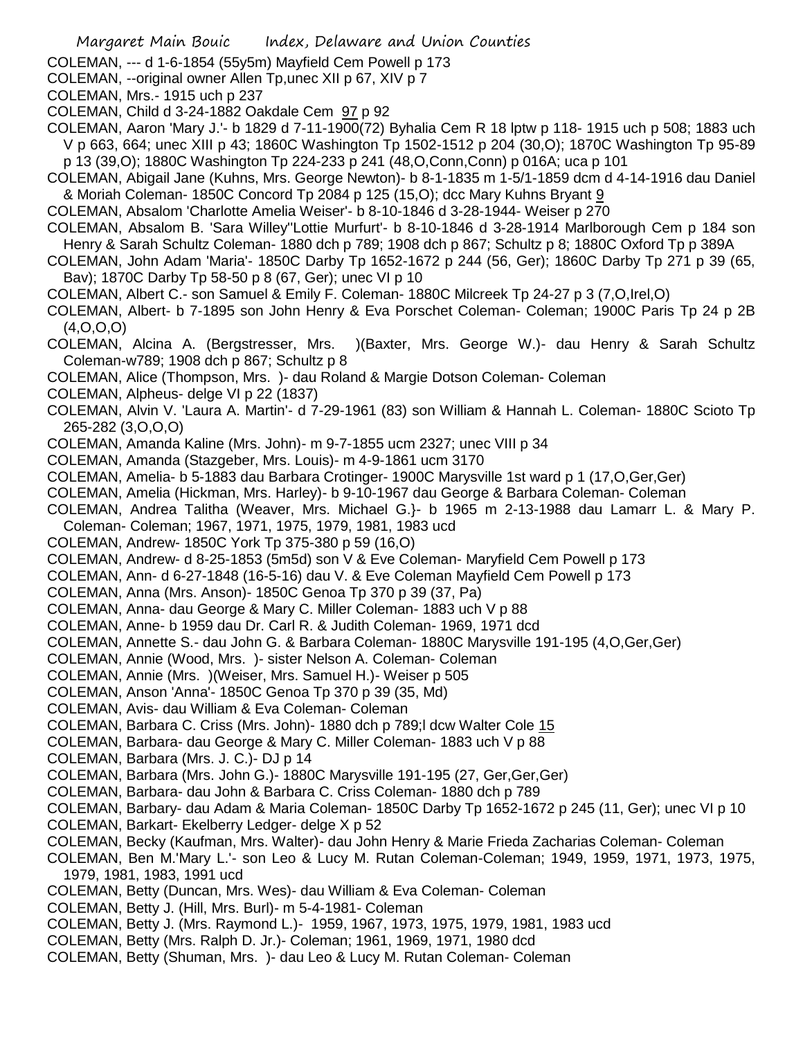COLEMAN, --- d 1-6-1854 (55y5m) Mayfield Cem Powell p 173

COLEMAN, --original owner Allen Tp,unec XII p 67, XIV p 7

COLEMAN, Mrs.- 1915 uch p 237

COLEMAN, Child d 3-24-1882 Oakdale Cem 97 p 92

COLEMAN, Aaron 'Mary J.'- b 1829 d 7-11-1900(72) Byhalia Cem R 18 lptw p 118- 1915 uch p 508; 1883 uch V p 663, 664; unec XIII p 43; 1860C Washington Tp 1502-1512 p 204 (30,O); 1870C Washington Tp 95-89 p 13 (39,O); 1880C Washington Tp 224-233 p 241 (48,O,Conn,Conn) p 016A; uca p 101

COLEMAN, Abigail Jane (Kuhns, Mrs. George Newton)- b 8-1-1835 m 1-5/1-1859 dcm d 4-14-1916 dau Daniel & Moriah Coleman- 1850C Concord Tp 2084 p 125 (15,O); dcc Mary Kuhns Bryant 9

COLEMAN, Absalom 'Charlotte Amelia Weiser'- b 8-10-1846 d 3-28-1944- Weiser p 270

COLEMAN, Absalom B. 'Sara Willey''Lottie Murfurt'- b 8-10-1846 d 3-28-1914 Marlborough Cem p 184 son Henry & Sarah Schultz Coleman- 1880 dch p 789; 1908 dch p 867; Schultz p 8; 1880C Oxford Tp p 389A

COLEMAN, John Adam 'Maria'- 1850C Darby Tp 1652-1672 p 244 (56, Ger); 1860C Darby Tp 271 p 39 (65, Bav); 1870C Darby Tp 58-50 p 8 (67, Ger); unec VI p 10

COLEMAN, Albert C.- son Samuel & Emily F. Coleman- 1880C Milcreek Tp 24-27 p 3 (7,O,Irel,O)

COLEMAN, Albert- b 7-1895 son John Henry & Eva Porschet Coleman- Coleman; 1900C Paris Tp 24 p 2B (4,O,O,O)

COLEMAN, Alcina A. (Bergstresser, Mrs. )(Baxter, Mrs. George W.)- dau Henry & Sarah Schultz Coleman-w789; 1908 dch p 867; Schultz p 8

COLEMAN, Alice (Thompson, Mrs. )- dau Roland & Margie Dotson Coleman- Coleman

COLEMAN, Alpheus- delge VI p 22 (1837)

COLEMAN, Alvin V. 'Laura A. Martin'- d 7-29-1961 (83) son William & Hannah L. Coleman- 1880C Scioto Tp 265-282 (3,O,O,O)

COLEMAN, Amanda Kaline (Mrs. John)- m 9-7-1855 ucm 2327; unec VIII p 34

COLEMAN, Amanda (Stazgeber, Mrs. Louis)- m 4-9-1861 ucm 3170

COLEMAN, Amelia- b 5-1883 dau Barbara Crotinger- 1900C Marysville 1st ward p 1 (17,O,Ger,Ger)

COLEMAN, Amelia (Hickman, Mrs. Harley)- b 9-10-1967 dau George & Barbara Coleman- Coleman

COLEMAN, Andrea Talitha (Weaver, Mrs. Michael G.}- b 1965 m 2-13-1988 dau Lamarr L. & Mary P. Coleman- Coleman; 1967, 1971, 1975, 1979, 1981, 1983 ucd

COLEMAN, Andrew- 1850C York Tp 375-380 p 59 (16,O)

COLEMAN, Andrew- d 8-25-1853 (5m5d) son V & Eve Coleman- Maryfield Cem Powell p 173

COLEMAN, Ann- d 6-27-1848 (16-5-16) dau V. & Eve Coleman Mayfield Cem Powell p 173

COLEMAN, Anna (Mrs. Anson)- 1850C Genoa Tp 370 p 39 (37, Pa)

COLEMAN, Anna- dau George & Mary C. Miller Coleman- 1883 uch V p 88

COLEMAN, Anne- b 1959 dau Dr. Carl R. & Judith Coleman- 1969, 1971 dcd

COLEMAN, Annette S.- dau John G. & Barbara Coleman- 1880C Marysville 191-195 (4,O,Ger,Ger)

COLEMAN, Annie (Wood, Mrs. )- sister Nelson A. Coleman- Coleman

COLEMAN, Annie (Mrs. )(Weiser, Mrs. Samuel H.)- Weiser p 505

COLEMAN, Anson 'Anna'- 1850C Genoa Tp 370 p 39 (35, Md)

COLEMAN, Avis- dau William & Eva Coleman- Coleman

COLEMAN, Barbara C. Criss (Mrs. John)- 1880 dch p 789;l dcw Walter Cole 15

COLEMAN, Barbara- dau George & Mary C. Miller Coleman- 1883 uch V p 88

COLEMAN, Barbara (Mrs. J. C.)- DJ p 14

COLEMAN, Barbara (Mrs. John G.)- 1880C Marysville 191-195 (27, Ger,Ger,Ger)

COLEMAN, Barbara- dau John & Barbara C. Criss Coleman- 1880 dch p 789

COLEMAN, Barbary- dau Adam & Maria Coleman- 1850C Darby Tp 1652-1672 p 245 (11, Ger); unec VI p 10

COLEMAN, Barkart- Ekelberry Ledger- delge X p 52

COLEMAN, Becky (Kaufman, Mrs. Walter)- dau John Henry & Marie Frieda Zacharias Coleman- Coleman

COLEMAN, Ben M.'Mary L.'- son Leo & Lucy M. Rutan Coleman-Coleman; 1949, 1959, 1971, 1973, 1975, 1979, 1981, 1983, 1991 ucd

COLEMAN, Betty (Duncan, Mrs. Wes)- dau William & Eva Coleman- Coleman

COLEMAN, Betty J. (Hill, Mrs. Burl)- m 5-4-1981- Coleman

COLEMAN, Betty J. (Mrs. Raymond L.)- 1959, 1967, 1973, 1975, 1979, 1981, 1983 ucd

COLEMAN, Betty (Mrs. Ralph D. Jr.)- Coleman; 1961, 1969, 1971, 1980 dcd

COLEMAN, Betty (Shuman, Mrs. )- dau Leo & Lucy M. Rutan Coleman- Coleman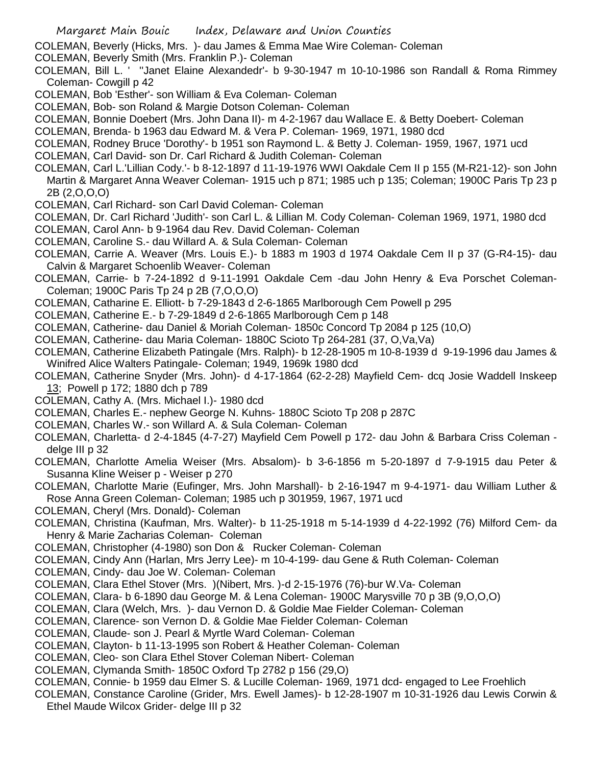COLEMAN, Beverly (Hicks, Mrs. )- dau James & Emma Mae Wire Coleman- Coleman

COLEMAN, Beverly Smith (Mrs. Franklin P.)- Coleman

COLEMAN, Bill L. ' ''Janet Elaine Alexandedr'- b 9-30-1947 m 10-10-1986 son Randall & Roma Rimmey Coleman- Cowgill p 42

COLEMAN, Bob 'Esther'- son William & Eva Coleman- Coleman

COLEMAN, Bob- son Roland & Margie Dotson Coleman- Coleman

COLEMAN, Bonnie Doebert (Mrs. John Dana II)- m 4-2-1967 dau Wallace E. & Betty Doebert- Coleman

COLEMAN, Brenda- b 1963 dau Edward M. & Vera P. Coleman- 1969, 1971, 1980 dcd

COLEMAN, Rodney Bruce 'Dorothy'- b 1951 son Raymond L. & Betty J. Coleman- 1959, 1967, 1971 ucd

COLEMAN, Carl David- son Dr. Carl Richard & Judith Coleman- Coleman

COLEMAN, Carl L.'Lillian Cody.'- b 8-12-1897 d 11-19-1976 WWI Oakdale Cem II p 155 (M-R21-12)- son John Martin & Margaret Anna Weaver Coleman- 1915 uch p 871; 1985 uch p 135; Coleman; 1900C Paris Tp 23 p 2B (2,O,O,O)

COLEMAN, Carl Richard- son Carl David Coleman- Coleman

COLEMAN, Dr. Carl Richard 'Judith'- son Carl L. & Lillian M. Cody Coleman- Coleman 1969, 1971, 1980 dcd

COLEMAN, Carol Ann- b 9-1964 dau Rev. David Coleman- Coleman

COLEMAN, Caroline S.- dau Willard A. & Sula Coleman- Coleman

COLEMAN, Carrie A. Weaver (Mrs. Louis E.)- b 1883 m 1903 d 1974 Oakdale Cem II p 37 (G-R4-15)- dau Calvin & Margaret Schoenlib Weaver- Coleman

COLEMAN, Carrie- b 7-24-1892 d 9-11-1991 Oakdale Cem -dau John Henry & Eva Porschet Coleman- Coleman; 1900C Paris Tp 24 p 2B (7,O,O,O)

COLEMAN, Catharine E. Elliott- b 7-29-1843 d 2-6-1865 Marlborough Cem Powell p 295

COLEMAN, Catherine E.- b 7-29-1849 d 2-6-1865 Marlborough Cem p 148

COLEMAN, Catherine- dau Daniel & Moriah Coleman- 1850c Concord Tp 2084 p 125 (10,O)

COLEMAN, Catherine- dau Maria Coleman- 1880C Scioto Tp 264-281 (37, O,Va,Va)

COLEMAN, Catherine Elizabeth Patingale (Mrs. Ralph)- b 12-28-1905 m 10-8-1939 d 9-19-1996 dau James & Winifred Alice Walters Patingale- Coleman; 1949, 1969k 1980 dcd

COLEMAN, Catherine Snyder (Mrs. John)- d 4-17-1864 (62-2-28) Mayfield Cem- dcq Josie Waddell Inskeep 13; Powell p 172; 1880 dch p 789

COLEMAN, Cathy A. (Mrs. Michael I.)- 1980 dcd

COLEMAN, Charles E.- nephew George N. Kuhns- 1880C Scioto Tp 208 p 287C

COLEMAN, Charles W.- son Willard A. & Sula Coleman- Coleman

COLEMAN, Charletta- d 2-4-1845 (4-7-27) Mayfield Cem Powell p 172- dau John & Barbara Criss Coleman - delge III p 32

COLEMAN, Charlotte Amelia Weiser (Mrs. Absalom)- b 3-6-1856 m 5-20-1897 d 7-9-1915 dau Peter & Susanna Kline Weiser p - Weiser p 270

COLEMAN, Charlotte Marie (Eufinger, Mrs. John Marshall)- b 2-16-1947 m 9-4-1971- dau William Luther & Rose Anna Green Coleman- Coleman; 1985 uch p 301959, 1967, 1971 ucd

COLEMAN, Cheryl (Mrs. Donald)- Coleman

COLEMAN, Christina (Kaufman, Mrs. Walter)- b 11-25-1918 m 5-14-1939 d 4-22-1992 (76) Milford Cem- da Henry & Marie Zacharias Coleman- Coleman

COLEMAN, Christopher (4-1980) son Don & Rucker Coleman- Coleman

COLEMAN, Cindy Ann (Harlan, Mrs Jerry Lee)- m 10-4-199- dau Gene & Ruth Coleman- Coleman

COLEMAN, Cindy- dau Joe W. Coleman- Coleman

COLEMAN, Clara Ethel Stover (Mrs. )(Nibert, Mrs. )-d 2-15-1976 (76)-bur W.Va- Coleman

COLEMAN, Clara- b 6-1890 dau George M. & Lena Coleman- 1900C Marysville 70 p 3B (9,O,O,O)

COLEMAN, Clara (Welch, Mrs. )- dau Vernon D. & Goldie Mae Fielder Coleman- Coleman

COLEMAN, Clarence- son Vernon D. & Goldie Mae Fielder Coleman- Coleman

COLEMAN, Claude- son J. Pearl & Myrtle Ward Coleman- Coleman

COLEMAN, Clayton- b 11-13-1995 son Robert & Heather Coleman- Coleman

COLEMAN, Cleo- son Clara Ethel Stover Coleman Nibert- Coleman

COLEMAN, Clymanda Smith- 1850C Oxford Tp 2782 p 156 (29,O)

COLEMAN, Connie- b 1959 dau Elmer S. & Lucille Coleman- 1969, 1971 dcd- engaged to Lee Froehlich

COLEMAN, Constance Caroline (Grider, Mrs. Ewell James)- b 12-28-1907 m 10-31-1926 dau Lewis Corwin & Ethel Maude Wilcox Grider- delge III p 32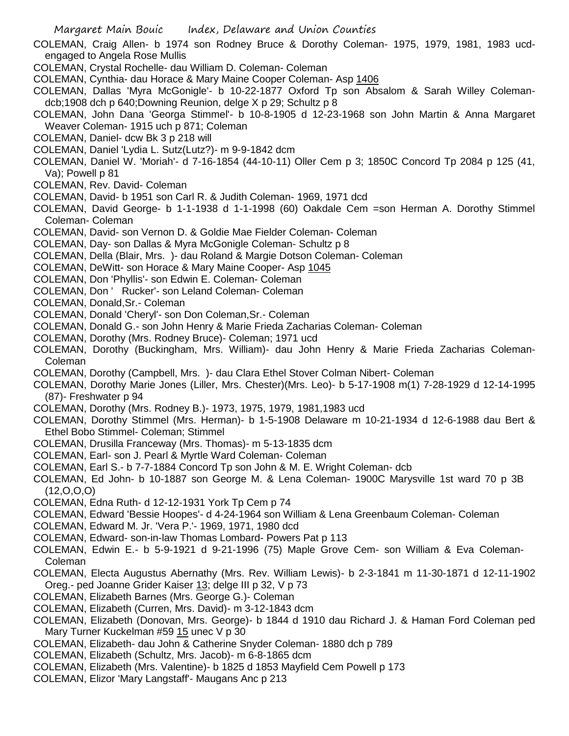COLEMAN, Craig Allen- b 1974 son Rodney Bruce & Dorothy Coleman- 1975, 1979, 1981, 1983 ucd- engaged to Angela Rose Mullis

COLEMAN, Crystal Rochelle- dau William D. Coleman- Coleman

COLEMAN, Cynthia- dau Horace & Mary Maine Cooper Coleman- Asp 1406

COLEMAN, Dallas 'Myra McGonigle'- b 10-22-1877 Oxford Tp son Absalom & Sarah Willey Coleman- dcb;1908 dch p 640;Downing Reunion, delge X p 29; Schultz p 8

COLEMAN, John Dana 'Georga Stimmel'- b 10-8-1905 d 12-23-1968 son John Martin & Anna Margaret Weaver Coleman- 1915 uch p 871; Coleman

COLEMAN, Daniel- dcw Bk 3 p 218 will

COLEMAN, Daniel 'Lydia L. Sutz(Lutz?)- m 9-9-1842 dcm

COLEMAN, Daniel W. 'Moriah'- d 7-16-1854 (44-10-11) Oller Cem p 3; 1850C Concord Tp 2084 p 125 (41, Va); Powell p 81

COLEMAN, Rev. David- Coleman

COLEMAN, David- b 1951 son Carl R. & Judith Coleman- 1969, 1971 dcd

COLEMAN, David George- b 1-1-1938 d 1-1-1998 (60) Oakdale Cem =son Herman A. Dorothy Stimmel Coleman- Coleman

COLEMAN, David- son Vernon D. & Goldie Mae Fielder Coleman- Coleman

COLEMAN, Day- son Dallas & Myra McGonigle Coleman- Schultz p 8

COLEMAN, Della (Blair, Mrs. )- dau Roland & Margie Dotson Coleman- Coleman

COLEMAN, DeWitt- son Horace & Mary Maine Cooper- Asp 1045

COLEMAN, Don 'Phyllis'- son Edwin E. Coleman- Coleman

COLEMAN, Don ' Rucker'- son Leland Coleman- Coleman

COLEMAN, Donald,Sr.- Coleman

COLEMAN, Donald 'Cheryl'- son Don Coleman,Sr.- Coleman

COLEMAN, Donald G.- son John Henry & Marie Frieda Zacharias Coleman- Coleman

COLEMAN, Dorothy (Mrs. Rodney Bruce)- Coleman; 1971 ucd

COLEMAN, Dorothy (Buckingham, Mrs. William)- dau John Henry & Marie Frieda Zacharias Coleman- Coleman

COLEMAN, Dorothy (Campbell, Mrs. )- dau Clara Ethel Stover Colman Nibert- Coleman

COLEMAN, Dorothy Marie Jones (Liller, Mrs. Chester)(Mrs. Leo)- b 5-17-1908 m(1) 7-28-1929 d 12-14-1995 (87)- Freshwater p 94

COLEMAN, Dorothy (Mrs. Rodney B.)- 1973, 1975, 1979, 1981,1983 ucd

COLEMAN, Dorothy Stimmel (Mrs. Herman)- b 1-5-1908 Delaware m 10-21-1934 d 12-6-1988 dau Bert & Ethel Bobo Stimmel- Coleman; Stimmel

COLEMAN, Drusilla Franceway (Mrs. Thomas)- m 5-13-1835 dcm

COLEMAN, Earl- son J. Pearl & Myrtle Ward Coleman- Coleman

COLEMAN, Earl S.- b 7-7-1884 Concord Tp son John & M. E. Wright Coleman- dcb

COLEMAN, Ed John- b 10-1887 son George M. & Lena Coleman- 1900C Marysville 1st ward 70 p 3B (12,O,O,O)

COLEMAN, Edna Ruth- d 12-12-1931 York Tp Cem p 74

COLEMAN, Edward 'Bessie Hoopes'- d 4-24-1964 son William & Lena Greenbaum Coleman- Coleman

COLEMAN, Edward M. Jr. 'Vera P.'- 1969, 1971, 1980 dcd

COLEMAN, Edward- son-in-law Thomas Lombard- Powers Pat p 113

COLEMAN, Edwin E.- b 5-9-1921 d 9-21-1996 (75) Maple Grove Cem- son William & Eva Coleman- Coleman

COLEMAN, Electa Augustus Abernathy (Mrs. Rev. William Lewis)- b 2-3-1841 m 11-30-1871 d 12-11-1902 Oreg.- ped Joanne Grider Kaiser 13; delge III p 32, V p 73

COLEMAN, Elizabeth Barnes (Mrs. George G.)- Coleman

COLEMAN, Elizabeth (Curren, Mrs. David)- m 3-12-1843 dcm

COLEMAN, Elizabeth (Donovan, Mrs. George)- b 1844 d 1910 dau Richard J. & Haman Ford Coleman ped Mary Turner Kuckelman #59 15 unec V p 30

COLEMAN, Elizabeth- dau John & Catherine Snyder Coleman- 1880 dch p 789

COLEMAN, Elizabeth (Schultz, Mrs. Jacob)- m 6-8-1865 dcm

COLEMAN, Elizabeth (Mrs. Valentine)- b 1825 d 1853 Mayfield Cem Powell p 173

COLEMAN, Elizor 'Mary Langstaff'- Maugans Anc p 213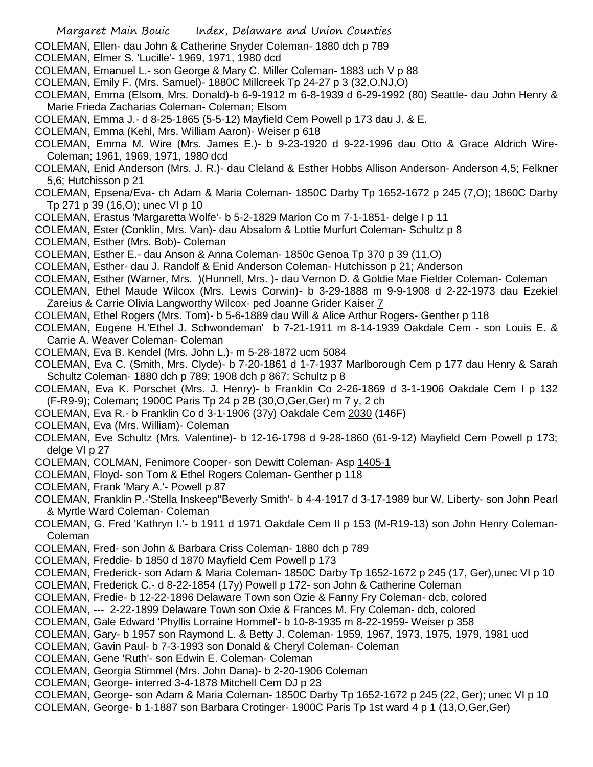COLEMAN, Ellen- dau John & Catherine Snyder Coleman- 1880 dch p 789

COLEMAN, Elmer S. 'Lucille'- 1969, 1971, 1980 dcd

COLEMAN, Emanuel L.- son George & Mary C. Miller Coleman- 1883 uch V p 88

COLEMAN, Emily F. (Mrs. Samuel)- 1880C Millcreek Tp 24-27 p 3 (32,O,NJ,O)

COLEMAN, Emma (Elsom, Mrs. Donald)-b 6-9-1912 m 6-8-1939 d 6-29-1992 (80) Seattle- dau John Henry & Marie Frieda Zacharias Coleman- Coleman; Elsom

COLEMAN, Emma J.- d 8-25-1865 (5-5-12) Mayfield Cem Powell p 173 dau J. & E.

COLEMAN, Emma (Kehl, Mrs. William Aaron)- Weiser p 618

COLEMAN, Emma M. Wire (Mrs. James E.)- b 9-23-1920 d 9-22-1996 dau Otto & Grace Aldrich Wire- Coleman; 1961, 1969, 1971, 1980 dcd

COLEMAN, Enid Anderson (Mrs. J. R.)- dau Cleland & Esther Hobbs Allison Anderson- Anderson 4,5; Felkner 5,6; Hutchisson p 21

COLEMAN, Epsena/Eva- ch Adam & Maria Coleman- 1850C Darby Tp 1652-1672 p 245 (7,O); 1860C Darby Tp 271 p 39 (16,O); unec VI p 10

COLEMAN, Erastus 'Margaretta Wolfe'- b 5-2-1829 Marion Co m 7-1-1851- delge I p 11

COLEMAN, Ester (Conklin, Mrs. Van)- dau Absalom & Lottie Murfurt Coleman- Schultz p 8

COLEMAN, Esther (Mrs. Bob)- Coleman

COLEMAN, Esther E.- dau Anson & Anna Coleman- 1850c Genoa Tp 370 p 39 (11,O)

COLEMAN, Esther- dau J. Randolf & Enid Anderson Coleman- Hutchisson p 21; Anderson

COLEMAN, Esther (Warner, Mrs. )(Hunnell, Mrs. )- dau Vernon D. & Goldie Mae Fielder Coleman- Coleman

COLEMAN, Ethel Maude Wilcox (Mrs. Lewis Corwin)- b 3-29-1888 m 9-9-1908 d 2-22-1973 dau Ezekiel Zareius & Carrie Olivia Langworthy Wilcox- ped Joanne Grider Kaiser 7

COLEMAN, Ethel Rogers (Mrs. Tom)- b 5-6-1889 dau Will & Alice Arthur Rogers- Genther p 118

COLEMAN, Eugene H.'Ethel J. Schwondeman' b 7-21-1911 m 8-14-1939 Oakdale Cem - son Louis E. & Carrie A. Weaver Coleman- Coleman

COLEMAN, Eva B. Kendel (Mrs. John L.)- m 5-28-1872 ucm 5084

COLEMAN, Eva C. (Smith, Mrs. Clyde)- b 7-20-1861 d 1-7-1937 Marlborough Cem p 177 dau Henry & Sarah Schultz Coleman- 1880 dch p 789; 1908 dch p 867; Schultz p 8

COLEMAN, Eva K. Porschet (Mrs. J. Henry)- b Franklin Co 2-26-1869 d 3-1-1906 Oakdale Cem I p 132 (F-R9-9); Coleman; 1900C Paris Tp 24 p 2B (30,O,Ger,Ger) m 7 y, 2 ch

COLEMAN, Eva R.- b Franklin Co d 3-1-1906 (37y) Oakdale Cem 2030 (146F)

COLEMAN, Eva (Mrs. William)- Coleman

COLEMAN, Eve Schultz (Mrs. Valentine)- b 12-16-1798 d 9-28-1860 (61-9-12) Mayfield Cem Powell p 173; delge VI p 27

COLEMAN, COLMAN, Fenimore Cooper- son Dewitt Coleman- Asp 1405-1

COLEMAN, Floyd- son Tom & Ethel Rogers Coleman- Genther p 118

COLEMAN, Frank 'Mary A.'- Powell p 87

COLEMAN, Franklin P.-'Stella Inskeep''Beverly Smith'- b 4-4-1917 d 3-17-1989 bur W. Liberty- son John Pearl & Myrtle Ward Coleman- Coleman

COLEMAN, G. Fred 'Kathryn I.'- b 1911 d 1971 Oakdale Cem II p 153 (M-R19-13) son John Henry Coleman- Coleman

COLEMAN, Fred- son John & Barbara Criss Coleman- 1880 dch p 789

COLEMAN, Freddie- b 1850 d 1870 Mayfield Cem Powell p 173

COLEMAN, Frederick- son Adam & Maria Coleman- 1850C Darby Tp 1652-1672 p 245 (17, Ger),unec VI p 10

COLEMAN, Frederick C.- d 8-22-1854 (17y) Powell p 172- son John & Catherine Coleman

COLEMAN, Fredie- b 12-22-1896 Delaware Town son Ozie & Fanny Fry Coleman- dcb, colored

COLEMAN, --- 2-22-1899 Delaware Town son Oxie & Frances M. Fry Coleman- dcb, colored

COLEMAN, Gale Edward 'Phyllis Lorraine Hommel'- b 10-8-1935 m 8-22-1959- Weiser p 358

COLEMAN, Gary- b 1957 son Raymond L. & Betty J. Coleman- 1959, 1967, 1973, 1975, 1979, 1981 ucd

COLEMAN, Gavin Paul- b 7-3-1993 son Donald & Cheryl Coleman- Coleman

COLEMAN, Gene 'Ruth'- son Edwin E. Coleman- Coleman

COLEMAN, Georgia Stimmel (Mrs. John Dana)- b 2-20-1906 Coleman

COLEMAN, George- interred 3-4-1878 Mitchell Cem DJ p 23

COLEMAN, George- son Adam & Maria Coleman- 1850C Darby Tp 1652-1672 p 245 (22, Ger); unec VI p 10

COLEMAN, George- b 1-1887 son Barbara Crotinger- 1900C Paris Tp 1st ward 4 p 1 (13,O,Ger,Ger)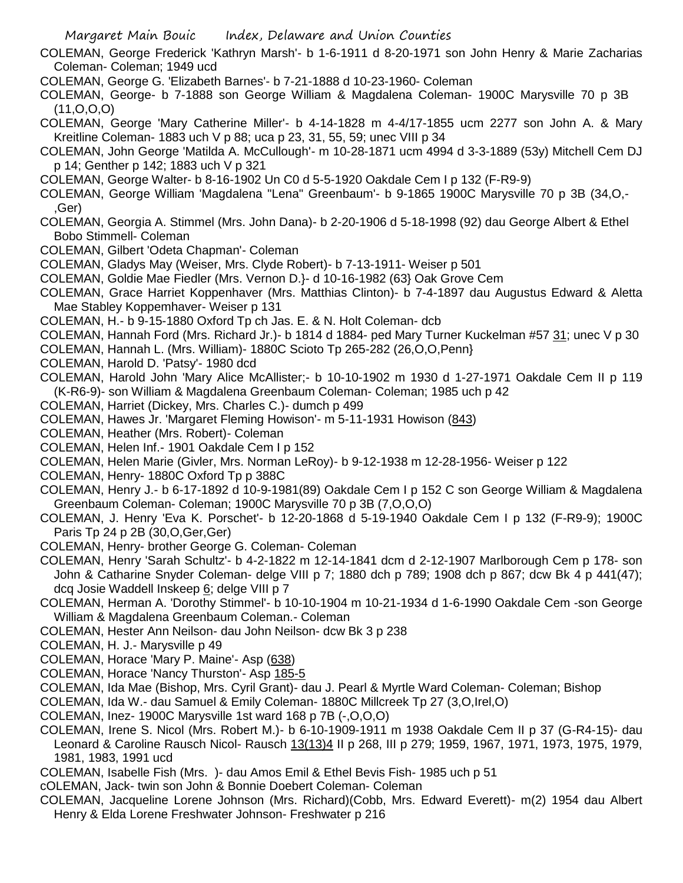COLEMAN, George Frederick 'Kathryn Marsh'- b 1-6-1911 d 8-20-1971 son John Henry & Marie Zacharias Coleman- Coleman; 1949 ucd

COLEMAN, George G. 'Elizabeth Barnes'- b 7-21-1888 d 10-23-1960- Coleman

COLEMAN, George- b 7-1888 son George William & Magdalena Coleman- 1900C Marysville 70 p 3B (11,O,O,O)

COLEMAN, George 'Mary Catherine Miller'- b 4-14-1828 m 4-4/17-1855 ucm 2277 son John A. & Mary Kreitline Coleman- 1883 uch V p 88; uca p 23, 31, 55, 59; unec VIII p 34

COLEMAN, John George 'Matilda A. McCullough'- m 10-28-1871 ucm 4994 d 3-3-1889 (53y) Mitchell Cem DJ p 14; Genther p 142; 1883 uch V p 321

COLEMAN, George Walter- b 8-16-1902 Un C0 d 5-5-1920 Oakdale Cem I p 132 (F-R9-9)

COLEMAN, George William 'Magdalena "Lena" Greenbaum'- b 9-1865 1900C Marysville 70 p 3B (34,O,-,Ger)

COLEMAN, Georgia A. Stimmel (Mrs. John Dana)- b 2-20-1906 d 5-18-1998 (92) dau George Albert & Ethel Bobo Stimmell- Coleman

COLEMAN, Gilbert 'Odeta Chapman'- Coleman

COLEMAN, Gladys May (Weiser, Mrs. Clyde Robert)- b 7-13-1911- Weiser p 501

COLEMAN, Goldie Mae Fiedler (Mrs. Vernon D.}- d 10-16-1982 (63} Oak Grove Cem

COLEMAN, Grace Harriet Koppenhaver (Mrs. Matthias Clinton)- b 7-4-1897 dau Augustus Edward & Aletta Mae Stabley Koppemhaver- Weiser p 131

COLEMAN, H.- b 9-15-1880 Oxford Tp ch Jas. E. & N. Holt Coleman- dcb

COLEMAN, Hannah Ford (Mrs. Richard Jr.)- b 1814 d 1884- ped Mary Turner Kuckelman #57 31; unec V p 30

COLEMAN, Hannah L. (Mrs. William)- 1880C Scioto Tp 265-282 (26,O,O,Penn}

COLEMAN, Harold D. 'Patsy'- 1980 dcd

COLEMAN, Harold John 'Mary Alice McAllister;- b 10-10-1902 m 1930 d 1-27-1971 Oakdale Cem II p 119 (K-R6-9)- son William & Magdalena Greenbaum Coleman- Coleman; 1985 uch p 42

COLEMAN, Harriet (Dickey, Mrs. Charles C.)- dumch p 499

COLEMAN, Hawes Jr. 'Margaret Fleming Howison'- m 5-11-1931 Howison (843)

COLEMAN, Heather (Mrs. Robert)- Coleman

COLEMAN, Helen Inf.- 1901 Oakdale Cem I p 152

COLEMAN, Helen Marie (Givler, Mrs. Norman LeRoy)- b 9-12-1938 m 12-28-1956- Weiser p 122

COLEMAN, Henry- 1880C Oxford Tp p 388C

COLEMAN, Henry J.- b 6-17-1892 d 10-9-1981(89) Oakdale Cem I p 152 C son George William & Magdalena Greenbaum Coleman- Coleman; 1900C Marysville 70 p 3B (7,O,O,O)

COLEMAN, J. Henry 'Eva K. Porschet'- b 12-20-1868 d 5-19-1940 Oakdale Cem I p 132 (F-R9-9); 1900C Paris Tp 24 p 2B (30,O,Ger,Ger)

COLEMAN, Henry- brother George G. Coleman- Coleman

COLEMAN, Henry 'Sarah Schultz'- b 4-2-1822 m 12-14-1841 dcm d 2-12-1907 Marlborough Cem p 178- son John & Catharine Snyder Coleman- delge VIII p 7; 1880 dch p 789; 1908 dch p 867; dcw Bk 4 p 441(47); dcq Josie Waddell Inskeep 6; delge VIII p 7

COLEMAN, Herman A. 'Dorothy Stimmel'- b 10-10-1904 m 10-21-1934 d 1-6-1990 Oakdale Cem -son George William & Magdalena Greenbaum Coleman.- Coleman

COLEMAN, Hester Ann Neilson- dau John Neilson- dcw Bk 3 p 238

COLEMAN, H. J.- Marysville p 49

COLEMAN, Horace 'Mary P. Maine'- Asp (638)

COLEMAN, Horace 'Nancy Thurston'- Asp 185-5

COLEMAN, Ida Mae (Bishop, Mrs. Cyril Grant)- dau J. Pearl & Myrtle Ward Coleman- Coleman; Bishop

COLEMAN, Ida W.- dau Samuel & Emily Coleman- 1880C Millcreek Tp 27 (3,O,Irel,O)

COLEMAN, Inez- 1900C Marysville 1st ward 168 p 7B (-,O,O,O)

COLEMAN, Irene S. Nicol (Mrs. Robert M.)- b 6-10-1909-1911 m 1938 Oakdale Cem II p 37 (G-R4-15)- dau Leonard & Caroline Rausch Nicol- Rausch 13(13)4 II p 268, III p 279; 1959, 1967, 1971, 1973, 1975, 1979, 1981, 1983, 1991 ucd

COLEMAN, Isabelle Fish (Mrs. )- dau Amos Emil & Ethel Bevis Fish- 1985 uch p 51

cOLEMAN, Jack- twin son John & Bonnie Doebert Coleman- Coleman

COLEMAN, Jacqueline Lorene Johnson (Mrs. Richard)(Cobb, Mrs. Edward Everett)- m(2) 1954 dau Albert Henry & Elda Lorene Freshwater Johnson- Freshwater p 216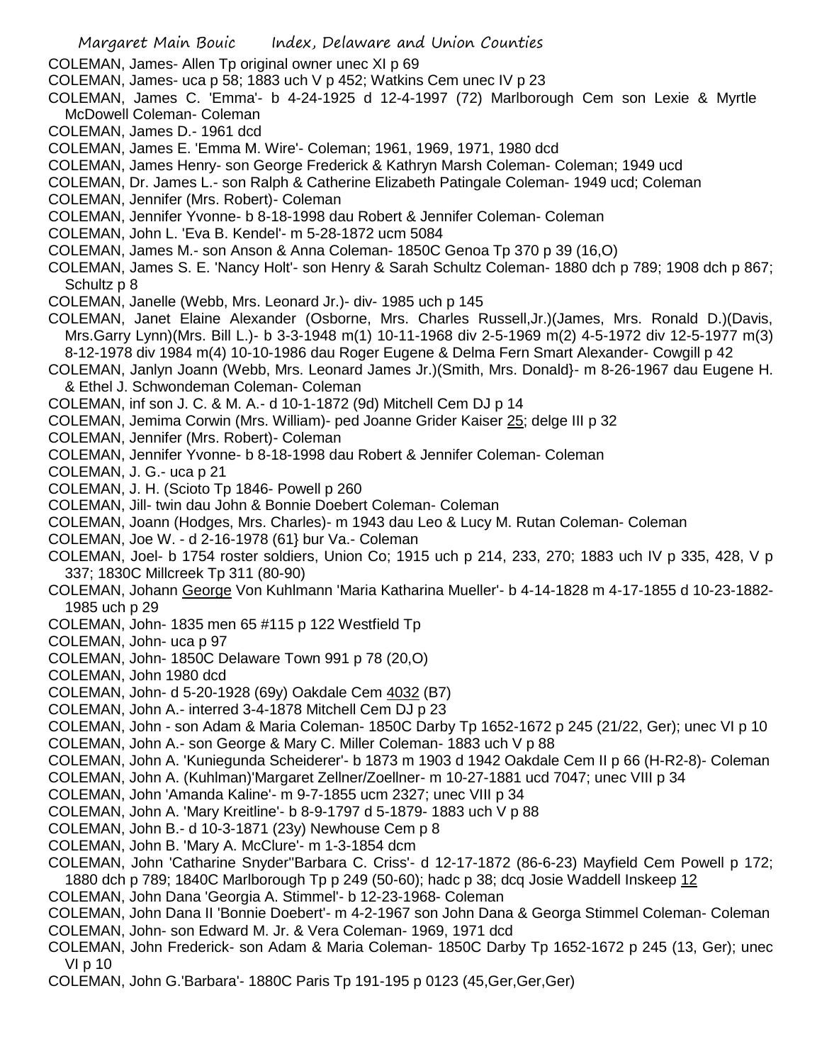COLEMAN, James- Allen Tp original owner unec XI p 69

COLEMAN, James- uca p 58; 1883 uch V p 452; Watkins Cem unec IV p 23

COLEMAN, James C. 'Emma'- b 4-24-1925 d 12-4-1997 (72) Marlborough Cem son Lexie & Myrtle McDowell Coleman- Coleman

COLEMAN, James D.- 1961 dcd

COLEMAN, James E. 'Emma M. Wire'- Coleman; 1961, 1969, 1971, 1980 dcd

COLEMAN, James Henry- son George Frederick & Kathryn Marsh Coleman- Coleman; 1949 ucd

COLEMAN, Dr. James L.- son Ralph & Catherine Elizabeth Patingale Coleman- 1949 ucd; Coleman

COLEMAN, Jennifer (Mrs. Robert)- Coleman

COLEMAN, Jennifer Yvonne- b 8-18-1998 dau Robert & Jennifer Coleman- Coleman

COLEMAN, John L. 'Eva B. Kendel'- m 5-28-1872 ucm 5084

COLEMAN, James M.- son Anson & Anna Coleman- 1850C Genoa Tp 370 p 39 (16,O)

COLEMAN, James S. E. 'Nancy Holt'- son Henry & Sarah Schultz Coleman- 1880 dch p 789; 1908 dch p 867; Schultz p 8

COLEMAN, Janelle (Webb, Mrs. Leonard Jr.)- div- 1985 uch p 145

COLEMAN, Janet Elaine Alexander (Osborne, Mrs. Charles Russell,Jr.)(James, Mrs. Ronald D.)(Davis, Mrs.Garry Lynn)(Mrs. Bill L.)- b 3-3-1948 m(1) 10-11-1968 div 2-5-1969 m(2) 4-5-1972 div 12-5-1977 m(3) 8-12-1978 div 1984 m(4) 10-10-1986 dau Roger Eugene & Delma Fern Smart Alexander- Cowgill p 42

COLEMAN, Janlyn Joann (Webb, Mrs. Leonard James Jr.)(Smith, Mrs. Donald}- m 8-26-1967 dau Eugene H. & Ethel J. Schwondeman Coleman- Coleman

COLEMAN, inf son J. C. & M. A.- d 10-1-1872 (9d) Mitchell Cem DJ p 14

COLEMAN, Jemima Corwin (Mrs. William)- ped Joanne Grider Kaiser 25; delge III p 32

COLEMAN, Jennifer (Mrs. Robert)- Coleman

COLEMAN, Jennifer Yvonne- b 8-18-1998 dau Robert & Jennifer Coleman- Coleman

COLEMAN, J. G.- uca p 21

COLEMAN, J. H. (Scioto Tp 1846- Powell p 260

COLEMAN, Jill- twin dau John & Bonnie Doebert Coleman- Coleman

COLEMAN, Joann (Hodges, Mrs. Charles)- m 1943 dau Leo & Lucy M. Rutan Coleman- Coleman

COLEMAN, Joe W. - d 2-16-1978 (61} bur Va.- Coleman

COLEMAN, Joel- b 1754 roster soldiers, Union Co; 1915 uch p 214, 233, 270; 1883 uch IV p 335, 428, V p 337; 1830C Millcreek Tp 311 (80-90)

COLEMAN, Johann George Von Kuhlmann 'Maria Katharina Mueller'- b 4-14-1828 m 4-17-1855 d 10-23-1882- 1985 uch p 29

COLEMAN, John- 1835 men 65 #115 p 122 Westfield Tp

COLEMAN, John- uca p 97

COLEMAN, John- 1850C Delaware Town 991 p 78 (20,O)

COLEMAN, John 1980 dcd

COLEMAN, John- d 5-20-1928 (69y) Oakdale Cem 4032 (B7)

COLEMAN, John A.- interred 3-4-1878 Mitchell Cem DJ p 23

COLEMAN, John - son Adam & Maria Coleman- 1850C Darby Tp 1652-1672 p 245 (21/22, Ger); unec VI p 10

COLEMAN, John A.- son George & Mary C. Miller Coleman- 1883 uch V p 88

COLEMAN, John A. 'Kuniegunda Scheiderer'- b 1873 m 1903 d 1942 Oakdale Cem II p 66 (H-R2-8)- Coleman

COLEMAN, John A. (Kuhlman)'Margaret Zellner/Zoellner- m 10-27-1881 ucd 7047; unec VIII p 34

COLEMAN, John 'Amanda Kaline'- m 9-7-1855 ucm 2327; unec VIII p 34

COLEMAN, John A. 'Mary Kreitline'- b 8-9-1797 d 5-1879- 1883 uch V p 88

COLEMAN, John B.- d 10-3-1871 (23y) Newhouse Cem p 8

COLEMAN, John B. 'Mary A. McClure'- m 1-3-1854 dcm

COLEMAN, John 'Catharine Snyder''Barbara C. Criss'- d 12-17-1872 (86-6-23) Mayfield Cem Powell p 172; 1880 dch p 789; 1840C Marlborough Tp p 249 (50-60); hadc p 38; dcq Josie Waddell Inskeep 12

COLEMAN, John Dana 'Georgia A. Stimmel'- b 12-23-1968- Coleman

COLEMAN, John Dana II 'Bonnie Doebert'- m 4-2-1967 son John Dana & Georga Stimmel Coleman- Coleman

COLEMAN, John- son Edward M. Jr. & Vera Coleman- 1969, 1971 dcd

COLEMAN, John Frederick- son Adam & Maria Coleman- 1850C Darby Tp 1652-1672 p 245 (13, Ger); unec VI p 10

COLEMAN, John G.'Barbara'- 1880C Paris Tp 191-195 p 0123 (45,Ger,Ger,Ger)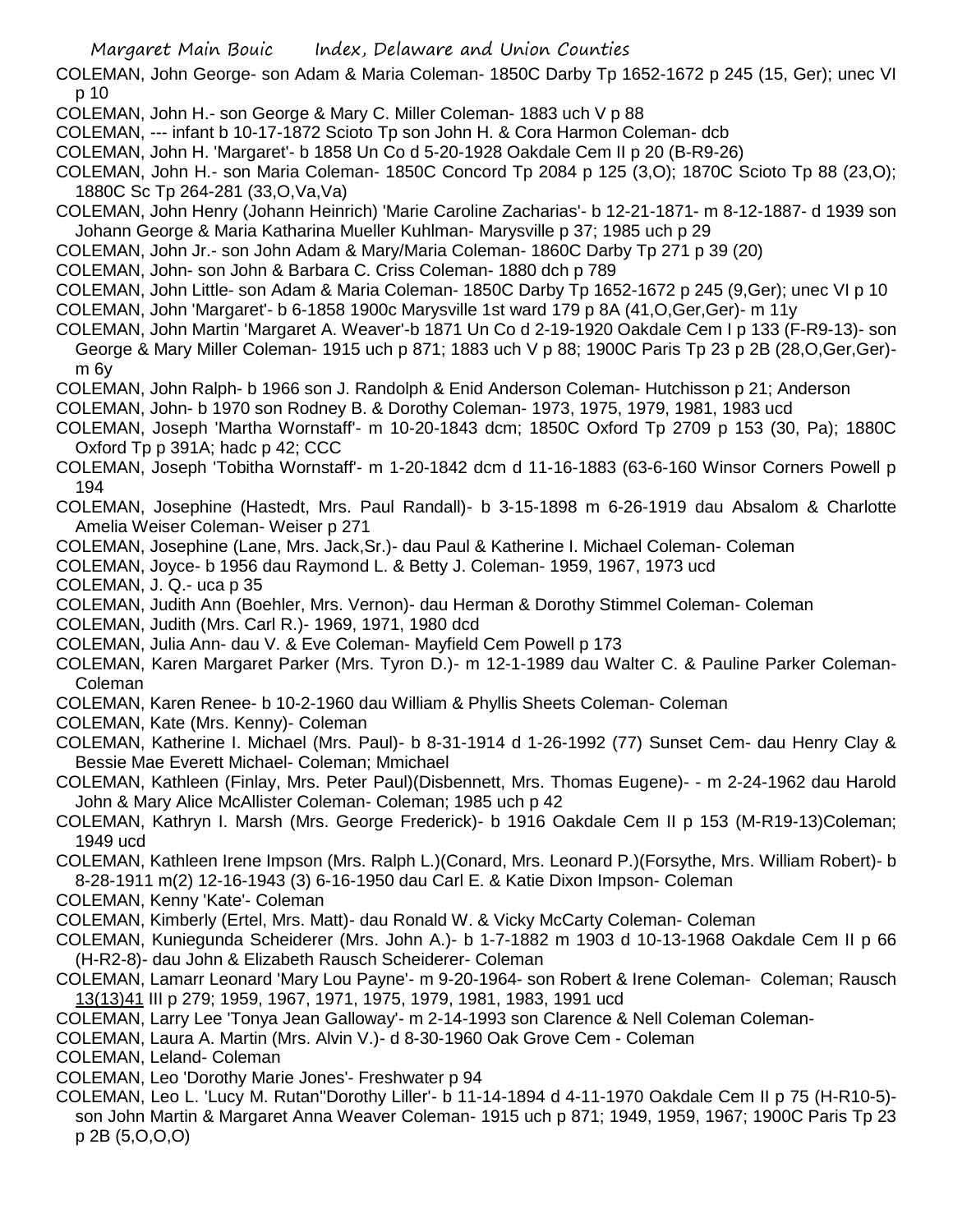COLEMAN, John George- son Adam & Maria Coleman- 1850C Darby Tp 1652-1672 p 245 (15, Ger); unec VI p 10

COLEMAN, John H.- son George & Mary C. Miller Coleman- 1883 uch V p 88

COLEMAN, --- infant b 10-17-1872 Scioto Tp son John H. & Cora Harmon Coleman- dcb

COLEMAN, John H. 'Margaret'- b 1858 Un Co d 5-20-1928 Oakdale Cem II p 20 (B-R9-26)

COLEMAN, John H.- son Maria Coleman- 1850C Concord Tp 2084 p 125 (3,O); 1870C Scioto Tp 88 (23,O); 1880C Sc Tp 264-281 (33,O,Va,Va)

COLEMAN, John Henry (Johann Heinrich) 'Marie Caroline Zacharias'- b 12-21-1871- m 8-12-1887- d 1939 son Johann George & Maria Katharina Mueller Kuhlman- Marysville p 37; 1985 uch p 29

COLEMAN, John Jr.- son John Adam & Mary/Maria Coleman- 1860C Darby Tp 271 p 39 (20)

COLEMAN, John- son John & Barbara C. Criss Coleman- 1880 dch p 789

COLEMAN, John Little- son Adam & Maria Coleman- 1850C Darby Tp 1652-1672 p 245 (9,Ger); unec VI p 10

COLEMAN, John 'Margaret'- b 6-1858 1900c Marysville 1st ward 179 p 8A (41,O,Ger,Ger)- m 11y

COLEMAN, John Martin 'Margaret A. Weaver'-b 1871 Un Co d 2-19-1920 Oakdale Cem I p 133 (F-R9-13)- son George & Mary Miller Coleman- 1915 uch p 871; 1883 uch V p 88; 1900C Paris Tp 23 p 2B (28,O,Ger,Ger)- m 6y

COLEMAN, John Ralph- b 1966 son J. Randolph & Enid Anderson Coleman- Hutchisson p 21; Anderson

COLEMAN, John- b 1970 son Rodney B. & Dorothy Coleman- 1973, 1975, 1979, 1981, 1983 ucd

COLEMAN, Joseph 'Martha Wornstaff'- m 10-20-1843 dcm; 1850C Oxford Tp 2709 p 153 (30, Pa); 1880C Oxford Tp p 391A; hadc p 42; CCC

COLEMAN, Joseph 'Tobitha Wornstaff'- m 1-20-1842 dcm d 11-16-1883 (63-6-160 Winsor Corners Powell p 194

COLEMAN, Josephine (Hastedt, Mrs. Paul Randall)- b 3-15-1898 m 6-26-1919 dau Absalom & Charlotte Amelia Weiser Coleman- Weiser p 271

COLEMAN, Josephine (Lane, Mrs. Jack,Sr.)- dau Paul & Katherine I. Michael Coleman- Coleman

COLEMAN, Joyce- b 1956 dau Raymond L. & Betty J. Coleman- 1959, 1967, 1973 ucd

COLEMAN, J. Q.- uca p 35

COLEMAN, Judith Ann (Boehler, Mrs. Vernon)- dau Herman & Dorothy Stimmel Coleman- Coleman

COLEMAN, Judith (Mrs. Carl R.)- 1969, 1971, 1980 dcd

COLEMAN, Julia Ann- dau V. & Eve Coleman- Mayfield Cem Powell p 173

COLEMAN, Karen Margaret Parker (Mrs. Tyron D.)- m 12-1-1989 dau Walter C. & Pauline Parker Coleman- Coleman

COLEMAN, Karen Renee- b 10-2-1960 dau William & Phyllis Sheets Coleman- Coleman

COLEMAN, Kate (Mrs. Kenny)- Coleman

COLEMAN, Katherine I. Michael (Mrs. Paul)- b 8-31-1914 d 1-26-1992 (77) Sunset Cem- dau Henry Clay & Bessie Mae Everett Michael- Coleman; Mmichael

COLEMAN, Kathleen (Finlay, Mrs. Peter Paul)(Disbennett, Mrs. Thomas Eugene)- - m 2-24-1962 dau Harold John & Mary Alice McAllister Coleman- Coleman; 1985 uch p 42

COLEMAN, Kathryn I. Marsh (Mrs. George Frederick)- b 1916 Oakdale Cem II p 153 (M-R19-13)Coleman; 1949 ucd

COLEMAN, Kathleen Irene Impson (Mrs. Ralph L.)(Conard, Mrs. Leonard P.)(Forsythe, Mrs. William Robert)- b 8-28-1911 m(2) 12-16-1943 (3) 6-16-1950 dau Carl E. & Katie Dixon Impson- Coleman

COLEMAN, Kenny 'Kate'- Coleman

COLEMAN, Kimberly (Ertel, Mrs. Matt)- dau Ronald W. & Vicky McCarty Coleman- Coleman

COLEMAN, Kuniegunda Scheiderer (Mrs. John A.)- b 1-7-1882 m 1903 d 10-13-1968 Oakdale Cem II p 66 (H-R2-8)- dau John & Elizabeth Rausch Scheiderer- Coleman

COLEMAN, Lamarr Leonard 'Mary Lou Payne'- m 9-20-1964- son Robert & Irene Coleman- Coleman; Rausch 13(13)41 III p 279; 1959, 1967, 1971, 1975, 1979, 1981, 1983, 1991 ucd

COLEMAN, Larry Lee 'Tonya Jean Galloway'- m 2-14-1993 son Clarence & Nell Coleman Coleman-

COLEMAN, Laura A. Martin (Mrs. Alvin V.)- d 8-30-1960 Oak Grove Cem - Coleman

COLEMAN, Leland- Coleman

COLEMAN, Leo 'Dorothy Marie Jones'- Freshwater p 94

COLEMAN, Leo L. 'Lucy M. Rutan''Dorothy Liller'- b 11-14-1894 d 4-11-1970 Oakdale Cem II p 75 (H-R10-5)- son John Martin & Margaret Anna Weaver Coleman- 1915 uch p 871; 1949, 1959, 1967; 1900C Paris Tp 23 p 2B (5,O,O,O)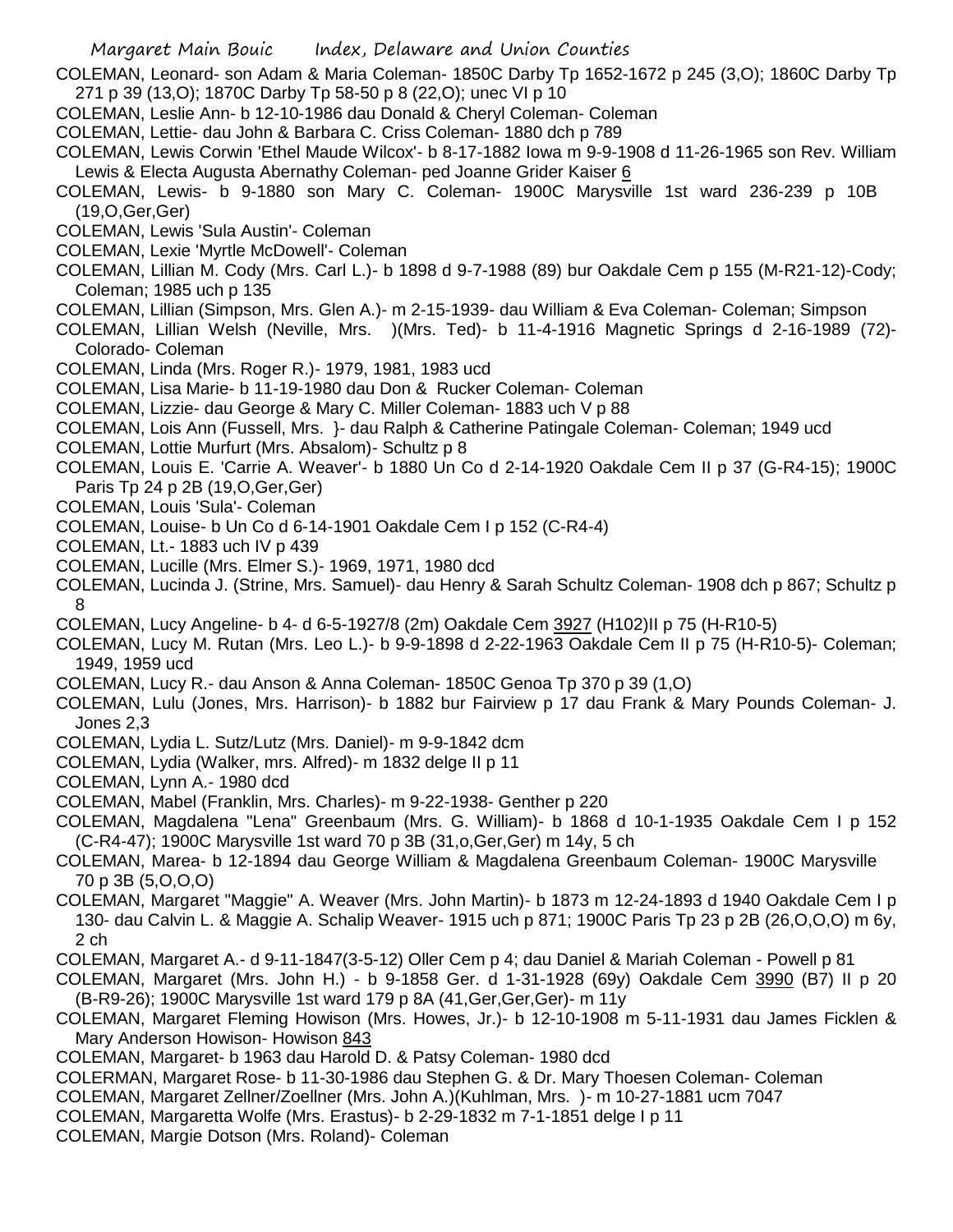COLEMAN, Leonard- son Adam & Maria Coleman- 1850C Darby Tp 1652-1672 p 245 (3,O); 1860C Darby Tp 271 p 39 (13,O); 1870C Darby Tp 58-50 p 8 (22,O); unec VI p 10

COLEMAN, Leslie Ann- b 12-10-1986 dau Donald & Cheryl Coleman- Coleman

COLEMAN, Lettie- dau John & Barbara C. Criss Coleman- 1880 dch p 789

COLEMAN, Lewis Corwin 'Ethel Maude Wilcox'- b 8-17-1882 Iowa m 9-9-1908 d 11-26-1965 son Rev. William Lewis & Electa Augusta Abernathy Coleman- ped Joanne Grider Kaiser 6

COLEMAN, Lewis- b 9-1880 son Mary C. Coleman- 1900C Marysville 1st ward 236-239 p 10B (19,O,Ger,Ger)

COLEMAN, Lewis 'Sula Austin'- Coleman

COLEMAN, Lexie 'Myrtle McDowell'- Coleman

COLEMAN, Lillian M. Cody (Mrs. Carl L.)- b 1898 d 9-7-1988 (89) bur Oakdale Cem p 155 (M-R21-12)-Cody; Coleman; 1985 uch p 135

COLEMAN, Lillian (Simpson, Mrs. Glen A.)- m 2-15-1939- dau William & Eva Coleman- Coleman; Simpson

COLEMAN, Lillian Welsh (Neville, Mrs. )(Mrs. Ted)- b 11-4-1916 Magnetic Springs d 2-16-1989 (72)- Colorado- Coleman

COLEMAN, Linda (Mrs. Roger R.)- 1979, 1981, 1983 ucd

COLEMAN, Lisa Marie- b 11-19-1980 dau Don & Rucker Coleman- Coleman

COLEMAN, Lizzie- dau George & Mary C. Miller Coleman- 1883 uch V p 88

COLEMAN, Lois Ann (Fussell, Mrs. }- dau Ralph & Catherine Patingale Coleman- Coleman; 1949 ucd

COLEMAN, Lottie Murfurt (Mrs. Absalom)- Schultz p 8

COLEMAN, Louis E. 'Carrie A. Weaver'- b 1880 Un Co d 2-14-1920 Oakdale Cem II p 37 (G-R4-15); 1900C Paris Tp 24 p 2B (19,O,Ger,Ger)

COLEMAN, Louis 'Sula'- Coleman

COLEMAN, Louise- b Un Co d 6-14-1901 Oakdale Cem I p 152 (C-R4-4)

COLEMAN, Lt.- 1883 uch IV p 439

COLEMAN, Lucille (Mrs. Elmer S.)- 1969, 1971, 1980 dcd

COLEMAN, Lucinda J. (Strine, Mrs. Samuel)- dau Henry & Sarah Schultz Coleman- 1908 dch p 867; Schultz p 8

COLEMAN, Lucy Angeline- b 4- d 6-5-1927/8 (2m) Oakdale Cem 3927 (H102)II p 75 (H-R10-5)

COLEMAN, Lucy M. Rutan (Mrs. Leo L.)- b 9-9-1898 d 2-22-1963 Oakdale Cem II p 75 (H-R10-5)- Coleman; 1949, 1959 ucd

COLEMAN, Lucy R.- dau Anson & Anna Coleman- 1850C Genoa Tp 370 p 39 (1,O)

COLEMAN, Lulu (Jones, Mrs. Harrison)- b 1882 bur Fairview p 17 dau Frank & Mary Pounds Coleman- J. Jones 2,3

COLEMAN, Lydia L. Sutz/Lutz (Mrs. Daniel)- m 9-9-1842 dcm

COLEMAN, Lydia (Walker, mrs. Alfred)- m 1832 delge II p 11

COLEMAN, Lynn A.- 1980 dcd

COLEMAN, Mabel (Franklin, Mrs. Charles)- m 9-22-1938- Genther p 220

COLEMAN, Magdalena "Lena" Greenbaum (Mrs. G. William)- b 1868 d 10-1-1935 Oakdale Cem I p 152 (C-R4-47); 1900C Marysville 1st ward 70 p 3B (31,o,Ger,Ger) m 14y, 5 ch

COLEMAN, Marea- b 12-1894 dau George William & Magdalena Greenbaum Coleman- 1900C Marysville 70 p 3B (5,O,O,O)

COLEMAN, Margaret "Maggie" A. Weaver (Mrs. John Martin)- b 1873 m 12-24-1893 d 1940 Oakdale Cem I p 130- dau Calvin L. & Maggie A. Schalip Weaver- 1915 uch p 871; 1900C Paris Tp 23 p 2B (26,O,O,O) m 6y, 2 ch

COLEMAN, Margaret A.- d 9-11-1847(3-5-12) Oller Cem p 4; dau Daniel & Mariah Coleman - Powell p 81

COLEMAN, Margaret (Mrs. John H.) - b 9-1858 Ger. d 1-31-1928 (69y) Oakdale Cem 3990 (B7) II p 20 (B-R9-26); 1900C Marysville 1st ward 179 p 8A (41,Ger,Ger,Ger)- m 11y

COLEMAN, Margaret Fleming Howison (Mrs. Howes, Jr.)- b 12-10-1908 m 5-11-1931 dau James Ficklen & Mary Anderson Howison- Howison 843

COLEMAN, Margaret- b 1963 dau Harold D. & Patsy Coleman- 1980 dcd

COLERMAN, Margaret Rose- b 11-30-1986 dau Stephen G. & Dr. Mary Thoesen Coleman- Coleman

COLEMAN, Margaret Zellner/Zoellner (Mrs. John A.)(Kuhlman, Mrs. )- m 10-27-1881 ucm 7047

COLEMAN, Margaretta Wolfe (Mrs. Erastus)- b 2-29-1832 m 7-1-1851 delge I p 11

COLEMAN, Margie Dotson (Mrs. Roland)- Coleman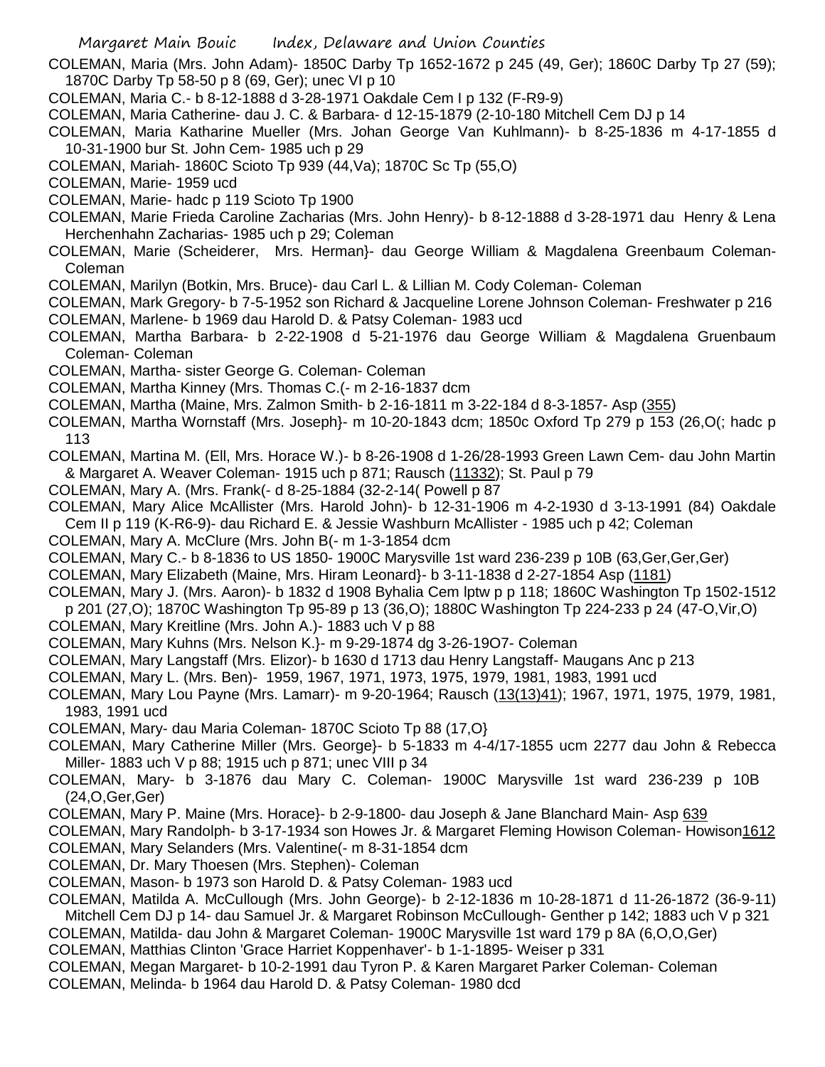COLEMAN, Maria (Mrs. John Adam)- 1850C Darby Tp 1652-1672 p 245 (49, Ger); 1860C Darby Tp 27 (59); 1870C Darby Tp 58-50 p 8 (69, Ger); unec VI p 10

COLEMAN, Maria C.- b 8-12-1888 d 3-28-1971 Oakdale Cem I p 132 (F-R9-9)

COLEMAN, Maria Catherine- dau J. C. & Barbara- d 12-15-1879 (2-10-180 Mitchell Cem DJ p 14

COLEMAN, Maria Katharine Mueller (Mrs. Johan George Van Kuhlmann)- b 8-25-1836 m 4-17-1855 d 10-31-1900 bur St. John Cem- 1985 uch p 29

COLEMAN, Mariah- 1860C Scioto Tp 939 (44,Va); 1870C Sc Tp (55,O)

COLEMAN, Marie- 1959 ucd

COLEMAN, Marie- hadc p 119 Scioto Tp 1900

COLEMAN, Marie Frieda Caroline Zacharias (Mrs. John Henry)- b 8-12-1888 d 3-28-1971 dau Henry & Lena Herchenhahn Zacharias- 1985 uch p 29; Coleman

COLEMAN, Marie (Scheiderer, Mrs. Herman}- dau George William & Magdalena Greenbaum Coleman- Coleman

COLEMAN, Marilyn (Botkin, Mrs. Bruce)- dau Carl L. & Lillian M. Cody Coleman- Coleman

COLEMAN, Mark Gregory- b 7-5-1952 son Richard & Jacqueline Lorene Johnson Coleman- Freshwater p 216

COLEMAN, Marlene- b 1969 dau Harold D. & Patsy Coleman- 1983 ucd

COLEMAN, Martha Barbara- b 2-22-1908 d 5-21-1976 dau George William & Magdalena Gruenbaum Coleman- Coleman

COLEMAN, Martha- sister George G. Coleman- Coleman

COLEMAN, Martha Kinney (Mrs. Thomas C.(- m 2-16-1837 dcm

COLEMAN, Martha (Maine, Mrs. Zalmon Smith- b 2-16-1811 m 3-22-184 d 8-3-1857- Asp (355)

COLEMAN, Martha Wornstaff (Mrs. Joseph}- m 10-20-1843 dcm; 1850c Oxford Tp 279 p 153 (26,O(; hadc p 113

COLEMAN, Martina M. (Ell, Mrs. Horace W.)- b 8-26-1908 d 1-26/28-1993 Green Lawn Cem- dau John Martin & Margaret A. Weaver Coleman- 1915 uch p 871; Rausch (11332); St. Paul p 79

COLEMAN, Mary A. (Mrs. Frank(- d 8-25-1884 (32-2-14( Powell p 87

COLEMAN, Mary Alice McAllister (Mrs. Harold John)- b 12-31-1906 m 4-2-1930 d 3-13-1991 (84) Oakdale Cem II p 119 (K-R6-9)- dau Richard E. & Jessie Washburn McAllister - 1985 uch p 42; Coleman

COLEMAN, Mary A. McClure (Mrs. John B(- m 1-3-1854 dcm

COLEMAN, Mary C.- b 8-1836 to US 1850- 1900C Marysville 1st ward 236-239 p 10B (63,Ger,Ger,Ger)

COLEMAN, Mary Elizabeth (Maine, Mrs. Hiram Leonard}- b 3-11-1838 d 2-27-1854 Asp (1181)

COLEMAN, Mary J. (Mrs. Aaron)- b 1832 d 1908 Byhalia Cem lptw p p 118; 1860C Washington Tp 1502-1512 p 201 (27,O); 1870C Washington Tp 95-89 p 13 (36,O); 1880C Washington Tp 224-233 p 24 (47-O,Vir,O)

COLEMAN, Mary Kreitline (Mrs. John A.)- 1883 uch V p 88

COLEMAN, Mary Kuhns (Mrs. Nelson K.}- m 9-29-1874 dg 3-26-19O7- Coleman

COLEMAN, Mary Langstaff (Mrs. Elizor)- b 1630 d 1713 dau Henry Langstaff- Maugans Anc p 213

COLEMAN, Mary L. (Mrs. Ben)- 1959, 1967, 1971, 1973, 1975, 1979, 1981, 1983, 1991 ucd

COLEMAN, Mary Lou Payne (Mrs. Lamarr)- m 9-20-1964; Rausch (13(13)41); 1967, 1971, 1975, 1979, 1981, 1983, 1991 ucd

COLEMAN, Mary- dau Maria Coleman- 1870C Scioto Tp 88 (17,O}

COLEMAN, Mary Catherine Miller (Mrs. George}- b 5-1833 m 4-4/17-1855 ucm 2277 dau John & Rebecca Miller- 1883 uch V p 88; 1915 uch p 871; unec VIII p 34

COLEMAN, Mary- b 3-1876 dau Mary C. Coleman- 1900C Marysville 1st ward 236-239 p 10B (24,O,Ger,Ger)

COLEMAN, Mary P. Maine (Mrs. Horace}- b 2-9-1800- dau Joseph & Jane Blanchard Main- Asp 639

COLEMAN, Mary Randolph- b 3-17-1934 son Howes Jr. & Margaret Fleming Howison Coleman- Howison1612

COLEMAN, Mary Selanders (Mrs. Valentine(- m 8-31-1854 dcm

COLEMAN, Dr. Mary Thoesen (Mrs. Stephen)- Coleman

COLEMAN, Mason- b 1973 son Harold D. & Patsy Coleman- 1983 ucd

COLEMAN, Matilda A. McCullough (Mrs. John George)- b 2-12-1836 m 10-28-1871 d 11-26-1872 (36-9-11) Mitchell Cem DJ p 14- dau Samuel Jr. & Margaret Robinson McCullough- Genther p 142; 1883 uch V p 321

COLEMAN, Matilda- dau John & Margaret Coleman- 1900C Marysville 1st ward 179 p 8A (6,O,O,Ger)

COLEMAN, Matthias Clinton 'Grace Harriet Koppenhaver'- b 1-1-1895- Weiser p 331

COLEMAN, Megan Margaret- b 10-2-1991 dau Tyron P. & Karen Margaret Parker Coleman- Coleman

COLEMAN, Melinda- b 1964 dau Harold D. & Patsy Coleman- 1980 dcd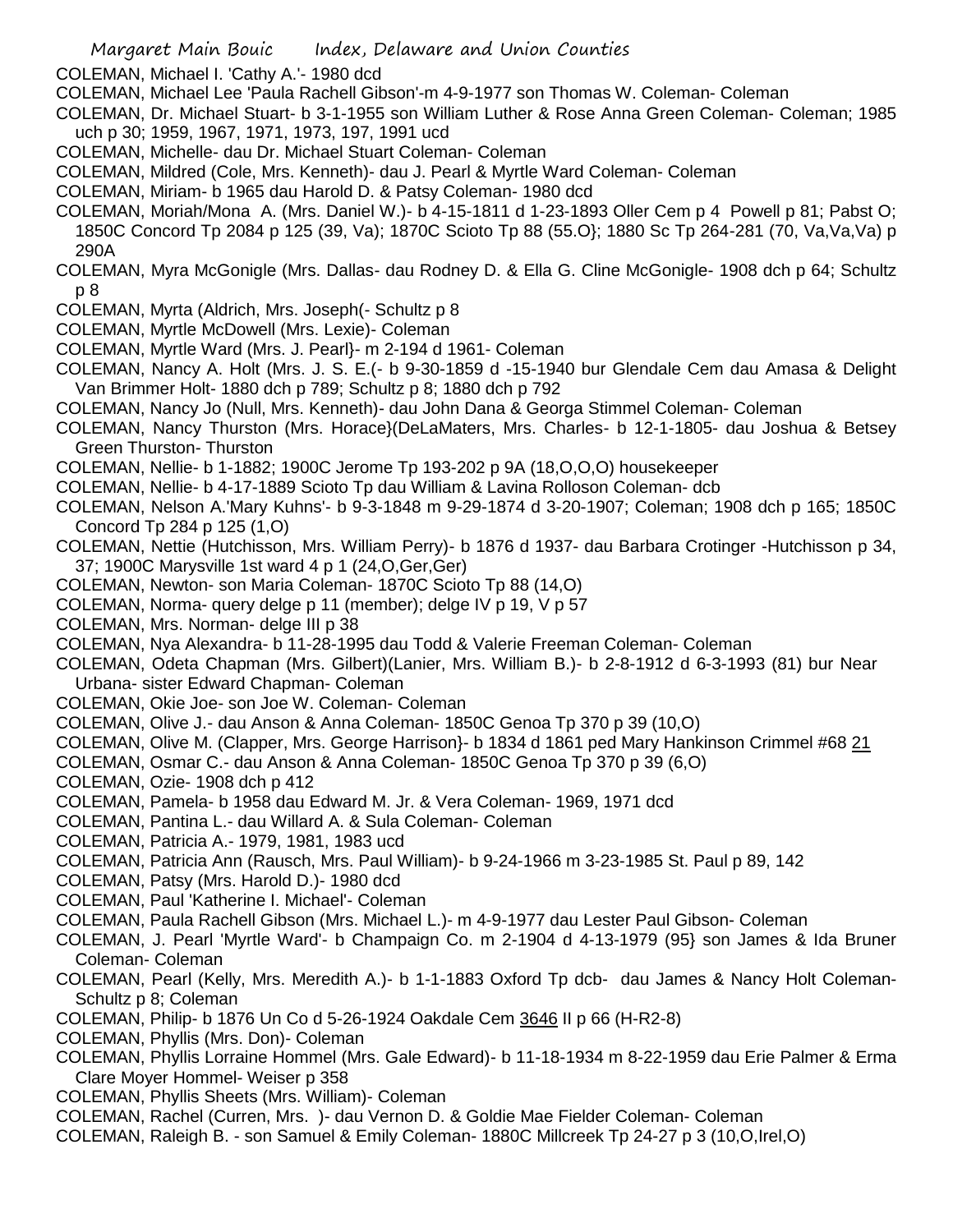COLEMAN, Michael I. 'Cathy A.'- 1980 dcd

COLEMAN, Michael Lee 'Paula Rachell Gibson'-m 4-9-1977 son Thomas W. Coleman- Coleman

COLEMAN, Dr. Michael Stuart- b 3-1-1955 son William Luther & Rose Anna Green Coleman- Coleman; 1985 uch p 30; 1959, 1967, 1971, 1973, 197, 1991 ucd

COLEMAN, Michelle- dau Dr. Michael Stuart Coleman- Coleman

COLEMAN, Mildred (Cole, Mrs. Kenneth)- dau J. Pearl & Myrtle Ward Coleman- Coleman

COLEMAN, Miriam- b 1965 dau Harold D. & Patsy Coleman- 1980 dcd

COLEMAN, Moriah/Mona A. (Mrs. Daniel W.)- b 4-15-1811 d 1-23-1893 Oller Cem p 4 Powell p 81; Pabst O; 1850C Concord Tp 2084 p 125 (39, Va); 1870C Scioto Tp 88 (55.O}; 1880 Sc Tp 264-281 (70, Va,Va,Va) p 290A

COLEMAN, Myra McGonigle (Mrs. Dallas- dau Rodney D. & Ella G. Cline McGonigle- 1908 dch p 64; Schultz p 8

COLEMAN, Myrta (Aldrich, Mrs. Joseph(- Schultz p 8

COLEMAN, Myrtle McDowell (Mrs. Lexie)- Coleman

COLEMAN, Myrtle Ward (Mrs. J. Pearl}- m 2-194 d 1961- Coleman

COLEMAN, Nancy A. Holt (Mrs. J. S. E.(- b 9-30-1859 d -15-1940 bur Glendale Cem dau Amasa & Delight Van Brimmer Holt- 1880 dch p 789; Schultz p 8; 1880 dch p 792

COLEMAN, Nancy Jo (Null, Mrs. Kenneth)- dau John Dana & Georga Stimmel Coleman- Coleman

COLEMAN, Nancy Thurston (Mrs. Horace}(DeLaMaters, Mrs. Charles- b 12-1-1805- dau Joshua & Betsey Green Thurston- Thurston

COLEMAN, Nellie- b 1-1882; 1900C Jerome Tp 193-202 p 9A (18,O,O,O) housekeeper

COLEMAN, Nellie- b 4-17-1889 Scioto Tp dau William & Lavina Rolloson Coleman- dcb

COLEMAN, Nelson A.'Mary Kuhns'- b 9-3-1848 m 9-29-1874 d 3-20-1907; Coleman; 1908 dch p 165; 1850C Concord Tp 284 p 125 (1,O)

COLEMAN, Nettie (Hutchisson, Mrs. William Perry)- b 1876 d 1937- dau Barbara Crotinger -Hutchisson p 34, 37; 1900C Marysville 1st ward 4 p 1 (24,O,Ger,Ger)

COLEMAN, Newton- son Maria Coleman- 1870C Scioto Tp 88 (14,O)

COLEMAN, Norma- query delge p 11 (member); delge IV p 19, V p 57

COLEMAN, Mrs. Norman- delge III p 38

COLEMAN, Nya Alexandra- b 11-28-1995 dau Todd & Valerie Freeman Coleman- Coleman

COLEMAN, Odeta Chapman (Mrs. Gilbert)(Lanier, Mrs. William B.)- b 2-8-1912 d 6-3-1993 (81) bur Near Urbana- sister Edward Chapman- Coleman

COLEMAN, Okie Joe- son Joe W. Coleman- Coleman

COLEMAN, Olive J.- dau Anson & Anna Coleman- 1850C Genoa Tp 370 p 39 (10,O)

COLEMAN, Olive M. (Clapper, Mrs. George Harrison}- b 1834 d 1861 ped Mary Hankinson Crimmel #68 21

COLEMAN, Osmar C.- dau Anson & Anna Coleman- 1850C Genoa Tp 370 p 39 (6,O)

COLEMAN, Ozie- 1908 dch p 412

COLEMAN, Pamela- b 1958 dau Edward M. Jr. & Vera Coleman- 1969, 1971 dcd

COLEMAN, Pantina L.- dau Willard A. & Sula Coleman- Coleman

COLEMAN, Patricia A.- 1979, 1981, 1983 ucd

COLEMAN, Patricia Ann (Rausch, Mrs. Paul William)- b 9-24-1966 m 3-23-1985 St. Paul p 89, 142

COLEMAN, Patsy (Mrs. Harold D.)- 1980 dcd

COLEMAN, Paul 'Katherine I. Michael'- Coleman

COLEMAN, Paula Rachell Gibson (Mrs. Michael L.)- m 4-9-1977 dau Lester Paul Gibson- Coleman

COLEMAN, J. Pearl 'Myrtle Ward'- b Champaign Co. m 2-1904 d 4-13-1979 (95} son James & Ida Bruner Coleman- Coleman

COLEMAN, Pearl (Kelly, Mrs. Meredith A.)- b 1-1-1883 Oxford Tp dcb- dau James & Nancy Holt Coleman- Schultz p 8; Coleman

COLEMAN, Philip- b 1876 Un Co d 5-26-1924 Oakdale Cem 3646 II p 66 (H-R2-8)

COLEMAN, Phyllis (Mrs. Don)- Coleman

COLEMAN, Phyllis Lorraine Hommel (Mrs. Gale Edward)- b 11-18-1934 m 8-22-1959 dau Erie Palmer & Erma Clare Moyer Hommel- Weiser p 358

COLEMAN, Phyllis Sheets (Mrs. William)- Coleman

COLEMAN, Rachel (Curren, Mrs. )- dau Vernon D. & Goldie Mae Fielder Coleman- Coleman

COLEMAN, Raleigh B. - son Samuel & Emily Coleman- 1880C Millcreek Tp 24-27 p 3 (10,O,Irel,O)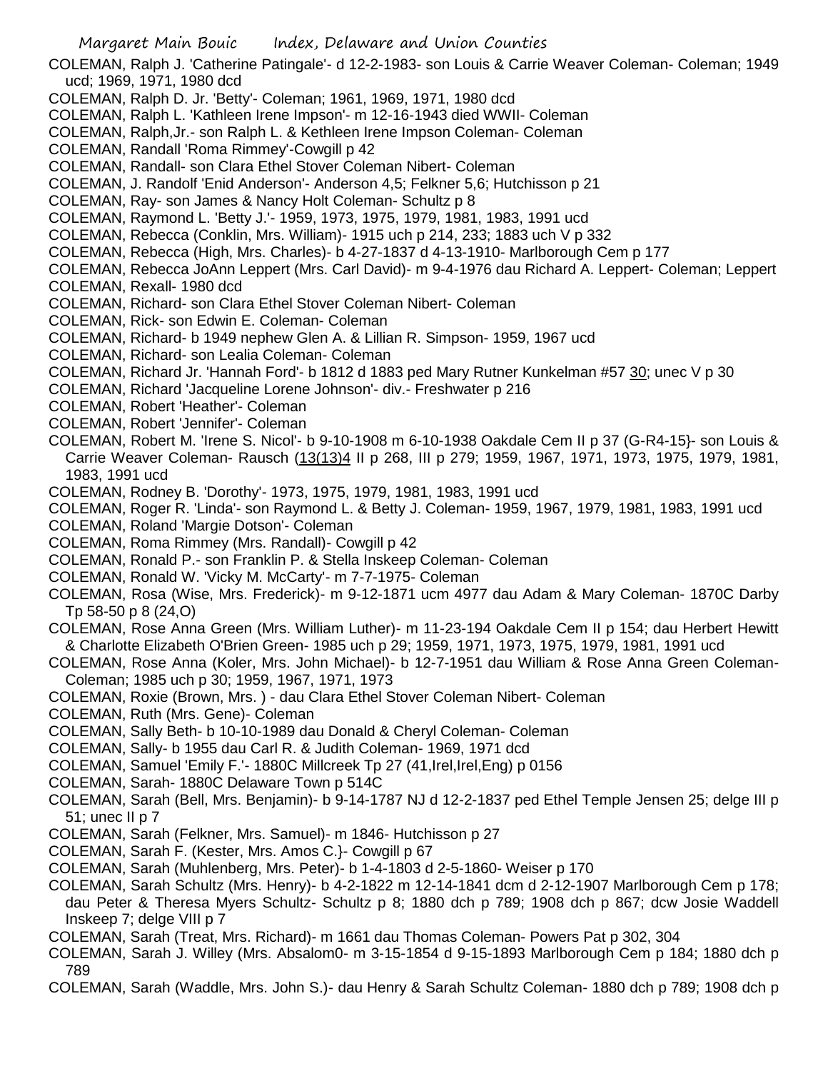COLEMAN, Ralph J. 'Catherine Patingale'- d 12-2-1983- son Louis & Carrie Weaver Coleman- Coleman; 1949 ucd; 1969, 1971, 1980 dcd

COLEMAN, Ralph D. Jr. 'Betty'- Coleman; 1961, 1969, 1971, 1980 dcd

COLEMAN, Ralph L. 'Kathleen Irene Impson'- m 12-16-1943 died WWII- Coleman

COLEMAN, Ralph,Jr.- son Ralph L. & Kethleen Irene Impson Coleman- Coleman

COLEMAN, Randall 'Roma Rimmey'-Cowgill p 42

COLEMAN, Randall- son Clara Ethel Stover Coleman Nibert- Coleman

COLEMAN, J. Randolf 'Enid Anderson'- Anderson 4,5; Felkner 5,6; Hutchisson p 21

COLEMAN, Ray- son James & Nancy Holt Coleman- Schultz p 8

COLEMAN, Raymond L. 'Betty J.'- 1959, 1973, 1975, 1979, 1981, 1983, 1991 ucd

COLEMAN, Rebecca (Conklin, Mrs. William)- 1915 uch p 214, 233; 1883 uch V p 332

COLEMAN, Rebecca (High, Mrs. Charles)- b 4-27-1837 d 4-13-1910- Marlborough Cem p 177

COLEMAN, Rebecca JoAnn Leppert (Mrs. Carl David)- m 9-4-1976 dau Richard A. Leppert- Coleman; Leppert

COLEMAN, Rexall- 1980 dcd

COLEMAN, Richard- son Clara Ethel Stover Coleman Nibert- Coleman

COLEMAN, Rick- son Edwin E. Coleman- Coleman

COLEMAN, Richard- b 1949 nephew Glen A. & Lillian R. Simpson- 1959, 1967 ucd

COLEMAN, Richard- son Lealia Coleman- Coleman

COLEMAN, Richard Jr. 'Hannah Ford'- b 1812 d 1883 ped Mary Rutner Kunkelman #57 30; unec V p 30

COLEMAN, Richard 'Jacqueline Lorene Johnson'- div.- Freshwater p 216

COLEMAN, Robert 'Heather'- Coleman

COLEMAN, Robert 'Jennifer'- Coleman

COLEMAN, Robert M. 'Irene S. Nicol'- b 9-10-1908 m 6-10-1938 Oakdale Cem II p 37 (G-R4-15}- son Louis & Carrie Weaver Coleman- Rausch (13(13)4 II p 268, III p 279; 1959, 1967, 1971, 1973, 1975, 1979, 1981, 1983, 1991 ucd

COLEMAN, Rodney B. 'Dorothy'- 1973, 1975, 1979, 1981, 1983, 1991 ucd

COLEMAN, Roger R. 'Linda'- son Raymond L. & Betty J. Coleman- 1959, 1967, 1979, 1981, 1983, 1991 ucd

COLEMAN, Roland 'Margie Dotson'- Coleman

COLEMAN, Roma Rimmey (Mrs. Randall)- Cowgill p 42

COLEMAN, Ronald P.- son Franklin P. & Stella Inskeep Coleman- Coleman

COLEMAN, Ronald W. 'Vicky M. McCarty'- m 7-7-1975- Coleman

COLEMAN, Rosa (Wise, Mrs. Frederick)- m 9-12-1871 ucm 4977 dau Adam & Mary Coleman- 1870C Darby Tp 58-50 p 8 (24,O)

COLEMAN, Rose Anna Green (Mrs. William Luther)- m 11-23-194 Oakdale Cem II p 154; dau Herbert Hewitt & Charlotte Elizabeth O'Brien Green- 1985 uch p 29; 1959, 1971, 1973, 1975, 1979, 1981, 1991 ucd

COLEMAN, Rose Anna (Koler, Mrs. John Michael)- b 12-7-1951 dau William & Rose Anna Green Coleman- Coleman; 1985 uch p 30; 1959, 1967, 1971, 1973

COLEMAN, Roxie (Brown, Mrs. ) - dau Clara Ethel Stover Coleman Nibert- Coleman

COLEMAN, Ruth (Mrs. Gene)- Coleman

COLEMAN, Sally Beth- b 10-10-1989 dau Donald & Cheryl Coleman- Coleman

COLEMAN, Sally- b 1955 dau Carl R. & Judith Coleman- 1969, 1971 dcd

COLEMAN, Samuel 'Emily F.'- 1880C Millcreek Tp 27 (41,Irel,Irel,Eng) p 0156

COLEMAN, Sarah- 1880C Delaware Town p 514C

COLEMAN, Sarah (Bell, Mrs. Benjamin)- b 9-14-1787 NJ d 12-2-1837 ped Ethel Temple Jensen 25; delge III p 51; unec II p 7

COLEMAN, Sarah (Felkner, Mrs. Samuel)- m 1846- Hutchisson p 27

COLEMAN, Sarah F. (Kester, Mrs. Amos C.}- Cowgill p 67

COLEMAN, Sarah (Muhlenberg, Mrs. Peter)- b 1-4-1803 d 2-5-1860- Weiser p 170

COLEMAN, Sarah Schultz (Mrs. Henry)- b 4-2-1822 m 12-14-1841 dcm d 2-12-1907 Marlborough Cem p 178; dau Peter & Theresa Myers Schultz- Schultz p 8; 1880 dch p 789; 1908 dch p 867; dcw Josie Waddell Inskeep 7; delge VIII p 7

COLEMAN, Sarah (Treat, Mrs. Richard)- m 1661 dau Thomas Coleman- Powers Pat p 302, 304

COLEMAN, Sarah J. Willey (Mrs. Absalom0- m 3-15-1854 d 9-15-1893 Marlborough Cem p 184; 1880 dch p 789

COLEMAN, Sarah (Waddle, Mrs. John S.)- dau Henry & Sarah Schultz Coleman- 1880 dch p 789; 1908 dch p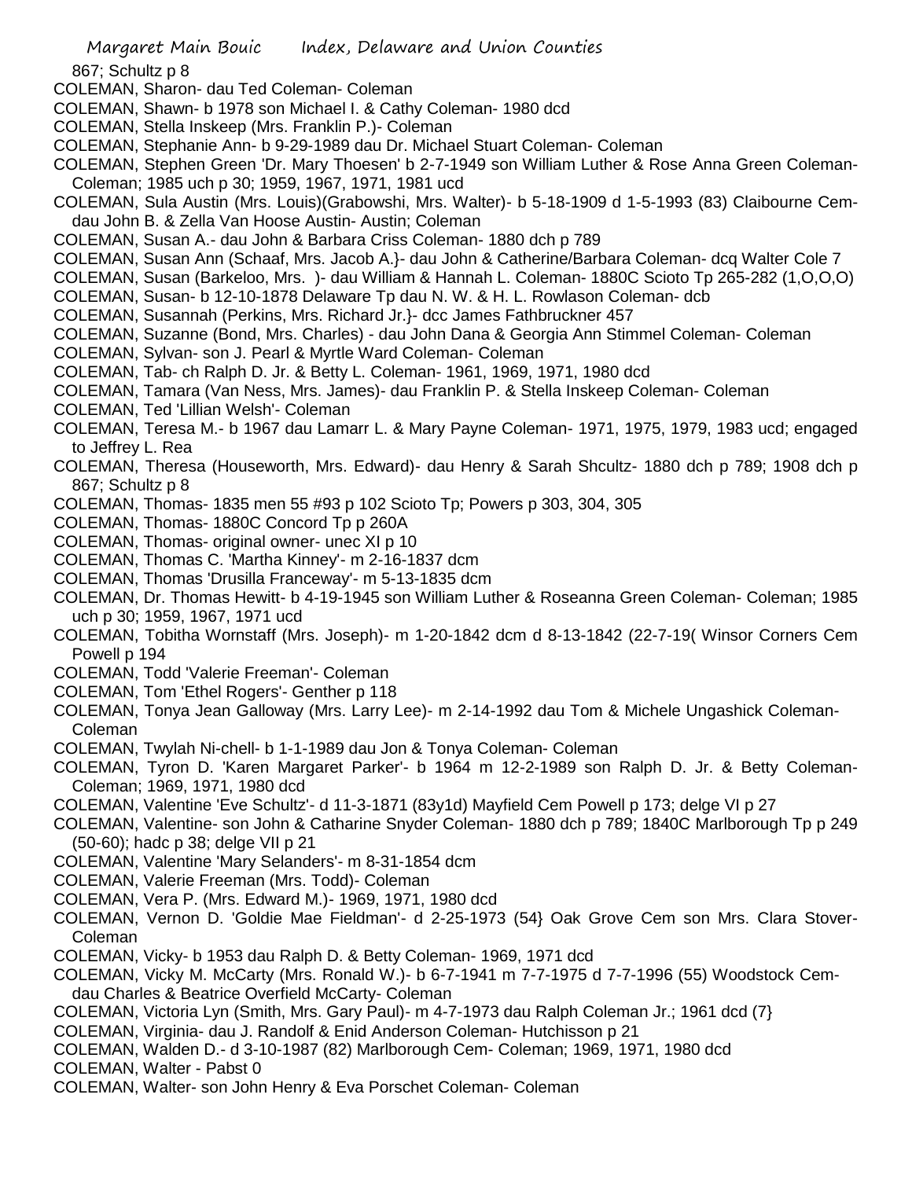867; Schultz p 8

COLEMAN, Sharon- dau Ted Coleman- Coleman

COLEMAN, Shawn- b 1978 son Michael I. & Cathy Coleman- 1980 dcd

COLEMAN, Stella Inskeep (Mrs. Franklin P.)- Coleman

COLEMAN, Stephanie Ann- b 9-29-1989 dau Dr. Michael Stuart Coleman- Coleman

COLEMAN, Stephen Green 'Dr. Mary Thoesen' b 2-7-1949 son William Luther & Rose Anna Green Coleman- Coleman; 1985 uch p 30; 1959, 1967, 1971, 1981 ucd

COLEMAN, Sula Austin (Mrs. Louis)(Grabowshi, Mrs. Walter)- b 5-18-1909 d 1-5-1993 (83) Claibourne Cem- dau John B. & Zella Van Hoose Austin- Austin; Coleman

COLEMAN, Susan A.- dau John & Barbara Criss Coleman- 1880 dch p 789

COLEMAN, Susan Ann (Schaaf, Mrs. Jacob A.}- dau John & Catherine/Barbara Coleman- dcq Walter Cole 7

COLEMAN, Susan (Barkeloo, Mrs. )- dau William & Hannah L. Coleman- 1880C Scioto Tp 265-282 (1,O,O,O)

COLEMAN, Susan- b 12-10-1878 Delaware Tp dau N. W. & H. L. Rowlason Coleman- dcb

COLEMAN, Susannah (Perkins, Mrs. Richard Jr.}- dcc James Fathbruckner 457

COLEMAN, Suzanne (Bond, Mrs. Charles) - dau John Dana & Georgia Ann Stimmel Coleman- Coleman

COLEMAN, Sylvan- son J. Pearl & Myrtle Ward Coleman- Coleman

COLEMAN, Tab- ch Ralph D. Jr. & Betty L. Coleman- 1961, 1969, 1971, 1980 dcd

COLEMAN, Tamara (Van Ness, Mrs. James)- dau Franklin P. & Stella Inskeep Coleman- Coleman

COLEMAN, Ted 'Lillian Welsh'- Coleman

COLEMAN, Teresa M.- b 1967 dau Lamarr L. & Mary Payne Coleman- 1971, 1975, 1979, 1983 ucd; engaged to Jeffrey L. Rea

COLEMAN, Theresa (Houseworth, Mrs. Edward)- dau Henry & Sarah Shcultz- 1880 dch p 789; 1908 dch p 867; Schultz p 8

COLEMAN, Thomas- 1835 men 55 #93 p 102 Scioto Tp; Powers p 303, 304, 305

COLEMAN, Thomas- 1880C Concord Tp p 260A

COLEMAN, Thomas- original owner- unec XI p 10

COLEMAN, Thomas C. 'Martha Kinney'- m 2-16-1837 dcm

COLEMAN, Thomas 'Drusilla Franceway'- m 5-13-1835 dcm

COLEMAN, Dr. Thomas Hewitt- b 4-19-1945 son William Luther & Roseanna Green Coleman- Coleman; 1985 uch p 30; 1959, 1967, 1971 ucd

COLEMAN, Tobitha Wornstaff (Mrs. Joseph)- m 1-20-1842 dcm d 8-13-1842 (22-7-19( Winsor Corners Cem Powell p 194

COLEMAN, Todd 'Valerie Freeman'- Coleman

COLEMAN, Tom 'Ethel Rogers'- Genther p 118

COLEMAN, Tonya Jean Galloway (Mrs. Larry Lee)- m 2-14-1992 dau Tom & Michele Ungashick Coleman- Coleman

COLEMAN, Twylah Ni-chell- b 1-1-1989 dau Jon & Tonya Coleman- Coleman

COLEMAN, Tyron D. 'Karen Margaret Parker'- b 1964 m 12-2-1989 son Ralph D. Jr. & Betty Coleman- Coleman; 1969, 1971, 1980 dcd

COLEMAN, Valentine 'Eve Schultz'- d 11-3-1871 (83y1d) Mayfield Cem Powell p 173; delge VI p 27

COLEMAN, Valentine- son John & Catharine Snyder Coleman- 1880 dch p 789; 1840C Marlborough Tp p 249 (50-60); hadc p 38; delge VII p 21

COLEMAN, Valentine 'Mary Selanders'- m 8-31-1854 dcm

COLEMAN, Valerie Freeman (Mrs. Todd)- Coleman

COLEMAN, Vera P. (Mrs. Edward M.)- 1969, 1971, 1980 dcd

COLEMAN, Vernon D. 'Goldie Mae Fieldman'- d 2-25-1973 (54} Oak Grove Cem son Mrs. Clara Stover- Coleman

COLEMAN, Vicky- b 1953 dau Ralph D. & Betty Coleman- 1969, 1971 dcd

COLEMAN, Vicky M. McCarty (Mrs. Ronald W.)- b 6-7-1941 m 7-7-1975 d 7-7-1996 (55) Woodstock Cem- dau Charles & Beatrice Overfield McCarty- Coleman

COLEMAN, Victoria Lyn (Smith, Mrs. Gary Paul)- m 4-7-1973 dau Ralph Coleman Jr.; 1961 dcd (7}

COLEMAN, Virginia- dau J. Randolf & Enid Anderson Coleman- Hutchisson p 21

COLEMAN, Walden D.- d 3-10-1987 (82) Marlborough Cem- Coleman; 1969, 1971, 1980 dcd

COLEMAN, Walter - Pabst 0

COLEMAN, Walter- son John Henry & Eva Porschet Coleman- Coleman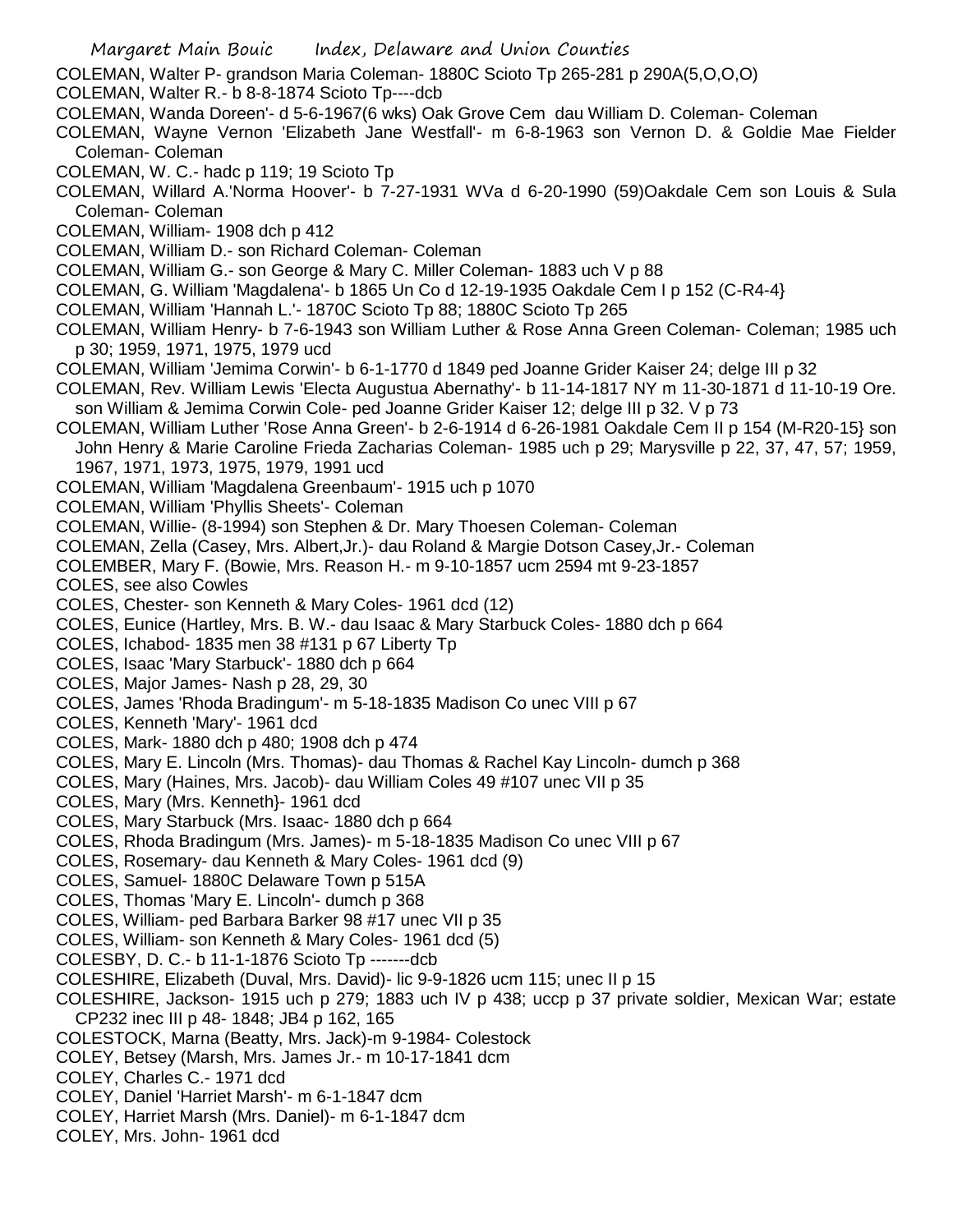COLEMAN, Walter P- grandson Maria Coleman- 1880C Scioto Tp 265-281 p 290A(5,O,O,O)

COLEMAN, Walter R.- b 8-8-1874 Scioto Tp----dcb

COLEMAN, Wanda Doreen'- d 5-6-1967(6 wks) Oak Grove Cem dau William D. Coleman- Coleman

COLEMAN, Wayne Vernon 'Elizabeth Jane Westfall'- m 6-8-1963 son Vernon D. & Goldie Mae Fielder Coleman- Coleman

COLEMAN, W. C.- hadc p 119; 19 Scioto Tp

COLEMAN, Willard A.'Norma Hoover'- b 7-27-1931 WVa d 6-20-1990 (59)Oakdale Cem son Louis & Sula Coleman- Coleman

COLEMAN, William- 1908 dch p 412

COLEMAN, William D.- son Richard Coleman- Coleman

COLEMAN, William G.- son George & Mary C. Miller Coleman- 1883 uch V p 88

COLEMAN, G. William 'Magdalena'- b 1865 Un Co d 12-19-1935 Oakdale Cem I p 152 (C-R4-4}

COLEMAN, William 'Hannah L.'- 1870C Scioto Tp 88; 1880C Scioto Tp 265

COLEMAN, William Henry- b 7-6-1943 son William Luther & Rose Anna Green Coleman- Coleman; 1985 uch p 30; 1959, 1971, 1975, 1979 ucd

COLEMAN, William 'Jemima Corwin'- b 6-1-1770 d 1849 ped Joanne Grider Kaiser 24; delge III p 32

COLEMAN, Rev. William Lewis 'Electa Augustua Abernathy'- b 11-14-1817 NY m 11-30-1871 d 11-10-19 Ore. son William & Jemima Corwin Cole- ped Joanne Grider Kaiser 12; delge III p 32. V p 73

COLEMAN, William Luther 'Rose Anna Green'- b 2-6-1914 d 6-26-1981 Oakdale Cem II p 154 (M-R20-15} son John Henry & Marie Caroline Frieda Zacharias Coleman- 1985 uch p 29; Marysville p 22, 37, 47, 57; 1959, 1967, 1971, 1973, 1975, 1979, 1991 ucd

COLEMAN, William 'Magdalena Greenbaum'- 1915 uch p 1070

COLEMAN, William 'Phyllis Sheets'- Coleman

COLEMAN, Willie- (8-1994) son Stephen & Dr. Mary Thoesen Coleman- Coleman

COLEMAN, Zella (Casey, Mrs. Albert,Jr.)- dau Roland & Margie Dotson Casey,Jr.- Coleman

COLEMBER, Mary F. (Bowie, Mrs. Reason H.- m 9-10-1857 ucm 2594 mt 9-23-1857

COLES, see also Cowles

COLES, Chester- son Kenneth & Mary Coles- 1961 dcd (12)

COLES, Eunice (Hartley, Mrs. B. W.- dau Isaac & Mary Starbuck Coles- 1880 dch p 664

COLES, Ichabod- 1835 men 38 #131 p 67 Liberty Tp

COLES, Isaac 'Mary Starbuck'- 1880 dch p 664

COLES, Major James- Nash p 28, 29, 30

COLES, James 'Rhoda Bradingum'- m 5-18-1835 Madison Co unec VIII p 67

COLES, Kenneth 'Mary'- 1961 dcd

COLES, Mark- 1880 dch p 480; 1908 dch p 474

COLES, Mary E. Lincoln (Mrs. Thomas)- dau Thomas & Rachel Kay Lincoln- dumch p 368

COLES, Mary (Haines, Mrs. Jacob)- dau William Coles 49 #107 unec VII p 35

COLES, Mary (Mrs. Kenneth}- 1961 dcd

COLES, Mary Starbuck (Mrs. Isaac- 1880 dch p 664

COLES, Rhoda Bradingum (Mrs. James)- m 5-18-1835 Madison Co unec VIII p 67

COLES, Rosemary- dau Kenneth & Mary Coles- 1961 dcd (9)

COLES, Samuel- 1880C Delaware Town p 515A

COLES, Thomas 'Mary E. Lincoln'- dumch p 368

COLES, William- ped Barbara Barker 98 #17 unec VII p 35

COLES, William- son Kenneth & Mary Coles- 1961 dcd (5)

COLESBY, D. C.- b 11-1-1876 Scioto Tp -------dcb

COLESHIRE, Elizabeth (Duval, Mrs. David)- lic 9-9-1826 ucm 115; unec II p 15

COLESHIRE, Jackson- 1915 uch p 279; 1883 uch IV p 438; uccp p 37 private soldier, Mexican War; estate CP232 inec III p 48- 1848; JB4 p 162, 165

COLESTOCK, Marna (Beatty, Mrs. Jack)-m 9-1984- Colestock

COLEY, Betsey (Marsh, Mrs. James Jr.- m 10-17-1841 dcm

COLEY, Charles C.- 1971 dcd

COLEY, Daniel 'Harriet Marsh'- m 6-1-1847 dcm

COLEY, Harriet Marsh (Mrs. Daniel)- m 6-1-1847 dcm

COLEY, Mrs. John- 1961 dcd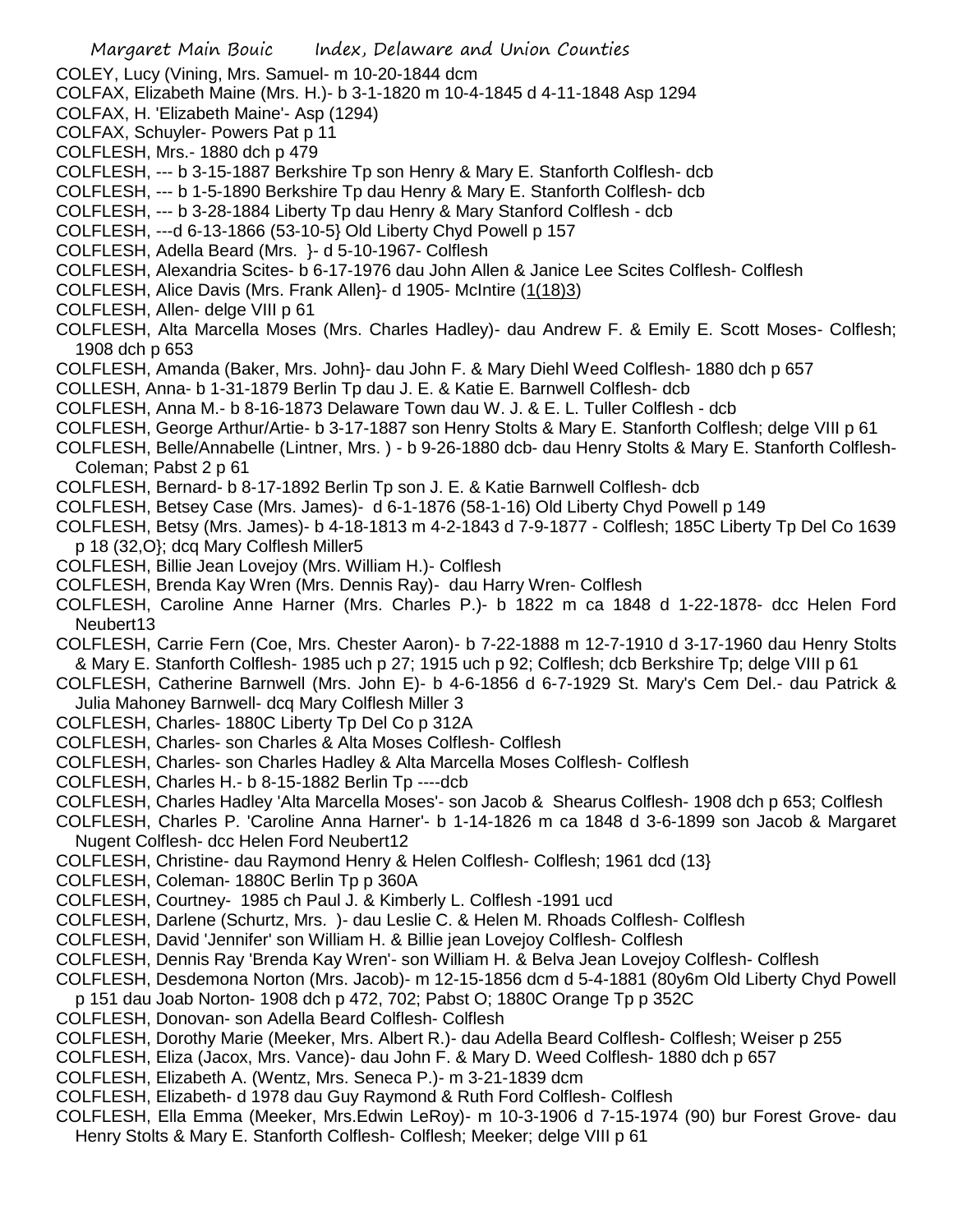COLEY, Lucy (Vining, Mrs. Samuel- m 10-20-1844 dcm

COLFAX, Elizabeth Maine (Mrs. H.)- b 3-1-1820 m 10-4-1845 d 4-11-1848 Asp 1294

COLFAX, H. 'Elizabeth Maine'- Asp (1294)

COLFAX, Schuyler- Powers Pat p 11

COLFLESH, Mrs.- 1880 dch p 479

COLFLESH, --- b 3-15-1887 Berkshire Tp son Henry & Mary E. Stanforth Colflesh- dcb

COLFLESH, --- b 1-5-1890 Berkshire Tp dau Henry & Mary E. Stanforth Colflesh- dcb

COLFLESH, --- b 3-28-1884 Liberty Tp dau Henry & Mary Stanford Colflesh - dcb

COLFLESH, ---d 6-13-1866 (53-10-5} Old Liberty Chyd Powell p 157

COLFLESH, Adella Beard (Mrs. }- d 5-10-1967- Colflesh

COLFLESH, Alexandria Scites- b 6-17-1976 dau John Allen & Janice Lee Scites Colflesh- Colflesh

COLFLESH, Alice Davis (Mrs. Frank Allen}- d 1905- McIntire (1(18)3)

COLFLESH, Allen- delge VIII p 61

COLFLESH, Alta Marcella Moses (Mrs. Charles Hadley)- dau Andrew F. & Emily E. Scott Moses- Colflesh; 1908 dch p 653

COLFLESH, Amanda (Baker, Mrs. John}- dau John F. & Mary Diehl Weed Colflesh- 1880 dch p 657

COLLESH, Anna- b 1-31-1879 Berlin Tp dau J. E. & Katie E. Barnwell Colflesh- dcb

COLFLESH, Anna M.- b 8-16-1873 Delaware Town dau W. J. & E. L. Tuller Colflesh - dcb

COLFLESH, George Arthur/Artie- b 3-17-1887 son Henry Stolts & Mary E. Stanforth Colflesh; delge VIII p 61

COLFLESH, Belle/Annabelle (Lintner, Mrs. ) - b 9-26-1880 dcb- dau Henry Stolts & Mary E. Stanforth Colflesh- Coleman; Pabst 2 p 61

COLFLESH, Bernard- b 8-17-1892 Berlin Tp son J. E. & Katie Barnwell Colflesh- dcb

COLFLESH, Betsey Case (Mrs. James)- d 6-1-1876 (58-1-16) Old Liberty Chyd Powell p 149

COLFLESH, Betsy (Mrs. James)- b 4-18-1813 m 4-2-1843 d 7-9-1877 - Colflesh; 185C Liberty Tp Del Co 1639 p 18 (32,O}; dcq Mary Colflesh Miller5

COLFLESH, Billie Jean Lovejoy (Mrs. William H.)- Colflesh

COLFLESH, Brenda Kay Wren (Mrs. Dennis Ray)- dau Harry Wren- Colflesh

COLFLESH, Caroline Anne Harner (Mrs. Charles P.)- b 1822 m ca 1848 d 1-22-1878- dcc Helen Ford Neubert13

COLFLESH, Carrie Fern (Coe, Mrs. Chester Aaron)- b 7-22-1888 m 12-7-1910 d 3-17-1960 dau Henry Stolts & Mary E. Stanforth Colflesh- 1985 uch p 27; 1915 uch p 92; Colflesh; dcb Berkshire Tp; delge VIII p 61

COLFLESH, Catherine Barnwell (Mrs. John E)- b 4-6-1856 d 6-7-1929 St. Mary's Cem Del.- dau Patrick & Julia Mahoney Barnwell- dcq Mary Colflesh Miller 3

COLFLESH, Charles- 1880C Liberty Tp Del Co p 312A

COLFLESH, Charles- son Charles & Alta Moses Colflesh- Colflesh

COLFLESH, Charles- son Charles Hadley & Alta Marcella Moses Colflesh- Colflesh

COLFLESH, Charles H.- b 8-15-1882 Berlin Tp ----dcb

COLFLESH, Charles Hadley 'Alta Marcella Moses'- son Jacob & Shearus Colflesh- 1908 dch p 653; Colflesh

COLFLESH, Charles P. 'Caroline Anna Harner'- b 1-14-1826 m ca 1848 d 3-6-1899 son Jacob & Margaret Nugent Colflesh- dcc Helen Ford Neubert12

COLFLESH, Christine- dau Raymond Henry & Helen Colflesh- Colflesh; 1961 dcd (13}

COLFLESH, Coleman- 1880C Berlin Tp p 360A

COLFLESH, Courtney- 1985 ch Paul J. & Kimberly L. Colflesh -1991 ucd

COLFLESH, Darlene (Schurtz, Mrs. )- dau Leslie C. & Helen M. Rhoads Colflesh- Colflesh

COLFLESH, David 'Jennifer' son William H. & Billie jean Lovejoy Colflesh- Colflesh

COLFLESH, Dennis Ray 'Brenda Kay Wren'- son William H. & Belva Jean Lovejoy Colflesh- Colflesh

COLFLESH, Desdemona Norton (Mrs. Jacob)- m 12-15-1856 dcm d 5-4-1881 (80y6m Old Liberty Chyd Powell p 151 dau Joab Norton- 1908 dch p 472, 702; Pabst O; 1880C Orange Tp p 352C

COLFLESH, Donovan- son Adella Beard Colflesh- Colflesh

COLFLESH, Dorothy Marie (Meeker, Mrs. Albert R.)- dau Adella Beard Colflesh- Colflesh; Weiser p 255

COLFLESH, Eliza (Jacox, Mrs. Vance)- dau John F. & Mary D. Weed Colflesh- 1880 dch p 657

COLFLESH, Elizabeth A. (Wentz, Mrs. Seneca P.)- m 3-21-1839 dcm

COLFLESH, Elizabeth- d 1978 dau Guy Raymond & Ruth Ford Colflesh- Colflesh

COLFLESH, Ella Emma (Meeker, Mrs.Edwin LeRoy)- m 10-3-1906 d 7-15-1974 (90) bur Forest Grove- dau Henry Stolts & Mary E. Stanforth Colflesh- Colflesh; Meeker; delge VIII p 61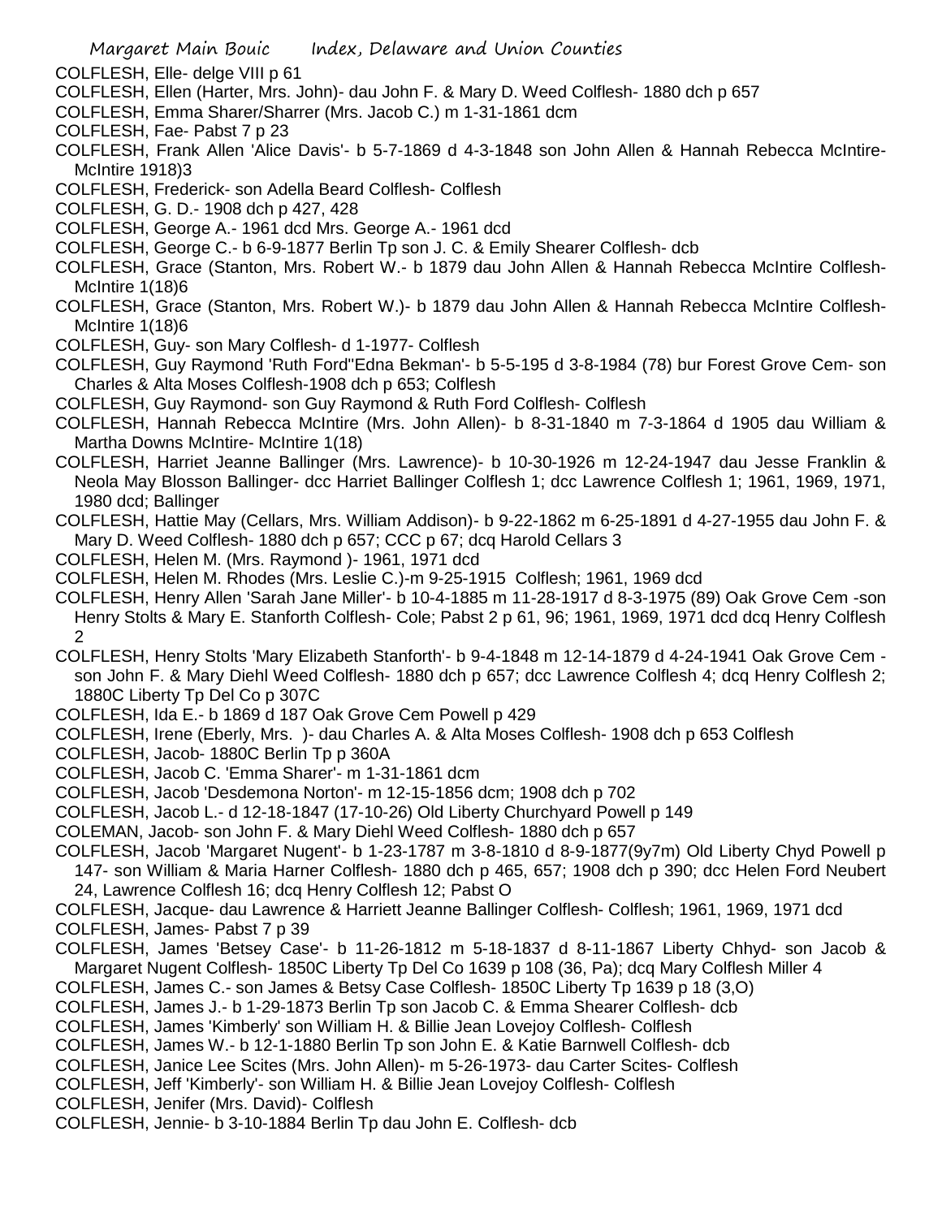COLFLESH, Elle- delge VIII p 61

COLFLESH, Ellen (Harter, Mrs. John)- dau John F. & Mary D. Weed Colflesh- 1880 dch p 657

COLFLESH, Emma Sharer/Sharrer (Mrs. Jacob C.) m 1-31-1861 dcm

COLFLESH, Fae- Pabst 7 p 23

COLFLESH, Frank Allen 'Alice Davis'- b 5-7-1869 d 4-3-1848 son John Allen & Hannah Rebecca McIntire- McIntire 1918)3

COLFLESH, Frederick- son Adella Beard Colflesh- Colflesh

COLFLESH, G. D.- 1908 dch p 427, 428

COLFLESH, George A.- 1961 dcd Mrs. George A.- 1961 dcd

COLFLESH, George C.- b 6-9-1877 Berlin Tp son J. C. & Emily Shearer Colflesh- dcb

COLFLESH, Grace (Stanton, Mrs. Robert W.- b 1879 dau John Allen & Hannah Rebecca McIntire Colflesh- McIntire 1(18)6

COLFLESH, Grace (Stanton, Mrs. Robert W.)- b 1879 dau John Allen & Hannah Rebecca McIntire Colflesh- McIntire 1(18)6

COLFLESH, Guy- son Mary Colflesh- d 1-1977- Colflesh

COLFLESH, Guy Raymond 'Ruth Ford''Edna Bekman'- b 5-5-195 d 3-8-1984 (78) bur Forest Grove Cem- son Charles & Alta Moses Colflesh-1908 dch p 653; Colflesh

COLFLESH, Guy Raymond- son Guy Raymond & Ruth Ford Colflesh- Colflesh

COLFLESH, Hannah Rebecca McIntire (Mrs. John Allen)- b 8-31-1840 m 7-3-1864 d 1905 dau William & Martha Downs McIntire- McIntire 1(18)

COLFLESH, Harriet Jeanne Ballinger (Mrs. Lawrence)- b 10-30-1926 m 12-24-1947 dau Jesse Franklin & Neola May Blosson Ballinger- dcc Harriet Ballinger Colflesh 1; dcc Lawrence Colflesh 1; 1961, 1969, 1971, 1980 dcd; Ballinger

COLFLESH, Hattie May (Cellars, Mrs. William Addison)- b 9-22-1862 m 6-25-1891 d 4-27-1955 dau John F. & Mary D. Weed Colflesh- 1880 dch p 657; CCC p 67; dcq Harold Cellars 3

COLFLESH, Helen M. (Mrs. Raymond )- 1961, 1971 dcd

COLFLESH, Helen M. Rhodes (Mrs. Leslie C.)-m 9-25-1915 Colflesh; 1961, 1969 dcd

COLFLESH, Henry Allen 'Sarah Jane Miller'- b 10-4-1885 m 11-28-1917 d 8-3-1975 (89) Oak Grove Cem -son Henry Stolts & Mary E. Stanforth Colflesh- Cole; Pabst 2 p 61, 96; 1961, 1969, 1971 dcd dcq Henry Colflesh 2

COLFLESH, Henry Stolts 'Mary Elizabeth Stanforth'- b 9-4-1848 m 12-14-1879 d 4-24-1941 Oak Grove Cem - son John F. & Mary Diehl Weed Colflesh- 1880 dch p 657; dcc Lawrence Colflesh 4; dcq Henry Colflesh 2; 1880C Liberty Tp Del Co p 307C

COLFLESH, Ida E.- b 1869 d 187 Oak Grove Cem Powell p 429

COLFLESH, Irene (Eberly, Mrs. )- dau Charles A. & Alta Moses Colflesh- 1908 dch p 653 Colflesh

COLFLESH, Jacob- 1880C Berlin Tp p 360A

COLFLESH, Jacob C. 'Emma Sharer'- m 1-31-1861 dcm

COLFLESH, Jacob 'Desdemona Norton'- m 12-15-1856 dcm; 1908 dch p 702

COLFLESH, Jacob L.- d 12-18-1847 (17-10-26) Old Liberty Churchyard Powell p 149

COLEMAN, Jacob- son John F. & Mary Diehl Weed Colflesh- 1880 dch p 657

COLFLESH, Jacob 'Margaret Nugent'- b 1-23-1787 m 3-8-1810 d 8-9-1877(9y7m) Old Liberty Chyd Powell p 147- son William & Maria Harner Colflesh- 1880 dch p 465, 657; 1908 dch p 390; dcc Helen Ford Neubert 24, Lawrence Colflesh 16; dcq Henry Colflesh 12; Pabst O

COLFLESH, Jacque- dau Lawrence & Harriett Jeanne Ballinger Colflesh- Colflesh; 1961, 1969, 1971 dcd

COLFLESH, James- Pabst 7 p 39

COLFLESH, James 'Betsey Case'- b 11-26-1812 m 5-18-1837 d 8-11-1867 Liberty Chhyd- son Jacob & Margaret Nugent Colflesh- 1850C Liberty Tp Del Co 1639 p 108 (36, Pa); dcq Mary Colflesh Miller 4

COLFLESH, James C.- son James & Betsy Case Colflesh- 1850C Liberty Tp 1639 p 18 (3,O)

COLFLESH, James J.- b 1-29-1873 Berlin Tp son Jacob C. & Emma Shearer Colflesh- dcb

COLFLESH, James 'Kimberly' son William H. & Billie Jean Lovejoy Colflesh- Colflesh

COLFLESH, James W.- b 12-1-1880 Berlin Tp son John E. & Katie Barnwell Colflesh- dcb

COLFLESH, Janice Lee Scites (Mrs. John Allen)- m 5-26-1973- dau Carter Scites- Colflesh

COLFLESH, Jeff 'Kimberly'- son William H. & Billie Jean Lovejoy Colflesh- Colflesh

COLFLESH, Jenifer (Mrs. David)- Colflesh

COLFLESH, Jennie- b 3-10-1884 Berlin Tp dau John E. Colflesh- dcb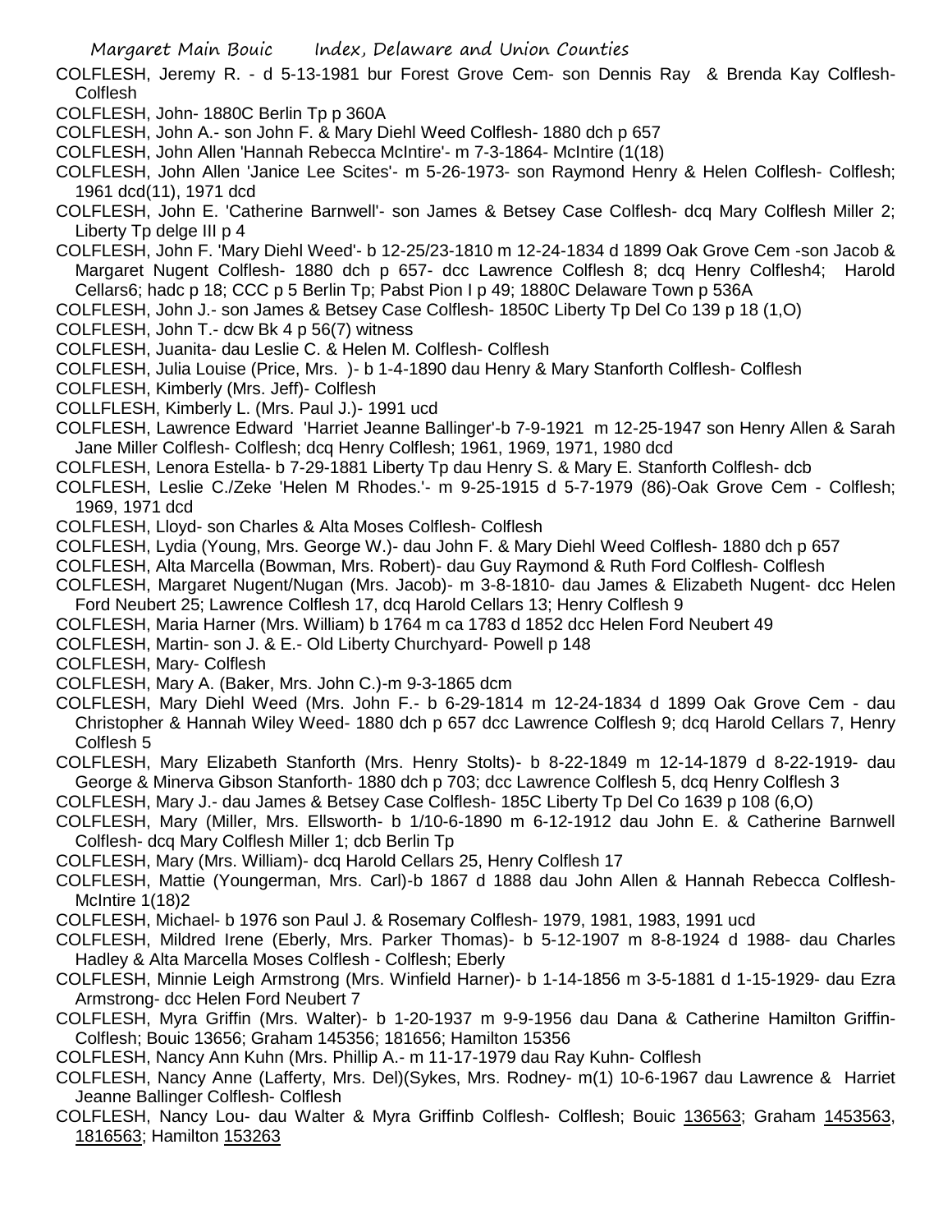COLFLESH, Jeremy R. - d 5-13-1981 bur Forest Grove Cem- son Dennis Ray & Brenda Kay Colflesh- Colflesh

COLFLESH, John- 1880C Berlin Tp p 360A

COLFLESH, John A.- son John F. & Mary Diehl Weed Colflesh- 1880 dch p 657

COLFLESH, John Allen 'Hannah Rebecca McIntire'- m 7-3-1864- McIntire (1(18)

COLFLESH, John Allen 'Janice Lee Scites'- m 5-26-1973- son Raymond Henry & Helen Colflesh- Colflesh; 1961 dcd(11), 1971 dcd

COLFLESH, John E. 'Catherine Barnwell'- son James & Betsey Case Colflesh- dcq Mary Colflesh Miller 2; Liberty Tp delge III p 4

COLFLESH, John F. 'Mary Diehl Weed'- b 12-25/23-1810 m 12-24-1834 d 1899 Oak Grove Cem -son Jacob & Margaret Nugent Colflesh- 1880 dch p 657- dcc Lawrence Colflesh 8; dcq Henry Colflesh4; Harold Cellars6; hadc p 18; CCC p 5 Berlin Tp; Pabst Pion I p 49; 1880C Delaware Town p 536A

COLFLESH, John J.- son James & Betsey Case Colflesh- 1850C Liberty Tp Del Co 139 p 18 (1,O)

COLFLESH, John T.- dcw Bk 4 p 56(7) witness

COLFLESH, Juanita- dau Leslie C. & Helen M. Colflesh- Colflesh

COLFLESH, Julia Louise (Price, Mrs. )- b 1-4-1890 dau Henry & Mary Stanforth Colflesh- Colflesh

COLFLESH, Kimberly (Mrs. Jeff)- Colflesh

COLLFLESH, Kimberly L. (Mrs. Paul J.)- 1991 ucd

COLFLESH, Lawrence Edward 'Harriet Jeanne Ballinger'-b 7-9-1921 m 12-25-1947 son Henry Allen & Sarah Jane Miller Colflesh- Colflesh; dcq Henry Colflesh; 1961, 1969, 1971, 1980 dcd

COLFLESH, Lenora Estella- b 7-29-1881 Liberty Tp dau Henry S. & Mary E. Stanforth Colflesh- dcb

COLFLESH, Leslie C./Zeke 'Helen M Rhodes.'- m 9-25-1915 d 5-7-1979 (86)-Oak Grove Cem - Colflesh; 1969, 1971 dcd

COLFLESH, Lloyd- son Charles & Alta Moses Colflesh- Colflesh

COLFLESH, Lydia (Young, Mrs. George W.)- dau John F. & Mary Diehl Weed Colflesh- 1880 dch p 657

COLFLESH, Alta Marcella (Bowman, Mrs. Robert)- dau Guy Raymond & Ruth Ford Colflesh- Colflesh

COLFLESH, Margaret Nugent/Nugan (Mrs. Jacob)- m 3-8-1810- dau James & Elizabeth Nugent- dcc Helen Ford Neubert 25; Lawrence Colflesh 17, dcq Harold Cellars 13; Henry Colflesh 9

COLFLESH, Maria Harner (Mrs. William) b 1764 m ca 1783 d 1852 dcc Helen Ford Neubert 49

COLFLESH, Martin- son J. & E.- Old Liberty Churchyard- Powell p 148

COLFLESH, Mary- Colflesh

COLFLESH, Mary A. (Baker, Mrs. John C.)-m 9-3-1865 dcm

COLFLESH, Mary Diehl Weed (Mrs. John F.- b 6-29-1814 m 12-24-1834 d 1899 Oak Grove Cem - dau Christopher & Hannah Wiley Weed- 1880 dch p 657 dcc Lawrence Colflesh 9; dcq Harold Cellars 7, Henry Colflesh 5

COLFLESH, Mary Elizabeth Stanforth (Mrs. Henry Stolts)- b 8-22-1849 m 12-14-1879 d 8-22-1919- dau George & Minerva Gibson Stanforth- 1880 dch p 703; dcc Lawrence Colflesh 5, dcq Henry Colflesh 3

COLFLESH, Mary J.- dau James & Betsey Case Colflesh- 185C Liberty Tp Del Co 1639 p 108 (6,O)

COLFLESH, Mary (Miller, Mrs. Ellsworth- b 1/10-6-1890 m 6-12-1912 dau John E. & Catherine Barnwell Colflesh- dcq Mary Colflesh Miller 1; dcb Berlin Tp

COLFLESH, Mary (Mrs. William)- dcq Harold Cellars 25, Henry Colflesh 17

COLFLESH, Mattie (Youngerman, Mrs. Carl)-b 1867 d 1888 dau John Allen & Hannah Rebecca Colflesh- McIntire 1(18)2

COLFLESH, Michael- b 1976 son Paul J. & Rosemary Colflesh- 1979, 1981, 1983, 1991 ucd

COLFLESH, Mildred Irene (Eberly, Mrs. Parker Thomas)- b 5-12-1907 m 8-8-1924 d 1988- dau Charles Hadley & Alta Marcella Moses Colflesh - Colflesh; Eberly

COLFLESH, Minnie Leigh Armstrong (Mrs. Winfield Harner)- b 1-14-1856 m 3-5-1881 d 1-15-1929- dau Ezra Armstrong- dcc Helen Ford Neubert 7

COLFLESH, Myra Griffin (Mrs. Walter)- b 1-20-1937 m 9-9-1956 dau Dana & Catherine Hamilton Griffin- Colflesh; Bouic 13656; Graham 145356; 181656; Hamilton 15356

COLFLESH, Nancy Ann Kuhn (Mrs. Phillip A.- m 11-17-1979 dau Ray Kuhn- Colflesh

COLFLESH, Nancy Anne (Lafferty, Mrs. Del)(Sykes, Mrs. Rodney- m(1) 10-6-1967 dau Lawrence & Harriet Jeanne Ballinger Colflesh- Colflesh

COLFLESH, Nancy Lou- dau Walter & Myra Griffinb Colflesh- Colflesh; Bouic 136563; Graham 1453563, 1816563; Hamilton 153263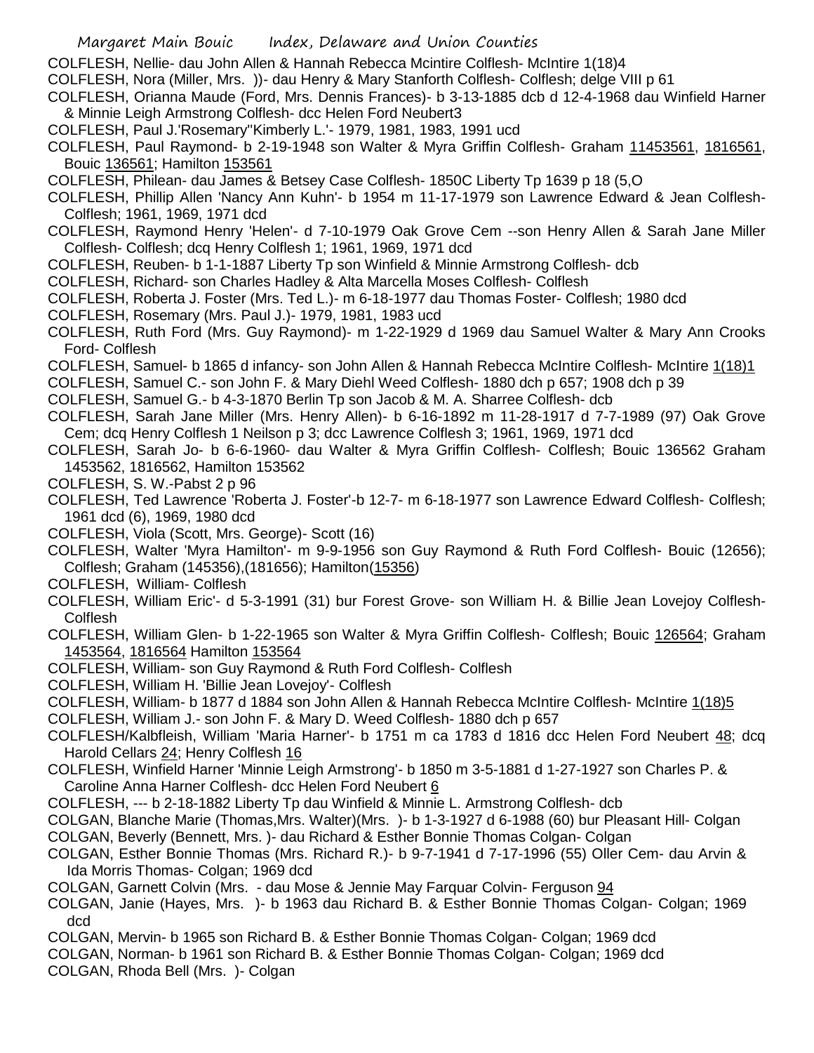COLFLESH, Nellie- dau John Allen & Hannah Rebecca Mcintire Colflesh- McIntire 1(18)4

COLFLESH, Nora (Miller, Mrs. ))- dau Henry & Mary Stanforth Colflesh- Colflesh; delge VIII p 61

COLFLESH, Orianna Maude (Ford, Mrs. Dennis Frances)- b 3-13-1885 dcb d 12-4-1968 dau Winfield Harner & Minnie Leigh Armstrong Colflesh- dcc Helen Ford Neubert3

COLFLESH, Paul J.'Rosemary''Kimberly L.'- 1979, 1981, 1983, 1991 ucd

COLFLESH, Paul Raymond- b 2-19-1948 son Walter & Myra Griffin Colflesh- Graham 11453561, 1816561, Bouic 136561; Hamilton 153561

COLFLESH, Philean- dau James & Betsey Case Colflesh- 1850C Liberty Tp 1639 p 18 (5,O

COLFLESH, Phillip Allen 'Nancy Ann Kuhn'- b 1954 m 11-17-1979 son Lawrence Edward & Jean Colflesh- Colflesh; 1961, 1969, 1971 dcd

COLFLESH, Raymond Henry 'Helen'- d 7-10-1979 Oak Grove Cem --son Henry Allen & Sarah Jane Miller Colflesh- Colflesh; dcq Henry Colflesh 1; 1961, 1969, 1971 dcd

COLFLESH, Reuben- b 1-1-1887 Liberty Tp son Winfield & Minnie Armstrong Colflesh- dcb

COLFLESH, Richard- son Charles Hadley & Alta Marcella Moses Colflesh- Colflesh

COLFLESH, Roberta J. Foster (Mrs. Ted L.)- m 6-18-1977 dau Thomas Foster- Colflesh; 1980 dcd

COLFLESH, Rosemary (Mrs. Paul J.)- 1979, 1981, 1983 ucd

COLFLESH, Ruth Ford (Mrs. Guy Raymond)- m 1-22-1929 d 1969 dau Samuel Walter & Mary Ann Crooks Ford- Colflesh

COLFLESH, Samuel- b 1865 d infancy- son John Allen & Hannah Rebecca McIntire Colflesh- McIntire 1(18)1

COLFLESH, Samuel C.- son John F. & Mary Diehl Weed Colflesh- 1880 dch p 657; 1908 dch p 39

COLFLESH, Samuel G.- b 4-3-1870 Berlin Tp son Jacob & M. A. Sharree Colflesh- dcb

COLFLESH, Sarah Jane Miller (Mrs. Henry Allen)- b 6-16-1892 m 11-28-1917 d 7-7-1989 (97) Oak Grove Cem; dcq Henry Colflesh 1 Neilson p 3; dcc Lawrence Colflesh 3; 1961, 1969, 1971 dcd

COLFLESH, Sarah Jo- b 6-6-1960- dau Walter & Myra Griffin Colflesh- Colflesh; Bouic 136562 Graham 1453562, 1816562, Hamilton 153562

COLFLESH, S. W.-Pabst 2 p 96

COLFLESH, Ted Lawrence 'Roberta J. Foster'-b 12-7- m 6-18-1977 son Lawrence Edward Colflesh- Colflesh; 1961 dcd (6), 1969, 1980 dcd

COLFLESH, Viola (Scott, Mrs. George)- Scott (16)

COLFLESH, Walter 'Myra Hamilton'- m 9-9-1956 son Guy Raymond & Ruth Ford Colflesh- Bouic (12656); Colflesh; Graham (145356),(181656); Hamilton(15356)

COLFLESH, William- Colflesh

COLFLESH, William Eric'- d 5-3-1991 (31) bur Forest Grove- son William H. & Billie Jean Lovejoy Colflesh- Colflesh

COLFLESH, William Glen- b 1-22-1965 son Walter & Myra Griffin Colflesh- Colflesh; Bouic 126564; Graham 1453564, 1816564 Hamilton 153564

COLFLESH, William- son Guy Raymond & Ruth Ford Colflesh- Colflesh

COLFLESH, William H. 'Billie Jean Lovejoy'- Colflesh

COLFLESH, William- b 1877 d 1884 son John Allen & Hannah Rebecca McIntire Colflesh- McIntire 1(18)5

COLFLESH, William J.- son John F. & Mary D. Weed Colflesh- 1880 dch p 657

COLFLESH/Kalbfleish, William 'Maria Harner'- b 1751 m ca 1783 d 1816 dcc Helen Ford Neubert 48; dcq Harold Cellars 24; Henry Colflesh 16

COLFLESH, Winfield Harner 'Minnie Leigh Armstrong'- b 1850 m 3-5-1881 d 1-27-1927 son Charles P. & Caroline Anna Harner Colflesh- dcc Helen Ford Neubert 6

COLFLESH, --- b 2-18-1882 Liberty Tp dau Winfield & Minnie L. Armstrong Colflesh- dcb

COLGAN, Blanche Marie (Thomas,Mrs. Walter)(Mrs. )- b 1-3-1927 d 6-1988 (60) bur Pleasant Hill- Colgan

COLGAN, Beverly (Bennett, Mrs. )- dau Richard & Esther Bonnie Thomas Colgan- Colgan

COLGAN, Esther Bonnie Thomas (Mrs. Richard R.)- b 9-7-1941 d 7-17-1996 (55) Oller Cem- dau Arvin & Ida Morris Thomas- Colgan; 1969 dcd

COLGAN, Garnett Colvin (Mrs. - dau Mose & Jennie May Farquar Colvin- Ferguson 94

COLGAN, Janie (Hayes, Mrs. )- b 1963 dau Richard B. & Esther Bonnie Thomas Colgan- Colgan; 1969 dcd

COLGAN, Mervin- b 1965 son Richard B. & Esther Bonnie Thomas Colgan- Colgan; 1969 dcd

COLGAN, Norman- b 1961 son Richard B. & Esther Bonnie Thomas Colgan- Colgan; 1969 dcd

COLGAN, Rhoda Bell (Mrs. )- Colgan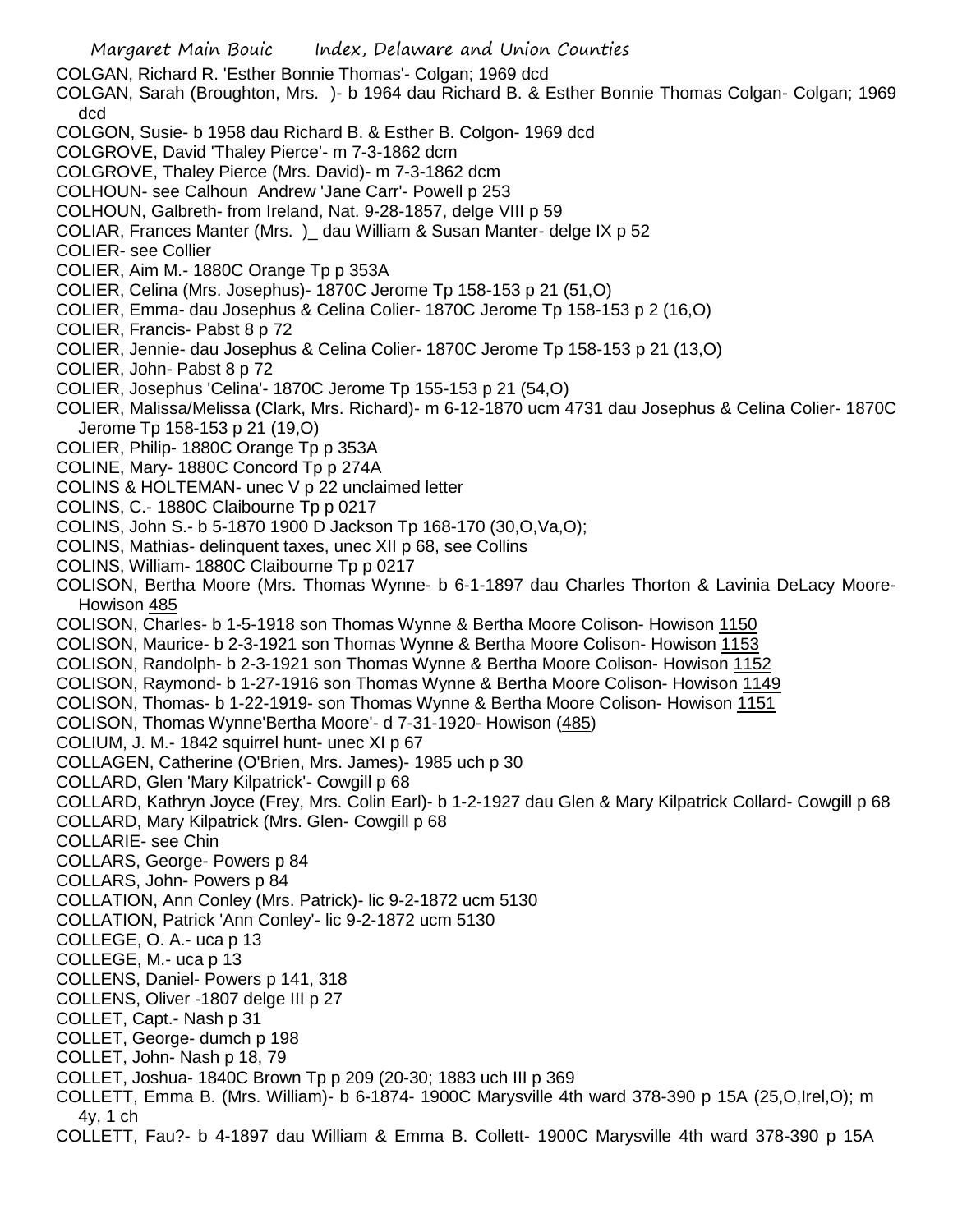COLGAN, Richard R. 'Esther Bonnie Thomas'- Colgan; 1969 dcd

COLGAN, Sarah (Broughton, Mrs. )- b 1964 dau Richard B. & Esther Bonnie Thomas Colgan- Colgan; 1969 dcd

COLGON, Susie- b 1958 dau Richard B. & Esther B. Colgon- 1969 dcd

COLGROVE, David 'Thaley Pierce'- m 7-3-1862 dcm

COLGROVE, Thaley Pierce (Mrs. David)- m 7-3-1862 dcm

COLHOUN- see Calhoun Andrew 'Jane Carr'- Powell p 253

COLHOUN, Galbreth- from Ireland, Nat. 9-28-1857, delge VIII p 59

COLIAR, Frances Manter (Mrs. )_ dau William & Susan Manter- delge IX p 52

COLIER- see Collier

COLIER, Aim M.- 1880C Orange Tp p 353A

COLIER, Celina (Mrs. Josephus)- 1870C Jerome Tp 158-153 p 21 (51,O)

COLIER, Emma- dau Josephus & Celina Colier- 1870C Jerome Tp 158-153 p 2 (16,O)

COLIER, Francis- Pabst 8 p 72

COLIER, Jennie- dau Josephus & Celina Colier- 1870C Jerome Tp 158-153 p 21 (13,O)

COLIER, John- Pabst 8 p 72

COLIER, Josephus 'Celina'- 1870C Jerome Tp 155-153 p 21 (54,O)

COLIER, Malissa/Melissa (Clark, Mrs. Richard)- m 6-12-1870 ucm 4731 dau Josephus & Celina Colier- 1870C Jerome Tp 158-153 p 21 (19,O)

COLIER, Philip- 1880C Orange Tp p 353A

COLINE, Mary- 1880C Concord Tp p 274A

COLINS & HOLTEMAN- unec V p 22 unclaimed letter

COLINS, C.- 1880C Claibourne Tp p 0217

COLINS, John S.- b 5-1870 1900 D Jackson Tp 168-170 (30,O,Va,O);

COLINS, Mathias- delinquent taxes, unec XII p 68, see Collins

COLINS, William- 1880C Claibourne Tp p 0217

COLISON, Bertha Moore (Mrs. Thomas Wynne- b 6-1-1897 dau Charles Thorton & Lavinia DeLacy Moore- Howison 485

COLISON, Charles- b 1-5-1918 son Thomas Wynne & Bertha Moore Colison- Howison 1150

COLISON, Maurice- b 2-3-1921 son Thomas Wynne & Bertha Moore Colison- Howison 1153

COLISON, Randolph- b 2-3-1921 son Thomas Wynne & Bertha Moore Colison- Howison 1152

COLISON, Raymond- b 1-27-1916 son Thomas Wynne & Bertha Moore Colison- Howison 1149

COLISON, Thomas- b 1-22-1919- son Thomas Wynne & Bertha Moore Colison- Howison 1151

COLISON, Thomas Wynne'Bertha Moore'- d 7-31-1920- Howison (485)

COLIUM, J. M.- 1842 squirrel hunt- unec XI p 67

COLLAGEN, Catherine (O'Brien, Mrs. James)- 1985 uch p 30

COLLARD, Glen 'Mary Kilpatrick'- Cowgill p 68

COLLARD, Kathryn Joyce (Frey, Mrs. Colin Earl)- b 1-2-1927 dau Glen & Mary Kilpatrick Collard- Cowgill p 68

COLLARD, Mary Kilpatrick (Mrs. Glen- Cowgill p 68

COLLARIE- see Chin

COLLARS, George- Powers p 84

COLLARS, John- Powers p 84

COLLATION, Ann Conley (Mrs. Patrick)- lic 9-2-1872 ucm 5130

COLLATION, Patrick 'Ann Conley'- lic 9-2-1872 ucm 5130

COLLEGE, O. A.- uca p 13

COLLEGE, M.- uca p 13

COLLENS, Daniel- Powers p 141, 318

COLLENS, Oliver -1807 delge III p 27

COLLET, Capt.- Nash p 31

COLLET, George- dumch p 198

COLLET, John- Nash p 18, 79

COLLET, Joshua- 1840C Brown Tp p 209 (20-30; 1883 uch III p 369

COLLETT, Emma B. (Mrs. William)- b 6-1874- 1900C Marysville 4th ward 378-390 p 15A (25,O,Irel,O); m 4y, 1 ch

COLLETT, Fau?- b 4-1897 dau William & Emma B. Collett- 1900C Marysville 4th ward 378-390 p 15A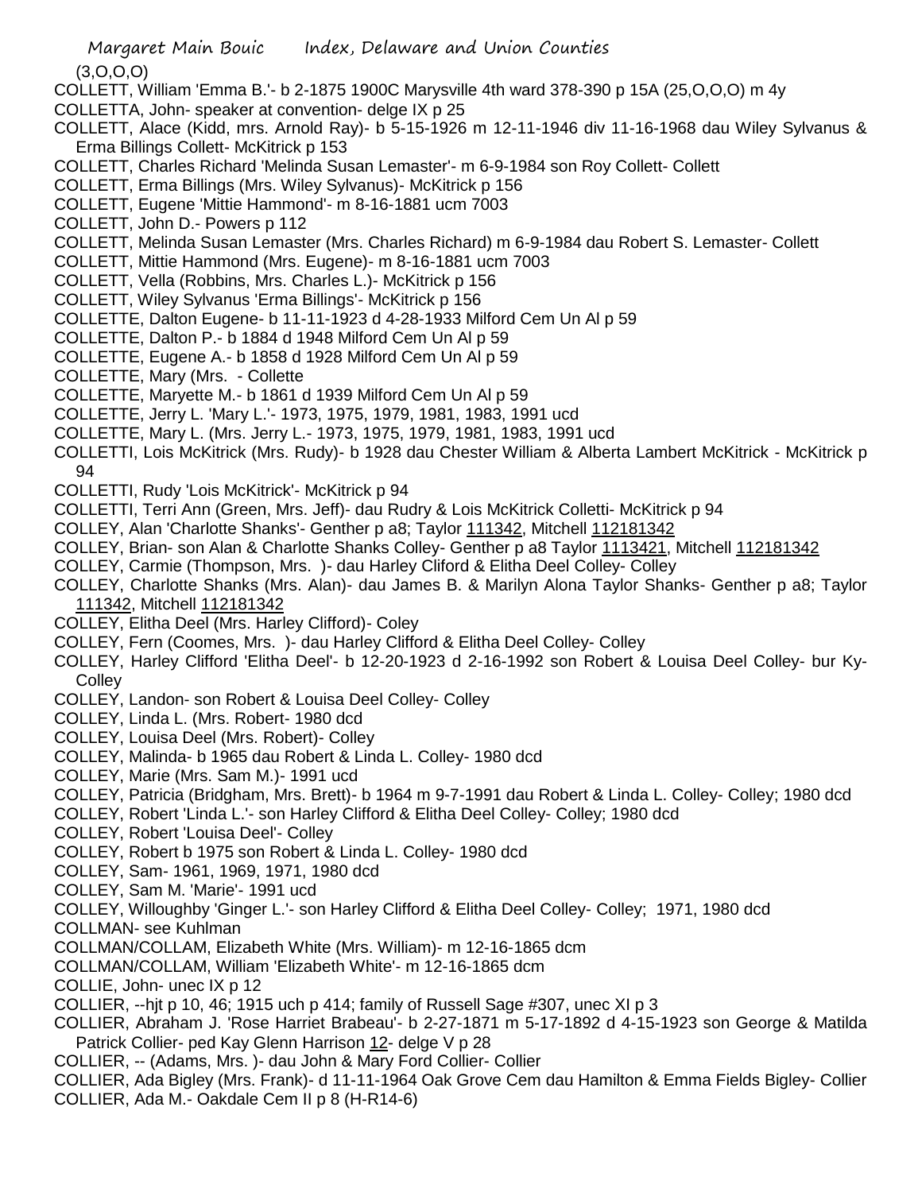(3,O,O,O)

COLLETT, William 'Emma B.'- b 2-1875 1900C Marysville 4th ward 378-390 p 15A (25,O,O,O) m 4y

COLLETTA, John- speaker at convention- delge IX p 25

COLLETT, Alace (Kidd, mrs. Arnold Ray)- b 5-15-1926 m 12-11-1946 div 11-16-1968 dau Wiley Sylvanus & Erma Billings Collett- McKitrick p 153

COLLETT, Charles Richard 'Melinda Susan Lemaster'- m 6-9-1984 son Roy Collett- Collett

COLLETT, Erma Billings (Mrs. Wiley Sylvanus)- McKitrick p 156

COLLETT, Eugene 'Mittie Hammond'- m 8-16-1881 ucm 7003

COLLETT, John D.- Powers p 112

COLLETT, Melinda Susan Lemaster (Mrs. Charles Richard) m 6-9-1984 dau Robert S. Lemaster- Collett

COLLETT, Mittie Hammond (Mrs. Eugene)- m 8-16-1881 ucm 7003

COLLETT, Vella (Robbins, Mrs. Charles L.)- McKitrick p 156

COLLETT, Wiley Sylvanus 'Erma Billings'- McKitrick p 156

COLLETTE, Dalton Eugene- b 11-11-1923 d 4-28-1933 Milford Cem Un Al p 59

COLLETTE, Dalton P.- b 1884 d 1948 Milford Cem Un Al p 59

COLLETTE, Eugene A.- b 1858 d 1928 Milford Cem Un Al p 59

COLLETTE, Mary (Mrs. - Collette

COLLETTE, Maryette M.- b 1861 d 1939 Milford Cem Un Al p 59

COLLETTE, Jerry L. 'Mary L.'- 1973, 1975, 1979, 1981, 1983, 1991 ucd

COLLETTE, Mary L. (Mrs. Jerry L.- 1973, 1975, 1979, 1981, 1983, 1991 ucd

COLLETTI, Lois McKitrick (Mrs. Rudy)- b 1928 dau Chester William & Alberta Lambert McKitrick - McKitrick p 94

COLLETTI, Rudy 'Lois McKitrick'- McKitrick p 94

COLLETTI, Terri Ann (Green, Mrs. Jeff)- dau Rudry & Lois McKitrick Colletti- McKitrick p 94

COLLEY, Alan 'Charlotte Shanks'- Genther p a8; Taylor 111342, Mitchell 112181342

COLLEY, Brian- son Alan & Charlotte Shanks Colley- Genther p a8 Taylor 1113421, Mitchell 112181342

COLLEY, Carmie (Thompson, Mrs. )- dau Harley Cliford & Elitha Deel Colley- Colley

COLLEY, Charlotte Shanks (Mrs. Alan)- dau James B. & Marilyn Alona Taylor Shanks- Genther p a8; Taylor 111342, Mitchell 112181342

COLLEY, Elitha Deel (Mrs. Harley Clifford)- Coley

COLLEY, Fern (Coomes, Mrs. )- dau Harley Clifford & Elitha Deel Colley- Colley

COLLEY, Harley Clifford 'Elitha Deel'- b 12-20-1923 d 2-16-1992 son Robert & Louisa Deel Colley- bur Ky- Colley

COLLEY, Landon- son Robert & Louisa Deel Colley- Colley

COLLEY, Linda L. (Mrs. Robert- 1980 dcd

COLLEY, Louisa Deel (Mrs. Robert)- Colley

COLLEY, Malinda- b 1965 dau Robert & Linda L. Colley- 1980 dcd

COLLEY, Marie (Mrs. Sam M.)- 1991 ucd

COLLEY, Patricia (Bridgham, Mrs. Brett)- b 1964 m 9-7-1991 dau Robert & Linda L. Colley- Colley; 1980 dcd

COLLEY, Robert 'Linda L.'- son Harley Clifford & Elitha Deel Colley- Colley; 1980 dcd

COLLEY, Robert 'Louisa Deel'- Colley

COLLEY, Robert b 1975 son Robert & Linda L. Colley- 1980 dcd

COLLEY, Sam- 1961, 1969, 1971, 1980 dcd

COLLEY, Sam M. 'Marie'- 1991 ucd

COLLEY, Willoughby 'Ginger L.'- son Harley Clifford & Elitha Deel Colley- Colley; 1971, 1980 dcd

COLLMAN- see Kuhlman

COLLMAN/COLLAM, Elizabeth White (Mrs. William)- m 12-16-1865 dcm

COLLMAN/COLLAM, William 'Elizabeth White'- m 12-16-1865 dcm

COLLIE, John- unec IX p 12

COLLIER, --hjt p 10, 46; 1915 uch p 414; family of Russell Sage #307, unec XI p 3

COLLIER, Abraham J. 'Rose Harriet Brabeau'- b 2-27-1871 m 5-17-1892 d 4-15-1923 son George & Matilda Patrick Collier- ped Kay Glenn Harrison 12- delge V p 28

COLLIER, -- (Adams, Mrs. )- dau John & Mary Ford Collier- Collier

COLLIER, Ada Bigley (Mrs. Frank)- d 11-11-1964 Oak Grove Cem dau Hamilton & Emma Fields Bigley- Collier

COLLIER, Ada M.- Oakdale Cem II p 8 (H-R14-6)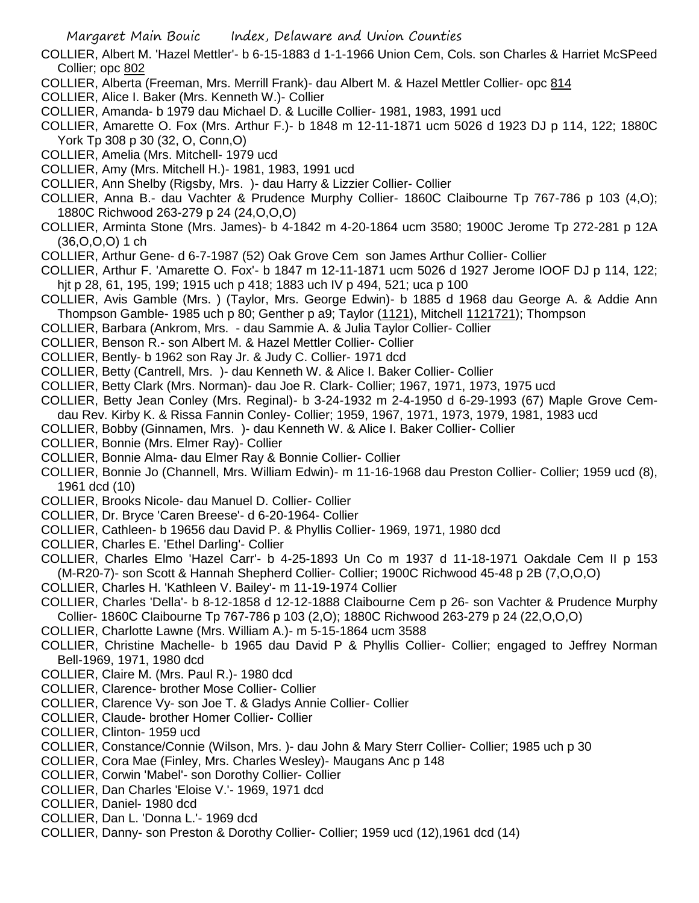COLLIER, Albert M. 'Hazel Mettler'- b 6-15-1883 d 1-1-1966 Union Cem, Cols. son Charles & Harriet McSPeed Collier; opc 802

COLLIER, Alberta (Freeman, Mrs. Merrill Frank)- dau Albert M. & Hazel Mettler Collier- opc 814

COLLIER, Alice I. Baker (Mrs. Kenneth W.)- Collier

COLLIER, Amanda- b 1979 dau Michael D. & Lucille Collier- 1981, 1983, 1991 ucd

COLLIER, Amarette O. Fox (Mrs. Arthur F.)- b 1848 m 12-11-1871 ucm 5026 d 1923 DJ p 114, 122; 1880C York Tp 308 p 30 (32, O, Conn,O)

COLLIER, Amelia (Mrs. Mitchell- 1979 ucd

COLLIER, Amy (Mrs. Mitchell H.)- 1981, 1983, 1991 ucd

COLLIER, Ann Shelby (Rigsby, Mrs. )- dau Harry & Lizzier Collier- Collier

COLLIER, Anna B.- dau Vachter & Prudence Murphy Collier- 1860C Claibourne Tp 767-786 p 103 (4,O); 1880C Richwood 263-279 p 24 (24,O,O,O)

COLLIER, Arminta Stone (Mrs. James)- b 4-1842 m 4-20-1864 ucm 3580; 1900C Jerome Tp 272-281 p 12A (36,O,O,O) 1 ch

COLLIER, Arthur Gene- d 6-7-1987 (52) Oak Grove Cem son James Arthur Collier- Collier

COLLIER, Arthur F. 'Amarette O. Fox'- b 1847 m 12-11-1871 ucm 5026 d 1927 Jerome IOOF DJ p 114, 122; hjt p 28, 61, 195, 199; 1915 uch p 418; 1883 uch IV p 494, 521; uca p 100

COLLIER, Avis Gamble (Mrs. ) (Taylor, Mrs. George Edwin)- b 1885 d 1968 dau George A. & Addie Ann Thompson Gamble- 1985 uch p 80; Genther p a9; Taylor (1121), Mitchell 1121721); Thompson

COLLIER, Barbara (Ankrom, Mrs. - dau Sammie A. & Julia Taylor Collier- Collier

COLLIER, Benson R.- son Albert M. & Hazel Mettler Collier- Collier

COLLIER, Bently- b 1962 son Ray Jr. & Judy C. Collier- 1971 dcd

COLLIER, Betty (Cantrell, Mrs. )- dau Kenneth W. & Alice I. Baker Collier- Collier

COLLIER, Betty Clark (Mrs. Norman)- dau Joe R. Clark- Collier; 1967, 1971, 1973, 1975 ucd

COLLIER, Betty Jean Conley (Mrs. Reginal)- b 3-24-1932 m 2-4-1950 d 6-29-1993 (67) Maple Grove Cem- dau Rev. Kirby K. & Rissa Fannin Conley- Collier; 1959, 1967, 1971, 1973, 1979, 1981, 1983 ucd

COLLIER, Bobby (Ginnamen, Mrs. )- dau Kenneth W. & Alice I. Baker Collier- Collier

COLLIER, Bonnie (Mrs. Elmer Ray)- Collier

COLLIER, Bonnie Alma- dau Elmer Ray & Bonnie Collier- Collier

COLLIER, Bonnie Jo (Channell, Mrs. William Edwin)- m 11-16-1968 dau Preston Collier- Collier; 1959 ucd (8), 1961 dcd (10)

COLLIER, Brooks Nicole- dau Manuel D. Collier- Collier

COLLIER, Dr. Bryce 'Caren Breese'- d 6-20-1964- Collier

COLLIER, Cathleen- b 19656 dau David P. & Phyllis Collier- 1969, 1971, 1980 dcd

COLLIER, Charles E. 'Ethel Darling'- Collier

COLLIER, Charles Elmo 'Hazel Carr'- b 4-25-1893 Un Co m 1937 d 11-18-1971 Oakdale Cem II p 153 (M-R20-7)- son Scott & Hannah Shepherd Collier- Collier; 1900C Richwood 45-48 p 2B (7,O,O,O)

COLLIER, Charles H. 'Kathleen V. Bailey'- m 11-19-1974 Collier

COLLIER, Charles 'Della'- b 8-12-1858 d 12-12-1888 Claibourne Cem p 26- son Vachter & Prudence Murphy Collier- 1860C Claibourne Tp 767-786 p 103 (2,O); 1880C Richwood 263-279 p 24 (22,O,O,O)

COLLIER, Charlotte Lawne (Mrs. William A.)- m 5-15-1864 ucm 3588

COLLIER, Christine Machelle- b 1965 dau David P & Phyllis Collier- Collier; engaged to Jeffrey Norman Bell-1969, 1971, 1980 dcd

COLLIER, Claire M. (Mrs. Paul R.)- 1980 dcd

COLLIER, Clarence- brother Mose Collier- Collier

COLLIER, Clarence Vy- son Joe T. & Gladys Annie Collier- Collier

COLLIER, Claude- brother Homer Collier- Collier

COLLIER, Clinton- 1959 ucd

COLLIER, Constance/Connie (Wilson, Mrs. )- dau John & Mary Sterr Collier- Collier; 1985 uch p 30

COLLIER, Cora Mae (Finley, Mrs. Charles Wesley)- Maugans Anc p 148

COLLIER, Corwin 'Mabel'- son Dorothy Collier- Collier

COLLIER, Dan Charles 'Eloise V.'- 1969, 1971 dcd

COLLIER, Daniel- 1980 dcd

COLLIER, Dan L. 'Donna L.'- 1969 dcd

COLLIER, Danny- son Preston & Dorothy Collier- Collier; 1959 ucd (12),1961 dcd (14)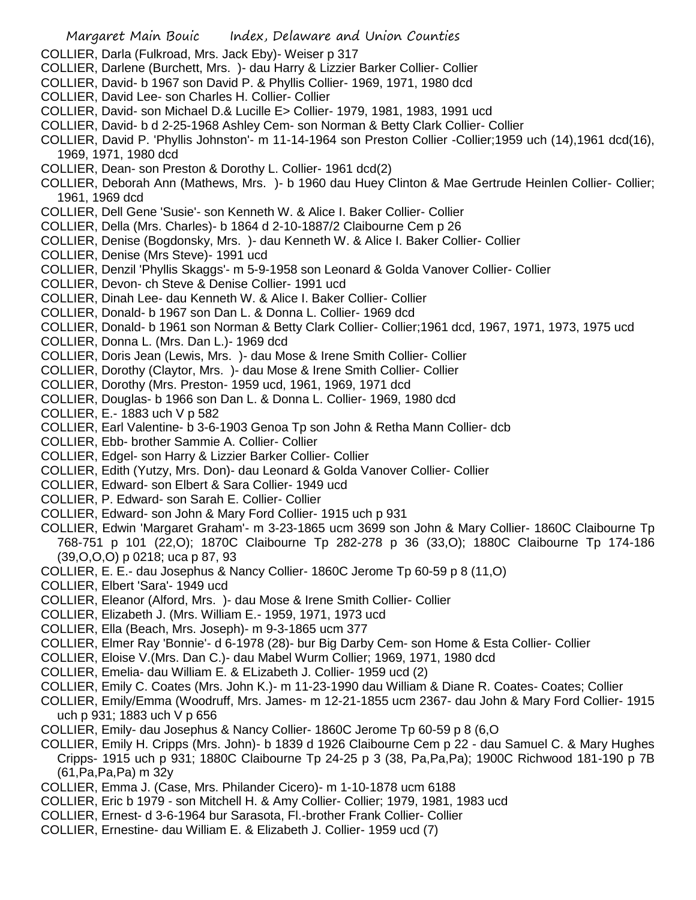COLLIER, Darla (Fulkroad, Mrs. Jack Eby)- Weiser p 317

COLLIER, Darlene (Burchett, Mrs. )- dau Harry & Lizzier Barker Collier- Collier

COLLIER, David- b 1967 son David P. & Phyllis Collier- 1969, 1971, 1980 dcd

COLLIER, David Lee- son Charles H. Collier- Collier

COLLIER, David- son Michael D.& Lucille E> Collier- 1979, 1981, 1983, 1991 ucd

COLLIER, David- b d 2-25-1968 Ashley Cem- son Norman & Betty Clark Collier- Collier

COLLIER, David P. 'Phyllis Johnston'- m 11-14-1964 son Preston Collier -Collier;1959 uch (14),1961 dcd(16), 1969, 1971, 1980 dcd

COLLIER, Dean- son Preston & Dorothy L. Collier- 1961 dcd(2)

COLLIER, Deborah Ann (Mathews, Mrs. )- b 1960 dau Huey Clinton & Mae Gertrude Heinlen Collier- Collier; 1961, 1969 dcd

COLLIER, Dell Gene 'Susie'- son Kenneth W. & Alice I. Baker Collier- Collier

COLLIER, Della (Mrs. Charles)- b 1864 d 2-10-1887/2 Claibourne Cem p 26

COLLIER, Denise (Bogdonsky, Mrs. )- dau Kenneth W. & Alice I. Baker Collier- Collier

COLLIER, Denise (Mrs Steve)- 1991 ucd

COLLIER, Denzil 'Phyllis Skaggs'- m 5-9-1958 son Leonard & Golda Vanover Collier- Collier

COLLIER, Devon- ch Steve & Denise Collier- 1991 ucd

COLLIER, Dinah Lee- dau Kenneth W. & Alice I. Baker Collier- Collier

COLLIER, Donald- b 1967 son Dan L. & Donna L. Collier- 1969 dcd

COLLIER, Donald- b 1961 son Norman & Betty Clark Collier- Collier;1961 dcd, 1967, 1971, 1973, 1975 ucd

COLLIER, Donna L. (Mrs. Dan L.)- 1969 dcd

COLLIER, Doris Jean (Lewis, Mrs. )- dau Mose & Irene Smith Collier- Collier

COLLIER, Dorothy (Claytor, Mrs. )- dau Mose & Irene Smith Collier- Collier

COLLIER, Dorothy (Mrs. Preston- 1959 ucd, 1961, 1969, 1971 dcd

COLLIER, Douglas- b 1966 son Dan L. & Donna L. Collier- 1969, 1980 dcd

COLLIER, E.- 1883 uch V p 582

COLLIER, Earl Valentine- b 3-6-1903 Genoa Tp son John & Retha Mann Collier- dcb

COLLIER, Ebb- brother Sammie A. Collier- Collier

COLLIER, Edgel- son Harry & Lizzier Barker Collier- Collier

COLLIER, Edith (Yutzy, Mrs. Don)- dau Leonard & Golda Vanover Collier- Collier

COLLIER, Edward- son Elbert & Sara Collier- 1949 ucd

COLLIER, P. Edward- son Sarah E. Collier- Collier

COLLIER, Edward- son John & Mary Ford Collier- 1915 uch p 931

COLLIER, Edwin 'Margaret Graham'- m 3-23-1865 ucm 3699 son John & Mary Collier- 1860C Claibourne Tp 768-751 p 101 (22,O); 1870C Claibourne Tp 282-278 p 36 (33,O); 1880C Claibourne Tp 174-186 (39,O,O,O) p 0218; uca p 87, 93

COLLIER, E. E.- dau Josephus & Nancy Collier- 1860C Jerome Tp 60-59 p 8 (11,O)

COLLIER, Elbert 'Sara'- 1949 ucd

COLLIER, Eleanor (Alford, Mrs. )- dau Mose & Irene Smith Collier- Collier

COLLIER, Elizabeth J. (Mrs. William E.- 1959, 1971, 1973 ucd

COLLIER, Ella (Beach, Mrs. Joseph)- m 9-3-1865 ucm 377

COLLIER, Elmer Ray 'Bonnie'- d 6-1978 (28)- bur Big Darby Cem- son Home & Esta Collier- Collier

COLLIER, Eloise V.(Mrs. Dan C.)- dau Mabel Wurm Collier; 1969, 1971, 1980 dcd

COLLIER, Emelia- dau William E. & ELizabeth J. Collier- 1959 ucd (2)

COLLIER, Emily C. Coates (Mrs. John K.)- m 11-23-1990 dau William & Diane R. Coates- Coates; Collier

COLLIER, Emily/Emma (Woodruff, Mrs. James- m 12-21-1855 ucm 2367- dau John & Mary Ford Collier- 1915 uch p 931; 1883 uch V p 656

COLLIER, Emily- dau Josephus & Nancy Collier- 1860C Jerome Tp 60-59 p 8 (6,O

COLLIER, Emily H. Cripps (Mrs. John)- b 1839 d 1926 Claibourne Cem p 22 - dau Samuel C. & Mary Hughes Cripps- 1915 uch p 931; 1880C Claibourne Tp 24-25 p 3 (38, Pa,Pa,Pa); 1900C Richwood 181-190 p 7B (61,Pa,Pa,Pa) m 32y

COLLIER, Emma J. (Case, Mrs. Philander Cicero)- m 1-10-1878 ucm 6188

COLLIER, Eric b 1979 - son Mitchell H. & Amy Collier- Collier; 1979, 1981, 1983 ucd

COLLIER, Ernest- d 3-6-1964 bur Sarasota, Fl.-brother Frank Collier- Collier

COLLIER, Ernestine- dau William E. & Elizabeth J. Collier- 1959 ucd (7)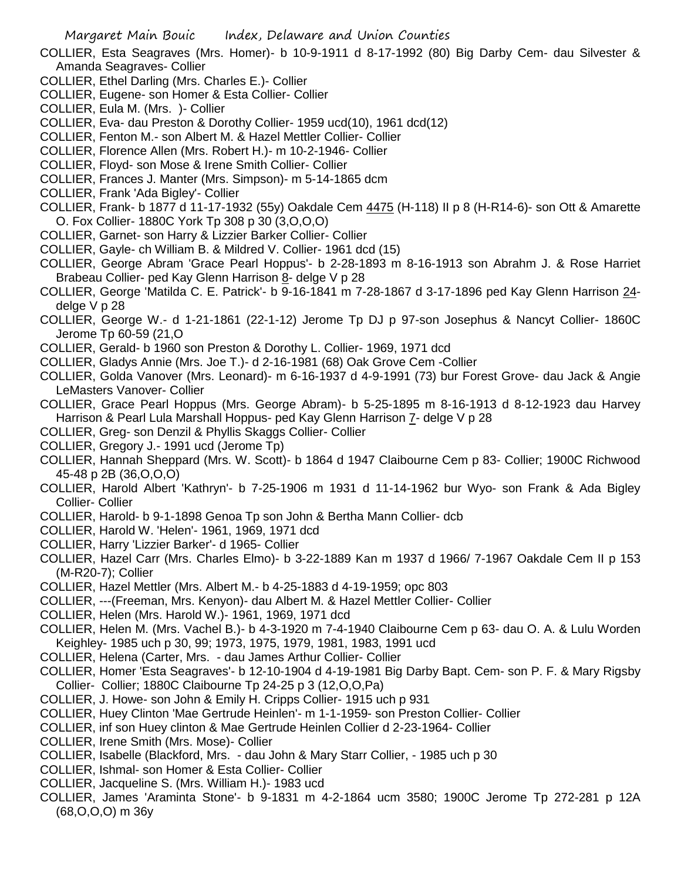COLLIER, Esta Seagraves (Mrs. Homer)- b 10-9-1911 d 8-17-1992 (80) Big Darby Cem- dau Silvester & Amanda Seagraves- Collier

COLLIER, Ethel Darling (Mrs. Charles E.)- Collier

COLLIER, Eugene- son Homer & Esta Collier- Collier

COLLIER, Eula M. (Mrs. )- Collier

COLLIER, Eva- dau Preston & Dorothy Collier- 1959 ucd(10), 1961 dcd(12)

COLLIER, Fenton M.- son Albert M. & Hazel Mettler Collier- Collier

COLLIER, Florence Allen (Mrs. Robert H.)- m 10-2-1946- Collier

COLLIER, Floyd- son Mose & Irene Smith Collier- Collier

COLLIER, Frances J. Manter (Mrs. Simpson)- m 5-14-1865 dcm

COLLIER, Frank 'Ada Bigley'- Collier

COLLIER, Frank- b 1877 d 11-17-1932 (55y) Oakdale Cem 4475 (H-118) II p 8 (H-R14-6)- son Ott & Amarette O. Fox Collier- 1880C York Tp 308 p 30 (3,O,O,O)

COLLIER, Garnet- son Harry & Lizzier Barker Collier- Collier

COLLIER, Gayle- ch William B. & Mildred V. Collier- 1961 dcd (15)

COLLIER, George Abram 'Grace Pearl Hoppus'- b 2-28-1893 m 8-16-1913 son Abrahm J. & Rose Harriet Brabeau Collier- ped Kay Glenn Harrison 8- delge V p 28

COLLIER, George 'Matilda C. E. Patrick'- b 9-16-1841 m 7-28-1867 d 3-17-1896 ped Kay Glenn Harrison 24- delge V p 28

COLLIER, George W.- d 1-21-1861 (22-1-12) Jerome Tp DJ p 97-son Josephus & Nancyt Collier- 1860C Jerome Tp 60-59 (21,O

COLLIER, Gerald- b 1960 son Preston & Dorothy L. Collier- 1969, 1971 dcd

COLLIER, Gladys Annie (Mrs. Joe T.)- d 2-16-1981 (68) Oak Grove Cem -Collier

COLLIER, Golda Vanover (Mrs. Leonard)- m 6-16-1937 d 4-9-1991 (73) bur Forest Grove- dau Jack & Angie LeMasters Vanover- Collier

COLLIER, Grace Pearl Hoppus (Mrs. George Abram)- b 5-25-1895 m 8-16-1913 d 8-12-1923 dau Harvey Harrison & Pearl Lula Marshall Hoppus- ped Kay Glenn Harrison 7- delge V p 28

COLLIER, Greg- son Denzil & Phyllis Skaggs Collier- Collier

COLLIER, Gregory J.- 1991 ucd (Jerome Tp)

COLLIER, Hannah Sheppard (Mrs. W. Scott)- b 1864 d 1947 Claibourne Cem p 83- Collier; 1900C Richwood 45-48 p 2B (36,O,O,O)

COLLIER, Harold Albert 'Kathryn'- b 7-25-1906 m 1931 d 11-14-1962 bur Wyo- son Frank & Ada Bigley Collier- Collier

COLLIER, Harold- b 9-1-1898 Genoa Tp son John & Bertha Mann Collier- dcb

COLLIER, Harold W. 'Helen'- 1961, 1969, 1971 dcd

COLLIER, Harry 'Lizzier Barker'- d 1965- Collier

COLLIER, Hazel Carr (Mrs. Charles Elmo)- b 3-22-1889 Kan m 1937 d 1966/ 7-1967 Oakdale Cem II p 153 (M-R20-7); Collier

COLLIER, Hazel Mettler (Mrs. Albert M.- b 4-25-1883 d 4-19-1959; opc 803

COLLIER, ---(Freeman, Mrs. Kenyon)- dau Albert M. & Hazel Mettler Collier- Collier

COLLIER, Helen (Mrs. Harold W.)- 1961, 1969, 1971 dcd

COLLIER, Helen M. (Mrs. Vachel B.)- b 4-3-1920 m 7-4-1940 Claibourne Cem p 63- dau O. A. & Lulu Worden Keighley- 1985 uch p 30, 99; 1973, 1975, 1979, 1981, 1983, 1991 ucd

COLLIER, Helena (Carter, Mrs. - dau James Arthur Collier- Collier

COLLIER, Homer 'Esta Seagraves'- b 12-10-1904 d 4-19-1981 Big Darby Bapt. Cem- son P. F. & Mary Rigsby Collier- Collier; 1880C Claibourne Tp 24-25 p 3 (12,O,O,Pa)

COLLIER, J. Howe- son John & Emily H. Cripps Collier- 1915 uch p 931

COLLIER, Huey Clinton 'Mae Gertrude Heinlen'- m 1-1-1959- son Preston Collier- Collier

COLLIER, inf son Huey clinton & Mae Gertrude Heinlen Collier d 2-23-1964- Collier

COLLIER, Irene Smith (Mrs. Mose)- Collier

COLLIER, Isabelle (Blackford, Mrs. - dau John & Mary Starr Collier, - 1985 uch p 30

COLLIER, Ishmal- son Homer & Esta Collier- Collier

COLLIER, Jacqueline S. (Mrs. William H.)- 1983 ucd

COLLIER, James 'Araminta Stone'- b 9-1831 m 4-2-1864 ucm 3580; 1900C Jerome Tp 272-281 p 12A (68,O,O,O) m 36y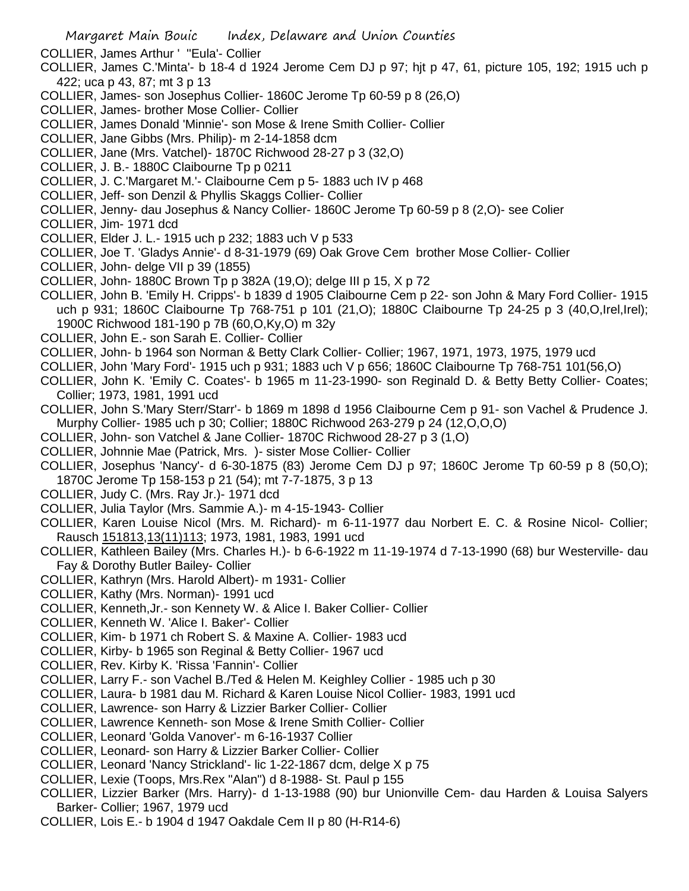COLLIER, James Arthur ' "Eula'- Collier

COLLIER, James C.'Minta'- b 18-4 d 1924 Jerome Cem DJ p 97; hjt p 47, 61, picture 105, 192; 1915 uch p 422; uca p 43, 87; mt 3 p 13

COLLIER, James- son Josephus Collier- 1860C Jerome Tp 60-59 p 8 (26,O)

COLLIER, James- brother Mose Collier- Collier

COLLIER, James Donald 'Minnie'- son Mose & Irene Smith Collier- Collier

COLLIER, Jane Gibbs (Mrs. Philip)- m 2-14-1858 dcm

COLLIER, Jane (Mrs. Vatchel)- 1870C Richwood 28-27 p 3 (32,O)

COLLIER, J. B.- 1880C Claibourne Tp p 0211

COLLIER, J. C.'Margaret M.'- Claibourne Cem p 5- 1883 uch IV p 468

COLLIER, Jeff- son Denzil & Phyllis Skaggs Collier- Collier

COLLIER, Jenny- dau Josephus & Nancy Collier- 1860C Jerome Tp 60-59 p 8 (2,O)- see Colier

COLLIER, Jim- 1971 dcd

COLLIER, Elder J. L.- 1915 uch p 232; 1883 uch V p 533

COLLIER, Joe T. 'Gladys Annie'- d 8-31-1979 (69) Oak Grove Cem brother Mose Collier- Collier

COLLIER, John- delge VII p 39 (1855)

COLLIER, John- 1880C Brown Tp p 382A (19,O); delge III p 15, X p 72

COLLIER, John B. 'Emily H. Cripps'- b 1839 d 1905 Claibourne Cem p 22- son John & Mary Ford Collier- 1915 uch p 931; 1860C Claibourne Tp 768-751 p 101 (21,O); 1880C Claibourne Tp 24-25 p 3 (40,O,Irel,Irel); 1900C Richwood 181-190 p 7B (60,O,Ky,O) m 32y

COLLIER, John E.- son Sarah E. Collier- Collier

COLLIER, John- b 1964 son Norman & Betty Clark Collier- Collier; 1967, 1971, 1973, 1975, 1979 ucd

COLLIER, John 'Mary Ford'- 1915 uch p 931; 1883 uch V p 656; 1860C Claibourne Tp 768-751 101(56,O)

COLLIER, John K. 'Emily C. Coates'- b 1965 m 11-23-1990- son Reginald D. & Betty Betty Collier- Coates; Collier; 1973, 1981, 1991 ucd

COLLIER, John S.'Mary Sterr/Starr'- b 1869 m 1898 d 1956 Claibourne Cem p 91- son Vachel & Prudence J. Murphy Collier- 1985 uch p 30; Collier; 1880C Richwood 263-279 p 24 (12,O,O,O)

COLLIER, John- son Vatchel & Jane Collier- 1870C Richwood 28-27 p 3 (1,O)

COLLIER, Johnnie Mae (Patrick, Mrs. )- sister Mose Collier- Collier

COLLIER, Josephus 'Nancy'- d 6-30-1875 (83) Jerome Cem DJ p 97; 1860C Jerome Tp 60-59 p 8 (50,O); 1870C Jerome Tp 158-153 p 21 (54); mt 7-7-1875, 3 p 13

COLLIER, Judy C. (Mrs. Ray Jr.)- 1971 dcd

COLLIER, Julia Taylor (Mrs. Sammie A.)- m 4-15-1943- Collier

COLLIER, Karen Louise Nicol (Mrs. M. Richard)- m 6-11-1977 dau Norbert E. C. & Rosine Nicol- Collier; Rausch 151813,13(11)113; 1973, 1981, 1983, 1991 ucd

COLLIER, Kathleen Bailey (Mrs. Charles H.)- b 6-6-1922 m 11-19-1974 d 7-13-1990 (68) bur Westerville- dau Fay & Dorothy Butler Bailey- Collier

COLLIER, Kathryn (Mrs. Harold Albert)- m 1931- Collier

COLLIER, Kathy (Mrs. Norman)- 1991 ucd

COLLIER, Kenneth,Jr.- son Kennety W. & Alice I. Baker Collier- Collier

COLLIER, Kenneth W. 'Alice I. Baker'- Collier

COLLIER, Kim- b 1971 ch Robert S. & Maxine A. Collier- 1983 ucd

COLLIER, Kirby- b 1965 son Reginal & Betty Collier- 1967 ucd

COLLIER, Rev. Kirby K. 'Rissa 'Fannin'- Collier

COLLIER, Larry F.- son Vachel B./Ted & Helen M. Keighley Collier - 1985 uch p 30

COLLIER, Laura- b 1981 dau M. Richard & Karen Louise Nicol Collier- 1983, 1991 ucd

COLLIER, Lawrence- son Harry & Lizzier Barker Collier- Collier

COLLIER, Lawrence Kenneth- son Mose & Irene Smith Collier- Collier

COLLIER, Leonard 'Golda Vanover'- m 6-16-1937 Collier

COLLIER, Leonard- son Harry & Lizzier Barker Collier- Collier

COLLIER, Leonard 'Nancy Strickland'- lic 1-22-1867 dcm, delge X p 75

COLLIER, Lexie (Toops, Mrs.Rex "Alan") d 8-1988- St. Paul p 155

COLLIER, Lizzier Barker (Mrs. Harry)- d 1-13-1988 (90) bur Unionville Cem- dau Harden & Louisa Salyers Barker- Collier; 1967, 1979 ucd

COLLIER, Lois E.- b 1904 d 1947 Oakdale Cem II p 80 (H-R14-6)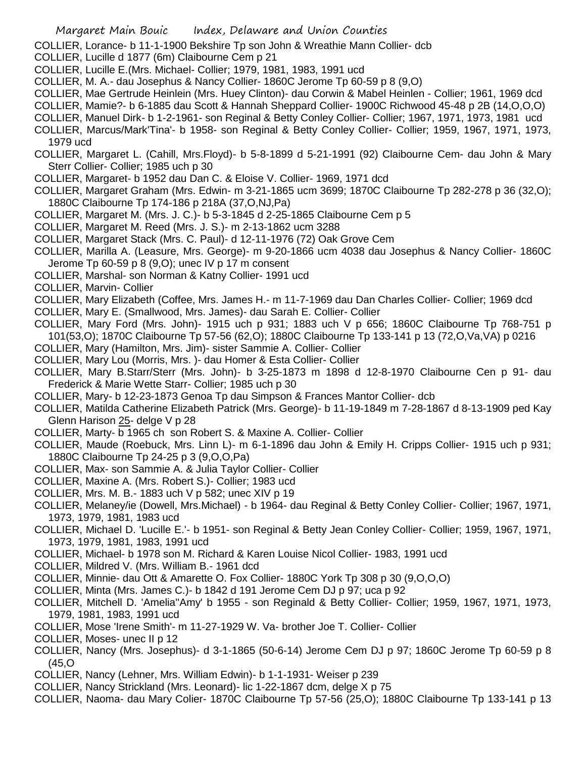COLLIER, Lorance- b 11-1-1900 Bekshire Tp son John & Wreathie Mann Collier- dcb

COLLIER, Lucille d 1877 (6m) Claibourne Cem p 21

COLLIER, Lucille E.(Mrs. Michael- Collier; 1979, 1981, 1983, 1991 ucd

COLLIER, M. A.- dau Josephus & Nancy Collier- 1860C Jerome Tp 60-59 p 8 (9,O)

COLLIER, Mae Gertrude Heinlein (Mrs. Huey Clinton)- dau Corwin & Mabel Heinlen - Collier; 1961, 1969 dcd

COLLIER, Mamie?- b 6-1885 dau Scott & Hannah Sheppard Collier- 1900C Richwood 45-48 p 2B (14,O,O,O)

COLLIER, Manuel Dirk- b 1-2-1961- son Reginal & Betty Conley Collier- Collier; 1967, 1971, 1973, 1981 ucd

COLLIER, Marcus/Mark'Tina'- b 1958- son Reginal & Betty Conley Collier- Collier; 1959, 1967, 1971, 1973, 1979 ucd

COLLIER, Margaret L. (Cahill, Mrs.Floyd)- b 5-8-1899 d 5-21-1991 (92) Claibourne Cem- dau John & Mary Sterr Collier- Collier; 1985 uch p 30

COLLIER, Margaret- b 1952 dau Dan C. & Eloise V. Collier- 1969, 1971 dcd

COLLIER, Margaret Graham (Mrs. Edwin- m 3-21-1865 ucm 3699; 1870C Claibourne Tp 282-278 p 36 (32,O); 1880C Claibourne Tp 174-186 p 218A (37,O,NJ,Pa)

COLLIER, Margaret M. (Mrs. J. C.)- b 5-3-1845 d 2-25-1865 Claibourne Cem p 5

COLLIER, Margaret M. Reed (Mrs. J. S.)- m 2-13-1862 ucm 3288

COLLIER, Margaret Stack (Mrs. C. Paul)- d 12-11-1976 (72) Oak Grove Cem

COLLIER, Marilla A. (Leasure, Mrs. George)- m 9-20-1866 ucm 4038 dau Josephus & Nancy Collier- 1860C Jerome Tp 60-59 p 8 (9,O); unec IV p 17 m consent

COLLIER, Marshal- son Norman & Katny Collier- 1991 ucd

COLLIER, Marvin- Collier

COLLIER, Mary Elizabeth (Coffee, Mrs. James H.- m 11-7-1969 dau Dan Charles Collier- Collier; 1969 dcd

COLLIER, Mary E. (Smallwood, Mrs. James)- dau Sarah E. Collier- Collier

COLLIER, Mary Ford (Mrs. John)- 1915 uch p 931; 1883 uch V p 656; 1860C Claibourne Tp 768-751 p 101(53,O); 1870C Claibourne Tp 57-56 (62,O); 1880C Claibourne Tp 133-141 p 13 (72,O,Va,VA) p 0216

COLLIER, Mary (Hamilton, Mrs. Jim)- sister Sammie A. Collier- Collier

COLLIER, Mary Lou (Morris, Mrs. )- dau Homer & Esta Collier- Collier

COLLIER, Mary B.Starr/Sterr (Mrs. John)- b 3-25-1873 m 1898 d 12-8-1970 Claibourne Cen p 91- dau Frederick & Marie Wette Starr- Collier; 1985 uch p 30

COLLIER, Mary- b 12-23-1873 Genoa Tp dau Simpson & Frances Mantor Collier- dcb

COLLIER, Matilda Catherine Elizabeth Patrick (Mrs. George)- b 11-19-1849 m 7-28-1867 d 8-13-1909 ped Kay Glenn Harison 25- delge V p 28

COLLIER, Marty- b 1965 ch son Robert S. & Maxine A. Collier- Collier

COLLIER, Maude (Roebuck, Mrs. Linn L)- m 6-1-1896 dau John & Emily H. Cripps Collier- 1915 uch p 931; 1880C Claibourne Tp 24-25 p 3 (9,O,O,Pa)

COLLIER, Max- son Sammie A. & Julia Taylor Collier- Collier

COLLIER, Maxine A. (Mrs. Robert S.)- Collier; 1983 ucd

COLLIER, Mrs. M. B.- 1883 uch V p 582; unec XIV p 19

COLLIER, Melaney/ie (Dowell, Mrs.Michael) - b 1964- dau Reginal & Betty Conley Collier- Collier; 1967, 1971, 1973, 1979, 1981, 1983 ucd

COLLIER, Michael D. 'Lucille E.'- b 1951- son Reginal & Betty Jean Conley Collier- Collier; 1959, 1967, 1971, 1973, 1979, 1981, 1983, 1991 ucd

COLLIER, Michael- b 1978 son M. Richard & Karen Louise Nicol Collier- 1983, 1991 ucd

COLLIER, Mildred V. (Mrs. William B.- 1961 dcd

COLLIER, Minnie- dau Ott & Amarette O. Fox Collier- 1880C York Tp 308 p 30 (9,O,O,O)

COLLIER, Minta (Mrs. James C.)- b 1842 d 191 Jerome Cem DJ p 97; uca p 92

COLLIER, Mitchell D. 'Amelia''Amy' b 1955 - son Reginald & Betty Collier- Collier; 1959, 1967, 1971, 1973, 1979, 1981, 1983, 1991 ucd

COLLIER, Mose 'Irene Smith'- m 11-27-1929 W. Va- brother Joe T. Collier- Collier

COLLIER, Moses- unec II p 12

COLLIER, Nancy (Mrs. Josephus)- d 3-1-1865 (50-6-14) Jerome Cem DJ p 97; 1860C Jerome Tp 60-59 p 8 (45,O

COLLIER, Nancy (Lehner, Mrs. William Edwin)- b 1-1-1931- Weiser p 239

COLLIER, Nancy Strickland (Mrs. Leonard)- lic 1-22-1867 dcm, delge X p 75

COLLIER, Naoma- dau Mary Colier- 1870C Claibourne Tp 57-56 (25,O); 1880C Claibourne Tp 133-141 p 13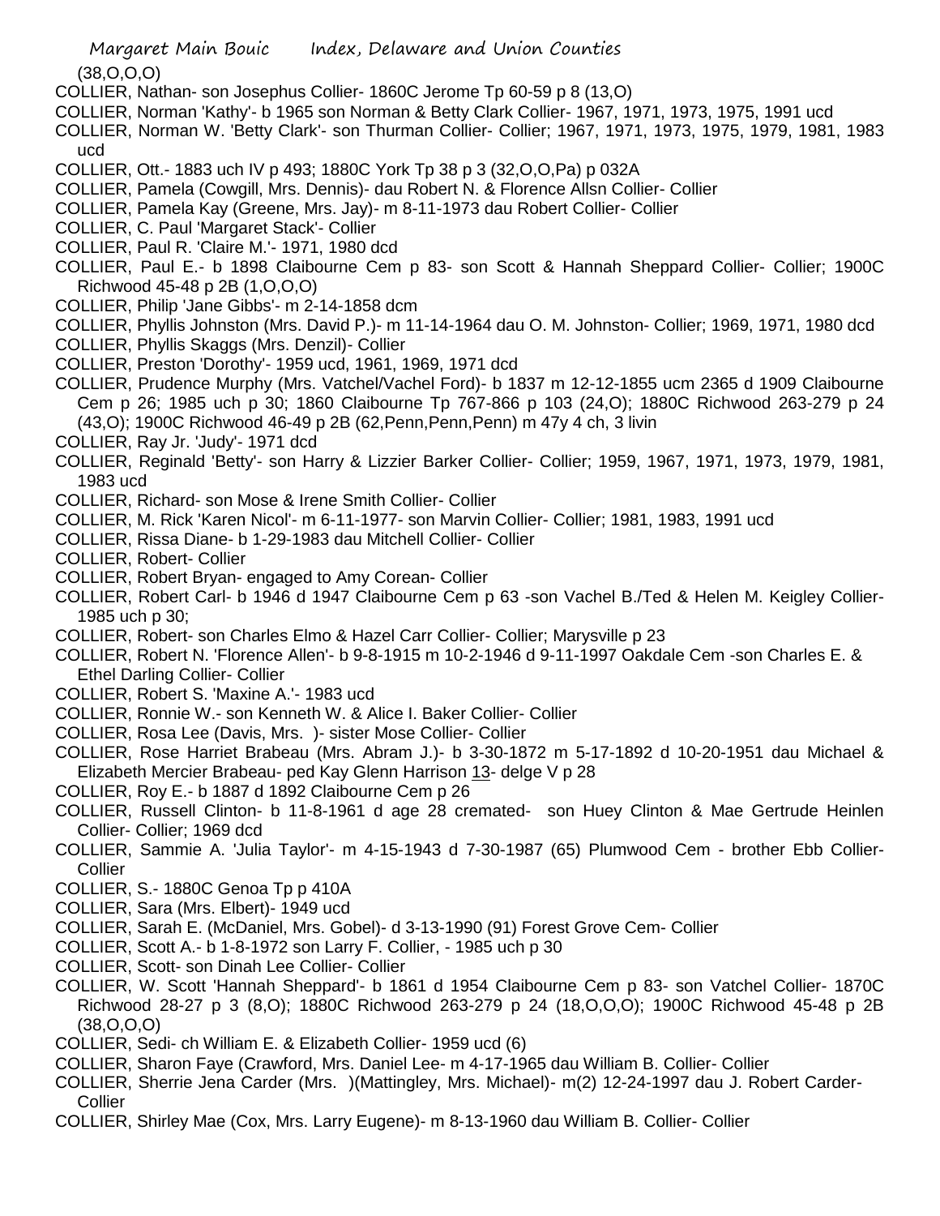(38,O,O,O)

COLLIER, Nathan- son Josephus Collier- 1860C Jerome Tp 60-59 p 8 (13,O)

COLLIER, Norman 'Kathy'- b 1965 son Norman & Betty Clark Collier- 1967, 1971, 1973, 1975, 1991 ucd

COLLIER, Norman W. 'Betty Clark'- son Thurman Collier- Collier; 1967, 1971, 1973, 1975, 1979, 1981, 1983 ucd

COLLIER, Ott.- 1883 uch IV p 493; 1880C York Tp 38 p 3 (32,O,O,Pa) p 032A

COLLIER, Pamela (Cowgill, Mrs. Dennis)- dau Robert N. & Florence Allsn Collier- Collier

COLLIER, Pamela Kay (Greene, Mrs. Jay)- m 8-11-1973 dau Robert Collier- Collier

COLLIER, C. Paul 'Margaret Stack'- Collier

COLLIER, Paul R. 'Claire M.'- 1971, 1980 dcd

COLLIER, Paul E.- b 1898 Claibourne Cem p 83- son Scott & Hannah Sheppard Collier- Collier; 1900C Richwood 45-48 p 2B (1,O,O,O)

COLLIER, Philip 'Jane Gibbs'- m 2-14-1858 dcm

COLLIER, Phyllis Johnston (Mrs. David P.)- m 11-14-1964 dau O. M. Johnston- Collier; 1969, 1971, 1980 dcd

COLLIER, Phyllis Skaggs (Mrs. Denzil)- Collier

COLLIER, Preston 'Dorothy'- 1959 ucd, 1961, 1969, 1971 dcd

COLLIER, Prudence Murphy (Mrs. Vatchel/Vachel Ford)- b 1837 m 12-12-1855 ucm 2365 d 1909 Claibourne Cem p 26; 1985 uch p 30; 1860 Claibourne Tp 767-866 p 103 (24,O); 1880C Richwood 263-279 p 24 (43,O); 1900C Richwood 46-49 p 2B (62,Penn,Penn,Penn) m 47y 4 ch, 3 livin

COLLIER, Ray Jr. 'Judy'- 1971 dcd

COLLIER, Reginald 'Betty'- son Harry & Lizzier Barker Collier- Collier; 1959, 1967, 1971, 1973, 1979, 1981, 1983 ucd

COLLIER, Richard- son Mose & Irene Smith Collier- Collier

COLLIER, M. Rick 'Karen Nicol'- m 6-11-1977- son Marvin Collier- Collier; 1981, 1983, 1991 ucd

COLLIER, Rissa Diane- b 1-29-1983 dau Mitchell Collier- Collier

COLLIER, Robert- Collier

COLLIER, Robert Bryan- engaged to Amy Corean- Collier

COLLIER, Robert Carl- b 1946 d 1947 Claibourne Cem p 63 -son Vachel B./Ted & Helen M. Keigley Collier- 1985 uch p 30;

COLLIER, Robert- son Charles Elmo & Hazel Carr Collier- Collier; Marysville p 23

COLLIER, Robert N. 'Florence Allen'- b 9-8-1915 m 10-2-1946 d 9-11-1997 Oakdale Cem -son Charles E. & Ethel Darling Collier- Collier

COLLIER, Robert S. 'Maxine A.'- 1983 ucd

COLLIER, Ronnie W.- son Kenneth W. & Alice I. Baker Collier- Collier

COLLIER, Rosa Lee (Davis, Mrs. )- sister Mose Collier- Collier

COLLIER, Rose Harriet Brabeau (Mrs. Abram J.)- b 3-30-1872 m 5-17-1892 d 10-20-1951 dau Michael & Elizabeth Mercier Brabeau- ped Kay Glenn Harrison 13- delge V p 28

COLLIER, Roy E.- b 1887 d 1892 Claibourne Cem p 26

COLLIER, Russell Clinton- b 11-8-1961 d age 28 cremated- son Huey Clinton & Mae Gertrude Heinlen Collier- Collier; 1969 dcd

COLLIER, Sammie A. 'Julia Taylor'- m 4-15-1943 d 7-30-1987 (65) Plumwood Cem - brother Ebb Collier- Collier

COLLIER, S.- 1880C Genoa Tp p 410A

COLLIER, Sara (Mrs. Elbert)- 1949 ucd

COLLIER, Sarah E. (McDaniel, Mrs. Gobel)- d 3-13-1990 (91) Forest Grove Cem- Collier

COLLIER, Scott A.- b 1-8-1972 son Larry F. Collier, - 1985 uch p 30

COLLIER, Scott- son Dinah Lee Collier- Collier

COLLIER, W. Scott 'Hannah Sheppard'- b 1861 d 1954 Claibourne Cem p 83- son Vatchel Collier- 1870C Richwood 28-27 p 3 (8,O); 1880C Richwood 263-279 p 24 (18,O,O,O); 1900C Richwood 45-48 p 2B (38,O,O,O)

COLLIER, Sedi- ch William E. & Elizabeth Collier- 1959 ucd (6)

COLLIER, Sharon Faye (Crawford, Mrs. Daniel Lee- m 4-17-1965 dau William B. Collier- Collier

COLLIER, Sherrie Jena Carder (Mrs. )(Mattingley, Mrs. Michael)- m(2) 12-24-1997 dau J. Robert Carder- Collier

COLLIER, Shirley Mae (Cox, Mrs. Larry Eugene)- m 8-13-1960 dau William B. Collier- Collier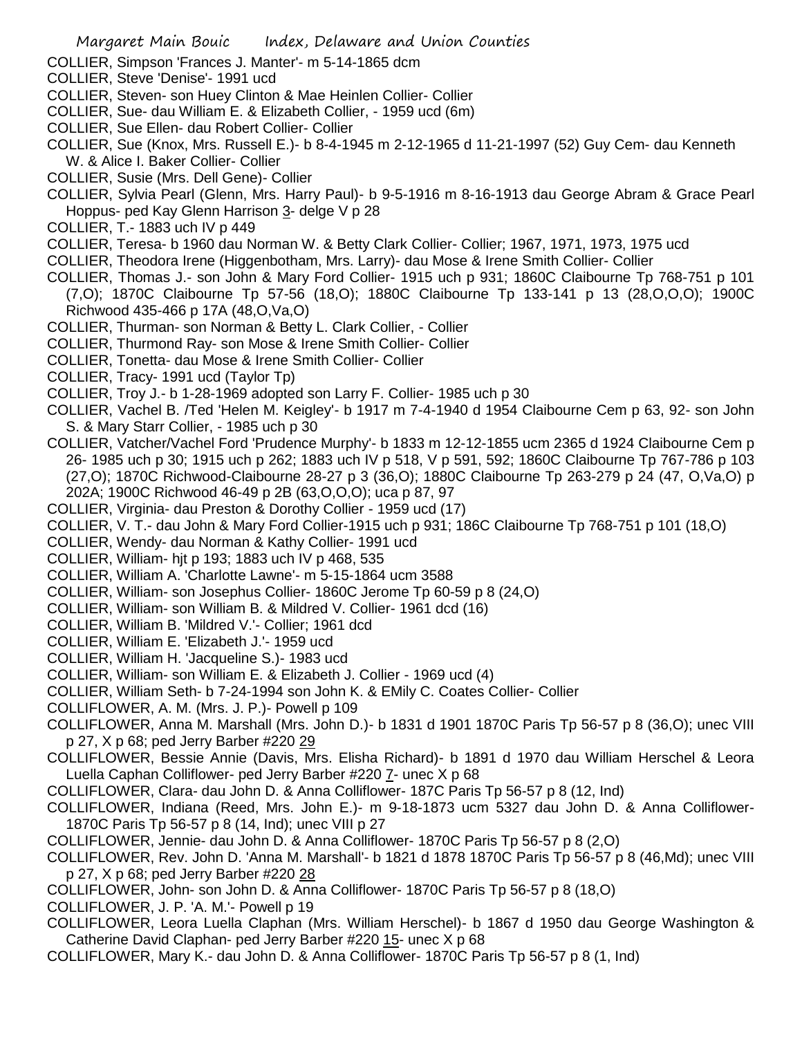COLLIER, Simpson 'Frances J. Manter'- m 5-14-1865 dcm

COLLIER, Steve 'Denise'- 1991 ucd

COLLIER, Steven- son Huey Clinton & Mae Heinlen Collier- Collier

COLLIER, Sue- dau William E. & Elizabeth Collier, - 1959 ucd (6m)

COLLIER, Sue Ellen- dau Robert Collier- Collier

COLLIER, Sue (Knox, Mrs. Russell E.)- b 8-4-1945 m 2-12-1965 d 11-21-1997 (52) Guy Cem- dau Kenneth W. & Alice I. Baker Collier- Collier

COLLIER, Susie (Mrs. Dell Gene)- Collier

COLLIER, Sylvia Pearl (Glenn, Mrs. Harry Paul)- b 9-5-1916 m 8-16-1913 dau George Abram & Grace Pearl Hoppus- ped Kay Glenn Harrison 3- delge V p 28

COLLIER, T.- 1883 uch IV p 449

COLLIER, Teresa- b 1960 dau Norman W. & Betty Clark Collier- Collier; 1967, 1971, 1973, 1975 ucd

COLLIER, Theodora Irene (Higgenbotham, Mrs. Larry)- dau Mose & Irene Smith Collier- Collier

COLLIER, Thomas J.- son John & Mary Ford Collier- 1915 uch p 931; 1860C Claibourne Tp 768-751 p 101 (7,O); 1870C Claibourne Tp 57-56 (18,O); 1880C Claibourne Tp 133-141 p 13 (28,O,O,O); 1900C Richwood 435-466 p 17A (48,O,Va,O)

COLLIER, Thurman- son Norman & Betty L. Clark Collier, - Collier

COLLIER, Thurmond Ray- son Mose & Irene Smith Collier- Collier

COLLIER, Tonetta- dau Mose & Irene Smith Collier- Collier

COLLIER, Tracy- 1991 ucd (Taylor Tp)

COLLIER, Troy J.- b 1-28-1969 adopted son Larry F. Collier- 1985 uch p 30

COLLIER, Vachel B. /Ted 'Helen M. Keigley'- b 1917 m 7-4-1940 d 1954 Claibourne Cem p 63, 92- son John S. & Mary Starr Collier, - 1985 uch p 30

COLLIER, Vatcher/Vachel Ford 'Prudence Murphy'- b 1833 m 12-12-1855 ucm 2365 d 1924 Claibourne Cem p 26- 1985 uch p 30; 1915 uch p 262; 1883 uch IV p 518, V p 591, 592; 1860C Claibourne Tp 767-786 p 103 (27,O); 1870C Richwood-Claibourne 28-27 p 3 (36,O); 1880C Claibourne Tp 263-279 p 24 (47, O,Va,O) p 202A; 1900C Richwood 46-49 p 2B (63,O,O,O); uca p 87, 97

COLLIER, Virginia- dau Preston & Dorothy Collier - 1959 ucd (17)

COLLIER, V. T.- dau John & Mary Ford Collier-1915 uch p 931; 186C Claibourne Tp 768-751 p 101 (18,O)

COLLIER, Wendy- dau Norman & Kathy Collier- 1991 ucd

COLLIER, William- hjt p 193; 1883 uch IV p 468, 535

COLLIER, William A. 'Charlotte Lawne'- m 5-15-1864 ucm 3588

COLLIER, William- son Josephus Collier- 1860C Jerome Tp 60-59 p 8 (24,O)

COLLIER, William- son William B. & Mildred V. Collier- 1961 dcd (16)

COLLIER, William B. 'Mildred V.'- Collier; 1961 dcd

COLLIER, William E. 'Elizabeth J.'- 1959 ucd

COLLIER, William H. 'Jacqueline S.)- 1983 ucd

COLLIER, William- son William E. & Elizabeth J. Collier - 1969 ucd (4)

COLLIER, William Seth- b 7-24-1994 son John K. & EMily C. Coates Collier- Collier

COLLIFLOWER, A. M. (Mrs. J. P.)- Powell p 109

COLLIFLOWER, Anna M. Marshall (Mrs. John D.)- b 1831 d 1901 1870C Paris Tp 56-57 p 8 (36,O); unec VIII p 27, X p 68; ped Jerry Barber #220 29

COLLIFLOWER, Bessie Annie (Davis, Mrs. Elisha Richard)- b 1891 d 1970 dau William Herschel & Leora Luella Caphan Colliflower- ped Jerry Barber #220 7- unec X p 68

COLLIFLOWER, Clara- dau John D. & Anna Colliflower- 187C Paris Tp 56-57 p 8 (12, Ind)

COLLIFLOWER, Indiana (Reed, Mrs. John E.)- m 9-18-1873 ucm 5327 dau John D. & Anna Colliflower- 1870C Paris Tp 56-57 p 8 (14, Ind); unec VIII p 27

COLLIFLOWER, Jennie- dau John D. & Anna Colliflower- 1870C Paris Tp 56-57 p 8 (2,O)

COLLIFLOWER, Rev. John D. 'Anna M. Marshall'- b 1821 d 1878 1870C Paris Tp 56-57 p 8 (46,Md); unec VIII p 27, X p 68; ped Jerry Barber #220 28

COLLIFLOWER, John- son John D. & Anna Colliflower- 1870C Paris Tp 56-57 p 8 (18,O)

COLLIFLOWER, J. P. 'A. M.'- Powell p 19

COLLIFLOWER, Leora Luella Claphan (Mrs. William Herschel)- b 1867 d 1950 dau George Washington & Catherine David Claphan- ped Jerry Barber #220 15- unec X p 68

COLLIFLOWER, Mary K.- dau John D. & Anna Colliflower- 1870C Paris Tp 56-57 p 8 (1, Ind)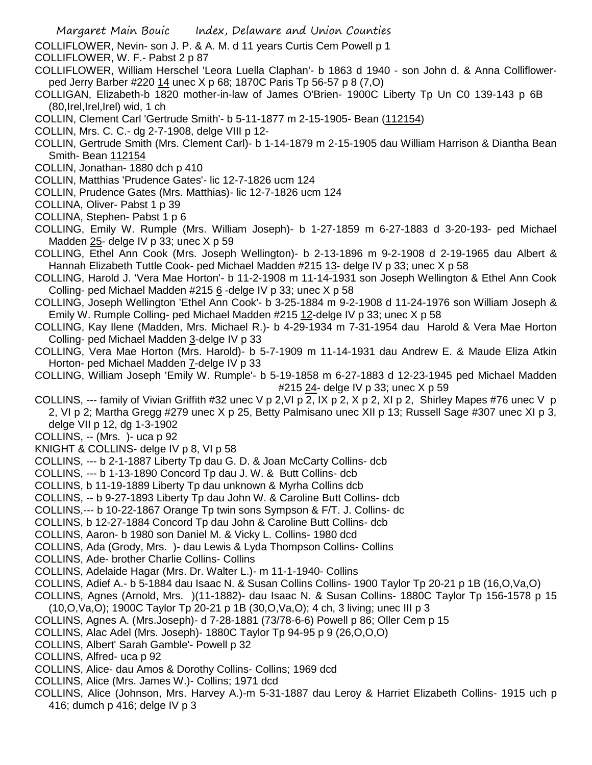COLLIFLOWER, Nevin- son J. P. & A. M. d 11 years Curtis Cem Powell p 1

COLLIFLOWER, W. F.- Pabst 2 p 87

COLLIFLOWER, William Herschel 'Leora Luella Claphan'- b 1863 d 1940 - son John d. & Anna Colliflower- ped Jerry Barber #220 14 unec X p 68; 1870C Paris Tp 56-57 p 8 (7,O)

COLLIGAN, Elizabeth-b 1820 mother-in-law of James O'Brien- 1900C Liberty Tp Un C0 139-143 p 6B (80,Irel,Irel,Irel) wid, 1 ch

COLLIN, Clement Carl 'Gertrude Smith'- b 5-11-1877 m 2-15-1905- Bean (112154)

COLLIN, Mrs. C. C.- dg 2-7-1908, delge VIII p 12-

COLLIN, Gertrude Smith (Mrs. Clement Carl)- b 1-14-1879 m 2-15-1905 dau William Harrison & Diantha Bean Smith- Bean 112154

COLLIN, Jonathan- 1880 dch p 410

COLLIN, Matthias 'Prudence Gates'- lic 12-7-1826 ucm 124

COLLIN, Prudence Gates (Mrs. Matthias)- lic 12-7-1826 ucm 124

COLLINA, Oliver- Pabst 1 p 39

COLLINA, Stephen- Pabst 1 p 6

COLLING, Emily W. Rumple (Mrs. William Joseph)- b 1-27-1859 m 6-27-1883 d 3-20-193- ped Michael Madden 25- delge IV p 33; unec X p 59

COLLING, Ethel Ann Cook (Mrs. Joseph Wellington)- b 2-13-1896 m 9-2-1908 d 2-19-1965 dau Albert & Hannah Elizabeth Tuttle Cook- ped Michael Madden #215 13- delge IV p 33; unec X p 58

COLLING, Harold J. 'Vera Mae Horton'- b 11-2-1908 m 11-14-1931 son Joseph Wellington & Ethel Ann Cook Colling- ped Michael Madden #215 6 -delge IV p 33; unec X p 58

COLLING, Joseph Wellington 'Ethel Ann Cook'- b 3-25-1884 m 9-2-1908 d 11-24-1976 son William Joseph & Emily W. Rumple Colling- ped Michael Madden #215 12-delge IV p 33; unec X p 58

COLLING, Kay Ilene (Madden, Mrs. Michael R.)- b 4-29-1934 m 7-31-1954 dau Harold & Vera Mae Horton Colling- ped Michael Madden 3-delge IV p 33

COLLING, Vera Mae Horton (Mrs. Harold)- b 5-7-1909 m 11-14-1931 dau Andrew E. & Maude Eliza Atkin Horton- ped Michael Madden 7-delge IV p 33

COLLING, William Joseph 'Emily W. Rumple'- b 5-19-1858 m 6-27-1883 d 12-23-1945 ped Michael Madden #215 24- delge IV p 33; unec X p 59

COLLINS, --- family of Vivian Griffith #32 unec V p 2,VI p 2, IX p 2, X p 2, XI p 2, Shirley Mapes #76 unec V p 2, VI p 2; Martha Gregg #279 unec X p 25, Betty Palmisano unec XII p 13; Russell Sage #307 unec XI p 3, delge VII p 12, dg 1-3-1902

COLLINS, -- (Mrs. )- uca p 92

KNIGHT & COLLINS- delge IV p 8, VI p 58

COLLINS, --- b 2-1-1887 Liberty Tp dau G. D. & Joan McCarty Collins- dcb

COLLINS, --- b 1-13-1890 Concord Tp dau J. W. & Butt Collins- dcb

COLLINS, b 11-19-1889 Liberty Tp dau unknown & Myrha Collins dcb

COLLINS, -- b 9-27-1893 Liberty Tp dau John W. & Caroline Butt Collins- dcb

COLLINS,--- b 10-22-1867 Orange Tp twin sons Sympson & F/T. J. Collins- dc

COLLINS, b 12-27-1884 Concord Tp dau John & Caroline Butt Collins- dcb

COLLINS, Aaron- b 1980 son Daniel M. & Vicky L. Collins- 1980 dcd

COLLINS, Ada (Grody, Mrs. )- dau Lewis & Lyda Thompson Collins- Collins

COLLINS, Ade- brother Charlie Collins- Collins

COLLINS, Adelaide Hagar (Mrs. Dr. Walter L.)- m 11-1-1940- Collins

COLLINS, Adief A.- b 5-1884 dau Isaac N. & Susan Collins Collins- 1900 Taylor Tp 20-21 p 1B (16,O,Va,O)

COLLINS, Agnes (Arnold, Mrs. )(11-1882)- dau Isaac N. & Susan Collins- 1880C Taylor Tp 156-1578 p 15 (10,O,Va,O); 1900C Taylor Tp 20-21 p 1B (30,O,Va,O); 4 ch, 3 living; unec III p 3

COLLINS, Agnes A. (Mrs.Joseph)- d 7-28-1881 (73/78-6-6) Powell p 86; Oller Cem p 15

COLLINS, Alac Adel (Mrs. Joseph)- 1880C Taylor Tp 94-95 p 9 (26,O,O,O)

COLLINS, Albert' Sarah Gamble'- Powell p 32

COLLINS, Alfred- uca p 92

COLLINS, Alice- dau Amos & Dorothy Collins- Collins; 1969 dcd

COLLINS, Alice (Mrs. James W.)- Collins; 1971 dcd

COLLINS, Alice (Johnson, Mrs. Harvey A.)-m 5-31-1887 dau Leroy & Harriet Elizabeth Collins- 1915 uch p 416; dumch p 416; delge IV p 3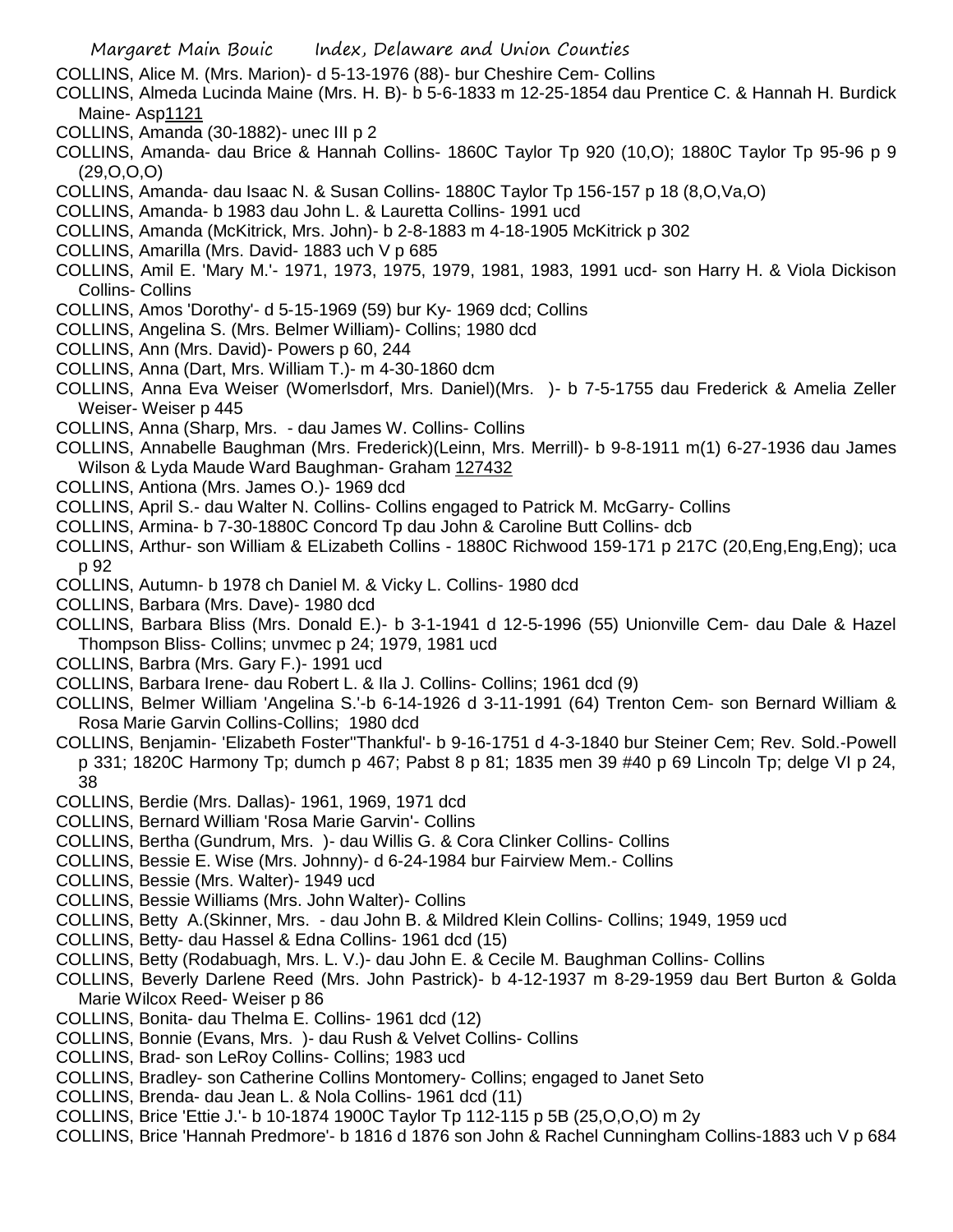COLLINS, Alice M. (Mrs. Marion)- d 5-13-1976 (88)- bur Cheshire Cem- Collins

COLLINS, Almeda Lucinda Maine (Mrs. H. B)- b 5-6-1833 m 12-25-1854 dau Prentice C. & Hannah H. Burdick Maine- Asp1121

COLLINS, Amanda (30-1882)- unec III p 2

COLLINS, Amanda- dau Brice & Hannah Collins- 1860C Taylor Tp 920 (10,O); 1880C Taylor Tp 95-96 p 9 (29,O,O,O)

COLLINS, Amanda- dau Isaac N. & Susan Collins- 1880C Taylor Tp 156-157 p 18 (8,O,Va,O)

COLLINS, Amanda- b 1983 dau John L. & Lauretta Collins- 1991 ucd

COLLINS, Amanda (McKitrick, Mrs. John)- b 2-8-1883 m 4-18-1905 McKitrick p 302

COLLINS, Amarilla (Mrs. David- 1883 uch V p 685

COLLINS, Amil E. 'Mary M.'- 1971, 1973, 1975, 1979, 1981, 1983, 1991 ucd- son Harry H. & Viola Dickison Collins- Collins

COLLINS, Amos 'Dorothy'- d 5-15-1969 (59) bur Ky- 1969 dcd; Collins

COLLINS, Angelina S. (Mrs. Belmer William)- Collins; 1980 dcd

COLLINS, Ann (Mrs. David)- Powers p 60, 244

COLLINS, Anna (Dart, Mrs. William T.)- m 4-30-1860 dcm

COLLINS, Anna Eva Weiser (Womerlsdorf, Mrs. Daniel)(Mrs. )- b 7-5-1755 dau Frederick & Amelia Zeller Weiser- Weiser p 445

COLLINS, Anna (Sharp, Mrs. - dau James W. Collins- Collins

COLLINS, Annabelle Baughman (Mrs. Frederick)(Leinn, Mrs. Merrill)- b 9-8-1911 m(1) 6-27-1936 dau James Wilson & Lyda Maude Ward Baughman- Graham 127432

COLLINS, Antiona (Mrs. James O.)- 1969 dcd

COLLINS, April S.- dau Walter N. Collins- Collins engaged to Patrick M. McGarry- Collins

COLLINS, Armina- b 7-30-1880C Concord Tp dau John & Caroline Butt Collins- dcb

COLLINS, Arthur- son William & ELizabeth Collins - 1880C Richwood 159-171 p 217C (20,Eng,Eng,Eng); uca p 92

COLLINS, Autumn- b 1978 ch Daniel M. & Vicky L. Collins- 1980 dcd

COLLINS, Barbara (Mrs. Dave)- 1980 dcd

COLLINS, Barbara Bliss (Mrs. Donald E.)- b 3-1-1941 d 12-5-1996 (55) Unionville Cem- dau Dale & Hazel Thompson Bliss- Collins; unvmec p 24; 1979, 1981 ucd

COLLINS, Barbra (Mrs. Gary F.)- 1991 ucd

COLLINS, Barbara Irene- dau Robert L. & Ila J. Collins- Collins; 1961 dcd (9)

COLLINS, Belmer William 'Angelina S.'-b 6-14-1926 d 3-11-1991 (64) Trenton Cem- son Bernard William & Rosa Marie Garvin Collins-Collins; 1980 dcd

COLLINS, Benjamin- 'Elizabeth Foster''Thankful'- b 9-16-1751 d 4-3-1840 bur Steiner Cem; Rev. Sold.-Powell p 331; 1820C Harmony Tp; dumch p 467; Pabst 8 p 81; 1835 men 39 #40 p 69 Lincoln Tp; delge VI p 24, 38

COLLINS, Berdie (Mrs. Dallas)- 1961, 1969, 1971 dcd

COLLINS, Bernard William 'Rosa Marie Garvin'- Collins

COLLINS, Bertha (Gundrum, Mrs. )- dau Willis G. & Cora Clinker Collins- Collins

COLLINS, Bessie E. Wise (Mrs. Johnny)- d 6-24-1984 bur Fairview Mem.- Collins

COLLINS, Bessie (Mrs. Walter)- 1949 ucd

COLLINS, Bessie Williams (Mrs. John Walter)- Collins

COLLINS, Betty A.(Skinner, Mrs. - dau John B. & Mildred Klein Collins- Collins; 1949, 1959 ucd

COLLINS, Betty- dau Hassel & Edna Collins- 1961 dcd (15)

COLLINS, Betty (Rodabuagh, Mrs. L. V.)- dau John E. & Cecile M. Baughman Collins- Collins

COLLINS, Beverly Darlene Reed (Mrs. John Pastrick)- b 4-12-1937 m 8-29-1959 dau Bert Burton & Golda Marie Wilcox Reed- Weiser p 86

COLLINS, Bonita- dau Thelma E. Collins- 1961 dcd (12)

COLLINS, Bonnie (Evans, Mrs. )- dau Rush & Velvet Collins- Collins

COLLINS, Brad- son LeRoy Collins- Collins; 1983 ucd

COLLINS, Bradley- son Catherine Collins Montomery- Collins; engaged to Janet Seto

COLLINS, Brenda- dau Jean L. & Nola Collins- 1961 dcd (11)

COLLINS, Brice 'Ettie J.'- b 10-1874 1900C Taylor Tp 112-115 p 5B (25,O,O,O) m 2y

COLLINS, Brice 'Hannah Predmore'- b 1816 d 1876 son John & Rachel Cunningham Collins-1883 uch V p 684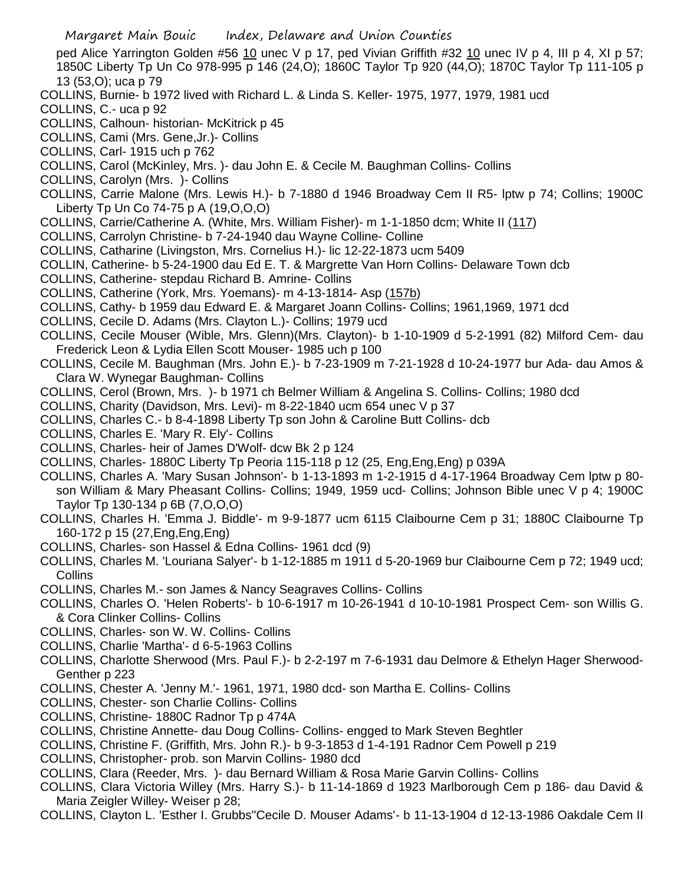ped Alice Yarrington Golden #56 10 unec V p 17, ped Vivian Griffith #32 10 unec IV p 4, III p 4, XI p 57; 1850C Liberty Tp Un Co 978-995 p 146 (24,O); 1860C Taylor Tp 920 (44,O); 1870C Taylor Tp 111-105 p 13 (53,O); uca p 79

COLLINS, Burnie- b 1972 lived with Richard L. & Linda S. Keller- 1975, 1977, 1979, 1981 ucd

COLLINS, C.- uca p 92

COLLINS, Calhoun- historian- McKitrick p 45

COLLINS, Cami (Mrs. Gene,Jr.)- Collins

COLLINS, Carl- 1915 uch p 762

COLLINS, Carol (McKinley, Mrs. )- dau John E. & Cecile M. Baughman Collins- Collins

COLLINS, Carolyn (Mrs. )- Collins

COLLINS, Carrie Malone (Mrs. Lewis H.)- b 7-1880 d 1946 Broadway Cem II R5- lptw p 74; Collins; 1900C Liberty Tp Un Co 74-75 p A (19,O,O,O)

COLLINS, Carrie/Catherine A. (White, Mrs. William Fisher)- m 1-1-1850 dcm; White II (117)

COLLINS, Carrolyn Christine- b 7-24-1940 dau Wayne Colline- Colline

COLLINS, Catharine (Livingston, Mrs. Cornelius H.)- lic 12-22-1873 ucm 5409

COLLIN, Catherine- b 5-24-1900 dau Ed E. T. & Margrette Van Horn Collins- Delaware Town dcb

COLLINS, Catherine- stepdau Richard B. Amrine- Collins

COLLINS, Catherine (York, Mrs. Yoemans)- m 4-13-1814- Asp (157b)

COLLINS, Cathy- b 1959 dau Edward E. & Margaret Joann Collins- Collins; 1961,1969, 1971 dcd

COLLINS, Cecile D. Adams (Mrs. Clayton L.)- Collins; 1979 ucd

COLLINS, Cecile Mouser (Wible, Mrs. Glenn)(Mrs. Clayton)- b 1-10-1909 d 5-2-1991 (82) Milford Cem- dau Frederick Leon & Lydia Ellen Scott Mouser- 1985 uch p 100

COLLINS, Cecile M. Baughman (Mrs. John E.)- b 7-23-1909 m 7-21-1928 d 10-24-1977 bur Ada- dau Amos & Clara W. Wynegar Baughman- Collins

COLLINS, Cerol (Brown, Mrs. )- b 1971 ch Belmer William & Angelina S. Collins- Collins; 1980 dcd

COLLINS, Charity (Davidson, Mrs. Levi)- m 8-22-1840 ucm 654 unec V p 37

COLLINS, Charles C.- b 8-4-1898 Liberty Tp son John & Caroline Butt Collins- dcb

COLLINS, Charles E. 'Mary R. Ely'- Collins

COLLINS, Charles- heir of James D'Wolf- dcw Bk 2 p 124

COLLINS, Charles- 1880C Liberty Tp Peoria 115-118 p 12 (25, Eng,Eng,Eng) p 039A

COLLINS, Charles A. 'Mary Susan Johnson'- b 1-13-1893 m 1-2-1915 d 4-17-1964 Broadway Cem lptw p 80- son William & Mary Pheasant Collins- Collins; 1949, 1959 ucd- Collins; Johnson Bible unec V p 4; 1900C Taylor Tp 130-134 p 6B (7,O,O,O)

COLLINS, Charles H. 'Emma J. Biddle'- m 9-9-1877 ucm 6115 Claibourne Cem p 31; 1880C Claibourne Tp 160-172 p 15 (27,Eng,Eng,Eng)

COLLINS, Charles- son Hassel & Edna Collins- 1961 dcd (9)

COLLINS, Charles M. 'Louriana Salyer'- b 1-12-1885 m 1911 d 5-20-1969 bur Claibourne Cem p 72; 1949 ucd; Collins

COLLINS, Charles M.- son James & Nancy Seagraves Collins- Collins

COLLINS, Charles O. 'Helen Roberts'- b 10-6-1917 m 10-26-1941 d 10-10-1981 Prospect Cem- son Willis G. & Cora Clinker Collins- Collins

COLLINS, Charles- son W. W. Collins- Collins

COLLINS, Charlie 'Martha'- d 6-5-1963 Collins

COLLINS, Charlotte Sherwood (Mrs. Paul F.)- b 2-2-197 m 7-6-1931 dau Delmore & Ethelyn Hager Sherwood- Genther p 223

COLLINS, Chester A. 'Jenny M.'- 1961, 1971, 1980 dcd- son Martha E. Collins- Collins

COLLINS, Chester- son Charlie Collins- Collins

COLLINS, Christine- 1880C Radnor Tp p 474A

COLLINS, Christine Annette- dau Doug Collins- Collins- engged to Mark Steven Beghtler

COLLINS, Christine F. (Griffith, Mrs. John R.)- b 9-3-1853 d 1-4-191 Radnor Cem Powell p 219

COLLINS, Christopher- prob. son Marvin Collins- 1980 dcd

COLLINS, Clara (Reeder, Mrs. )- dau Bernard William & Rosa Marie Garvin Collins- Collins

COLLINS, Clara Victoria Willey (Mrs. Harry S.)- b 11-14-1869 d 1923 Marlborough Cem p 186- dau David & Maria Zeigler Willey- Weiser p 28;

COLLINS, Clayton L. 'Esther I. Grubbs''Cecile D. Mouser Adams'- b 11-13-1904 d 12-13-1986 Oakdale Cem II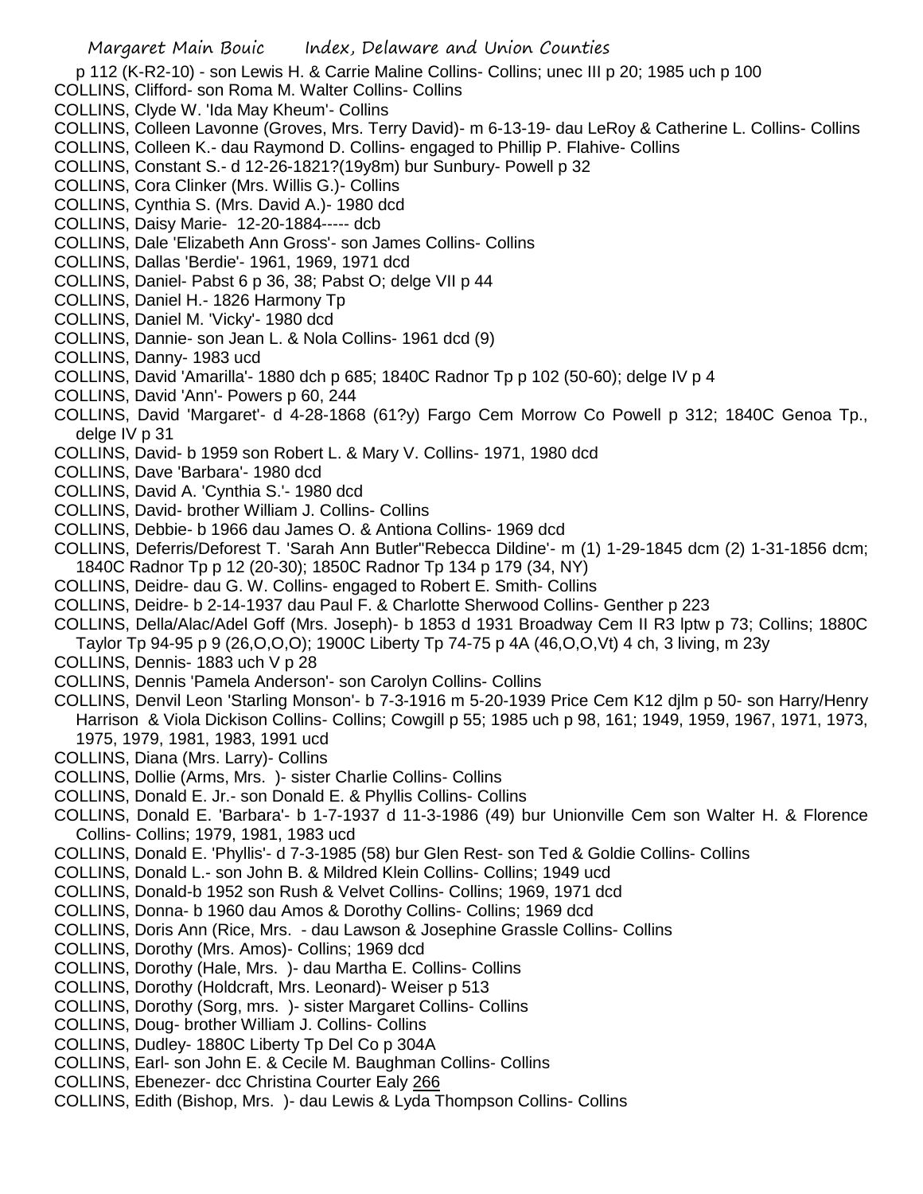p 112 (K-R2-10) - son Lewis H. & Carrie Maline Collins- Collins; unec III p 20; 1985 uch p 100

COLLINS, Clifford- son Roma M. Walter Collins- Collins

COLLINS, Clyde W. 'Ida May Kheum'- Collins

COLLINS, Colleen Lavonne (Groves, Mrs. Terry David)- m 6-13-19- dau LeRoy & Catherine L. Collins- Collins

COLLINS, Colleen K.- dau Raymond D. Collins- engaged to Phillip P. Flahive- Collins

COLLINS, Constant S.- d 12-26-1821?(19y8m) bur Sunbury- Powell p 32

COLLINS, Cora Clinker (Mrs. Willis G.)- Collins

COLLINS, Cynthia S. (Mrs. David A.)- 1980 dcd

COLLINS, Daisy Marie- 12-20-1884----- dcb

COLLINS, Dale 'Elizabeth Ann Gross'- son James Collins- Collins

COLLINS, Dallas 'Berdie'- 1961, 1969, 1971 dcd

COLLINS, Daniel- Pabst 6 p 36, 38; Pabst O; delge VII p 44

COLLINS, Daniel H.- 1826 Harmony Tp

COLLINS, Daniel M. 'Vicky'- 1980 dcd

COLLINS, Dannie- son Jean L. & Nola Collins- 1961 dcd (9)

COLLINS, Danny- 1983 ucd

COLLINS, David 'Amarilla'- 1880 dch p 685; 1840C Radnor Tp p 102 (50-60); delge IV p 4

COLLINS, David 'Ann'- Powers p 60, 244

COLLINS, David 'Margaret'- d 4-28-1868 (61?y) Fargo Cem Morrow Co Powell p 312; 1840C Genoa Tp., delge IV p 31

COLLINS, David- b 1959 son Robert L. & Mary V. Collins- 1971, 1980 dcd

COLLINS, Dave 'Barbara'- 1980 dcd

COLLINS, David A. 'Cynthia S.'- 1980 dcd

COLLINS, David- brother William J. Collins- Collins

COLLINS, Debbie- b 1966 dau James O. & Antiona Collins- 1969 dcd

COLLINS, Deferris/Deforest T. 'Sarah Ann Butler''Rebecca Dildine'- m (1) 1-29-1845 dcm (2) 1-31-1856 dcm; 1840C Radnor Tp p 12 (20-30); 1850C Radnor Tp 134 p 179 (34, NY)

COLLINS, Deidre- dau G. W. Collins- engaged to Robert E. Smith- Collins

COLLINS, Deidre- b 2-14-1937 dau Paul F. & Charlotte Sherwood Collins- Genther p 223

COLLINS, Della/Alac/Adel Goff (Mrs. Joseph)- b 1853 d 1931 Broadway Cem II R3 lptw p 73; Collins; 1880C Taylor Tp 94-95 p 9 (26,O,O,O); 1900C Liberty Tp 74-75 p 4A (46,O,O,Vt) 4 ch, 3 living, m 23y

COLLINS, Dennis- 1883 uch V p 28

COLLINS, Dennis 'Pamela Anderson'- son Carolyn Collins- Collins

COLLINS, Denvil Leon 'Starling Monson'- b 7-3-1916 m 5-20-1939 Price Cem K12 djlm p 50- son Harry/Henry Harrison & Viola Dickison Collins- Collins; Cowgill p 55; 1985 uch p 98, 161; 1949, 1959, 1967, 1971, 1973, 1975, 1979, 1981, 1983, 1991 ucd

COLLINS, Diana (Mrs. Larry)- Collins

COLLINS, Dollie (Arms, Mrs. )- sister Charlie Collins- Collins

COLLINS, Donald E. Jr.- son Donald E. & Phyllis Collins- Collins

COLLINS, Donald E. 'Barbara'- b 1-7-1937 d 11-3-1986 (49) bur Unionville Cem son Walter H. & Florence Collins- Collins; 1979, 1981, 1983 ucd

COLLINS, Donald E. 'Phyllis'- d 7-3-1985 (58) bur Glen Rest- son Ted & Goldie Collins- Collins

COLLINS, Donald L.- son John B. & Mildred Klein Collins- Collins; 1949 ucd

COLLINS, Donald-b 1952 son Rush & Velvet Collins- Collins; 1969, 1971 dcd

COLLINS, Donna- b 1960 dau Amos & Dorothy Collins- Collins; 1969 dcd

COLLINS, Doris Ann (Rice, Mrs. - dau Lawson & Josephine Grassle Collins- Collins

COLLINS, Dorothy (Mrs. Amos)- Collins; 1969 dcd

COLLINS, Dorothy (Hale, Mrs. )- dau Martha E. Collins- Collins

COLLINS, Dorothy (Holdcraft, Mrs. Leonard)- Weiser p 513

COLLINS, Dorothy (Sorg, mrs. )- sister Margaret Collins- Collins

COLLINS, Doug- brother William J. Collins- Collins

COLLINS, Dudley- 1880C Liberty Tp Del Co p 304A

COLLINS, Earl- son John E. & Cecile M. Baughman Collins- Collins

COLLINS, Ebenezer- dcc Christina Courter Ealy 266

COLLINS, Edith (Bishop, Mrs. )- dau Lewis & Lyda Thompson Collins- Collins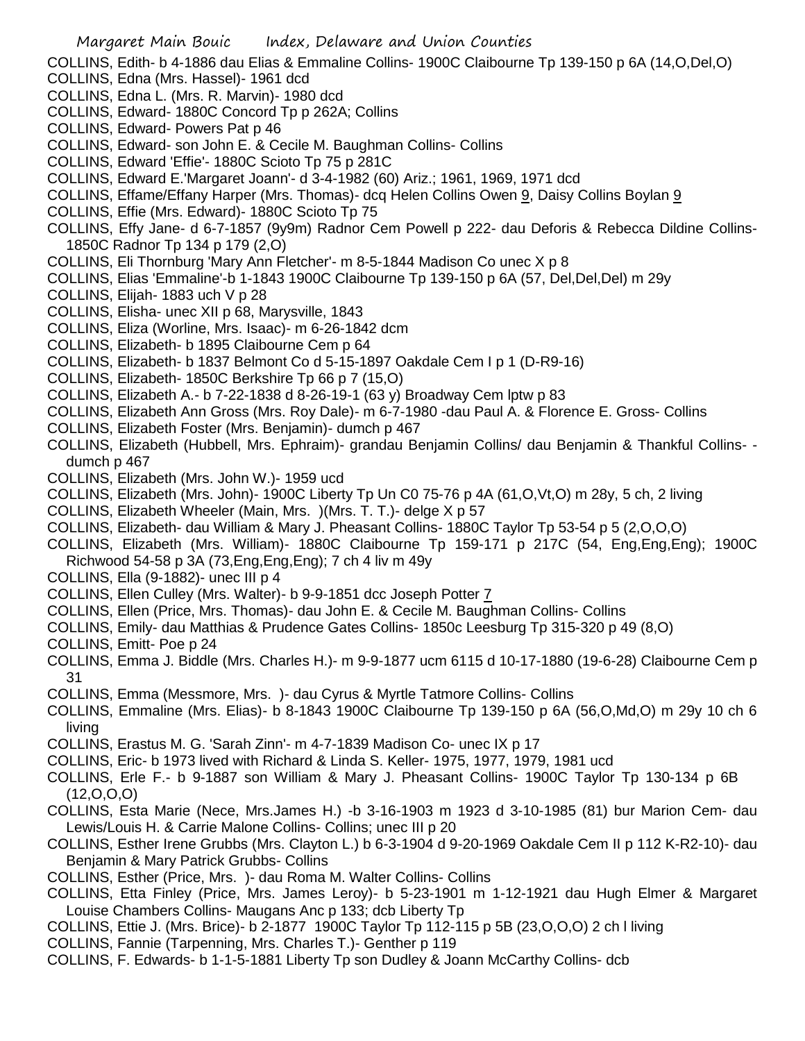COLLINS, Edith- b 4-1886 dau Elias & Emmaline Collins- 1900C Claibourne Tp 139-150 p 6A (14,O,Del,O)
COLLINS, Edna (Mrs. Hassel)- 1961 dcd
COLLINS, Edna L. (Mrs. R. Marvin)- 1980 dcd
COLLINS, Edward- 1880C Concord Tp p 262A; Collins
COLLINS, Edward- Powers Pat p 46
COLLINS, Edward- son John E. & Cecile M. Baughman Collins- Collins
COLLINS, Edward 'Effie'- 1880C Scioto Tp 75 p 281C
COLLINS, Edward E.'Margaret Joann'- d 3-4-1982 (60) Ariz.; 1961, 1969, 1971 dcd
COLLINS, Effame/Effany Harper (Mrs. Thomas)- dcq Helen Collins Owen 9, Daisy Collins Boylan 9
COLLINS, Effie (Mrs. Edward)- 1880C Scioto Tp 75
COLLINS, Effy Jane- d 6-7-1857 (9y9m) Radnor Cem Powell p 222- dau Deforis & Rebecca Dildine Collins- 1850C Radnor Tp 134 p 179 (2,O)
COLLINS, Eli Thornburg 'Mary Ann Fletcher'- m 8-5-1844 Madison Co unec X p 8
COLLINS, Elias 'Emmaline'-b 1-1843 1900C Claibourne Tp 139-150 p 6A (57, Del,Del,Del) m 29y
COLLINS, Elijah- 1883 uch V p 28
COLLINS, Elisha- unec XII p 68, Marysville, 1843
COLLINS, Eliza (Worline, Mrs. Isaac)- m 6-26-1842 dcm
COLLINS, Elizabeth- b 1895 Claibourne Cem p 64
COLLINS, Elizabeth- b 1837 Belmont Co d 5-15-1897 Oakdale Cem I p 1 (D-R9-16)
COLLINS, Elizabeth- 1850C Berkshire Tp 66 p 7 (15,O)
COLLINS, Elizabeth A.- b 7-22-1838 d 8-26-19-1 (63 y) Broadway Cem lptw p 83
COLLINS, Elizabeth Ann Gross (Mrs. Roy Dale)- m 6-7-1980 -dau Paul A. & Florence E. Gross- Collins
COLLINS, Elizabeth Foster (Mrs. Benjamin)- dumch p 467
COLLINS, Elizabeth (Hubbell, Mrs. Ephraim)- grandau Benjamin Collins/ dau Benjamin & Thankful Collins- -dumch p 467
COLLINS, Elizabeth (Mrs. John W.)- 1959 ucd
COLLINS, Elizabeth (Mrs. John)- 1900C Liberty Tp Un C0 75-76 p 4A (61,O,Vt,O) m 28y, 5 ch, 2 living
COLLINS, Elizabeth Wheeler (Main, Mrs. )(Mrs. T. T.)- delge X p 57
COLLINS, Elizabeth- dau William & Mary J. Pheasant Collins- 1880C Taylor Tp 53-54 p 5 (2,O,O,O)
COLLINS, Elizabeth (Mrs. William)- 1880C Claibourne Tp 159-171 p 217C (54, Eng,Eng,Eng); 1900C Richwood 54-58 p 3A (73,Eng,Eng,Eng); 7 ch 4 liv m 49y
COLLINS, Ella (9-1882)- unec III p 4
COLLINS, Ellen Culley (Mrs. Walter)- b 9-9-1851 dcc Joseph Potter 7
COLLINS, Ellen (Price, Mrs. Thomas)- dau John E. & Cecile M. Baughman Collins- Collins
COLLINS, Emily- dau Matthias & Prudence Gates Collins- 1850c Leesburg Tp 315-320 p 49 (8,O)
COLLINS, Emitt- Poe p 24
COLLINS, Emma J. Biddle (Mrs. Charles H.)- m 9-9-1877 ucm 6115 d 10-17-1880 (19-6-28) Claibourne Cem p 31
COLLINS, Emma (Messmore, Mrs. )- dau Cyrus & Myrtle Tatmore Collins- Collins
COLLINS, Emmaline (Mrs. Elias)- b 8-1843 1900C Claibourne Tp 139-150 p 6A (56,O,Md,O) m 29y 10 ch 6 living
COLLINS, Erastus M. G. 'Sarah Zinn'- m 4-7-1839 Madison Co- unec IX p 17
COLLINS, Eric- b 1973 lived with Richard & Linda S. Keller- 1975, 1977, 1979, 1981 ucd
COLLINS, Erle F.- b 9-1887 son William & Mary J. Pheasant Collins- 1900C Taylor Tp 130-134 p 6B (12,O,O,O)
COLLINS, Esta Marie (Nece, Mrs.James H.) -b 3-16-1903 m 1923 d 3-10-1985 (81) bur Marion Cem- dau Lewis/Louis H. & Carrie Malone Collins- Collins; unec III p 20
COLLINS, Esther Irene Grubbs (Mrs. Clayton L.) b 6-3-1904 d 9-20-1969 Oakdale Cem II p 112 K-R2-10)- dau Benjamin & Mary Patrick Grubbs- Collins
COLLINS, Esther (Price, Mrs. )- dau Roma M. Walter Collins- Collins
COLLINS, Etta Finley (Price, Mrs. James Leroy)- b 5-23-1901 m 1-12-1921 dau Hugh Elmer & Margaret Louise Chambers Collins- Maugans Anc p 133; dcb Liberty Tp
COLLINS, Ettie J. (Mrs. Brice)- b 2-1877 1900C Taylor Tp 112-115 p 5B (23,O,O,O) 2 ch l living
COLLINS, Fannie (Tarpenning, Mrs. Charles T.)- Genther p 119
COLLINS, F. Edwards- b 1-1-5-1881 Liberty Tp son Dudley & Joann McCarthy Collins- dcb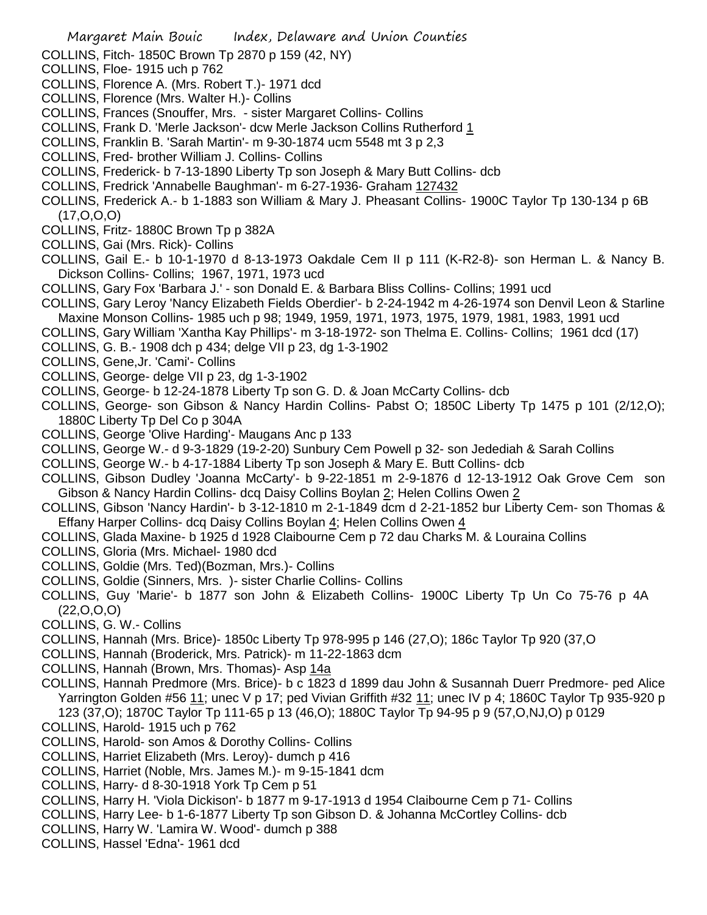COLLINS, Fitch- 1850C Brown Tp 2870 p 159 (42, NY)
COLLINS, Floe- 1915 uch p 762
COLLINS, Florence A. (Mrs. Robert T.)- 1971 dcd
COLLINS, Florence (Mrs. Walter H.)- Collins
COLLINS, Frances (Snouffer, Mrs. - sister Margaret Collins- Collins
COLLINS, Frank D. 'Merle Jackson'- dcw Merle Jackson Collins Rutherford 1
COLLINS, Franklin B. 'Sarah Martin'- m 9-30-1874 ucm 5548 mt 3 p 2,3
COLLINS, Fred- brother William J. Collins- Collins
COLLINS, Frederick- b 7-13-1890 Liberty Tp son Joseph & Mary Butt Collins- dcb
COLLINS, Fredrick 'Annabelle Baughman'- m 6-27-1936- Graham 127432
COLLINS, Frederick A.- b 1-1883 son William & Mary J. Pheasant Collins- 1900C Taylor Tp 130-134 p 6B (17,O,O,O)
COLLINS, Fritz- 1880C Brown Tp p 382A
COLLINS, Gai (Mrs. Rick)- Collins
COLLINS, Gail E.- b 10-1-1970 d 8-13-1973 Oakdale Cem II p 111 (K-R2-8)- son Herman L. & Nancy B. Dickson Collins- Collins; 1967, 1971, 1973 ucd
COLLINS, Gary Fox 'Barbara J.' - son Donald E. & Barbara Bliss Collins- Collins; 1991 ucd
COLLINS, Gary Leroy 'Nancy Elizabeth Fields Oberdier'- b 2-24-1942 m 4-26-1974 son Denvil Leon & Starline Maxine Monson Collins- 1985 uch p 98; 1949, 1959, 1971, 1973, 1975, 1979, 1981, 1983, 1991 ucd
COLLINS, Gary William 'Xantha Kay Phillips'- m 3-18-1972- son Thelma E. Collins- Collins; 1961 dcd (17)
COLLINS, G. B.- 1908 dch p 434; delge VII p 23, dg 1-3-1902
COLLINS, Gene,Jr. 'Cami'- Collins
COLLINS, George- delge VII p 23, dg 1-3-1902
COLLINS, George- b 12-24-1878 Liberty Tp son G. D. & Joan McCarty Collins- dcb
COLLINS, George- son Gibson & Nancy Hardin Collins- Pabst O; 1850C Liberty Tp 1475 p 101 (2/12,O); 1880C Liberty Tp Del Co p 304A
COLLINS, George 'Olive Harding'- Maugans Anc p 133
COLLINS, George W.- d 9-3-1829 (19-2-20) Sunbury Cem Powell p 32- son Jedediah & Sarah Collins
COLLINS, George W.- b 4-17-1884 Liberty Tp son Joseph & Mary E. Butt Collins- dcb
COLLINS, Gibson Dudley 'Joanna McCarty'- b 9-22-1851 m 2-9-1876 d 12-13-1912 Oak Grove Cem son Gibson & Nancy Hardin Collins- dcq Daisy Collins Boylan 2; Helen Collins Owen 2
COLLINS, Gibson 'Nancy Hardin'- b 3-12-1810 m 2-1-1849 dcm d 2-21-1852 bur Liberty Cem- son Thomas & Effany Harper Collins- dcq Daisy Collins Boylan 4; Helen Collins Owen 4
COLLINS, Glada Maxine- b 1925 d 1928 Claibourne Cem p 72 dau Charks M. & Louraina Collins
COLLINS, Gloria (Mrs. Michael- 1980 dcd
COLLINS, Goldie (Mrs. Ted)(Bozman, Mrs.)- Collins
COLLINS, Goldie (Sinners, Mrs. )- sister Charlie Collins- Collins
COLLINS, Guy 'Marie'- b 1877 son John & Elizabeth Collins- 1900C Liberty Tp Un Co 75-76 p 4A (22,O,O,O)
COLLINS, G. W.- Collins
COLLINS, Hannah (Mrs. Brice)- 1850c Liberty Tp 978-995 p 146 (27,O); 186c Taylor Tp 920 (37,O
COLLINS, Hannah (Broderick, Mrs. Patrick)- m 11-22-1863 dcm
COLLINS, Hannah (Brown, Mrs. Thomas)- Asp 14a
COLLINS, Hannah Predmore (Mrs. Brice)- b c 1823 d 1899 dau John & Susannah Duerr Predmore- ped Alice Yarrington Golden #56 11; unec V p 17; ped Vivian Griffith #32 11; unec IV p 4; 1860C Taylor Tp 935-920 p 123 (37,O); 1870C Taylor Tp 111-65 p 13 (46,O); 1880C Taylor Tp 94-95 p 9 (57,O,NJ,O) p 0129
COLLINS, Harold- 1915 uch p 762
COLLINS, Harold- son Amos & Dorothy Collins- Collins
COLLINS, Harriet Elizabeth (Mrs. Leroy)- dumch p 416
COLLINS, Harriet (Noble, Mrs. James M.)- m 9-15-1841 dcm
COLLINS, Harry- d 8-30-1918 York Tp Cem p 51
COLLINS, Harry H. 'Viola Dickison'- b 1877 m 9-17-1913 d 1954 Claibourne Cem p 71- Collins
COLLINS, Harry Lee- b 1-6-1877 Liberty Tp son Gibson D. & Johanna McCortley Collins- dcb
COLLINS, Harry W. 'Lamira W. Wood'- dumch p 388
COLLINS, Hassel 'Edna'- 1961 dcd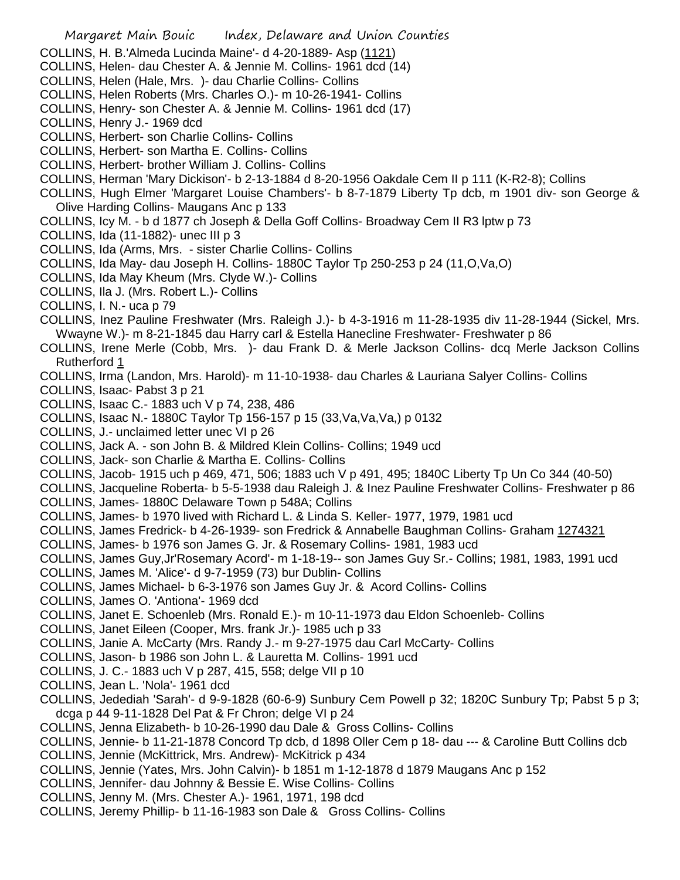COLLINS, H. B.'Almeda Lucinda Maine'- d 4-20-1889- Asp (1121)
COLLINS, Helen- dau Chester A. & Jennie M. Collins- 1961 dcd (14)
COLLINS, Helen (Hale, Mrs. )- dau Charlie Collins- Collins
COLLINS, Helen Roberts (Mrs. Charles O.)- m 10-26-1941- Collins
COLLINS, Henry- son Chester A. & Jennie M. Collins- 1961 dcd (17)
COLLINS, Henry J.- 1969 dcd
COLLINS, Herbert- son Charlie Collins- Collins
COLLINS, Herbert- son Martha E. Collins- Collins
COLLINS, Herbert- brother William J. Collins- Collins
COLLINS, Herman 'Mary Dickison'- b 2-13-1884 d 8-20-1956 Oakdale Cem II p 111 (K-R2-8); Collins
COLLINS, Hugh Elmer 'Margaret Louise Chambers'- b 8-7-1879 Liberty Tp dcb, m 1901 div- son George & Olive Harding Collins- Maugans Anc p 133
COLLINS, Icy M. - b d 1877 ch Joseph & Della Goff Collins- Broadway Cem II R3 lptw p 73
COLLINS, Ida (11-1882)- unec III p 3
COLLINS, Ida (Arms, Mrs. - sister Charlie Collins- Collins
COLLINS, Ida May- dau Joseph H. Collins- 1880C Taylor Tp 250-253 p 24 (11,O,Va,O)
COLLINS, Ida May Kheum (Mrs. Clyde W.)- Collins
COLLINS, Ila J. (Mrs. Robert L.)- Collins
COLLINS, I. N.- uca p 79
COLLINS, Inez Pauline Freshwater (Mrs. Raleigh J.)- b 4-3-1916 m 11-28-1935 div 11-28-1944 (Sickel, Mrs. Wwayne W.)- m 8-21-1845 dau Harry carl & Estella Hanecline Freshwater- Freshwater p 86
COLLINS, Irene Merle (Cobb, Mrs. )- dau Frank D. & Merle Jackson Collins- dcq Merle Jackson Collins Rutherford 1
COLLINS, Irma (Landon, Mrs. Harold)- m 11-10-1938- dau Charles & Lauriana Salyer Collins- Collins
COLLINS, Isaac- Pabst 3 p 21
COLLINS, Isaac C.- 1883 uch V p 74, 238, 486
COLLINS, Isaac N.- 1880C Taylor Tp 156-157 p 15 (33,Va,Va,Va,) p 0132
COLLINS, J.- unclaimed letter unec VI p 26
COLLINS, Jack A. - son John B. & Mildred Klein Collins- Collins; 1949 ucd
COLLINS, Jack- son Charlie & Martha E. Collins- Collins
COLLINS, Jacob- 1915 uch p 469, 471, 506; 1883 uch V p 491, 495; 1840C Liberty Tp Un Co 344 (40-50)
COLLINS, Jacqueline Roberta- b 5-5-1938 dau Raleigh J. & Inez Pauline Freshwater Collins- Freshwater p 86
COLLINS, James- 1880C Delaware Town p 548A; Collins
COLLINS, James- b 1970 lived with Richard L. & Linda S. Keller- 1977, 1979, 1981 ucd
COLLINS, James Fredrick- b 4-26-1939- son Fredrick & Annabelle Baughman Collins- Graham 1274321
COLLINS, James- b 1976 son James G. Jr. & Rosemary Collins- 1981, 1983 ucd
COLLINS, James Guy,Jr'Rosemary Acord'- m 1-18-19-- son James Guy Sr.- Collins; 1981, 1983, 1991 ucd
COLLINS, James M. 'Alice'- d 9-7-1959 (73) bur Dublin- Collins
COLLINS, James Michael- b 6-3-1976 son James Guy Jr. & Acord Collins- Collins
COLLINS, James O. 'Antiona'- 1969 dcd
COLLINS, Janet E. Schoenleb (Mrs. Ronald E.)- m 10-11-1973 dau Eldon Schoenleb- Collins
COLLINS, Janet Eileen (Cooper, Mrs. frank Jr.)- 1985 uch p 33
COLLINS, Janie A. McCarty (Mrs. Randy J.- m 9-27-1975 dau Carl McCarty- Collins
COLLINS, Jason- b 1986 son John L. & Lauretta M. Collins- 1991 ucd
COLLINS, J. C.- 1883 uch V p 287, 415, 558; delge VII p 10
COLLINS, Jean L. 'Nola'- 1961 dcd
COLLINS, Jedediah 'Sarah'- d 9-9-1828 (60-6-9) Sunbury Cem Powell p 32; 1820C Sunbury Tp; Pabst 5 p 3; dcga p 44 9-11-1828 Del Pat & Fr Chron; delge VI p 24
COLLINS, Jenna Elizabeth- b 10-26-1990 dau Dale & Gross Collins- Collins
COLLINS, Jennie- b 11-21-1878 Concord Tp dcb, d 1898 Oller Cem p 18- dau --- & Caroline Butt Collins dcb
COLLINS, Jennie (McKittrick, Mrs. Andrew)- McKitrick p 434
COLLINS, Jennie (Yates, Mrs. John Calvin)- b 1851 m 1-12-1878 d 1879 Maugans Anc p 152
COLLINS, Jennifer- dau Johnny & Bessie E. Wise Collins- Collins
COLLINS, Jenny M. (Mrs. Chester A.)- 1961, 1971, 198 dcd
COLLINS, Jeremy Phillip- b 11-16-1983 son Dale & Gross Collins- Collins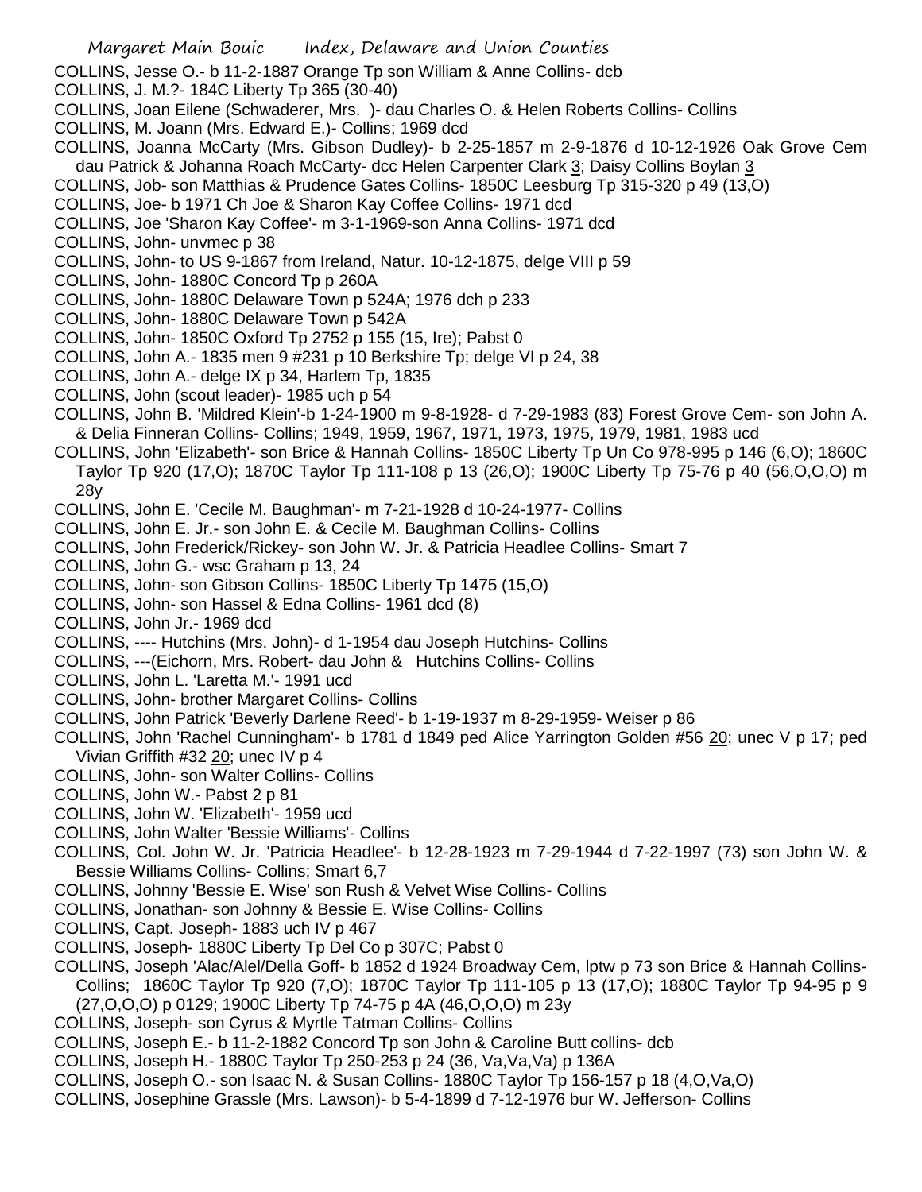COLLINS, Jesse O.- b 11-2-1887 Orange Tp son William & Anne Collins- dcb

COLLINS, J. M.?- 184C Liberty Tp 365 (30-40)

COLLINS, Joan Eilene (Schwaderer, Mrs. )- dau Charles O. & Helen Roberts Collins- Collins

COLLINS, M. Joann (Mrs. Edward E.)- Collins; 1969 dcd

COLLINS, Joanna McCarty (Mrs. Gibson Dudley)- b 2-25-1857 m 2-9-1876 d 10-12-1926 Oak Grove Cem dau Patrick & Johanna Roach McCarty- dcc Helen Carpenter Clark 3; Daisy Collins Boylan 3

COLLINS, Job- son Matthias & Prudence Gates Collins- 1850C Leesburg Tp 315-320 p 49 (13,O)

COLLINS, Joe- b 1971 Ch Joe & Sharon Kay Coffee Collins- 1971 dcd

COLLINS, Joe 'Sharon Kay Coffee'- m 3-1-1969-son Anna Collins- 1971 dcd

COLLINS, John- unvmec p 38

COLLINS, John- to US 9-1867 from Ireland, Natur. 10-12-1875, delge VIII p 59

COLLINS, John- 1880C Concord Tp p 260A

COLLINS, John- 1880C Delaware Town p 524A; 1976 dch p 233

COLLINS, John- 1880C Delaware Town p 542A

COLLINS, John- 1850C Oxford Tp 2752 p 155 (15, Ire); Pabst 0

COLLINS, John A.- 1835 men 9 #231 p 10 Berkshire Tp; delge VI p 24, 38

COLLINS, John A.- delge IX p 34, Harlem Tp, 1835

COLLINS, John (scout leader)- 1985 uch p 54

COLLINS, John B. 'Mildred Klein'-b 1-24-1900 m 9-8-1928- d 7-29-1983 (83) Forest Grove Cem- son John A. & Delia Finneran Collins- Collins; 1949, 1959, 1967, 1971, 1973, 1975, 1979, 1981, 1983 ucd

COLLINS, John 'Elizabeth'- son Brice & Hannah Collins- 1850C Liberty Tp Un Co 978-995 p 146 (6,O); 1860C Taylor Tp 920 (17,O); 1870C Taylor Tp 111-108 p 13 (26,O); 1900C Liberty Tp 75-76 p 40 (56,O,O,O) m 28y

COLLINS, John E. 'Cecile M. Baughman'- m 7-21-1928 d 10-24-1977- Collins

COLLINS, John E. Jr.- son John E. & Cecile M. Baughman Collins- Collins

COLLINS, John Frederick/Rickey- son John W. Jr. & Patricia Headlee Collins- Smart 7

COLLINS, John G.- wsc Graham p 13, 24

COLLINS, John- son Gibson Collins- 1850C Liberty Tp 1475 (15,O)

COLLINS, John- son Hassel & Edna Collins- 1961 dcd (8)

COLLINS, John Jr.- 1969 dcd

COLLINS, ---- Hutchins (Mrs. John)- d 1-1954 dau Joseph Hutchins- Collins

COLLINS, ---(Eichorn, Mrs. Robert- dau John & Hutchins Collins- Collins

COLLINS, John L. 'Laretta M.'- 1991 ucd

COLLINS, John- brother Margaret Collins- Collins

COLLINS, John Patrick 'Beverly Darlene Reed'- b 1-19-1937 m 8-29-1959- Weiser p 86

COLLINS, John 'Rachel Cunningham'- b 1781 d 1849 ped Alice Yarrington Golden #56 20; unec V p 17; ped Vivian Griffith #32 20; unec IV p 4

COLLINS, John- son Walter Collins- Collins

COLLINS, John W.- Pabst 2 p 81

COLLINS, John W. 'Elizabeth'- 1959 ucd

COLLINS, John Walter 'Bessie Williams'- Collins

COLLINS, Col. John W. Jr. 'Patricia Headlee'- b 12-28-1923 m 7-29-1944 d 7-22-1997 (73) son John W. & Bessie Williams Collins- Collins; Smart 6,7

COLLINS, Johnny 'Bessie E. Wise' son Rush & Velvet Wise Collins- Collins

COLLINS, Jonathan- son Johnny & Bessie E. Wise Collins- Collins

COLLINS, Capt. Joseph- 1883 uch IV p 467

COLLINS, Joseph- 1880C Liberty Tp Del Co p 307C; Pabst 0

COLLINS, Joseph 'Alac/Alel/Della Goff- b 1852 d 1924 Broadway Cem, lptw p 73 son Brice & Hannah Collins- Collins; 1860C Taylor Tp 920 (7,O); 1870C Taylor Tp 111-105 p 13 (17,O); 1880C Taylor Tp 94-95 p 9 (27,O,O,O) p 0129; 1900C Liberty Tp 74-75 p 4A (46,O,O,O) m 23y

COLLINS, Joseph- son Cyrus & Myrtle Tatman Collins- Collins

COLLINS, Joseph E.- b 11-2-1882 Concord Tp son John & Caroline Butt collins- dcb

COLLINS, Joseph H.- 1880C Taylor Tp 250-253 p 24 (36, Va,Va,Va) p 136A

COLLINS, Joseph O.- son Isaac N. & Susan Collins- 1880C Taylor Tp 156-157 p 18 (4,O,Va,O)

COLLINS, Josephine Grassle (Mrs. Lawson)- b 5-4-1899 d 7-12-1976 bur W. Jefferson- Collins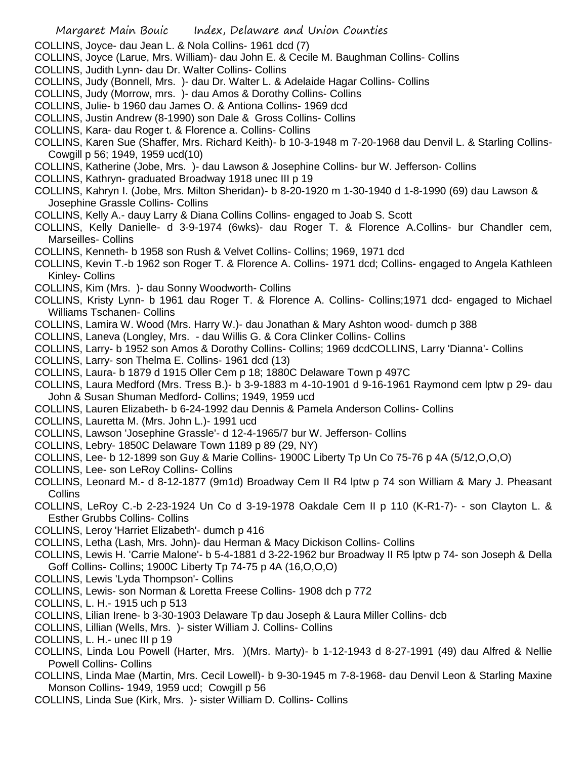COLLINS, Joyce- dau Jean L. & Nola Collins- 1961 dcd (7)

COLLINS, Joyce (Larue, Mrs. William)- dau John E. & Cecile M. Baughman Collins- Collins

COLLINS, Judith Lynn- dau Dr. Walter Collins- Collins

COLLINS, Judy (Bonnell, Mrs. )- dau Dr. Walter L. & Adelaide Hagar Collins- Collins

COLLINS, Judy (Morrow, mrs. )- dau Amos & Dorothy Collins- Collins

COLLINS, Julie- b 1960 dau James O. & Antiona Collins- 1969 dcd

COLLINS, Justin Andrew (8-1990) son Dale & Gross Collins- Collins

COLLINS, Kara- dau Roger t. & Florence a. Collins- Collins

COLLINS, Karen Sue (Shaffer, Mrs. Richard Keith)- b 10-3-1948 m 7-20-1968 dau Denvil L. & Starling Collins- Cowgill p 56; 1949, 1959 ucd(10)

COLLINS, Katherine (Jobe, Mrs. )- dau Lawson & Josephine Collins- bur W. Jefferson- Collins

COLLINS, Kathryn- graduated Broadway 1918 unec III p 19

COLLINS, Kahryn I. (Jobe, Mrs. Milton Sheridan)- b 8-20-1920 m 1-30-1940 d 1-8-1990 (69) dau Lawson & Josephine Grassle Collins- Collins

COLLINS, Kelly A.- dauy Larry & Diana Collins Collins- engaged to Joab S. Scott

COLLINS, Kelly Danielle- d 3-9-1974 (6wks)- dau Roger T. & Florence A.Collins- bur Chandler cem, Marseilles- Collins

COLLINS, Kenneth- b 1958 son Rush & Velvet Collins- Collins; 1969, 1971 dcd

COLLINS, Kevin T.-b 1962 son Roger T. & Florence A. Collins- 1971 dcd; Collins- engaged to Angela Kathleen Kinley- Collins

COLLINS, Kim (Mrs. )- dau Sonny Woodworth- Collins

COLLINS, Kristy Lynn- b 1961 dau Roger T. & Florence A. Collins- Collins;1971 dcd- engaged to Michael Williams Tschanen- Collins

COLLINS, Lamira W. Wood (Mrs. Harry W.)- dau Jonathan & Mary Ashton wood- dumch p 388

COLLINS, Laneva (Longley, Mrs. - dau Willis G. & Cora Clinker Collins- Collins

COLLINS, Larry- b 1952 son Amos & Dorothy Collins- Collins; 1969 dcdCOLLINS, Larry 'Dianna'- Collins

COLLINS, Larry- son Thelma E. Collins- 1961 dcd (13)

COLLINS, Laura- b 1879 d 1915 Oller Cem p 18; 1880C Delaware Town p 497C

COLLINS, Laura Medford (Mrs. Tress B.)- b 3-9-1883 m 4-10-1901 d 9-16-1961 Raymond cem lptw p 29- dau John & Susan Shuman Medford- Collins; 1949, 1959 ucd

COLLINS, Lauren Elizabeth- b 6-24-1992 dau Dennis & Pamela Anderson Collins- Collins

COLLINS, Lauretta M. (Mrs. John L.)- 1991 ucd

COLLINS, Lawson 'Josephine Grassle'- d 12-4-1965/7 bur W. Jefferson- Collins

COLLINS, Lebry- 1850C Delaware Town 1189 p 89 (29, NY)

COLLINS, Lee- b 12-1899 son Guy & Marie Collins- 1900C Liberty Tp Un Co 75-76 p 4A (5/12,O,O,O)

COLLINS, Lee- son LeRoy Collins- Collins

COLLINS, Leonard M.- d 8-12-1877 (9m1d) Broadway Cem II R4 lptw p 74 son William & Mary J. Pheasant Collins

COLLINS, LeRoy C.-b 2-23-1924 Un Co d 3-19-1978 Oakdale Cem II p 110 (K-R1-7)- - son Clayton L. & Esther Grubbs Collins- Collins

COLLINS, Leroy 'Harriet Elizabeth'- dumch p 416

COLLINS, Letha (Lash, Mrs. John)- dau Herman & Macy Dickison Collins- Collins

COLLINS, Lewis H. 'Carrie Malone'- b 5-4-1881 d 3-22-1962 bur Broadway II R5 lptw p 74- son Joseph & Della Goff Collins- Collins; 1900C Liberty Tp 74-75 p 4A (16,O,O,O)

COLLINS, Lewis 'Lyda Thompson'- Collins

COLLINS, Lewis- son Norman & Loretta Freese Collins- 1908 dch p 772

COLLINS, L. H.- 1915 uch p 513

COLLINS, Lilian Irene- b 3-30-1903 Delaware Tp dau Joseph & Laura Miller Collins- dcb

COLLINS, Lillian (Wells, Mrs. )- sister William J. Collins- Collins

COLLINS, L. H.- unec III p 19

COLLINS, Linda Lou Powell (Harter, Mrs. )(Mrs. Marty)- b 1-12-1943 d 8-27-1991 (49) dau Alfred & Nellie Powell Collins- Collins

COLLINS, Linda Mae (Martin, Mrs. Cecil Lowell)- b 9-30-1945 m 7-8-1968- dau Denvil Leon & Starling Maxine Monson Collins- 1949, 1959 ucd; Cowgill p 56

COLLINS, Linda Sue (Kirk, Mrs. )- sister William D. Collins- Collins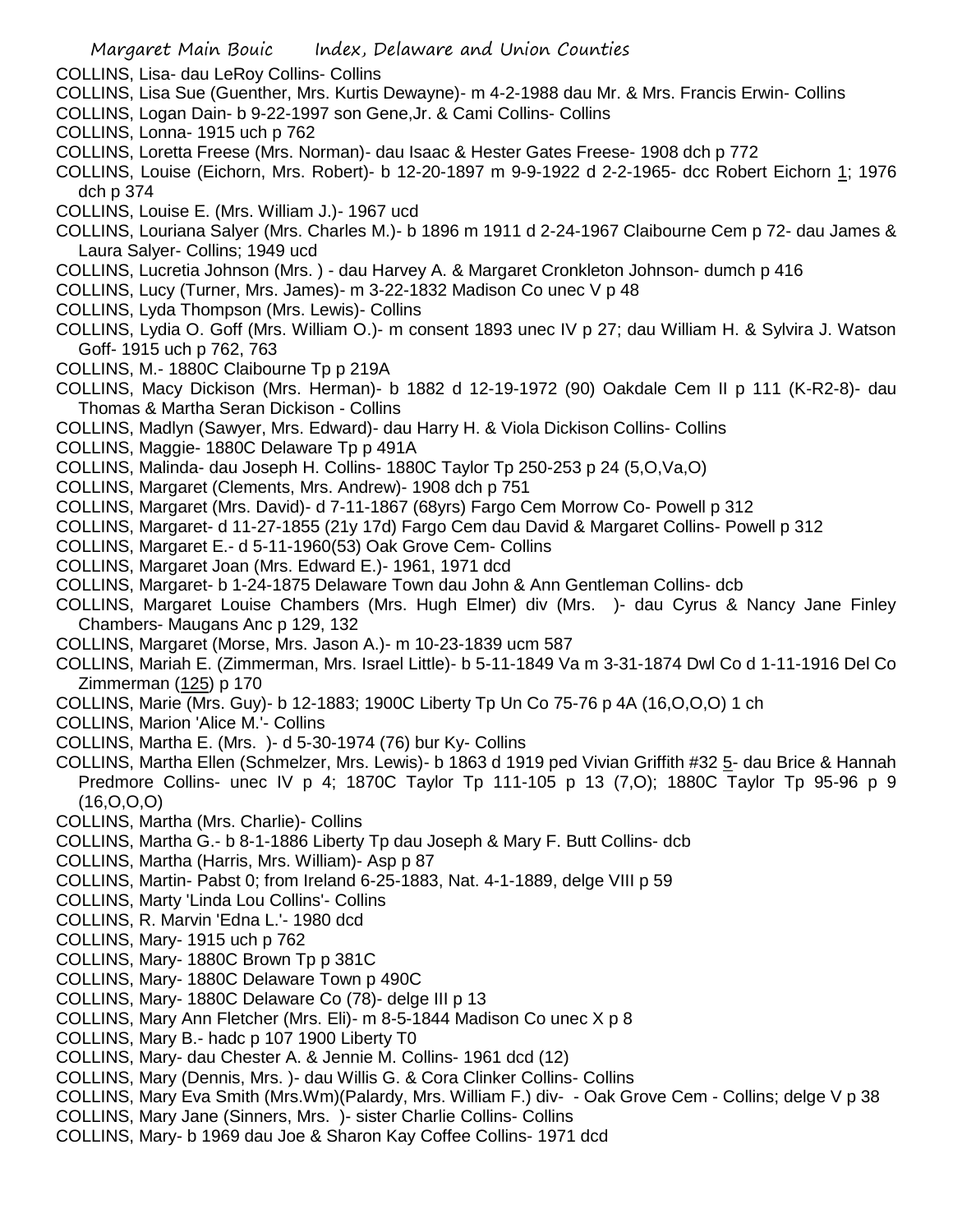COLLINS, Lisa- dau LeRoy Collins- Collins

COLLINS, Lisa Sue (Guenther, Mrs. Kurtis Dewayne)- m 4-2-1988 dau Mr. & Mrs. Francis Erwin- Collins

COLLINS, Logan Dain- b 9-22-1997 son Gene,Jr. & Cami Collins- Collins

COLLINS, Lonna- 1915 uch p 762

COLLINS, Loretta Freese (Mrs. Norman)- dau Isaac & Hester Gates Freese- 1908 dch p 772

COLLINS, Louise (Eichorn, Mrs. Robert)- b 12-20-1897 m 9-9-1922 d 2-2-1965- dcc Robert Eichorn 1; 1976 dch p 374

COLLINS, Louise E. (Mrs. William J.)- 1967 ucd

COLLINS, Louriana Salyer (Mrs. Charles M.)- b 1896 m 1911 d 2-24-1967 Claibourne Cem p 72- dau James & Laura Salyer- Collins; 1949 ucd

COLLINS, Lucretia Johnson (Mrs. ) - dau Harvey A. & Margaret Cronkleton Johnson- dumch p 416

COLLINS, Lucy (Turner, Mrs. James)- m 3-22-1832 Madison Co unec V p 48

COLLINS, Lyda Thompson (Mrs. Lewis)- Collins

COLLINS, Lydia O. Goff (Mrs. William O.)- m consent 1893 unec IV p 27; dau William H. & Sylvira J. Watson Goff- 1915 uch p 762, 763

COLLINS, M.- 1880C Claibourne Tp p 219A

COLLINS, Macy Dickison (Mrs. Herman)- b 1882 d 12-19-1972 (90) Oakdale Cem II p 111 (K-R2-8)- dau Thomas & Martha Seran Dickison - Collins

COLLINS, Madlyn (Sawyer, Mrs. Edward)- dau Harry H. & Viola Dickison Collins- Collins

COLLINS, Maggie- 1880C Delaware Tp p 491A

COLLINS, Malinda- dau Joseph H. Collins- 1880C Taylor Tp 250-253 p 24 (5,O,Va,O)

COLLINS, Margaret (Clements, Mrs. Andrew)- 1908 dch p 751

COLLINS, Margaret (Mrs. David)- d 7-11-1867 (68yrs) Fargo Cem Morrow Co- Powell p 312

COLLINS, Margaret- d 11-27-1855 (21y 17d) Fargo Cem dau David & Margaret Collins- Powell p 312

COLLINS, Margaret E.- d 5-11-1960(53) Oak Grove Cem- Collins

COLLINS, Margaret Joan (Mrs. Edward E.)- 1961, 1971 dcd

COLLINS, Margaret- b 1-24-1875 Delaware Town dau John & Ann Gentleman Collins- dcb

COLLINS, Margaret Louise Chambers (Mrs. Hugh Elmer) div (Mrs. )- dau Cyrus & Nancy Jane Finley Chambers- Maugans Anc p 129, 132

COLLINS, Margaret (Morse, Mrs. Jason A.)- m 10-23-1839 ucm 587

COLLINS, Mariah E. (Zimmerman, Mrs. Israel Little)- b 5-11-1849 Va m 3-31-1874 Dwl Co d 1-11-1916 Del Co Zimmerman (125) p 170

COLLINS, Marie (Mrs. Guy)- b 12-1883; 1900C Liberty Tp Un Co 75-76 p 4A (16,O,O,O) 1 ch

COLLINS, Marion 'Alice M.'- Collins

COLLINS, Martha E. (Mrs. )- d 5-30-1974 (76) bur Ky- Collins

COLLINS, Martha Ellen (Schmelzer, Mrs. Lewis)- b 1863 d 1919 ped Vivian Griffith #32 5- dau Brice & Hannah Predmore Collins- unec IV p 4; 1870C Taylor Tp 111-105 p 13 (7,O); 1880C Taylor Tp 95-96 p 9 (16,O,O,O)

COLLINS, Martha (Mrs. Charlie)- Collins

COLLINS, Martha G.- b 8-1-1886 Liberty Tp dau Joseph & Mary F. Butt Collins- dcb

COLLINS, Martha (Harris, Mrs. William)- Asp p 87

COLLINS, Martin- Pabst 0; from Ireland 6-25-1883, Nat. 4-1-1889, delge VIII p 59

COLLINS, Marty 'Linda Lou Collins'- Collins

COLLINS, R. Marvin 'Edna L.'- 1980 dcd

COLLINS, Mary- 1915 uch p 762

COLLINS, Mary- 1880C Brown Tp p 381C

COLLINS, Mary- 1880C Delaware Town p 490C

COLLINS, Mary- 1880C Delaware Co (78)- delge III p 13

COLLINS, Mary Ann Fletcher (Mrs. Eli)- m 8-5-1844 Madison Co unec X p 8

COLLINS, Mary B.- hadc p 107 1900 Liberty T0

COLLINS, Mary- dau Chester A. & Jennie M. Collins- 1961 dcd (12)

COLLINS, Mary (Dennis, Mrs. )- dau Willis G. & Cora Clinker Collins- Collins

COLLINS, Mary Eva Smith (Mrs.Wm)(Palardy, Mrs. William F.) div- - Oak Grove Cem - Collins; delge V p 38

COLLINS, Mary Jane (Sinners, Mrs. )- sister Charlie Collins- Collins

COLLINS, Mary- b 1969 dau Joe & Sharon Kay Coffee Collins- 1971 dcd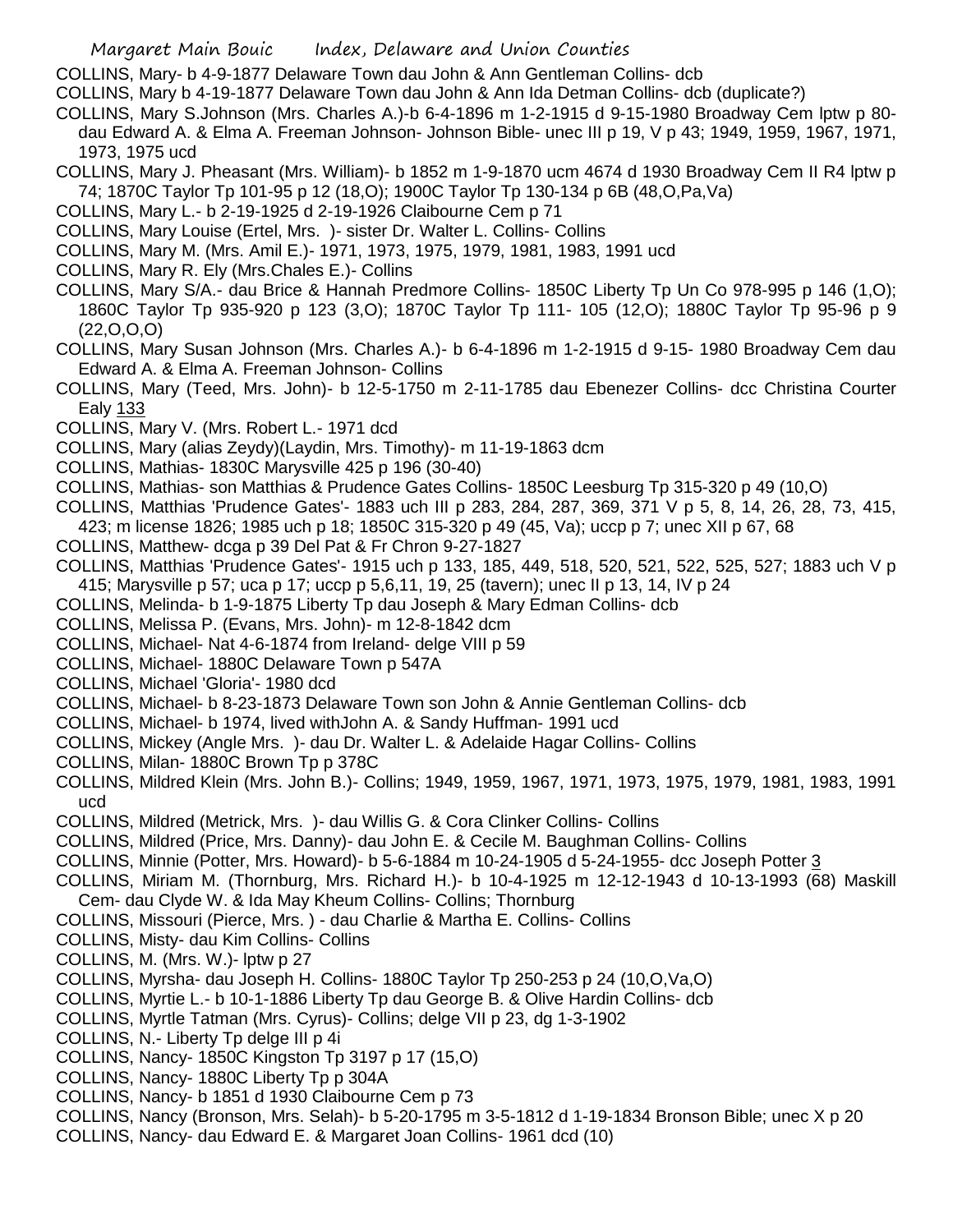COLLINS, Mary- b 4-9-1877 Delaware Town dau John & Ann Gentleman Collins- dcb

COLLINS, Mary b 4-19-1877 Delaware Town dau John & Ann Ida Detman Collins- dcb (duplicate?)

COLLINS, Mary S.Johnson (Mrs. Charles A.)-b 6-4-1896 m 1-2-1915 d 9-15-1980 Broadway Cem lptw p 80- dau Edward A. & Elma A. Freeman Johnson- Johnson Bible- unec III p 19, V p 43; 1949, 1959, 1967, 1971, 1973, 1975 ucd

COLLINS, Mary J. Pheasant (Mrs. William)- b 1852 m 1-9-1870 ucm 4674 d 1930 Broadway Cem II R4 lptw p 74; 1870C Taylor Tp 101-95 p 12 (18,O); 1900C Taylor Tp 130-134 p 6B (48,O,Pa,Va)

COLLINS, Mary L.- b 2-19-1925 d 2-19-1926 Claibourne Cem p 71

COLLINS, Mary Louise (Ertel, Mrs. )- sister Dr. Walter L. Collins- Collins

COLLINS, Mary M. (Mrs. Amil E.)- 1971, 1973, 1975, 1979, 1981, 1983, 1991 ucd

COLLINS, Mary R. Ely (Mrs.Chales E.)- Collins

COLLINS, Mary S/A.- dau Brice & Hannah Predmore Collins- 1850C Liberty Tp Un Co 978-995 p 146 (1,O); 1860C Taylor Tp 935-920 p 123 (3,O); 1870C Taylor Tp 111- 105 (12,O); 1880C Taylor Tp 95-96 p 9 (22,O,O,O)

COLLINS, Mary Susan Johnson (Mrs. Charles A.)- b 6-4-1896 m 1-2-1915 d 9-15- 1980 Broadway Cem dau Edward A. & Elma A. Freeman Johnson- Collins

COLLINS, Mary (Teed, Mrs. John)- b 12-5-1750 m 2-11-1785 dau Ebenezer Collins- dcc Christina Courter Ealy 133

COLLINS, Mary V. (Mrs. Robert L.- 1971 dcd

COLLINS, Mary (alias Zeydy)(Laydin, Mrs. Timothy)- m 11-19-1863 dcm

COLLINS, Mathias- 1830C Marysville 425 p 196 (30-40)

COLLINS, Mathias- son Matthias & Prudence Gates Collins- 1850C Leesburg Tp 315-320 p 49 (10,O)

COLLINS, Matthias 'Prudence Gates'- 1883 uch III p 283, 284, 287, 369, 371 V p 5, 8, 14, 26, 28, 73, 415, 423; m license 1826; 1985 uch p 18; 1850C 315-320 p 49 (45, Va); uccp p 7; unec XII p 67, 68

COLLINS, Matthew- dcga p 39 Del Pat & Fr Chron 9-27-1827

COLLINS, Matthias 'Prudence Gates'- 1915 uch p 133, 185, 449, 518, 520, 521, 522, 525, 527; 1883 uch V p 415; Marysville p 57; uca p 17; uccp p 5,6,11, 19, 25 (tavern); unec II p 13, 14, IV p 24

COLLINS, Melinda- b 1-9-1875 Liberty Tp dau Joseph & Mary Edman Collins- dcb

COLLINS, Melissa P. (Evans, Mrs. John)- m 12-8-1842 dcm

COLLINS, Michael- Nat 4-6-1874 from Ireland- delge VIII p 59

COLLINS, Michael- 1880C Delaware Town p 547A

COLLINS, Michael 'Gloria'- 1980 dcd

COLLINS, Michael- b 8-23-1873 Delaware Town son John & Annie Gentleman Collins- dcb

COLLINS, Michael- b 1974, lived withJohn A. & Sandy Huffman- 1991 ucd

COLLINS, Mickey (Angle Mrs. )- dau Dr. Walter L. & Adelaide Hagar Collins- Collins

COLLINS, Milan- 1880C Brown Tp p 378C

COLLINS, Mildred Klein (Mrs. John B.)- Collins; 1949, 1959, 1967, 1971, 1973, 1975, 1979, 1981, 1983, 1991 ucd

COLLINS, Mildred (Metrick, Mrs. )- dau Willis G. & Cora Clinker Collins- Collins

COLLINS, Mildred (Price, Mrs. Danny)- dau John E. & Cecile M. Baughman Collins- Collins

COLLINS, Minnie (Potter, Mrs. Howard)- b 5-6-1884 m 10-24-1905 d 5-24-1955- dcc Joseph Potter 3

COLLINS, Miriam M. (Thornburg, Mrs. Richard H.)- b 10-4-1925 m 12-12-1943 d 10-13-1993 (68) Maskill Cem- dau Clyde W. & Ida May Kheum Collins- Collins; Thornburg

COLLINS, Missouri (Pierce, Mrs. ) - dau Charlie & Martha E. Collins- Collins

COLLINS, Misty- dau Kim Collins- Collins

COLLINS, M. (Mrs. W.)- lptw p 27

COLLINS, Myrsha- dau Joseph H. Collins- 1880C Taylor Tp 250-253 p 24 (10,O,Va,O)

COLLINS, Myrtie L.- b 10-1-1886 Liberty Tp dau George B. & Olive Hardin Collins- dcb

COLLINS, Myrtle Tatman (Mrs. Cyrus)- Collins; delge VII p 23, dg 1-3-1902

COLLINS, N.- Liberty Tp delge III p 4i

COLLINS, Nancy- 1850C Kingston Tp 3197 p 17 (15,O)

COLLINS, Nancy- 1880C Liberty Tp p 304A

COLLINS, Nancy- b 1851 d 1930 Claibourne Cem p 73

COLLINS, Nancy (Bronson, Mrs. Selah)- b 5-20-1795 m 3-5-1812 d 1-19-1834 Bronson Bible; unec X p 20

COLLINS, Nancy- dau Edward E. & Margaret Joan Collins- 1961 dcd (10)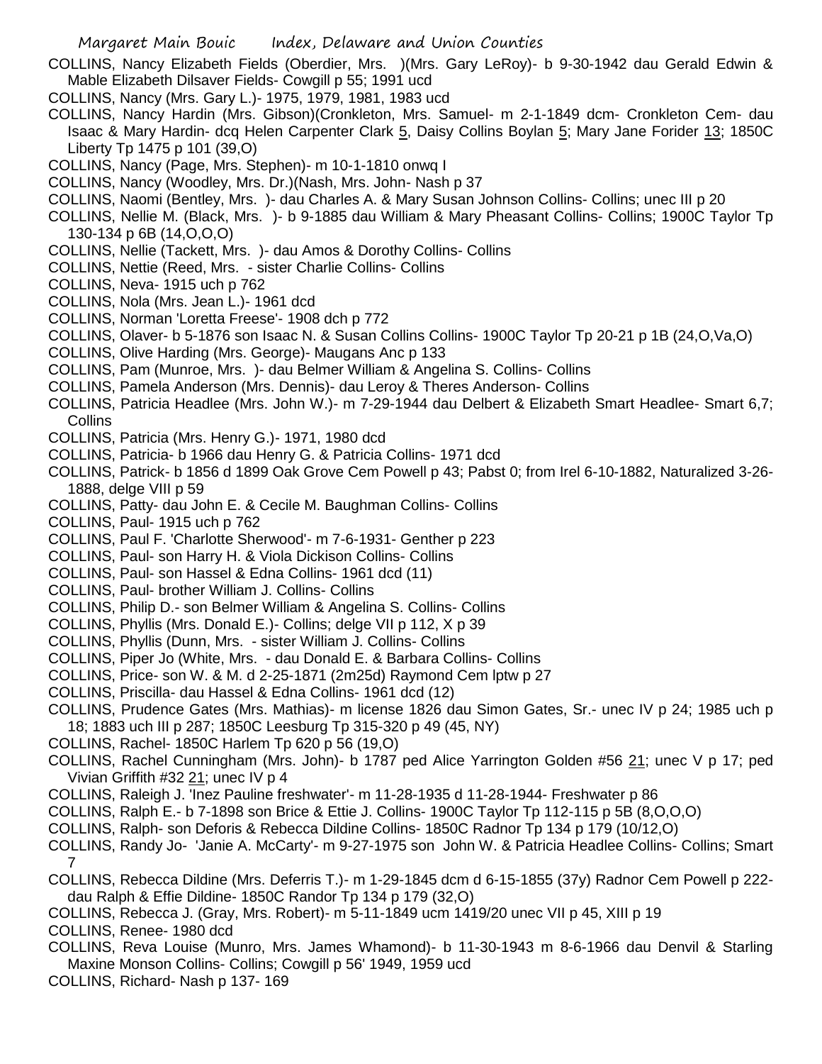COLLINS, Nancy Elizabeth Fields (Oberdier, Mrs. )(Mrs. Gary LeRoy)- b 9-30-1942 dau Gerald Edwin & Mable Elizabeth Dilsaver Fields- Cowgill p 55; 1991 ucd

COLLINS, Nancy (Mrs. Gary L.)- 1975, 1979, 1981, 1983 ucd

COLLINS, Nancy Hardin (Mrs. Gibson)(Cronkleton, Mrs. Samuel- m 2-1-1849 dcm- Cronkleton Cem- dau Isaac & Mary Hardin- dcq Helen Carpenter Clark 5, Daisy Collins Boylan 5; Mary Jane Forider 13; 1850C Liberty Tp 1475 p 101 (39,O)

COLLINS, Nancy (Page, Mrs. Stephen)- m 10-1-1810 onwq I

COLLINS, Nancy (Woodley, Mrs. Dr.)(Nash, Mrs. John- Nash p 37

COLLINS, Naomi (Bentley, Mrs. )- dau Charles A. & Mary Susan Johnson Collins- Collins; unec III p 20

COLLINS, Nellie M. (Black, Mrs. )- b 9-1885 dau William & Mary Pheasant Collins- Collins; 1900C Taylor Tp 130-134 p 6B (14,O,O,O)

COLLINS, Nellie (Tackett, Mrs. )- dau Amos & Dorothy Collins- Collins

COLLINS, Nettie (Reed, Mrs. - sister Charlie Collins- Collins

COLLINS, Neva- 1915 uch p 762

COLLINS, Nola (Mrs. Jean L.)- 1961 dcd

COLLINS, Norman 'Loretta Freese'- 1908 dch p 772

COLLINS, Olaver- b 5-1876 son Isaac N. & Susan Collins Collins- 1900C Taylor Tp 20-21 p 1B (24,O,Va,O)

COLLINS, Olive Harding (Mrs. George)- Maugans Anc p 133

COLLINS, Pam (Munroe, Mrs. )- dau Belmer William & Angelina S. Collins- Collins

COLLINS, Pamela Anderson (Mrs. Dennis)- dau Leroy & Theres Anderson- Collins

COLLINS, Patricia Headlee (Mrs. John W.)- m 7-29-1944 dau Delbert & Elizabeth Smart Headlee- Smart 6,7; Collins

COLLINS, Patricia (Mrs. Henry G.)- 1971, 1980 dcd

COLLINS, Patricia- b 1966 dau Henry G. & Patricia Collins- 1971 dcd

COLLINS, Patrick- b 1856 d 1899 Oak Grove Cem Powell p 43; Pabst 0; from Irel 6-10-1882, Naturalized 3-26-1888, delge VIII p 59

COLLINS, Patty- dau John E. & Cecile M. Baughman Collins- Collins

COLLINS, Paul- 1915 uch p 762

COLLINS, Paul F. 'Charlotte Sherwood'- m 7-6-1931- Genther p 223

COLLINS, Paul- son Harry H. & Viola Dickison Collins- Collins

COLLINS, Paul- son Hassel & Edna Collins- 1961 dcd (11)

COLLINS, Paul- brother William J. Collins- Collins

COLLINS, Philip D.- son Belmer William & Angelina S. Collins- Collins

COLLINS, Phyllis (Mrs. Donald E.)- Collins; delge VII p 112, X p 39

COLLINS, Phyllis (Dunn, Mrs. - sister William J. Collins- Collins

COLLINS, Piper Jo (White, Mrs. - dau Donald E. & Barbara Collins- Collins

COLLINS, Price- son W. & M. d 2-25-1871 (2m25d) Raymond Cem lptw p 27

COLLINS, Priscilla- dau Hassel & Edna Collins- 1961 dcd (12)

COLLINS, Prudence Gates (Mrs. Mathias)- m license 1826 dau Simon Gates, Sr.- unec IV p 24; 1985 uch p 18; 1883 uch III p 287; 1850C Leesburg Tp 315-320 p 49 (45, NY)

COLLINS, Rachel- 1850C Harlem Tp 620 p 56 (19,O)

COLLINS, Rachel Cunningham (Mrs. John)- b 1787 ped Alice Yarrington Golden #56 21; unec V p 17; ped Vivian Griffith #32 21; unec IV p 4

COLLINS, Raleigh J. 'Inez Pauline freshwater'- m 11-28-1935 d 11-28-1944- Freshwater p 86

COLLINS, Ralph E.- b 7-1898 son Brice & Ettie J. Collins- 1900C Taylor Tp 112-115 p 5B (8,O,O,O)

COLLINS, Ralph- son Deforis & Rebecca Dildine Collins- 1850C Radnor Tp 134 p 179 (10/12,O)

COLLINS, Randy Jo- 'Janie A. McCarty'- m 9-27-1975 son John W. & Patricia Headlee Collins- Collins; Smart 7

COLLINS, Rebecca Dildine (Mrs. Deferris T.)- m 1-29-1845 dcm d 6-15-1855 (37y) Radnor Cem Powell p 222- dau Ralph & Effie Dildine- 1850C Randor Tp 134 p 179 (32,O)

COLLINS, Rebecca J. (Gray, Mrs. Robert)- m 5-11-1849 ucm 1419/20 unec VII p 45, XIII p 19

COLLINS, Renee- 1980 dcd

COLLINS, Reva Louise (Munro, Mrs. James Whamond)- b 11-30-1943 m 8-6-1966 dau Denvil & Starling Maxine Monson Collins- Collins; Cowgill p 56' 1949, 1959 ucd

COLLINS, Richard- Nash p 137- 169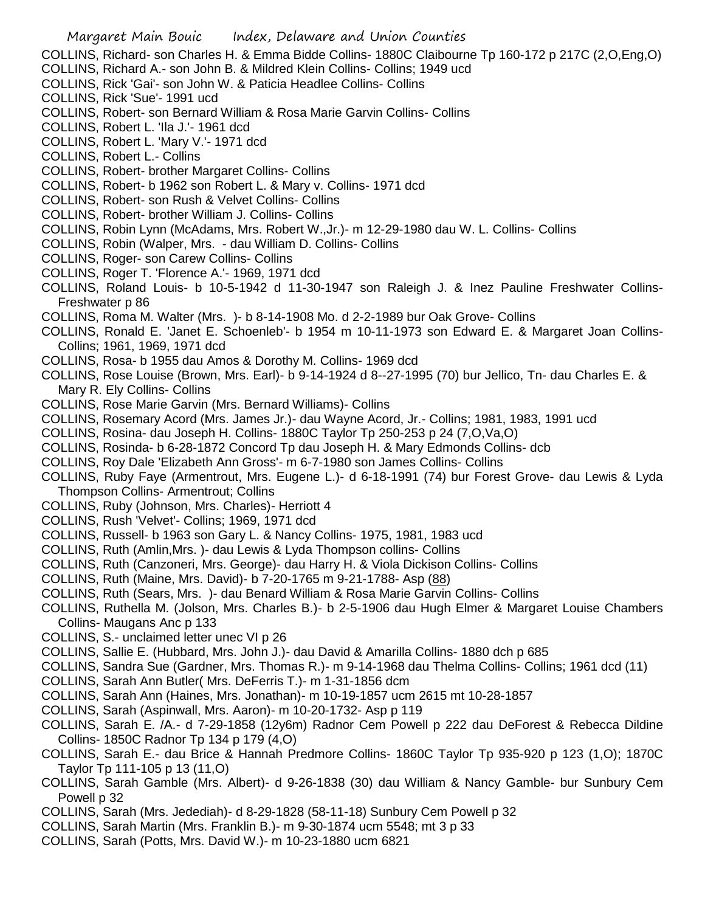COLLINS, Richard- son Charles H. & Emma Bidde Collins- 1880C Claibourne Tp 160-172 p 217C (2,O,Eng,O)
COLLINS, Richard A.- son John B. & Mildred Klein Collins- Collins; 1949 ucd
COLLINS, Rick 'Gai'- son John W. & Paticia Headlee Collins- Collins
COLLINS, Rick 'Sue'- 1991 ucd
COLLINS, Robert- son Bernard William & Rosa Marie Garvin Collins- Collins
COLLINS, Robert L. 'Ila J.'- 1961 dcd
COLLINS, Robert L. 'Mary V.'- 1971 dcd
COLLINS, Robert L.- Collins
COLLINS, Robert- brother Margaret Collins- Collins
COLLINS, Robert- b 1962 son Robert L. & Mary v. Collins- 1971 dcd
COLLINS, Robert- son Rush & Velvet Collins- Collins
COLLINS, Robert- brother William J. Collins- Collins
COLLINS, Robin Lynn (McAdams, Mrs. Robert W.,Jr.)- m 12-29-1980 dau W. L. Collins- Collins
COLLINS, Robin (Walper, Mrs. - dau William D. Collins- Collins
COLLINS, Roger- son Carew Collins- Collins
COLLINS, Roger T. 'Florence A.'- 1969, 1971 dcd
COLLINS, Roland Louis- b 10-5-1942 d 11-30-1947 son Raleigh J. & Inez Pauline Freshwater Collins- Freshwater p 86
COLLINS, Roma M. Walter (Mrs. )- b 8-14-1908 Mo. d 2-2-1989 bur Oak Grove- Collins
COLLINS, Ronald E. 'Janet E. Schoenleb'- b 1954 m 10-11-1973 son Edward E. & Margaret Joan Collins- Collins; 1961, 1969, 1971 dcd
COLLINS, Rosa- b 1955 dau Amos & Dorothy M. Collins- 1969 dcd
COLLINS, Rose Louise (Brown, Mrs. Earl)- b 9-14-1924 d 8--27-1995 (70) bur Jellico, Tn- dau Charles E. & Mary R. Ely Collins- Collins
COLLINS, Rose Marie Garvin (Mrs. Bernard Williams)- Collins
COLLINS, Rosemary Acord (Mrs. James Jr.)- dau Wayne Acord, Jr.- Collins; 1981, 1983, 1991 ucd
COLLINS, Rosina- dau Joseph H. Collins- 1880C Taylor Tp 250-253 p 24 (7,O,Va,O)
COLLINS, Rosinda- b 6-28-1872 Concord Tp dau Joseph H. & Mary Edmonds Collins- dcb
COLLINS, Roy Dale 'Elizabeth Ann Gross'- m 6-7-1980 son James Collins- Collins
COLLINS, Ruby Faye (Armentrout, Mrs. Eugene L.)- d 6-18-1991 (74) bur Forest Grove- dau Lewis & Lyda Thompson Collins- Armentrout; Collins
COLLINS, Ruby (Johnson, Mrs. Charles)- Herriott 4
COLLINS, Rush 'Velvet'- Collins; 1969, 1971 dcd
COLLINS, Russell- b 1963 son Gary L. & Nancy Collins- 1975, 1981, 1983 ucd
COLLINS, Ruth (Amlin,Mrs. )- dau Lewis & Lyda Thompson collins- Collins
COLLINS, Ruth (Canzoneri, Mrs. George)- dau Harry H. & Viola Dickison Collins- Collins
COLLINS, Ruth (Maine, Mrs. David)- b 7-20-1765 m 9-21-1788- Asp (88)
COLLINS, Ruth (Sears, Mrs. )- dau Benard William & Rosa Marie Garvin Collins- Collins
COLLINS, Ruthella M. (Jolson, Mrs. Charles B.)- b 2-5-1906 dau Hugh Elmer & Margaret Louise Chambers Collins- Maugans Anc p 133
COLLINS, S.- unclaimed letter unec VI p 26
COLLINS, Sallie E. (Hubbard, Mrs. John J.)- dau David & Amarilla Collins- 1880 dch p 685
COLLINS, Sandra Sue (Gardner, Mrs. Thomas R.)- m 9-14-1968 dau Thelma Collins- Collins; 1961 dcd (11)
COLLINS, Sarah Ann Butler( Mrs. DeFerris T.)- m 1-31-1856 dcm
COLLINS, Sarah Ann (Haines, Mrs. Jonathan)- m 10-19-1857 ucm 2615 mt 10-28-1857
COLLINS, Sarah (Aspinwall, Mrs. Aaron)- m 10-20-1732- Asp p 119
COLLINS, Sarah E. /A.- d 7-29-1858 (12y6m) Radnor Cem Powell p 222 dau DeForest & Rebecca Dildine Collins- 1850C Radnor Tp 134 p 179 (4,O)
COLLINS, Sarah E.- dau Brice & Hannah Predmore Collins- 1860C Taylor Tp 935-920 p 123 (1,O); 1870C Taylor Tp 111-105 p 13 (11,O)
COLLINS, Sarah Gamble (Mrs. Albert)- d 9-26-1838 (30) dau William & Nancy Gamble- bur Sunbury Cem Powell p 32
COLLINS, Sarah (Mrs. Jedediah)- d 8-29-1828 (58-11-18) Sunbury Cem Powell p 32
COLLINS, Sarah Martin (Mrs. Franklin B.)- m 9-30-1874 ucm 5548; mt 3 p 33
COLLINS, Sarah (Potts, Mrs. David W.)- m 10-23-1880 ucm 6821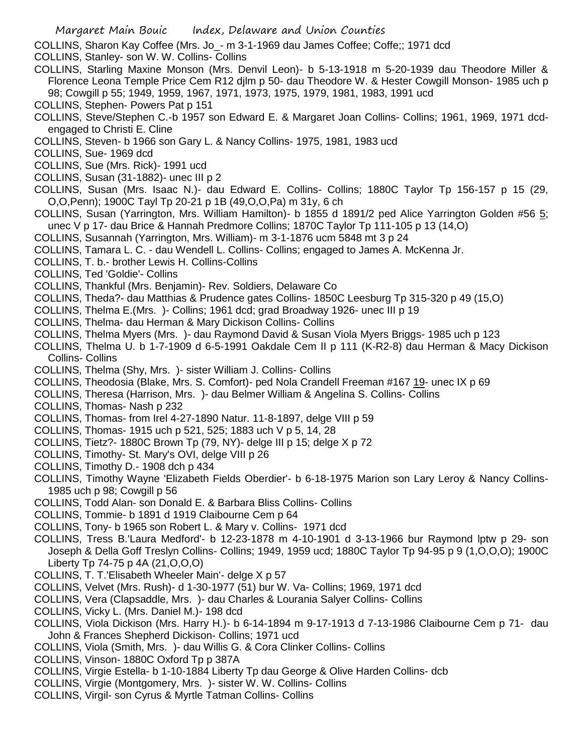COLLINS, Sharon Kay Coffee (Mrs. Jo_- m 3-1-1969 dau James Coffee; Coffe;; 1971 dcd

COLLINS, Stanley- son W. W. Collins- Collins

COLLINS, Starling Maxine Monson (Mrs. Denvil Leon)- b 5-13-1918 m 5-20-1939 dau Theodore Miller & Florence Leona Temple Price Cem R12 djlm p 50- dau Theodore W. & Hester Cowgill Monson- 1985 uch p 98; Cowgill p 55; 1949, 1959, 1967, 1971, 1973, 1975, 1979, 1981, 1983, 1991 ucd

COLLINS, Stephen- Powers Pat p 151

COLLINS, Steve/Stephen C.-b 1957 son Edward E. & Margaret Joan Collins- Collins; 1961, 1969, 1971 dcd- engaged to Christi E. Cline

COLLINS, Steven- b 1966 son Gary L. & Nancy Collins- 1975, 1981, 1983 ucd

COLLINS, Sue- 1969 dcd

COLLINS, Sue (Mrs. Rick)- 1991 ucd

COLLINS, Susan (31-1882)- unec III p 2

COLLINS, Susan (Mrs. Isaac N.)- dau Edward E. Collins- Collins; 1880C Taylor Tp 156-157 p 15 (29, O,O,Penn); 1900C Tayl Tp 20-21 p 1B (49,O,O,Pa) m 31y, 6 ch

COLLINS, Susan (Yarrington, Mrs. William Hamilton)- b 1855 d 1891/2 ped Alice Yarrington Golden #56 5; unec V p 17- dau Brice & Hannah Predmore Collins; 1870C Taylor Tp 111-105 p 13 (14,O)

COLLINS, Susannah (Yarrington, Mrs. William)- m 3-1-1876 ucm 5848 mt 3 p 24

COLLINS, Tamara L. C. - dau Wendell L. Collins- Collins; engaged to James A. McKenna Jr.

COLLINS, T. b.- brother Lewis H. Collins-Collins

COLLINS, Ted 'Goldie'- Collins

COLLINS, Thankful (Mrs. Benjamin)- Rev. Soldiers, Delaware Co

COLLINS, Theda?- dau Matthias & Prudence gates Collins- 1850C Leesburg Tp 315-320 p 49 (15,O)

COLLINS, Thelma E.(Mrs. )- Collins; 1961 dcd; grad Broadway 1926- unec III p 19

COLLINS, Thelma- dau Herman & Mary Dickison Collins- Collins

COLLINS, Thelma Myers (Mrs. )- dau Raymond David & Susan Viola Myers Briggs- 1985 uch p 123

COLLINS, Thelma U. b 1-7-1909 d 6-5-1991 Oakdale Cem II p 111 (K-R2-8) dau Herman & Macy Dickison Collins- Collins

COLLINS, Thelma (Shy, Mrs. )- sister William J. Collins- Collins

COLLINS, Theodosia (Blake, Mrs. S. Comfort)- ped Nola Crandell Freeman #167 19- unec IX p 69

COLLINS, Theresa (Harrison, Mrs. )- dau Belmer William & Angelina S. Collins- Collins

COLLINS, Thomas- Nash p 232

COLLINS, Thomas- from Irel 4-27-1890 Natur. 11-8-1897, delge VIII p 59

COLLINS, Thomas- 1915 uch p 521, 525; 1883 uch V p 5, 14, 28

COLLINS, Tietz?- 1880C Brown Tp (79, NY)- delge III p 15; delge X p 72

COLLINS, Timothy- St. Mary's OVI, delge VIII p 26

COLLINS, Timothy D.- 1908 dch p 434

COLLINS, Timothy Wayne 'Elizabeth Fields Oberdier'- b 6-18-1975 Marion son Lary Leroy & Nancy Collins- 1985 uch p 98; Cowgill p 56

COLLINS, Todd Alan- son Donald E. & Barbara Bliss Collins- Collins

COLLINS, Tommie- b 1891 d 1919 Claibourne Cem p 64

COLLINS, Tony- b 1965 son Robert L. & Mary v. Collins- 1971 dcd

COLLINS, Tress B.'Laura Medford'- b 12-23-1878 m 4-10-1901 d 3-13-1966 bur Raymond lptw p 29- son Joseph & Della Goff Treslyn Collins- Collins; 1949, 1959 ucd; 1880C Taylor Tp 94-95 p 9 (1,O,O,O); 1900C Liberty Tp 74-75 p 4A (21,O,O,O)

COLLINS, T. T.'Elisabeth Wheeler Main'- delge X p 57

COLLINS, Velvet (Mrs. Rush)- d 1-30-1977 (51) bur W. Va- Collins; 1969, 1971 dcd

COLLINS, Vera (Clapsaddle, Mrs. )- dau Charles & Lourania Salyer Collins- Collins

COLLINS, Vicky L. (Mrs. Daniel M.)- 198 dcd

COLLINS, Viola Dickison (Mrs. Harry H.)- b 6-14-1894 m 9-17-1913 d 7-13-1986 Claibourne Cem p 71- dau John & Frances Shepherd Dickison- Collins; 1971 ucd

COLLINS, Viola (Smith, Mrs. )- dau Willis G. & Cora Clinker Collins- Collins

COLLINS, Vinson- 1880C Oxford Tp p 387A

COLLINS, Virgie Estella- b 1-10-1884 Liberty Tp dau George & Olive Harden Collins- dcb

COLLINS, Virgie (Montgomery, Mrs. )- sister W. W. Collins- Collins

COLLINS, Virgil- son Cyrus & Myrtle Tatman Collins- Collins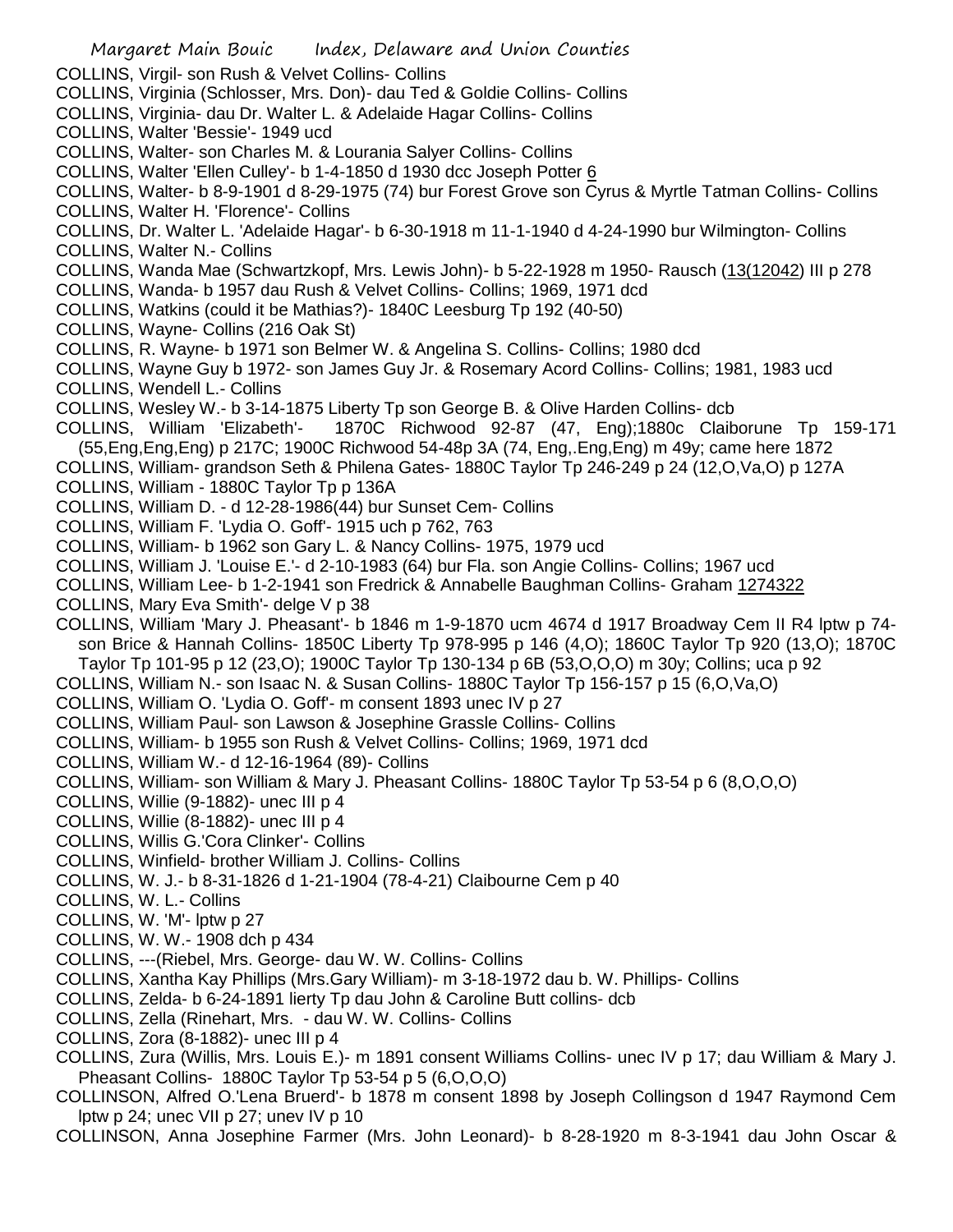COLLINS, Virgil- son Rush & Velvet Collins- Collins
COLLINS, Virginia (Schlosser, Mrs. Don)- dau Ted & Goldie Collins- Collins
COLLINS, Virginia- dau Dr. Walter L. & Adelaide Hagar Collins- Collins
COLLINS, Walter 'Bessie'- 1949 ucd
COLLINS, Walter- son Charles M. & Lourania Salyer Collins- Collins
COLLINS, Walter 'Ellen Culley'- b 1-4-1850 d 1930 dcc Joseph Potter 6
COLLINS, Walter- b 8-9-1901 d 8-29-1975 (74) bur Forest Grove son Cyrus & Myrtle Tatman Collins- Collins
COLLINS, Walter H. 'Florence'- Collins
COLLINS, Dr. Walter L. 'Adelaide Hagar'- b 6-30-1918 m 11-1-1940 d 4-24-1990 bur Wilmington- Collins
COLLINS, Walter N.- Collins
COLLINS, Wanda Mae (Schwartzkopf, Mrs. Lewis John)- b 5-22-1928 m 1950- Rausch (13(12042) III p 278
COLLINS, Wanda- b 1957 dau Rush & Velvet Collins- Collins; 1969, 1971 dcd
COLLINS, Watkins (could it be Mathias?)- 1840C Leesburg Tp 192 (40-50)
COLLINS, Wayne- Collins (216 Oak St)
COLLINS, R. Wayne- b 1971 son Belmer W. & Angelina S. Collins- Collins; 1980 dcd
COLLINS, Wayne Guy b 1972- son James Guy Jr. & Rosemary Acord Collins- Collins; 1981, 1983 ucd
COLLINS, Wendell L.- Collins
COLLINS, Wesley W.- b 3-14-1875 Liberty Tp son George B. & Olive Harden Collins- dcb
COLLINS, William 'Elizabeth'- 1870C Richwood 92-87 (47, Eng);1880c Claiborune Tp 159-171 (55,Eng,Eng,Eng) p 217C; 1900C Richwood 54-48p 3A (74, Eng,.Eng,Eng) m 49y; came here 1872
COLLINS, William- grandson Seth & Philena Gates- 1880C Taylor Tp 246-249 p 24 (12,O,Va,O) p 127A
COLLINS, William - 1880C Taylor Tp p 136A
COLLINS, William D. - d 12-28-1986(44) bur Sunset Cem- Collins
COLLINS, William F. 'Lydia O. Goff'- 1915 uch p 762, 763
COLLINS, William- b 1962 son Gary L. & Nancy Collins- 1975, 1979 ucd
COLLINS, William J. 'Louise E.'- d 2-10-1983 (64) bur Fla. son Angie Collins- Collins; 1967 ucd
COLLINS, William Lee- b 1-2-1941 son Fredrick & Annabelle Baughman Collins- Graham 1274322
COLLINS, Mary Eva Smith'- delge V p 38
COLLINS, William 'Mary J. Pheasant'- b 1846 m 1-9-1870 ucm 4674 d 1917 Broadway Cem II R4 lptw p 74- son Brice & Hannah Collins- 1850C Liberty Tp 978-995 p 146 (4,O); 1860C Taylor Tp 920 (13,O); 1870C Taylor Tp 101-95 p 12 (23,O); 1900C Taylor Tp 130-134 p 6B (53,O,O,O) m 30y; Collins; uca p 92
COLLINS, William N.- son Isaac N. & Susan Collins- 1880C Taylor Tp 156-157 p 15 (6,O,Va,O)
COLLINS, William O. 'Lydia O. Goff'- m consent 1893 unec IV p 27
COLLINS, William Paul- son Lawson & Josephine Grassle Collins- Collins
COLLINS, William- b 1955 son Rush & Velvet Collins- Collins; 1969, 1971 dcd
COLLINS, William W.- d 12-16-1964 (89)- Collins
COLLINS, William- son William & Mary J. Pheasant Collins- 1880C Taylor Tp 53-54 p 6 (8,O,O,O)
COLLINS, Willie (9-1882)- unec III p 4
COLLINS, Willie (8-1882)- unec III p 4
COLLINS, Willis G.'Cora Clinker'- Collins
COLLINS, Winfield- brother William J. Collins- Collins
COLLINS, W. J.- b 8-31-1826 d 1-21-1904 (78-4-21) Claibourne Cem p 40
COLLINS, W. L.- Collins
COLLINS, W. 'M'- lptw p 27
COLLINS, W. W.- 1908 dch p 434
COLLINS, ---(Riebel, Mrs. George- dau W. W. Collins- Collins
COLLINS, Xantha Kay Phillips (Mrs.Gary William)- m 3-18-1972 dau b. W. Phillips- Collins
COLLINS, Zelda- b 6-24-1891 lierty Tp dau John & Caroline Butt collins- dcb
COLLINS, Zella (Rinehart, Mrs. - dau W. W. Collins- Collins
COLLINS, Zora (8-1882)- unec III p 4
COLLINS, Zura (Willis, Mrs. Louis E.)- m 1891 consent Williams Collins- unec IV p 17; dau William & Mary J. Pheasant Collins- 1880C Taylor Tp 53-54 p 5 (6,O,O,O)
COLLINSON, Alfred O.'Lena Bruerd'- b 1878 m consent 1898 by Joseph Collingson d 1947 Raymond Cem lptw p 24; unec VII p 27; unev IV p 10
COLLINSON, Anna Josephine Farmer (Mrs. John Leonard)- b 8-28-1920 m 8-3-1941 dau John Oscar &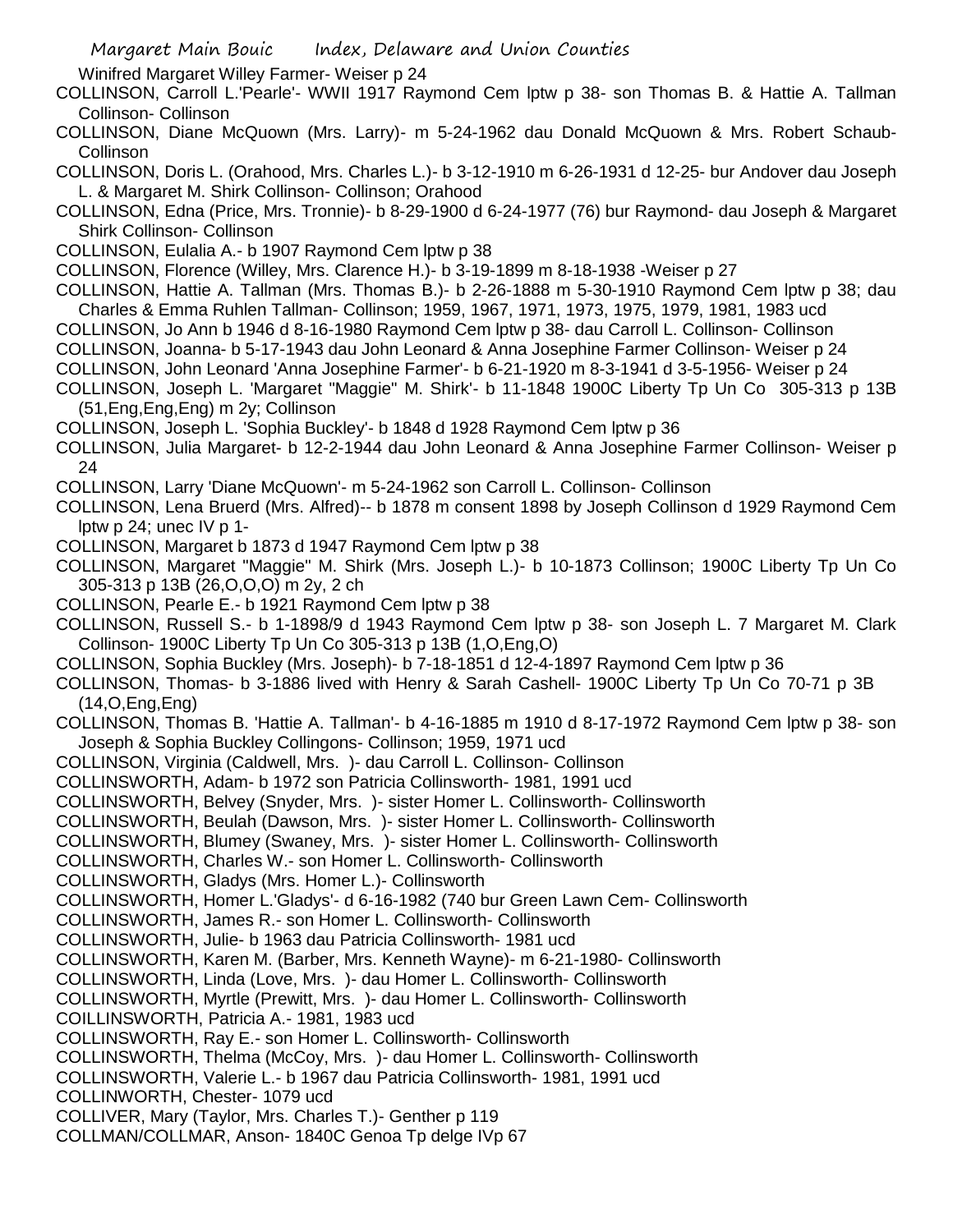Winifred Margaret Willey Farmer- Weiser p 24

COLLINSON, Carroll L.'Pearle'- WWII 1917 Raymond Cem lptw p 38- son Thomas B. & Hattie A. Tallman Collinson- Collinson

COLLINSON, Diane McQuown (Mrs. Larry)- m 5-24-1962 dau Donald McQuown & Mrs. Robert Schaub- Collinson

COLLINSON, Doris L. (Orahood, Mrs. Charles L.)- b 3-12-1910 m 6-26-1931 d 12-25- bur Andover dau Joseph L. & Margaret M. Shirk Collinson- Collinson; Orahood

COLLINSON, Edna (Price, Mrs. Tronnie)- b 8-29-1900 d 6-24-1977 (76) bur Raymond- dau Joseph & Margaret Shirk Collinson- Collinson

COLLINSON, Eulalia A.- b 1907 Raymond Cem lptw p 38

COLLINSON, Florence (Willey, Mrs. Clarence H.)- b 3-19-1899 m 8-18-1938 -Weiser p 27

COLLINSON, Hattie A. Tallman (Mrs. Thomas B.)- b 2-26-1888 m 5-30-1910 Raymond Cem lptw p 38; dau Charles & Emma Ruhlen Tallman- Collinson; 1959, 1967, 1971, 1973, 1975, 1979, 1981, 1983 ucd

COLLINSON, Jo Ann b 1946 d 8-16-1980 Raymond Cem lptw p 38- dau Carroll L. Collinson- Collinson

COLLINSON, Joanna- b 5-17-1943 dau John Leonard & Anna Josephine Farmer Collinson- Weiser p 24

COLLINSON, John Leonard 'Anna Josephine Farmer'- b 6-21-1920 m 8-3-1941 d 3-5-1956- Weiser p 24

COLLINSON, Joseph L. 'Margaret "Maggie" M. Shirk'- b 11-1848 1900C Liberty Tp Un Co 305-313 p 13B (51,Eng,Eng,Eng) m 2y; Collinson

COLLINSON, Joseph L. 'Sophia Buckley'- b 1848 d 1928 Raymond Cem lptw p 36

COLLINSON, Julia Margaret- b 12-2-1944 dau John Leonard & Anna Josephine Farmer Collinson- Weiser p 24

COLLINSON, Larry 'Diane McQuown'- m 5-24-1962 son Carroll L. Collinson- Collinson

COLLINSON, Lena Bruerd (Mrs. Alfred)-- b 1878 m consent 1898 by Joseph Collinson d 1929 Raymond Cem lptw p 24; unec IV p 1-

COLLINSON, Margaret b 1873 d 1947 Raymond Cem lptw p 38

COLLINSON, Margaret "Maggie" M. Shirk (Mrs. Joseph L.)- b 10-1873 Collinson; 1900C Liberty Tp Un Co 305-313 p 13B (26,O,O,O) m 2y, 2 ch

COLLINSON, Pearle E.- b 1921 Raymond Cem lptw p 38

COLLINSON, Russell S.- b 1-1898/9 d 1943 Raymond Cem lptw p 38- son Joseph L. 7 Margaret M. Clark Collinson- 1900C Liberty Tp Un Co 305-313 p 13B (1,O,Eng,O)

COLLINSON, Sophia Buckley (Mrs. Joseph)- b 7-18-1851 d 12-4-1897 Raymond Cem lptw p 36

COLLINSON, Thomas- b 3-1886 lived with Henry & Sarah Cashell- 1900C Liberty Tp Un Co 70-71 p 3B (14,O,Eng,Eng)

COLLINSON, Thomas B. 'Hattie A. Tallman'- b 4-16-1885 m 1910 d 8-17-1972 Raymond Cem lptw p 38- son Joseph & Sophia Buckley Collingons- Collinson; 1959, 1971 ucd

COLLINSON, Virginia (Caldwell, Mrs. )- dau Carroll L. Collinson- Collinson

COLLINSWORTH, Adam- b 1972 son Patricia Collinsworth- 1981, 1991 ucd

COLLINSWORTH, Belvey (Snyder, Mrs. )- sister Homer L. Collinsworth- Collinsworth

COLLINSWORTH, Beulah (Dawson, Mrs. )- sister Homer L. Collinsworth- Collinsworth

COLLINSWORTH, Blumey (Swaney, Mrs. )- sister Homer L. Collinsworth- Collinsworth

COLLINSWORTH, Charles W.- son Homer L. Collinsworth- Collinsworth

COLLINSWORTH, Gladys (Mrs. Homer L.)- Collinsworth

COLLINSWORTH, Homer L.'Gladys'- d 6-16-1982 (740 bur Green Lawn Cem- Collinsworth

COLLINSWORTH, James R.- son Homer L. Collinsworth- Collinsworth

COLLINSWORTH, Julie- b 1963 dau Patricia Collinsworth- 1981 ucd

COLLINSWORTH, Karen M. (Barber, Mrs. Kenneth Wayne)- m 6-21-1980- Collinsworth

COLLINSWORTH, Linda (Love, Mrs. )- dau Homer L. Collinsworth- Collinsworth

COLLINSWORTH, Myrtle (Prewitt, Mrs. )- dau Homer L. Collinsworth- Collinsworth

COILLINSWORTH, Patricia A.- 1981, 1983 ucd

COLLINSWORTH, Ray E.- son Homer L. Collinsworth- Collinsworth

COLLINSWORTH, Thelma (McCoy, Mrs. )- dau Homer L. Collinsworth- Collinsworth

COLLINSWORTH, Valerie L.- b 1967 dau Patricia Collinsworth- 1981, 1991 ucd

COLLINWORTH, Chester- 1079 ucd

COLLIVER, Mary (Taylor, Mrs. Charles T.)- Genther p 119

COLLMAN/COLLMAR, Anson- 1840C Genoa Tp delge IVp 67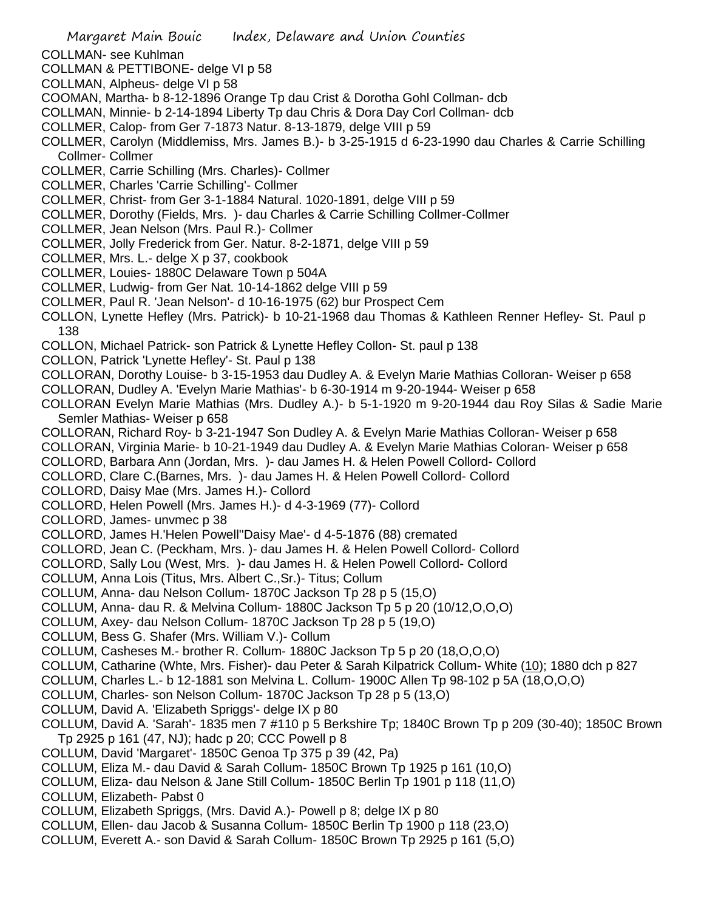COLLMAN- see Kuhlman
COLLMAN & PETTIBONE- delge VI p 58
COLLMAN, Alpheus- delge VI p 58
COOMAN, Martha- b 8-12-1896 Orange Tp dau Crist & Dorotha Gohl Collman- dcb
COLLMAN, Minnie- b 2-14-1894 Liberty Tp dau Chris & Dora Day Corl Collman- dcb
COLLMER, Calop- from Ger 7-1873 Natur. 8-13-1879, delge VIII p 59
COLLMER, Carolyn (Middlemiss, Mrs. James B.)- b 3-25-1915 d 6-23-1990 dau Charles & Carrie Schilling Collmer- Collmer
COLLMER, Carrie Schilling (Mrs. Charles)- Collmer
COLLMER, Charles 'Carrie Schilling'- Collmer
COLLMER, Christ- from Ger 3-1-1884 Natural. 1020-1891, delge VIII p 59
COLLMER, Dorothy (Fields, Mrs. )- dau Charles & Carrie Schilling Collmer-Collmer
COLLMER, Jean Nelson (Mrs. Paul R.)- Collmer
COLLMER, Jolly Frederick from Ger. Natur. 8-2-1871, delge VIII p 59
COLLMER, Mrs. L.- delge X p 37, cookbook
COLLMER, Louies- 1880C Delaware Town p 504A
COLLMER, Ludwig- from Ger Nat. 10-14-1862 delge VIII p 59
COLLMER, Paul R. 'Jean Nelson'- d 10-16-1975 (62) bur Prospect Cem
COLLON, Lynette Hefley (Mrs. Patrick)- b 10-21-1968 dau Thomas & Kathleen Renner Hefley- St. Paul p 138
COLLON, Michael Patrick- son Patrick & Lynette Hefley Collon- St. paul p 138
COLLON, Patrick 'Lynette Hefley'- St. Paul p 138
COLLORAN, Dorothy Louise- b 3-15-1953 dau Dudley A. & Evelyn Marie Mathias Colloran- Weiser p 658
COLLORAN, Dudley A. 'Evelyn Marie Mathias'- b 6-30-1914 m 9-20-1944- Weiser p 658
COLLORAN Evelyn Marie Mathias (Mrs. Dudley A.)- b 5-1-1920 m 9-20-1944 dau Roy Silas & Sadie Marie Semler Mathias- Weiser p 658
COLLORAN, Richard Roy- b 3-21-1947 Son Dudley A. & Evelyn Marie Mathias Colloran- Weiser p 658
COLLORAN, Virginia Marie- b 10-21-1949 dau Dudley A. & Evelyn Marie Mathias Coloran- Weiser p 658
COLLORD, Barbara Ann (Jordan, Mrs. )- dau James H. & Helen Powell Collord- Collord
COLLORD, Clare C.(Barnes, Mrs. )- dau James H. & Helen Powell Collord- Collord
COLLORD, Daisy Mae (Mrs. James H.)- Collord
COLLORD, Helen Powell (Mrs. James H.)- d 4-3-1969 (77)- Collord
COLLORD, James- unvmec p 38
COLLORD, James H.'Helen Powell''Daisy Mae'- d 4-5-1876 (88) cremated
COLLORD, Jean C. (Peckham, Mrs. )- dau James H. & Helen Powell Collord- Collord
COLLORD, Sally Lou (West, Mrs. )- dau James H. & Helen Powell Collord- Collord
COLLUM, Anna Lois (Titus, Mrs. Albert C.,Sr.)- Titus; Collum
COLLUM, Anna- dau Nelson Collum- 1870C Jackson Tp 28 p 5 (15,O)
COLLUM, Anna- dau R. & Melvina Collum- 1880C Jackson Tp 5 p 20 (10/12,O,O,O)
COLLUM, Axey- dau Nelson Collum- 1870C Jackson Tp 28 p 5 (19,O)
COLLUM, Bess G. Shafer (Mrs. William V.)- Collum
COLLUM, Casheses M.- brother R. Collum- 1880C Jackson Tp 5 p 20 (18,O,O,O)
COLLUM, Catharine (Whte, Mrs. Fisher)- dau Peter & Sarah Kilpatrick Collum- White (10); 1880 dch p 827
COLLUM, Charles L.- b 12-1881 son Melvina L. Collum- 1900C Allen Tp 98-102 p 5A (18,O,O,O)
COLLUM, Charles- son Nelson Collum- 1870C Jackson Tp 28 p 5 (13,O)
COLLUM, David A. 'Elizabeth Spriggs'- delge IX p 80
COLLUM, David A. 'Sarah'- 1835 men 7 #110 p 5 Berkshire Tp; 1840C Brown Tp p 209 (30-40); 1850C Brown Tp 2925 p 161 (47, NJ); hadc p 20; CCC Powell p 8
COLLUM, David 'Margaret'- 1850C Genoa Tp 375 p 39 (42, Pa)
COLLUM, Eliza M.- dau David & Sarah Collum- 1850C Brown Tp 1925 p 161 (10,O)
COLLUM, Eliza- dau Nelson & Jane Still Collum- 1850C Berlin Tp 1901 p 118 (11,O)
COLLUM, Elizabeth- Pabst 0
COLLUM, Elizabeth Spriggs, (Mrs. David A.)- Powell p 8; delge IX p 80
COLLUM, Ellen- dau Jacob & Susanna Collum- 1850C Berlin Tp 1900 p 118 (23,O)
COLLUM, Everett A.- son David & Sarah Collum- 1850C Brown Tp 2925 p 161 (5,O)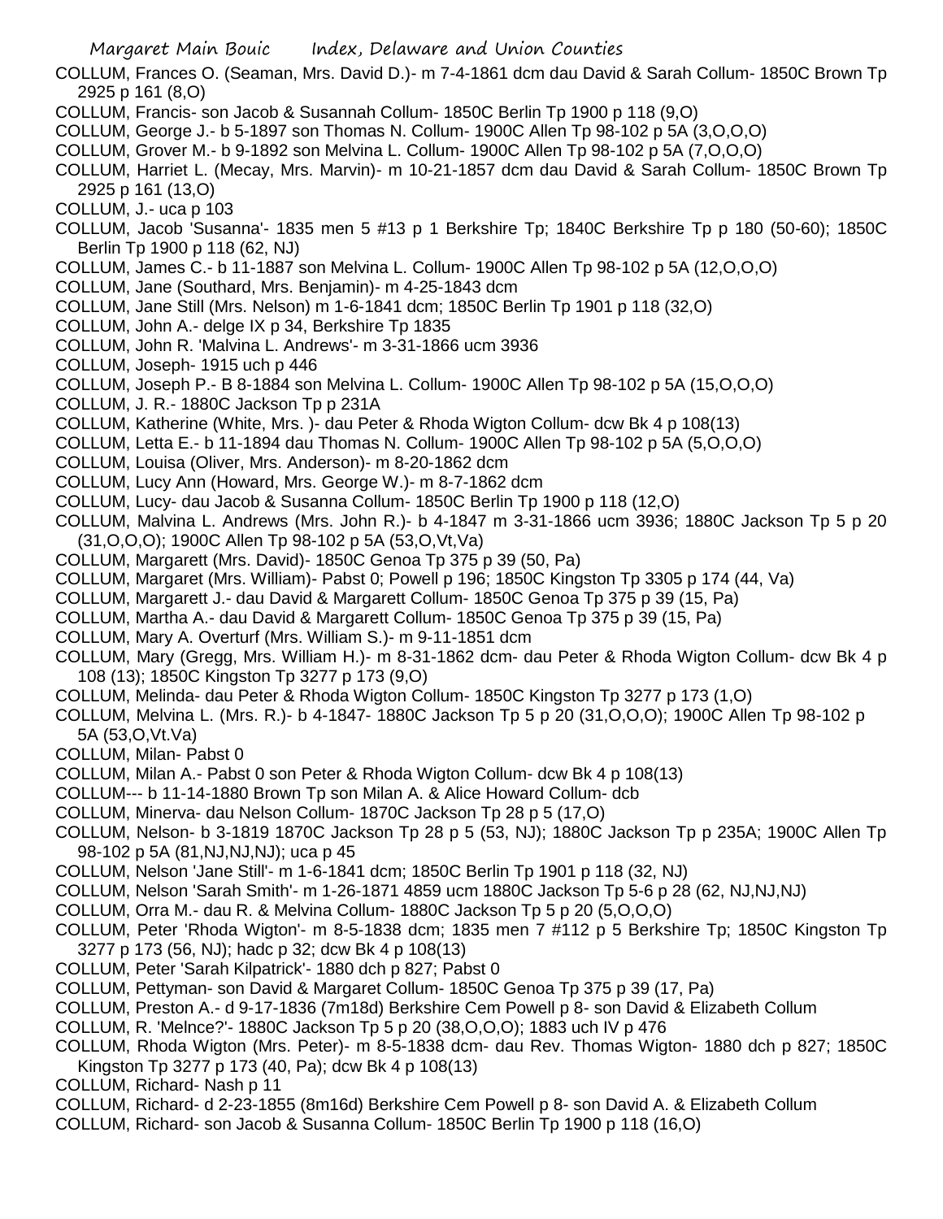COLLUM, Frances O. (Seaman, Mrs. David D.)- m 7-4-1861 dcm dau David & Sarah Collum- 1850C Brown Tp 2925 p 161 (8,O)

COLLUM, Francis- son Jacob & Susannah Collum- 1850C Berlin Tp 1900 p 118 (9,O)

COLLUM, George J.- b 5-1897 son Thomas N. Collum- 1900C Allen Tp 98-102 p 5A (3,O,O,O)

COLLUM, Grover M.- b 9-1892 son Melvina L. Collum- 1900C Allen Tp 98-102 p 5A (7,O,O,O)

COLLUM, Harriet L. (Mecay, Mrs. Marvin)- m 10-21-1857 dcm dau David & Sarah Collum- 1850C Brown Tp 2925 p 161 (13,O)

COLLUM, J.- uca p 103

COLLUM, Jacob 'Susanna'- 1835 men 5 #13 p 1 Berkshire Tp; 1840C Berkshire Tp p 180 (50-60); 1850C Berlin Tp 1900 p 118 (62, NJ)

COLLUM, James C.- b 11-1887 son Melvina L. Collum- 1900C Allen Tp 98-102 p 5A (12,O,O,O)

COLLUM, Jane (Southard, Mrs. Benjamin)- m 4-25-1843 dcm

COLLUM, Jane Still (Mrs. Nelson) m 1-6-1841 dcm; 1850C Berlin Tp 1901 p 118 (32,O)

COLLUM, John A.- delge IX p 34, Berkshire Tp 1835

COLLUM, John R. 'Malvina L. Andrews'- m 3-31-1866 ucm 3936

COLLUM, Joseph- 1915 uch p 446

COLLUM, Joseph P.- B 8-1884 son Melvina L. Collum- 1900C Allen Tp 98-102 p 5A (15,O,O,O)

COLLUM, J. R.- 1880C Jackson Tp p 231A

COLLUM, Katherine (White, Mrs. )- dau Peter & Rhoda Wigton Collum- dcw Bk 4 p 108(13)

COLLUM, Letta E.- b 11-1894 dau Thomas N. Collum- 1900C Allen Tp 98-102 p 5A (5,O,O,O)

COLLUM, Louisa (Oliver, Mrs. Anderson)- m 8-20-1862 dcm

COLLUM, Lucy Ann (Howard, Mrs. George W.)- m 8-7-1862 dcm

COLLUM, Lucy- dau Jacob & Susanna Collum- 1850C Berlin Tp 1900 p 118 (12,O)

COLLUM, Malvina L. Andrews (Mrs. John R.)- b 4-1847 m 3-31-1866 ucm 3936; 1880C Jackson Tp 5 p 20 (31,O,O,O); 1900C Allen Tp 98-102 p 5A (53,O,Vt,Va)

COLLUM, Margarett (Mrs. David)- 1850C Genoa Tp 375 p 39 (50, Pa)

COLLUM, Margaret (Mrs. William)- Pabst 0; Powell p 196; 1850C Kingston Tp 3305 p 174 (44, Va)

COLLUM, Margarett J.- dau David & Margarett Collum- 1850C Genoa Tp 375 p 39 (15, Pa)

COLLUM, Martha A.- dau David & Margarett Collum- 1850C Genoa Tp 375 p 39 (15, Pa)

COLLUM, Mary A. Overturf (Mrs. William S.)- m 9-11-1851 dcm

COLLUM, Mary (Gregg, Mrs. William H.)- m 8-31-1862 dcm- dau Peter & Rhoda Wigton Collum- dcw Bk 4 p 108 (13); 1850C Kingston Tp 3277 p 173 (9,O)

COLLUM, Melinda- dau Peter & Rhoda Wigton Collum- 1850C Kingston Tp 3277 p 173 (1,O)

COLLUM, Melvina L. (Mrs. R.)- b 4-1847- 1880C Jackson Tp 5 p 20 (31,O,O,O); 1900C Allen Tp 98-102 p 5A (53,O,Vt.Va)

COLLUM, Milan- Pabst 0

COLLUM, Milan A.- Pabst 0 son Peter & Rhoda Wigton Collum- dcw Bk 4 p 108(13)

COLLUM--- b 11-14-1880 Brown Tp son Milan A. & Alice Howard Collum- dcb

COLLUM, Minerva- dau Nelson Collum- 1870C Jackson Tp 28 p 5 (17,O)

COLLUM, Nelson- b 3-1819 1870C Jackson Tp 28 p 5 (53, NJ); 1880C Jackson Tp p 235A; 1900C Allen Tp 98-102 p 5A (81,NJ,NJ,NJ); uca p 45

COLLUM, Nelson 'Jane Still'- m 1-6-1841 dcm; 1850C Berlin Tp 1901 p 118 (32, NJ)

COLLUM, Nelson 'Sarah Smith'- m 1-26-1871 4859 ucm 1880C Jackson Tp 5-6 p 28 (62, NJ,NJ,NJ)

COLLUM, Orra M.- dau R. & Melvina Collum- 1880C Jackson Tp 5 p 20 (5,O,O,O)

COLLUM, Peter 'Rhoda Wigton'- m 8-5-1838 dcm; 1835 men 7 #112 p 5 Berkshire Tp; 1850C Kingston Tp 3277 p 173 (56, NJ); hadc p 32; dcw Bk 4 p 108(13)

COLLUM, Peter 'Sarah Kilpatrick'- 1880 dch p 827; Pabst 0

COLLUM, Pettyman- son David & Margaret Collum- 1850C Genoa Tp 375 p 39 (17, Pa)

COLLUM, Preston A.- d 9-17-1836 (7m18d) Berkshire Cem Powell p 8- son David & Elizabeth Collum

COLLUM, R. 'Melnce?'- 1880C Jackson Tp 5 p 20 (38,O,O,O); 1883 uch IV p 476

COLLUM, Rhoda Wigton (Mrs. Peter)- m 8-5-1838 dcm- dau Rev. Thomas Wigton- 1880 dch p 827; 1850C Kingston Tp 3277 p 173 (40, Pa); dcw Bk 4 p 108(13)

COLLUM, Richard- Nash p 11

COLLUM, Richard- d 2-23-1855 (8m16d) Berkshire Cem Powell p 8- son David A. & Elizabeth Collum

COLLUM, Richard- son Jacob & Susanna Collum- 1850C Berlin Tp 1900 p 118 (16,O)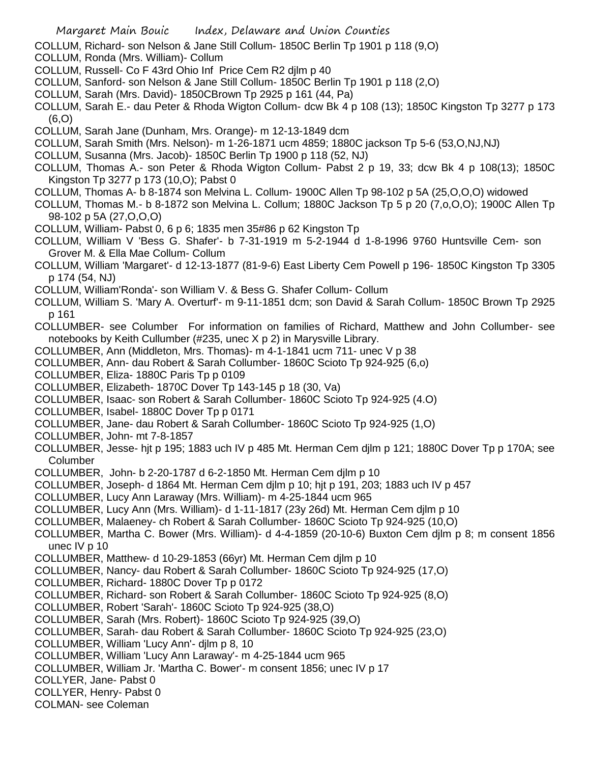COLLUM, Richard- son Nelson & Jane Still Collum- 1850C Berlin Tp 1901 p 118 (9,O)
COLLUM, Ronda (Mrs. William)- Collum
COLLUM, Russell- Co F 43rd Ohio Inf Price Cem R2 djlm p 40
COLLUM, Sanford- son Nelson & Jane Still Collum- 1850C Berlin Tp 1901 p 118 (2,O)
COLLUM, Sarah (Mrs. David)- 1850CBrown Tp 2925 p 161 (44, Pa)
COLLUM, Sarah E.- dau Peter & Rhoda Wigton Collum- dcw Bk 4 p 108 (13); 1850C Kingston Tp 3277 p 173 (6,O)
COLLUM, Sarah Jane (Dunham, Mrs. Orange)- m 12-13-1849 dcm
COLLUM, Sarah Smith (Mrs. Nelson)- m 1-26-1871 ucm 4859; 1880C jackson Tp 5-6 (53,O,NJ,NJ)
COLLUM, Susanna (Mrs. Jacob)- 1850C Berlin Tp 1900 p 118 (52, NJ)
COLLUM, Thomas A.- son Peter & Rhoda Wigton Collum- Pabst 2 p 19, 33; dcw Bk 4 p 108(13); 1850C Kingston Tp 3277 p 173 (10,O); Pabst 0
COLLUM, Thomas A- b 8-1874 son Melvina L. Collum- 1900C Allen Tp 98-102 p 5A (25,O,O,O) widowed
COLLUM, Thomas M.- b 8-1872 son Melvina L. Collum; 1880C Jackson Tp 5 p 20 (7,o,O,O); 1900C Allen Tp 98-102 p 5A (27,O,O,O)
COLLUM, William- Pabst 0, 6 p 6; 1835 men 35#86 p 62 Kingston Tp
COLLUM, William V 'Bess G. Shafer'- b 7-31-1919 m 5-2-1944 d 1-8-1996 9760 Huntsville Cem- son Grover M. & Ella Mae Collum- Collum
COLLUM, William 'Margaret'- d 12-13-1877 (81-9-6) East Liberty Cem Powell p 196- 1850C Kingston Tp 3305 p 174 (54, NJ)
COLLUM, William'Ronda'- son William V. & Bess G. Shafer Collum- Collum
COLLUM, William S. 'Mary A. Overturf'- m 9-11-1851 dcm; son David & Sarah Collum- 1850C Brown Tp 2925 p 161
COLLUMBER- see Columber For information on families of Richard, Matthew and John Collumber- see notebooks by Keith Cullumber (#235, unec X p 2) in Marysville Library.
COLLUMBER, Ann (Middleton, Mrs. Thomas)- m 4-1-1841 ucm 711- unec V p 38
COLLUMBER, Ann- dau Robert & Sarah Collumber- 1860C Scioto Tp 924-925 (6,o)
COLLUMBER, Eliza- 1880C Paris Tp p 0109
COLLUMBER, Elizabeth- 1870C Dover Tp 143-145 p 18 (30, Va)
COLLUMBER, Isaac- son Robert & Sarah Collumber- 1860C Scioto Tp 924-925 (4.O)
COLLUMBER, Isabel- 1880C Dover Tp p 0171
COLLUMBER, Jane- dau Robert & Sarah Collumber- 1860C Scioto Tp 924-925 (1,O)
COLLUMBER, John- mt 7-8-1857
COLLUMBER, Jesse- hjt p 195; 1883 uch IV p 485 Mt. Herman Cem djlm p 121; 1880C Dover Tp p 170A; see Columber
COLLUMBER, John- b 2-20-1787 d 6-2-1850 Mt. Herman Cem djlm p 10
COLLUMBER, Joseph- d 1864 Mt. Herman Cem djlm p 10; hjt p 191, 203; 1883 uch IV p 457
COLLUMBER, Lucy Ann Laraway (Mrs. William)- m 4-25-1844 ucm 965
COLLUMBER, Lucy Ann (Mrs. William)- d 1-11-1817 (23y 26d) Mt. Herman Cem djlm p 10
COLLUMBER, Malaeney- ch Robert & Sarah Collumber- 1860C Scioto Tp 924-925 (10,O)
COLLUMBER, Martha C. Bower (Mrs. William)- d 4-4-1859 (20-10-6) Buxton Cem djlm p 8; m consent 1856 unec IV p 10
COLLUMBER, Matthew- d 10-29-1853 (66yr) Mt. Herman Cem djlm p 10
COLLUMBER, Nancy- dau Robert & Sarah Collumber- 1860C Scioto Tp 924-925 (17,O)
COLLUMBER, Richard- 1880C Dover Tp p 0172
COLLUMBER, Richard- son Robert & Sarah Collumber- 1860C Scioto Tp 924-925 (8,O)
COLLUMBER, Robert 'Sarah'- 1860C Scioto Tp 924-925 (38,O)
COLLUMBER, Sarah (Mrs. Robert)- 1860C Scioto Tp 924-925 (39,O)
COLLUMBER, Sarah- dau Robert & Sarah Collumber- 1860C Scioto Tp 924-925 (23,O)
COLLUMBER, William 'Lucy Ann'- djlm p 8, 10
COLLUMBER, William 'Lucy Ann Laraway'- m 4-25-1844 ucm 965
COLLUMBER, William Jr. 'Martha C. Bower'- m consent 1856; unec IV p 17
COLLYER, Jane- Pabst 0
COLLYER, Henry- Pabst 0
COLMAN- see Coleman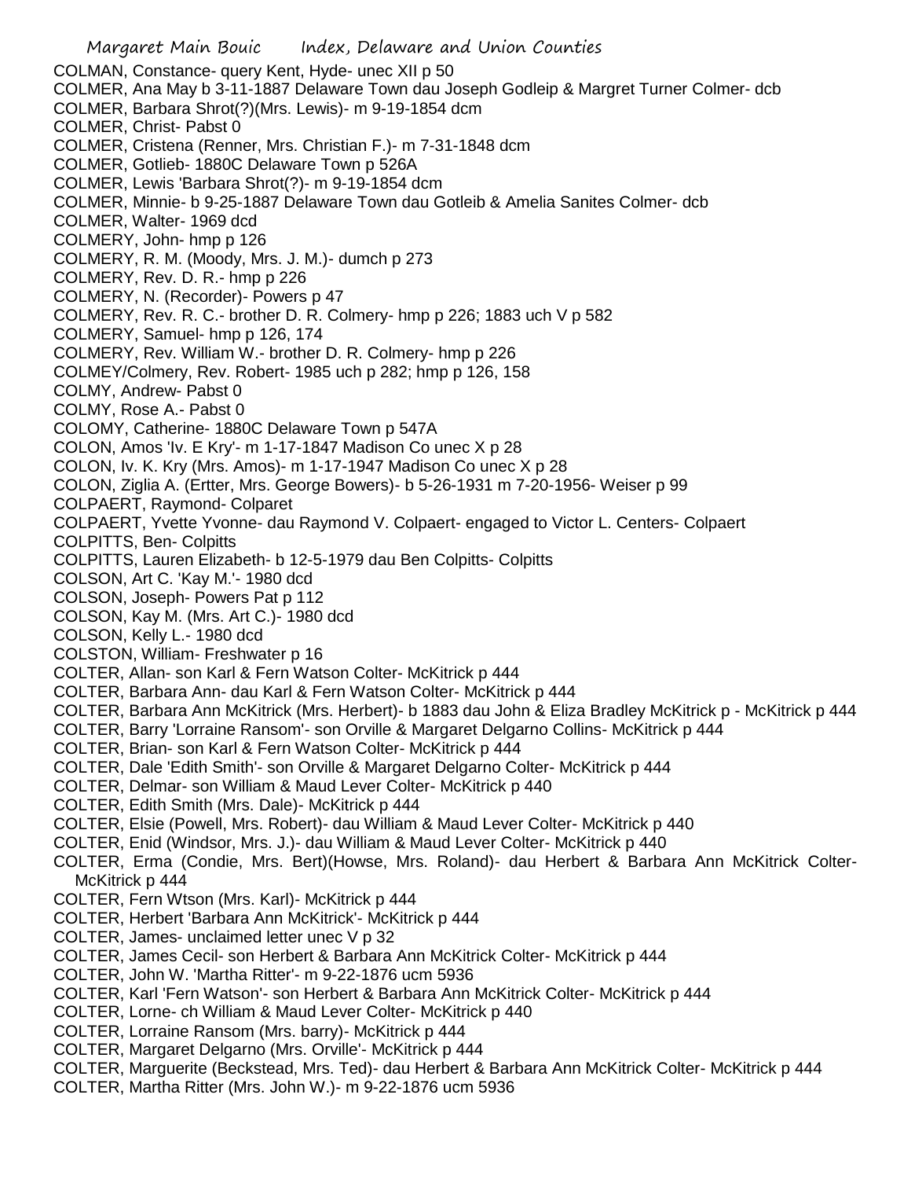COLMAN, Constance- query Kent, Hyde- unec XII p 50
COLMER, Ana May b 3-11-1887 Delaware Town dau Joseph Godleip & Margret Turner Colmer- dcb
COLMER, Barbara Shrot(?)(Mrs. Lewis)- m 9-19-1854 dcm
COLMER, Christ- Pabst 0
COLMER, Cristena (Renner, Mrs. Christian F.)- m 7-31-1848 dcm
COLMER, Gotlieb- 1880C Delaware Town p 526A
COLMER, Lewis 'Barbara Shrot(?)- m 9-19-1854 dcm
COLMER, Minnie- b 9-25-1887 Delaware Town dau Gotleib & Amelia Sanites Colmer- dcb
COLMER, Walter- 1969 dcd
COLMERY, John- hmp p 126
COLMERY, R. M. (Moody, Mrs. J. M.)- dumch p 273
COLMERY, Rev. D. R.- hmp p 226
COLMERY, N. (Recorder)- Powers p 47
COLMERY, Rev. R. C.- brother D. R. Colmery- hmp p 226; 1883 uch V p 582
COLMERY, Samuel- hmp p 126, 174
COLMERY, Rev. William W.- brother D. R. Colmery- hmp p 226
COLMEY/Colmery, Rev. Robert- 1985 uch p 282; hmp p 126, 158
COLMY, Andrew- Pabst 0
COLMY, Rose A.- Pabst 0
COLOMY, Catherine- 1880C Delaware Town p 547A
COLON, Amos 'Iv. E Kry'- m 1-17-1847 Madison Co unec X p 28
COLON, Iv. K. Kry (Mrs. Amos)- m 1-17-1947 Madison Co unec X p 28
COLON, Ziglia A. (Ertter, Mrs. George Bowers)- b 5-26-1931 m 7-20-1956- Weiser p 99
COLPAERT, Raymond- Colparet
COLPAERT, Yvette Yvonne- dau Raymond V. Colpaert- engaged to Victor L. Centers- Colpaert
COLPITTS, Ben- Colpitts
COLPITTS, Lauren Elizabeth- b 12-5-1979 dau Ben Colpitts- Colpitts
COLSON, Art C. 'Kay M.'- 1980 dcd
COLSON, Joseph- Powers Pat p 112
COLSON, Kay M. (Mrs. Art C.)- 1980 dcd
COLSON, Kelly L.- 1980 dcd
COLSTON, William- Freshwater p 16
COLTER, Allan- son Karl & Fern Watson Colter- McKitrick p 444
COLTER, Barbara Ann- dau Karl & Fern Watson Colter- McKitrick p 444
COLTER, Barbara Ann McKitrick (Mrs. Herbert)- b 1883 dau John & Eliza Bradley McKitrick p - McKitrick p 444
COLTER, Barry 'Lorraine Ransom'- son Orville & Margaret Delgarno Collins- McKitrick p 444
COLTER, Brian- son Karl & Fern Watson Colter- McKitrick p 444
COLTER, Dale 'Edith Smith'- son Orville & Margaret Delgarno Colter- McKitrick p 444
COLTER, Delmar- son William & Maud Lever Colter- McKitrick p 440
COLTER, Edith Smith (Mrs. Dale)- McKitrick p 444
COLTER, Elsie (Powell, Mrs. Robert)- dau William & Maud Lever Colter- McKitrick p 440
COLTER, Enid (Windsor, Mrs. J.)- dau William & Maud Lever Colter- McKitrick p 440
COLTER, Erma (Condie, Mrs. Bert)(Howse, Mrs. Roland)- dau Herbert & Barbara Ann McKitrick Colter- McKitrick p 444
COLTER, Fern Wtson (Mrs. Karl)- McKitrick p 444
COLTER, Herbert 'Barbara Ann McKitrick'- McKitrick p 444
COLTER, James- unclaimed letter unec V p 32
COLTER, James Cecil- son Herbert & Barbara Ann McKitrick Colter- McKitrick p 444
COLTER, John W. 'Martha Ritter'- m 9-22-1876 ucm 5936
COLTER, Karl 'Fern Watson'- son Herbert & Barbara Ann McKitrick Colter- McKitrick p 444
COLTER, Lorne- ch William & Maud Lever Colter- McKitrick p 440
COLTER, Lorraine Ransom (Mrs. barry)- McKitrick p 444
COLTER, Margaret Delgarno (Mrs. Orville'- McKitrick p 444
COLTER, Marguerite (Beckstead, Mrs. Ted)- dau Herbert & Barbara Ann McKitrick Colter- McKitrick p 444
COLTER, Martha Ritter (Mrs. John W.)- m 9-22-1876 ucm 5936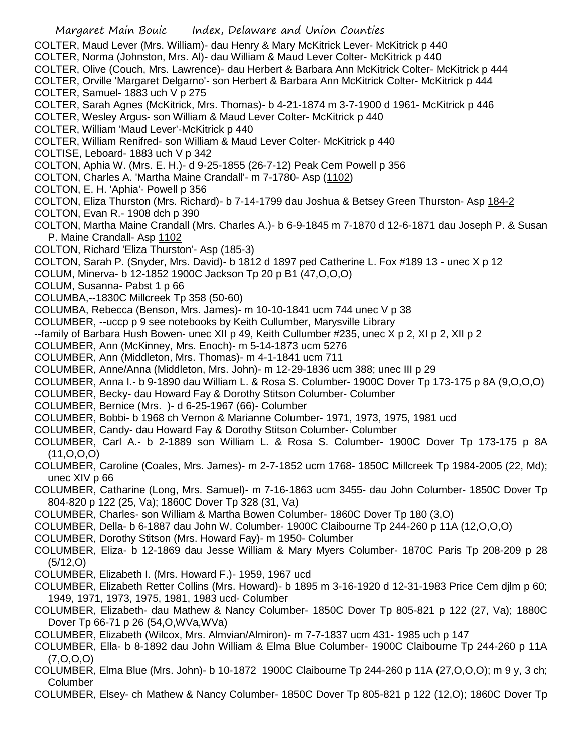COLTER, Maud Lever (Mrs. William)- dau Henry & Mary McKitrick Lever- McKitrick p 440
COLTER, Norma (Johnston, Mrs. Al)- dau William & Maud Lever Colter- McKitrick p 440
COLTER, Olive (Couch, Mrs. Lawrence)- dau Herbert & Barbara Ann McKitrick Colter- McKitrick p 444
COLTER, Orville 'Margaret Delgarno'- son Herbert & Barbara Ann McKitrick Colter- McKitrick p 444
COLTER, Samuel- 1883 uch V p 275
COLTER, Sarah Agnes (McKitrick, Mrs. Thomas)- b 4-21-1874 m 3-7-1900 d 1961- McKitrick p 446
COLTER, Wesley Argus- son William & Maud Lever Colter- McKitrick p 440
COLTER, William 'Maud Lever'-McKitrick p 440
COLTER, William Renifred- son William & Maud Lever Colter- McKitrick p 440
COLTISE, Leboard- 1883 uch V p 342
COLTON, Aphia W. (Mrs. E. H.)- d 9-25-1855 (26-7-12) Peak Cem Powell p 356
COLTON, Charles A. 'Martha Maine Crandall'- m 7-1780- Asp (1102)
COLTON, E. H. 'Aphia'- Powell p 356
COLTON, Eliza Thurston (Mrs. Richard)- b 7-14-1799 dau Joshua & Betsey Green Thurston- Asp 184-2
COLTON, Evan R.- 1908 dch p 390
COLTON, Martha Maine Crandall (Mrs. Charles A.)- b 6-9-1845 m 7-1870 d 12-6-1871 dau Joseph P. & Susan P. Maine Crandall- Asp 1102
COLTON, Richard 'Eliza Thurston'- Asp (185-3)
COLTON, Sarah P. (Snyder, Mrs. David)- b 1812 d 1897 ped Catherine L. Fox #189 13 - unec X p 12
COLUM, Minerva- b 12-1852 1900C Jackson Tp 20 p B1 (47,O,O,O)
COLUM, Susanna- Pabst 1 p 66
COLUMBA,--1830C Millcreek Tp 358 (50-60)
COLUMBA, Rebecca (Benson, Mrs. James)- m 10-10-1841 ucm 744 unec V p 38
COLUMBER, --uccp p 9 see notebooks by Keith Cullumber, Marysville Library
--family of Barbara Hush Bowen- unec XII p 49, Keith Cullumber #235, unec X p 2, XI p 2, XII p 2
COLUMBER, Ann (McKinney, Mrs. Enoch)- m 5-14-1873 ucm 5276
COLUMBER, Ann (Middleton, Mrs. Thomas)- m 4-1-1841 ucm 711
COLUMBER, Anne/Anna (Middleton, Mrs. John)- m 12-29-1836 ucm 388; unec III p 29
COLUMBER, Anna I.- b 9-1890 dau William L. & Rosa S. Columber- 1900C Dover Tp 173-175 p 8A (9,O,O,O)
COLUMBER, Becky- dau Howard Fay & Dorothy Stitson Columber- Columber
COLUMBER, Bernice (Mrs. )- d 6-25-1967 (66)- Columber
COLUMBER, Bobbi- b 1968 ch Vernon & Marianne Columber- 1971, 1973, 1975, 1981 ucd
COLUMBER, Candy- dau Howard Fay & Dorothy Stitson Columber- Columber
COLUMBER, Carl A.- b 2-1889 son William L. & Rosa S. Columber- 1900C Dover Tp 173-175 p 8A (11,O,O,O)
COLUMBER, Caroline (Coales, Mrs. James)- m 2-7-1852 ucm 1768- 1850C Millcreek Tp 1984-2005 (22, Md); unec XIV p 66
COLUMBER, Catharine (Long, Mrs. Samuel)- m 7-16-1863 ucm 3455- dau John Columber- 1850C Dover Tp 804-820 p 122 (25, Va); 1860C Dover Tp 328 (31, Va)
COLUMBER, Charles- son William & Martha Bowen Columber- 1860C Dover Tp 180 (3,O)
COLUMBER, Della- b 6-1887 dau John W. Columber- 1900C Claibourne Tp 244-260 p 11A (12,O,O,O)
COLUMBER, Dorothy Stitson (Mrs. Howard Fay)- m 1950- Columber
COLUMBER, Eliza- b 12-1869 dau Jesse William & Mary Myers Columber- 1870C Paris Tp 208-209 p 28 (5/12,O)
COLUMBER, Elizabeth I. (Mrs. Howard F.)- 1959, 1967 ucd
COLUMBER, Elizabeth Retter Collins (Mrs. Howard)- b 1895 m 3-16-1920 d 12-31-1983 Price Cem djlm p 60; 1949, 1971, 1973, 1975, 1981, 1983 ucd- Columber
COLUMBER, Elizabeth- dau Mathew & Nancy Columber- 1850C Dover Tp 805-821 p 122 (27, Va); 1880C Dover Tp 66-71 p 26 (54,O,WVa,WVa)
COLUMBER, Elizabeth (Wilcox, Mrs. Almvian/Almiron)- m 7-7-1837 ucm 431- 1985 uch p 147
COLUMBER, Ella- b 8-1892 dau John William & Elma Blue Columber- 1900C Claibourne Tp 244-260 p 11A (7,O,O,O)
COLUMBER, Elma Blue (Mrs. John)- b 10-1872 1900C Claibourne Tp 244-260 p 11A (27,O,O,O); m 9 y, 3 ch; Columber
COLUMBER, Elsey- ch Mathew & Nancy Columber- 1850C Dover Tp 805-821 p 122 (12,O); 1860C Dover Tp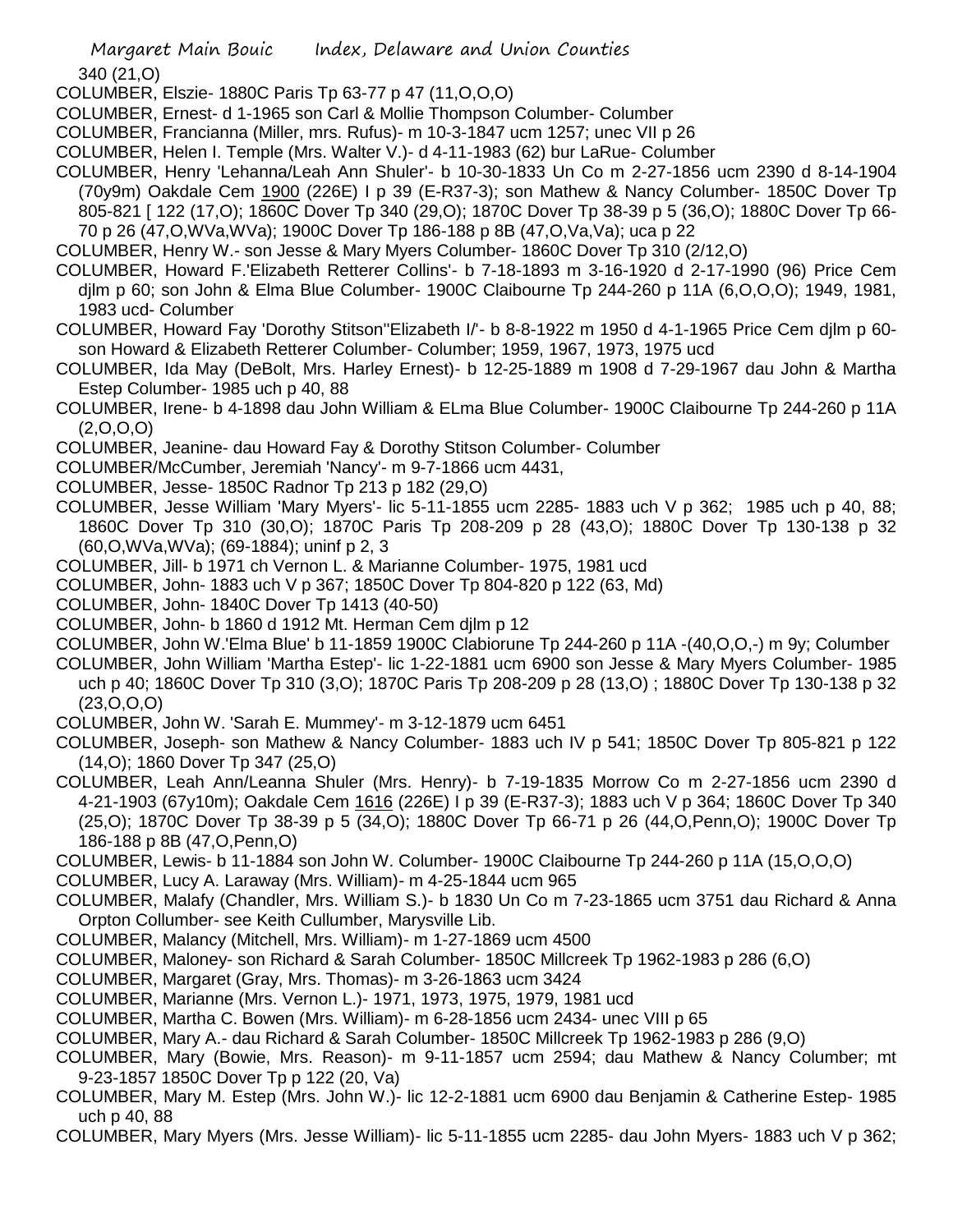340 (21,O)

COLUMBER, Elszie- 1880C Paris Tp 63-77 p 47 (11,O,O,O)

COLUMBER, Ernest- d 1-1965 son Carl & Mollie Thompson Columber- Columber

COLUMBER, Francianna (Miller, mrs. Rufus)- m 10-3-1847 ucm 1257; unec VII p 26

COLUMBER, Helen I. Temple (Mrs. Walter V.)- d 4-11-1983 (62) bur LaRue- Columber

COLUMBER, Henry 'Lehanna/Leah Ann Shuler'- b 10-30-1833 Un Co m 2-27-1856 ucm 2390 d 8-14-1904 (70y9m) Oakdale Cem 1900 (226E) I p 39 (E-R37-3); son Mathew & Nancy Columber- 1850C Dover Tp 805-821 [ 122 (17,O); 1860C Dover Tp 340 (29,O); 1870C Dover Tp 38-39 p 5 (36,O); 1880C Dover Tp 66-70 p 26 (47,O,WVa,WVa); 1900C Dover Tp 186-188 p 8B (47,O,Va,Va); uca p 22

COLUMBER, Henry W.- son Jesse & Mary Myers Columber- 1860C Dover Tp 310 (2/12,O)

COLUMBER, Howard F.'Elizabeth Retterer Collins'- b 7-18-1893 m 3-16-1920 d 2-17-1990 (96) Price Cem djlm p 60; son John & Elma Blue Columber- 1900C Claibourne Tp 244-260 p 11A (6,O,O,O); 1949, 1981, 1983 ucd- Columber

COLUMBER, Howard Fay 'Dorothy Stitson''Elizabeth I/'- b 8-8-1922 m 1950 d 4-1-1965 Price Cem djlm p 60- son Howard & Elizabeth Retterer Columber- Columber; 1959, 1967, 1973, 1975 ucd

COLUMBER, Ida May (DeBolt, Mrs. Harley Ernest)- b 12-25-1889 m 1908 d 7-29-1967 dau John & Martha Estep Columber- 1985 uch p 40, 88

COLUMBER, Irene- b 4-1898 dau John William & ELma Blue Columber- 1900C Claibourne Tp 244-260 p 11A (2,O,O,O)

COLUMBER, Jeanine- dau Howard Fay & Dorothy Stitson Columber- Columber

COLUMBER/McCumber, Jeremiah 'Nancy'- m 9-7-1866 ucm 4431,

COLUMBER, Jesse- 1850C Radnor Tp 213 p 182 (29,O)

COLUMBER, Jesse William 'Mary Myers'- lic 5-11-1855 ucm 2285- 1883 uch V p 362; 1985 uch p 40, 88; 1860C Dover Tp 310 (30,O); 1870C Paris Tp 208-209 p 28 (43,O); 1880C Dover Tp 130-138 p 32 (60,O,WVa,WVa); (69-1884); uninf p 2, 3

COLUMBER, Jill- b 1971 ch Vernon L. & Marianne Columber- 1975, 1981 ucd

COLUMBER, John- 1883 uch V p 367; 1850C Dover Tp 804-820 p 122 (63, Md)

COLUMBER, John- 1840C Dover Tp 1413 (40-50)

COLUMBER, John- b 1860 d 1912 Mt. Herman Cem djlm p 12

COLUMBER, John W.'Elma Blue' b 11-1859 1900C Clabiorune Tp 244-260 p 11A -(40,O,O,-) m 9y; Columber

COLUMBER, John William 'Martha Estep'- lic 1-22-1881 ucm 6900 son Jesse & Mary Myers Columber- 1985 uch p 40; 1860C Dover Tp 310 (3,O); 1870C Paris Tp 208-209 p 28 (13,O) ; 1880C Dover Tp 130-138 p 32 (23,O,O,O)

COLUMBER, John W. 'Sarah E. Mummey'- m 3-12-1879 ucm 6451

COLUMBER, Joseph- son Mathew & Nancy Columber- 1883 uch IV p 541; 1850C Dover Tp 805-821 p 122 (14,O); 1860 Dover Tp 347 (25,O)

COLUMBER, Leah Ann/Leanna Shuler (Mrs. Henry)- b 7-19-1835 Morrow Co m 2-27-1856 ucm 2390 d 4-21-1903 (67y10m); Oakdale Cem 1616 (226E) I p 39 (E-R37-3); 1883 uch V p 364; 1860C Dover Tp 340 (25,O); 1870C Dover Tp 38-39 p 5 (34,O); 1880C Dover Tp 66-71 p 26 (44,O,Penn,O); 1900C Dover Tp 186-188 p 8B (47,O,Penn,O)

COLUMBER, Lewis- b 11-1884 son John W. Columber- 1900C Claibourne Tp 244-260 p 11A (15,O,O,O)

COLUMBER, Lucy A. Laraway (Mrs. William)- m 4-25-1844 ucm 965

COLUMBER, Malafy (Chandler, Mrs. William S.)- b 1830 Un Co m 7-23-1865 ucm 3751 dau Richard & Anna Orpton Collumber- see Keith Cullumber, Marysville Lib.

COLUMBER, Malancy (Mitchell, Mrs. William)- m 1-27-1869 ucm 4500

COLUMBER, Maloney- son Richard & Sarah Columber- 1850C Millcreek Tp 1962-1983 p 286 (6,O)

COLUMBER, Margaret (Gray, Mrs. Thomas)- m 3-26-1863 ucm 3424

COLUMBER, Marianne (Mrs. Vernon L.)- 1971, 1973, 1975, 1979, 1981 ucd

COLUMBER, Martha C. Bowen (Mrs. William)- m 6-28-1856 ucm 2434- unec VIII p 65

COLUMBER, Mary A.- dau Richard & Sarah Columber- 1850C Millcreek Tp 1962-1983 p 286 (9,O)

COLUMBER, Mary (Bowie, Mrs. Reason)- m 9-11-1857 ucm 2594; dau Mathew & Nancy Columber; mt 9-23-1857 1850C Dover Tp p 122 (20, Va)

COLUMBER, Mary M. Estep (Mrs. John W.)- lic 12-2-1881 ucm 6900 dau Benjamin & Catherine Estep- 1985 uch p 40, 88

COLUMBER, Mary Myers (Mrs. Jesse William)- lic 5-11-1855 ucm 2285- dau John Myers- 1883 uch V p 362;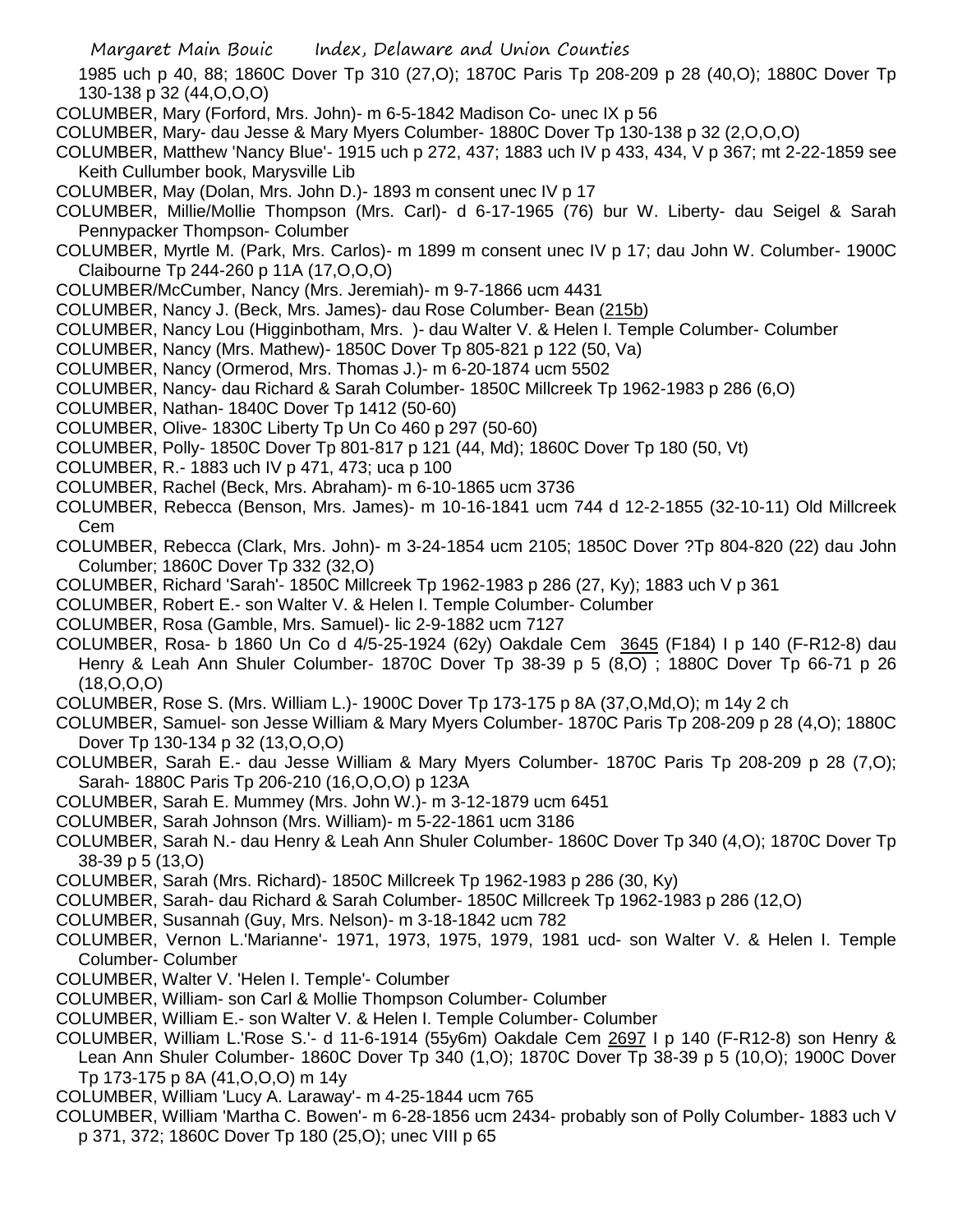1985 uch p 40, 88; 1860C Dover Tp 310 (27,O); 1870C Paris Tp 208-209 p 28 (40,O); 1880C Dover Tp 130-138 p 32 (44,O,O,O)

COLUMBER, Mary (Forford, Mrs. John)- m 6-5-1842 Madison Co- unec IX p 56

COLUMBER, Mary- dau Jesse & Mary Myers Columber- 1880C Dover Tp 130-138 p 32 (2,O,O,O)

COLUMBER, Matthew 'Nancy Blue'- 1915 uch p 272, 437; 1883 uch IV p 433, 434, V p 367; mt 2-22-1859 see Keith Cullumber book, Marysville Lib

COLUMBER, May (Dolan, Mrs. John D.)- 1893 m consent unec IV p 17

COLUMBER, Millie/Mollie Thompson (Mrs. Carl)- d 6-17-1965 (76) bur W. Liberty- dau Seigel & Sarah Pennypacker Thompson- Columber

COLUMBER, Myrtle M. (Park, Mrs. Carlos)- m 1899 m consent unec IV p 17; dau John W. Columber- 1900C Claibourne Tp 244-260 p 11A (17,O,O,O)

COLUMBER/McCumber, Nancy (Mrs. Jeremiah)- m 9-7-1866 ucm 4431

COLUMBER, Nancy J. (Beck, Mrs. James)- dau Rose Columber- Bean (215b)

COLUMBER, Nancy Lou (Higginbotham, Mrs. )- dau Walter V. & Helen I. Temple Columber- Columber

COLUMBER, Nancy (Mrs. Mathew)- 1850C Dover Tp 805-821 p 122 (50, Va)

COLUMBER, Nancy (Ormerod, Mrs. Thomas J.)- m 6-20-1874 ucm 5502

COLUMBER, Nancy- dau Richard & Sarah Columber- 1850C Millcreek Tp 1962-1983 p 286 (6,O)

COLUMBER, Nathan- 1840C Dover Tp 1412 (50-60)

COLUMBER, Olive- 1830C Liberty Tp Un Co 460 p 297 (50-60)

COLUMBER, Polly- 1850C Dover Tp 801-817 p 121 (44, Md); 1860C Dover Tp 180 (50, Vt)

COLUMBER, R.- 1883 uch IV p 471, 473; uca p 100

COLUMBER, Rachel (Beck, Mrs. Abraham)- m 6-10-1865 ucm 3736

COLUMBER, Rebecca (Benson, Mrs. James)- m 10-16-1841 ucm 744 d 12-2-1855 (32-10-11) Old Millcreek Cem

COLUMBER, Rebecca (Clark, Mrs. John)- m 3-24-1854 ucm 2105; 1850C Dover ?Tp 804-820 (22) dau John Columber; 1860C Dover Tp 332 (32,O)

COLUMBER, Richard 'Sarah'- 1850C Millcreek Tp 1962-1983 p 286 (27, Ky); 1883 uch V p 361

COLUMBER, Robert E.- son Walter V. & Helen I. Temple Columber- Columber

COLUMBER, Rosa (Gamble, Mrs. Samuel)- lic 2-9-1882 ucm 7127

COLUMBER, Rosa- b 1860 Un Co d 4/5-25-1924 (62y) Oakdale Cem 3645 (F184) I p 140 (F-R12-8) dau Henry & Leah Ann Shuler Columber- 1870C Dover Tp 38-39 p 5 (8,O) ; 1880C Dover Tp 66-71 p 26 (18,O,O,O)

COLUMBER, Rose S. (Mrs. William L.)- 1900C Dover Tp 173-175 p 8A (37,O,Md,O); m 14y 2 ch

COLUMBER, Samuel- son Jesse William & Mary Myers Columber- 1870C Paris Tp 208-209 p 28 (4,O); 1880C Dover Tp 130-134 p 32 (13,O,O,O)

COLUMBER, Sarah E.- dau Jesse William & Mary Myers Columber- 1870C Paris Tp 208-209 p 28 (7,O); Sarah- 1880C Paris Tp 206-210 (16,O,O,O) p 123A

COLUMBER, Sarah E. Mummey (Mrs. John W.)- m 3-12-1879 ucm 6451

COLUMBER, Sarah Johnson (Mrs. William)- m 5-22-1861 ucm 3186

COLUMBER, Sarah N.- dau Henry & Leah Ann Shuler Columber- 1860C Dover Tp 340 (4,O); 1870C Dover Tp 38-39 p 5 (13,O)

COLUMBER, Sarah (Mrs. Richard)- 1850C Millcreek Tp 1962-1983 p 286 (30, Ky)

COLUMBER, Sarah- dau Richard & Sarah Columber- 1850C Millcreek Tp 1962-1983 p 286 (12,O)

COLUMBER, Susannah (Guy, Mrs. Nelson)- m 3-18-1842 ucm 782

COLUMBER, Vernon L.'Marianne'- 1971, 1973, 1975, 1979, 1981 ucd- son Walter V. & Helen I. Temple Columber- Columber

COLUMBER, Walter V. 'Helen I. Temple'- Columber

COLUMBER, William- son Carl & Mollie Thompson Columber- Columber

COLUMBER, William E.- son Walter V. & Helen I. Temple Columber- Columber

COLUMBER, William L.'Rose S.'- d 11-6-1914 (55y6m) Oakdale Cem 2697 I p 140 (F-R12-8) son Henry & Lean Ann Shuler Columber- 1860C Dover Tp 340 (1,O); 1870C Dover Tp 38-39 p 5 (10,O); 1900C Dover Tp 173-175 p 8A (41,O,O,O) m 14y

COLUMBER, William 'Lucy A. Laraway'- m 4-25-1844 ucm 765

COLUMBER, William 'Martha C. Bowen'- m 6-28-1856 ucm 2434- probably son of Polly Columber- 1883 uch V p 371, 372; 1860C Dover Tp 180 (25,O); unec VIII p 65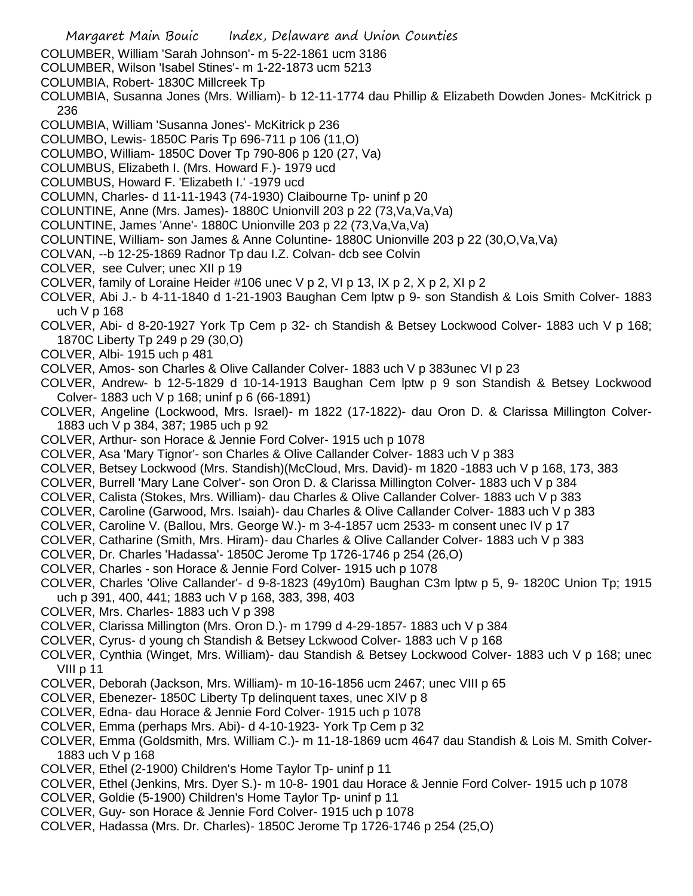COLUMBER, William 'Sarah Johnson'- m 5-22-1861 ucm 3186

COLUMBER, Wilson 'Isabel Stines'- m 1-22-1873 ucm 5213

COLUMBIA, Robert- 1830C Millcreek Tp

COLUMBIA, Susanna Jones (Mrs. William)- b 12-11-1774 dau Phillip & Elizabeth Dowden Jones- McKitrick p 236

COLUMBIA, William 'Susanna Jones'- McKitrick p 236

COLUMBO, Lewis- 1850C Paris Tp 696-711 p 106 (11,O)

COLUMBO, William- 1850C Dover Tp 790-806 p 120 (27, Va)

COLUMBUS, Elizabeth I. (Mrs. Howard F.)- 1979 ucd

COLUMBUS, Howard F. 'Elizabeth I.' -1979 ucd

COLUMN, Charles- d 11-11-1943 (74-1930) Claibourne Tp- uninf p 20

COLUNTINE, Anne (Mrs. James)- 1880C Unionvill 203 p 22 (73,Va,Va,Va)

COLUNTINE, James 'Anne'- 1880C Unionville 203 p 22 (73,Va,Va,Va)

COLUNTINE, William- son James & Anne Coluntine- 1880C Unionville 203 p 22 (30,O,Va,Va)

COLVAN, --b 12-25-1869 Radnor Tp dau I.Z. Colvan- dcb see Colvin

COLVER, see Culver; unec XII p 19

COLVER, family of Loraine Heider #106 unec V p 2, VI p 13, IX p 2, X p 2, XI p 2

COLVER, Abi J.- b 4-11-1840 d 1-21-1903 Baughan Cem lptw p 9- son Standish & Lois Smith Colver- 1883 uch V p 168

COLVER, Abi- d 8-20-1927 York Tp Cem p 32- ch Standish & Betsey Lockwood Colver- 1883 uch V p 168; 1870C Liberty Tp 249 p 29 (30,O)

COLVER, Albi- 1915 uch p 481

COLVER, Amos- son Charles & Olive Callander Colver- 1883 uch V p 383unec VI p 23

COLVER, Andrew- b 12-5-1829 d 10-14-1913 Baughan Cem lptw p 9 son Standish & Betsey Lockwood Colver- 1883 uch V p 168; uninf p 6 (66-1891)

COLVER, Angeline (Lockwood, Mrs. Israel)- m 1822 (17-1822)- dau Oron D. & Clarissa Millington Colver- 1883 uch V p 384, 387; 1985 uch p 92

COLVER, Arthur- son Horace & Jennie Ford Colver- 1915 uch p 1078

COLVER, Asa 'Mary Tignor'- son Charles & Olive Callander Colver- 1883 uch V p 383

COLVER, Betsey Lockwood (Mrs. Standish)(McCloud, Mrs. David)- m 1820 -1883 uch V p 168, 173, 383

COLVER, Burrell 'Mary Lane Colver'- son Oron D. & Clarissa Millington Colver- 1883 uch V p 384

COLVER, Calista (Stokes, Mrs. William)- dau Charles & Olive Callander Colver- 1883 uch V p 383

COLVER, Caroline (Garwood, Mrs. Isaiah)- dau Charles & Olive Callander Colver- 1883 uch V p 383

COLVER, Caroline V. (Ballou, Mrs. George W.)- m 3-4-1857 ucm 2533- m consent unec IV p 17

COLVER, Catharine (Smith, Mrs. Hiram)- dau Charles & Olive Callander Colver- 1883 uch V p 383

COLVER, Dr. Charles 'Hadassa'- 1850C Jerome Tp 1726-1746 p 254 (26,O)

COLVER, Charles - son Horace & Jennie Ford Colver- 1915 uch p 1078

COLVER, Charles 'Olive Callander'- d 9-8-1823 (49y10m) Baughan C3m lptw p 5, 9- 1820C Union Tp; 1915 uch p 391, 400, 441; 1883 uch V p 168, 383, 398, 403

COLVER, Mrs. Charles- 1883 uch V p 398

COLVER, Clarissa Millington (Mrs. Oron D.)- m 1799 d 4-29-1857- 1883 uch V p 384

COLVER, Cyrus- d young ch Standish & Betsey Lckwood Colver- 1883 uch V p 168

COLVER, Cynthia (Winget, Mrs. William)- dau Standish & Betsey Lockwood Colver- 1883 uch V p 168; unec VIII p 11

COLVER, Deborah (Jackson, Mrs. William)- m 10-16-1856 ucm 2467; unec VIII p 65

COLVER, Ebenezer- 1850C Liberty Tp delinquent taxes, unec XIV p 8

COLVER, Edna- dau Horace & Jennie Ford Colver- 1915 uch p 1078

COLVER, Emma (perhaps Mrs. Abi)- d 4-10-1923- York Tp Cem p 32

COLVER, Emma (Goldsmith, Mrs. William C.)- m 11-18-1869 ucm 4647 dau Standish & Lois M. Smith Colver- 1883 uch V p 168

COLVER, Ethel (2-1900) Children's Home Taylor Tp- uninf p 11

COLVER, Ethel (Jenkins, Mrs. Dyer S.)- m 10-8- 1901 dau Horace & Jennie Ford Colver- 1915 uch p 1078

COLVER, Goldie (5-1900) Children's Home Taylor Tp- uninf p 11

COLVER, Guy- son Horace & Jennie Ford Colver- 1915 uch p 1078

COLVER, Hadassa (Mrs. Dr. Charles)- 1850C Jerome Tp 1726-1746 p 254 (25,O)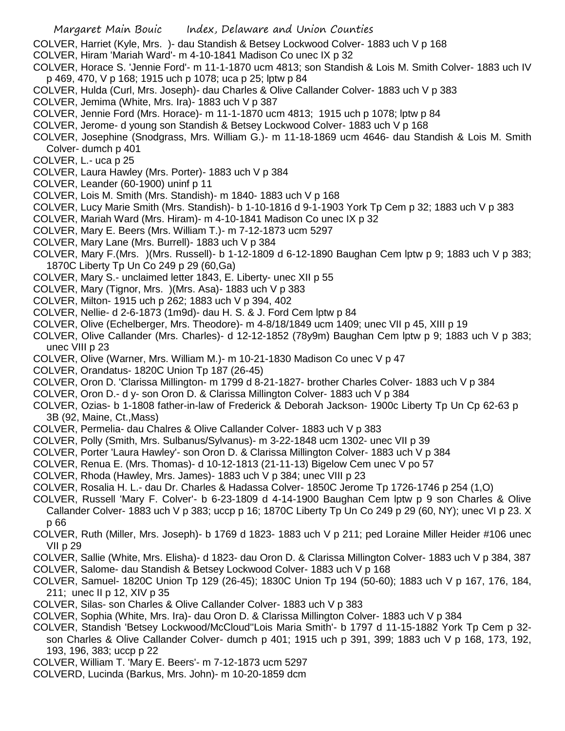COLVER, Harriet (Kyle, Mrs. )- dau Standish & Betsey Lockwood Colver- 1883 uch V p 168

COLVER, Hiram 'Mariah Ward'- m 4-10-1841 Madison Co unec IX p 32

COLVER, Horace S. 'Jennie Ford'- m 11-1-1870 ucm 4813; son Standish & Lois M. Smith Colver- 1883 uch IV p 469, 470, V p 168; 1915 uch p 1078; uca p 25; lptw p 84

COLVER, Hulda (Curl, Mrs. Joseph)- dau Charles & Olive Callander Colver- 1883 uch V p 383

COLVER, Jemima (White, Mrs. Ira)- 1883 uch V p 387

COLVER, Jennie Ford (Mrs. Horace)- m 11-1-1870 ucm 4813; 1915 uch p 1078; lptw p 84

COLVER, Jerome- d young son Standish & Betsey Lockwood Colver- 1883 uch V p 168

COLVER, Josephine (Snodgrass, Mrs. William G.)- m 11-18-1869 ucm 4646- dau Standish & Lois M. Smith Colver- dumch p 401

COLVER, L.- uca p 25

COLVER, Laura Hawley (Mrs. Porter)- 1883 uch V p 384

COLVER, Leander (60-1900) uninf p 11

COLVER, Lois M. Smith (Mrs. Standish)- m 1840- 1883 uch V p 168

COLVER, Lucy Marie Smith (Mrs. Standish)- b 1-10-1816 d 9-1-1903 York Tp Cem p 32; 1883 uch V p 383

COLVER, Mariah Ward (Mrs. Hiram)- m 4-10-1841 Madison Co unec IX p 32

COLVER, Mary E. Beers (Mrs. William T.)- m 7-12-1873 ucm 5297

COLVER, Mary Lane (Mrs. Burrell)- 1883 uch V p 384

COLVER, Mary F.(Mrs. )(Mrs. Russell)- b 1-12-1809 d 6-12-1890 Baughan Cem lptw p 9; 1883 uch V p 383; 1870C Liberty Tp Un Co 249 p 29 (60,Ga)

COLVER, Mary S.- unclaimed letter 1843, E. Liberty- unec XII p 55

COLVER, Mary (Tignor, Mrs. )(Mrs. Asa)- 1883 uch V p 383

COLVER, Milton- 1915 uch p 262; 1883 uch V p 394, 402

COLVER, Nellie- d 2-6-1873 (1m9d)- dau H. S. & J. Ford Cem lptw p 84

COLVER, Olive (Echelberger, Mrs. Theodore)- m 4-8/18/1849 ucm 1409; unec VII p 45, XIII p 19

COLVER, Olive Callander (Mrs. Charles)- d 12-12-1852 (78y9m) Baughan Cem lptw p 9; 1883 uch V p 383; unec VIII p 23

COLVER, Olive (Warner, Mrs. William M.)- m 10-21-1830 Madison Co unec V p 47

COLVER, Orandatus- 1820C Union Tp 187 (26-45)

COLVER, Oron D. 'Clarissa Millington- m 1799 d 8-21-1827- brother Charles Colver- 1883 uch V p 384

COLVER, Oron D.- d y- son Oron D. & Clarissa Millington Colver- 1883 uch V p 384

COLVER, Ozias- b 1-1808 father-in-law of Frederick & Deborah Jackson- 1900c Liberty Tp Un Cp 62-63 p 3B (92, Maine, Ct.,Mass)

COLVER, Permelia- dau Chalres & Olive Callander Colver- 1883 uch V p 383

COLVER, Polly (Smith, Mrs. Sulbanus/Sylvanus)- m 3-22-1848 ucm 1302- unec VII p 39

COLVER, Porter 'Laura Hawley'- son Oron D. & Clarissa Millington Colver- 1883 uch V p 384

COLVER, Renua E. (Mrs. Thomas)- d 10-12-1813 (21-11-13) Bigelow Cem unec V po 57

COLVER, Rhoda (Hawley, Mrs. James)- 1883 uch V p 384; unec VIII p 23

COLVER, Rosalia H. L.- dau Dr. Charles & Hadassa Colver- 1850C Jerome Tp 1726-1746 p 254 (1,O)

COLVER, Russell 'Mary F. Colver'- b 6-23-1809 d 4-14-1900 Baughan Cem lptw p 9 son Charles & Olive Callander Colver- 1883 uch V p 383; uccp p 16; 1870C Liberty Tp Un Co 249 p 29 (60, NY); unec VI p 23. X p 66

COLVER, Ruth (Miller, Mrs. Joseph)- b 1769 d 1823- 1883 uch V p 211; ped Loraine Miller Heider #106 unec VII p 29

COLVER, Sallie (White, Mrs. Elisha)- d 1823- dau Oron D. & Clarissa Millington Colver- 1883 uch V p 384, 387

COLVER, Salome- dau Standish & Betsey Lockwood Colver- 1883 uch V p 168

COLVER, Samuel- 1820C Union Tp 129 (26-45); 1830C Union Tp 194 (50-60); 1883 uch V p 167, 176, 184, 211; unec II p 12, XIV p 35

COLVER, Silas- son Charles & Olive Callander Colver- 1883 uch V p 383

COLVER, Sophia (White, Mrs. Ira)- dau Oron D. & Clarissa Millington Colver- 1883 uch V p 384

COLVER, Standish 'Betsey Lockwood/McCloud''Lois Maria Smith'- b 1797 d 11-15-1882 York Tp Cem p 32- son Charles & Olive Callander Colver- dumch p 401; 1915 uch p 391, 399; 1883 uch V p 168, 173, 192, 193, 196, 383; uccp p 22

COLVER, William T. 'Mary E. Beers'- m 7-12-1873 ucm 5297

COLVERD, Lucinda (Barkus, Mrs. John)- m 10-20-1859 dcm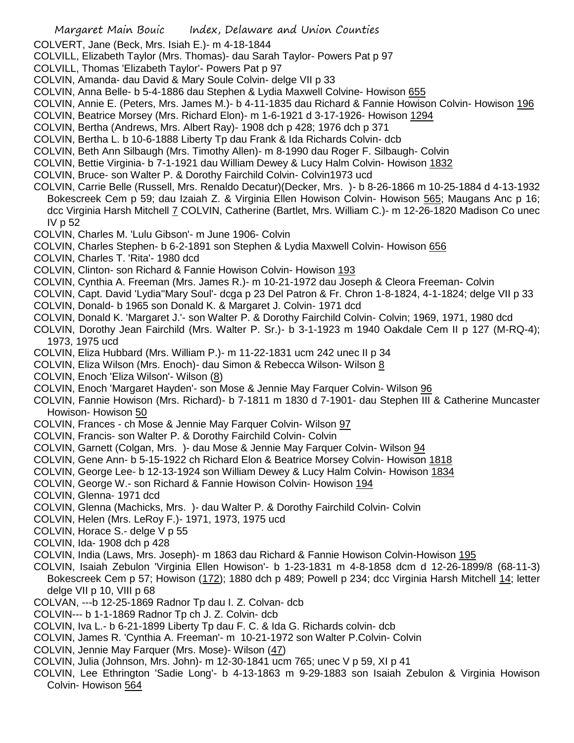COLVERT, Jane (Beck, Mrs. Isiah E.)- m 4-18-1844

COLVILL, Elizabeth Taylor (Mrs. Thomas)- dau Sarah Taylor- Powers Pat p 97

COLVILL, Thomas 'Elizabeth Taylor'- Powers Pat p 97

COLVIN, Amanda- dau David & Mary Soule Colvin- delge VII p 33

COLVIN, Anna Belle- b 5-4-1886 dau Stephen & Lydia Maxwell Colvine- Howison 655

COLVIN, Annie E. (Peters, Mrs. James M.)- b 4-11-1835 dau Richard & Fannie Howison Colvin- Howison 196

COLVIN, Beatrice Morsey (Mrs. Richard Elon)- m 1-6-1921 d 3-17-1926- Howison 1294

COLVIN, Bertha (Andrews, Mrs. Albert Ray)- 1908 dch p 428; 1976 dch p 371

COLVIN, Bertha L. b 10-6-1888 Liberty Tp dau Frank & Ida Richards Colvin- dcb

COLVIN, Beth Ann Silbaugh (Mrs. Timothy Allen)- m 8-1990 dau Roger F. Silbaugh- Colvin

COLVIN, Bettie Virginia- b 7-1-1921 dau William Dewey & Lucy Halm Colvin- Howison 1832

COLVIN, Bruce- son Walter P. & Dorothy Fairchild Colvin- Colvin1973 ucd

COLVIN, Carrie Belle (Russell, Mrs. Renaldo Decatur)(Decker, Mrs. )- b 8-26-1866 m 10-25-1884 d 4-13-1932 Bokescreek Cem p 59; dau Izaiah Z. & Virginia Ellen Howison Colvin- Howison 565; Maugans Anc p 16; dcc Virginia Harsh Mitchell 7 COLVIN, Catherine (Bartlet, Mrs. William C.)- m 12-26-1820 Madison Co unec IV p 52

COLVIN, Charles M. 'Lulu Gibson'- m June 1906- Colvin

COLVIN, Charles Stephen- b 6-2-1891 son Stephen & Lydia Maxwell Colvin- Howison 656

COLVIN, Charles T. 'Rita'- 1980 dcd

COLVIN, Clinton- son Richard & Fannie Howison Colvin- Howison 193

COLVIN, Cynthia A. Freeman (Mrs. James R.)- m 10-21-1972 dau Joseph & Cleora Freeman- Colvin

COLVIN, Capt. David 'Lydia''Mary Soul'- dcga p 23 Del Patron & Fr. Chron 1-8-1824, 4-1-1824; delge VII p 33

COLVIN, Donald- b 1965 son Donald K. & Margaret J. Colvin- 1971 dcd

COLVIN, Donald K. 'Margaret J.'- son Walter P. & Dorothy Fairchild Colvin- Colvin; 1969, 1971, 1980 dcd

COLVIN, Dorothy Jean Fairchild (Mrs. Walter P. Sr.)- b 3-1-1923 m 1940 Oakdale Cem II p 127 (M-RQ-4); 1973, 1975 ucd

COLVIN, Eliza Hubbard (Mrs. William P.)- m 11-22-1831 ucm 242 unec II p 34

COLVIN, Eliza Wilson (Mrs. Enoch)- dau Simon & Rebecca Wilson- Wilson 8

COLVIN, Enoch 'Eliza Wilson'- Wilson (8)

COLVIN, Enoch 'Margaret Hayden'- son Mose & Jennie May Farquer Colvin- Wilson 96

COLVIN, Fannie Howison (Mrs. Richard)- b 7-1811 m 1830 d 7-1901- dau Stephen III & Catherine Muncaster Howison- Howison 50

COLVIN, Frances - ch Mose & Jennie May Farquer Colvin- Wilson 97

COLVIN, Francis- son Walter P. & Dorothy Fairchild Colvin- Colvin

COLVIN, Garnett (Colgan, Mrs. )- dau Mose & Jennie May Farquer Colvin- Wilson 94

COLVIN, Gene Ann- b 5-15-1922 ch Richard Elon & Beatrice Morsey Colvin- Howison 1818

COLVIN, George Lee- b 12-13-1924 son William Dewey & Lucy Halm Colvin- Howison 1834

COLVIN, George W.- son Richard & Fannie Howison Colvin- Howison 194

COLVIN, Glenna- 1971 dcd

COLVIN, Glenna (Machicks, Mrs. )- dau Walter P. & Dorothy Fairchild Colvin- Colvin

COLVIN, Helen (Mrs. LeRoy F.)- 1971, 1973, 1975 ucd

COLVIN, Horace S.- delge V p 55

COLVIN, Ida- 1908 dch p 428

COLVIN, India (Laws, Mrs. Joseph)- m 1863 dau Richard & Fannie Howison Colvin-Howison 195

COLVIN, Isaiah Zebulon 'Virginia Ellen Howison'- b 1-23-1831 m 4-8-1858 dcm d 12-26-1899/8 (68-11-3) Bokescreek Cem p 57; Howison (172); 1880 dch p 489; Powell p 234; dcc Virginia Harsh Mitchell 14; letter delge VII p 10, VIII p 68

COLVAN, ---b 12-25-1869 Radnor Tp dau I. Z. Colvan- dcb

COLVIN--- b 1-1-1869 Radnor Tp ch J. Z. Colvin- dcb

COLVIN, Iva L.- b 6-21-1899 Liberty Tp dau F. C. & Ida G. Richards colvin- dcb

COLVIN, James R. 'Cynthia A. Freeman'- m 10-21-1972 son Walter P.Colvin- Colvin

COLVIN, Jennie May Farquer (Mrs. Mose)- Wilson (47)

COLVIN, Julia (Johnson, Mrs. John)- m 12-30-1841 ucm 765; unec V p 59, XI p 41

COLVIN, Lee Ethrington 'Sadie Long'- b 4-13-1863 m 9-29-1883 son Isaiah Zebulon & Virginia Howison Colvin- Howison 564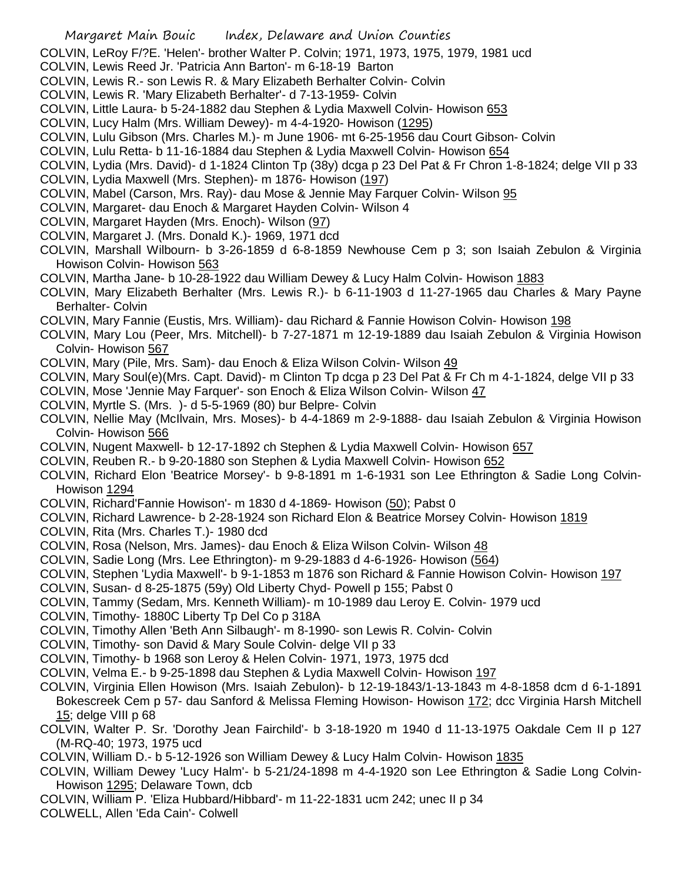COLVIN, LeRoy F/?E. 'Helen'- brother Walter P. Colvin; 1971, 1973, 1975, 1979, 1981 ucd

COLVIN, Lewis Reed Jr. 'Patricia Ann Barton'- m 6-18-19 Barton

COLVIN, Lewis R.- son Lewis R. & Mary Elizabeth Berhalter Colvin- Colvin

COLVIN, Lewis R. 'Mary Elizabeth Berhalter'- d 7-13-1959- Colvin

COLVIN, Little Laura- b 5-24-1882 dau Stephen & Lydia Maxwell Colvin- Howison 653

COLVIN, Lucy Halm (Mrs. William Dewey)- m 4-4-1920- Howison (1295)

COLVIN, Lulu Gibson (Mrs. Charles M.)- m June 1906- mt 6-25-1956 dau Court Gibson- Colvin

COLVIN, Lulu Retta- b 11-16-1884 dau Stephen & Lydia Maxwell Colvin- Howison 654

COLVIN, Lydia (Mrs. David)- d 1-1824 Clinton Tp (38y) dcga p 23 Del Pat & Fr Chron 1-8-1824; delge VII p 33

COLVIN, Lydia Maxwell (Mrs. Stephen)- m 1876- Howison (197)

COLVIN, Mabel (Carson, Mrs. Ray)- dau Mose & Jennie May Farquer Colvin- Wilson 95

COLVIN, Margaret- dau Enoch & Margaret Hayden Colvin- Wilson 4

COLVIN, Margaret Hayden (Mrs. Enoch)- Wilson (97)

COLVIN, Margaret J. (Mrs. Donald K.)- 1969, 1971 dcd

COLVIN, Marshall Wilbourn- b 3-26-1859 d 6-8-1859 Newhouse Cem p 3; son Isaiah Zebulon & Virginia Howison Colvin- Howison 563

COLVIN, Martha Jane- b 10-28-1922 dau William Dewey & Lucy Halm Colvin- Howison 1883

COLVIN, Mary Elizabeth Berhalter (Mrs. Lewis R.)- b 6-11-1903 d 11-27-1965 dau Charles & Mary Payne Berhalter- Colvin

COLVIN, Mary Fannie (Eustis, Mrs. William)- dau Richard & Fannie Howison Colvin- Howison 198

COLVIN, Mary Lou (Peer, Mrs. Mitchell)- b 7-27-1871 m 12-19-1889 dau Isaiah Zebulon & Virginia Howison Colvin- Howison 567

COLVIN, Mary (Pile, Mrs. Sam)- dau Enoch & Eliza Wilson Colvin- Wilson 49

COLVIN, Mary Soul(e)(Mrs. Capt. David)- m Clinton Tp dcga p 23 Del Pat & Fr Ch m 4-1-1824, delge VII p 33

COLVIN, Mose 'Jennie May Farquer'- son Enoch & Eliza Wilson Colvin- Wilson 47

COLVIN, Myrtle S. (Mrs. )- d 5-5-1969 (80) bur Belpre- Colvin

COLVIN, Nellie May (McIlvain, Mrs. Moses)- b 4-4-1869 m 2-9-1888- dau Isaiah Zebulon & Virginia Howison Colvin- Howison 566

COLVIN, Nugent Maxwell- b 12-17-1892 ch Stephen & Lydia Maxwell Colvin- Howison 657

COLVIN, Reuben R.- b 9-20-1880 son Stephen & Lydia Maxwell Colvin- Howison 652

COLVIN, Richard Elon 'Beatrice Morsey'- b 9-8-1891 m 1-6-1931 son Lee Ethrington & Sadie Long Colvin- Howison 1294

COLVIN, Richard'Fannie Howison'- m 1830 d 4-1869- Howison (50); Pabst 0

COLVIN, Richard Lawrence- b 2-28-1924 son Richard Elon & Beatrice Morsey Colvin- Howison 1819

COLVIN, Rita (Mrs. Charles T.)- 1980 dcd

COLVIN, Rosa (Nelson, Mrs. James)- dau Enoch & Eliza Wilson Colvin- Wilson 48

COLVIN, Sadie Long (Mrs. Lee Ethrington)- m 9-29-1883 d 4-6-1926- Howison (564)

COLVIN, Stephen 'Lydia Maxwell'- b 9-1-1853 m 1876 son Richard & Fannie Howison Colvin- Howison 197

COLVIN, Susan- d 8-25-1875 (59y) Old Liberty Chyd- Powell p 155; Pabst 0

COLVIN, Tammy (Sedam, Mrs. Kenneth William)- m 10-1989 dau Leroy E. Colvin- 1979 ucd

COLVIN, Timothy- 1880C Liberty Tp Del Co p 318A

COLVIN, Timothy Allen 'Beth Ann Silbaugh'- m 8-1990- son Lewis R. Colvin- Colvin

COLVIN, Timothy- son David & Mary Soule Colvin- delge VII p 33

COLVIN, Timothy- b 1968 son Leroy & Helen Colvin- 1971, 1973, 1975 dcd

COLVIN, Velma E.- b 9-25-1898 dau Stephen & Lydia Maxwell Colvin- Howison 197

COLVIN, Virginia Ellen Howison (Mrs. Isaiah Zebulon)- b 12-19-1843/1-13-1843 m 4-8-1858 dcm d 6-1-1891 Bokescreek Cem p 57- dau Sanford & Melissa Fleming Howison- Howison 172; dcc Virginia Harsh Mitchell 15; delge VIII p 68

COLVIN, Walter P. Sr. 'Dorothy Jean Fairchild'- b 3-18-1920 m 1940 d 11-13-1975 Oakdale Cem II p 127 (M-RQ-40; 1973, 1975 ucd

COLVIN, William D.- b 5-12-1926 son William Dewey & Lucy Halm Colvin- Howison 1835

COLVIN, William Dewey 'Lucy Halm'- b 5-21/24-1898 m 4-4-1920 son Lee Ethrington & Sadie Long Colvin- Howison 1295; Delaware Town, dcb

COLVIN, William P. 'Eliza Hubbard/Hibbard'- m 11-22-1831 ucm 242; unec II p 34

COLWELL, Allen 'Eda Cain'- Colwell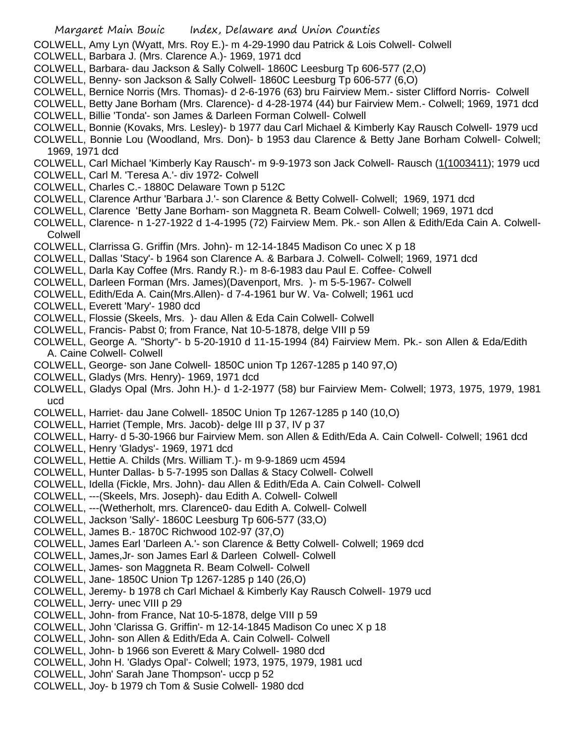COLWELL, Amy Lyn (Wyatt, Mrs. Roy E.)- m 4-29-1990 dau Patrick & Lois Colwell- Colwell

COLWELL, Barbara J. (Mrs. Clarence A.)- 1969, 1971 dcd

COLWELL, Barbara- dau Jackson & Sally Colwell- 1860C Leesburg Tp 606-577 (2,O)

COLWELL, Benny- son Jackson & Sally Colwell- 1860C Leesburg Tp 606-577 (6,O)

COLWELL, Bernice Norris (Mrs. Thomas)- d 2-6-1976 (63) bru Fairview Mem.- sister Clifford Norris- Colwell

COLWELL, Betty Jane Borham (Mrs. Clarence)- d 4-28-1974 (44) bur Fairview Mem.- Colwell; 1969, 1971 dcd

COLWELL, Billie 'Tonda'- son James & Darleen Forman Colwell- Colwell

COLWELL, Bonnie (Kovaks, Mrs. Lesley)- b 1977 dau Carl Michael & Kimberly Kay Rausch Colwell- 1979 ucd

COLWELL, Bonnie Lou (Woodland, Mrs. Don)- b 1953 dau Clarence & Betty Jane Borham Colwell- Colwell; 1969, 1971 dcd

COLWELL, Carl Michael 'Kimberly Kay Rausch'- m 9-9-1973 son Jack Colwell- Rausch (1(1003411); 1979 ucd

COLWELL, Carl M. 'Teresa A.'- div 1972- Colwell

COLWELL, Charles C.- 1880C Delaware Town p 512C

COLWELL, Clarence Arthur 'Barbara J.'- son Clarence & Betty Colwell- Colwell; 1969, 1971 dcd

COLWELL, Clarence 'Betty Jane Borham- son Maggneta R. Beam Colwell- Colwell; 1969, 1971 dcd

COLWELL, Clarence- n 1-27-1922 d 1-4-1995 (72) Fairview Mem. Pk.- son Allen & Edith/Eda Cain A. Colwell- Colwell

COLWELL, Clarrissa G. Griffin (Mrs. John)- m 12-14-1845 Madison Co unec X p 18

COLWELL, Dallas 'Stacy'- b 1964 son Clarence A. & Barbara J. Colwell- Colwell; 1969, 1971 dcd

COLWELL, Darla Kay Coffee (Mrs. Randy R.)- m 8-6-1983 dau Paul E. Coffee- Colwell

COLWELL, Darleen Forman (Mrs. James)(Davenport, Mrs. )- m 5-5-1967- Colwell

COLWELL, Edith/Eda A. Cain(Mrs.Allen)- d 7-4-1961 bur W. Va- Colwell; 1961 ucd

COLWELL, Everett 'Mary'- 1980 dcd

COLWELL, Flossie (Skeels, Mrs. )- dau Allen & Eda Cain Colwell- Colwell

COLWELL, Francis- Pabst 0; from France, Nat 10-5-1878, delge VIII p 59

COLWELL, George A. "Shorty"- b 5-20-1910 d 11-15-1994 (84) Fairview Mem. Pk.- son Allen & Eda/Edith A. Caine Colwell- Colwell

COLWELL, George- son Jane Colwell- 1850C union Tp 1267-1285 p 140 97,O)

COLWELL, Gladys (Mrs. Henry)- 1969, 1971 dcd

COLWELL, Gladys Opal (Mrs. John H.)- d 1-2-1977 (58) bur Fairview Mem- Colwell; 1973, 1975, 1979, 1981 ucd

COLWELL, Harriet- dau Jane Colwell- 1850C Union Tp 1267-1285 p 140 (10,O)

COLWELL, Harriet (Temple, Mrs. Jacob)- delge III p 37, IV p 37

COLWELL, Harry- d 5-30-1966 bur Fairview Mem. son Allen & Edith/Eda A. Cain Colwell- Colwell; 1961 dcd

COLWELL, Henry 'Gladys'- 1969, 1971 dcd

COLWELL, Hettie A. Childs (Mrs. William T.)- m 9-9-1869 ucm 4594

COLWELL, Hunter Dallas- b 5-7-1995 son Dallas & Stacy Colwell- Colwell

COLWELL, Idella (Fickle, Mrs. John)- dau Allen & Edith/Eda A. Cain Colwell- Colwell

COLWELL, ---(Skeels, Mrs. Joseph)- dau Edith A. Colwell- Colwell

COLWELL, ---(Wetherholt, mrs. Clarence0- dau Edith A. Colwell- Colwell

COLWELL, Jackson 'Sally'- 1860C Leesburg Tp 606-577 (33,O)

COLWELL, James B.- 1870C Richwood 102-97 (37,O)

COLWELL, James Earl 'Darleen A.'- son Clarence & Betty Colwell- Colwell; 1969 dcd

COLWELL, James,Jr- son James Earl & Darleen Colwell- Colwell

COLWELL, James- son Maggneta R. Beam Colwell- Colwell

COLWELL, Jane- 1850C Union Tp 1267-1285 p 140 (26,O)

COLWELL, Jeremy- b 1978 ch Carl Michael & Kimberly Kay Rausch Colwell- 1979 ucd

COLWELL, Jerry- unec VIII p 29

COLWELL, John- from France, Nat 10-5-1878, delge VIII p 59

COLWELL, John 'Clarissa G. Griffin'- m 12-14-1845 Madison Co unec X p 18

COLWELL, John- son Allen & Edith/Eda A. Cain Colwell- Colwell

COLWELL, John- b 1966 son Everett & Mary Colwell- 1980 dcd

COLWELL, John H. 'Gladys Opal'- Colwell; 1973, 1975, 1979, 1981 ucd

COLWELL, John' Sarah Jane Thompson'- uccp p 52

COLWELL, Joy- b 1979 ch Tom & Susie Colwell- 1980 dcd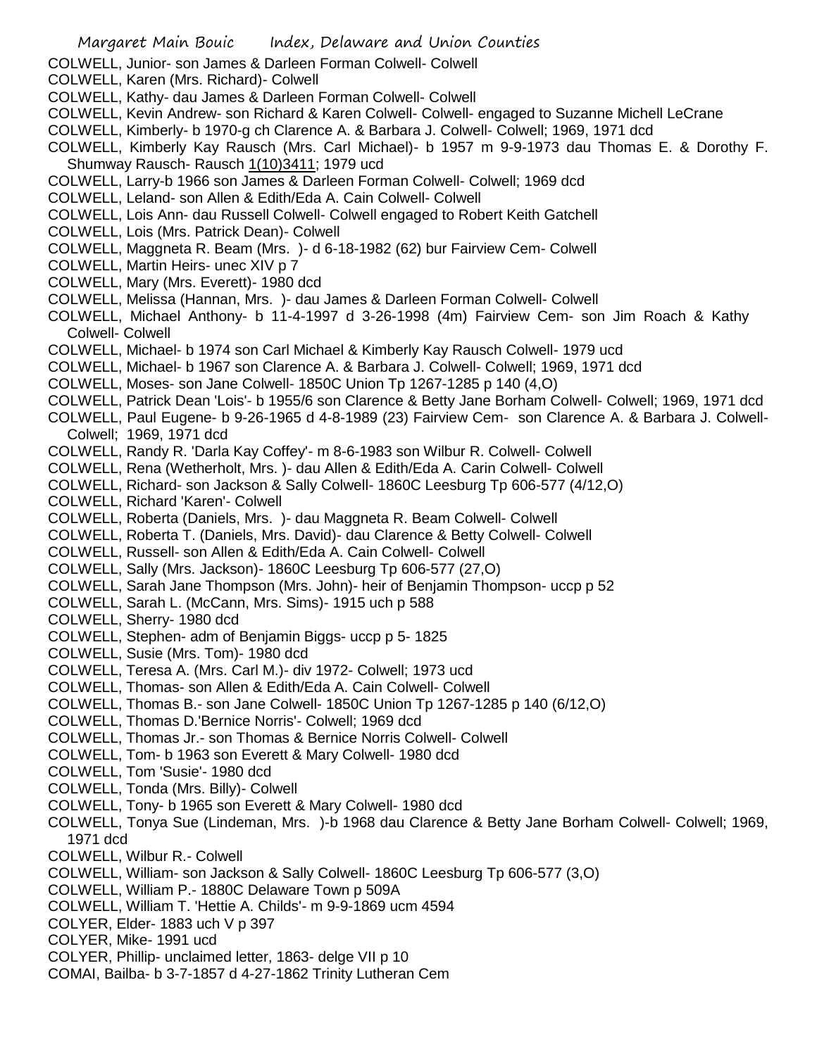COLWELL, Junior- son James & Darleen Forman Colwell- Colwell
COLWELL, Karen (Mrs. Richard)- Colwell
COLWELL, Kathy- dau James & Darleen Forman Colwell- Colwell
COLWELL, Kevin Andrew- son Richard & Karen Colwell- Colwell- engaged to Suzanne Michell LeCrane
COLWELL, Kimberly- b 1970-g ch Clarence A. & Barbara J. Colwell- Colwell; 1969, 1971 dcd
COLWELL, Kimberly Kay Rausch (Mrs. Carl Michael)- b 1957 m 9-9-1973 dau Thomas E. & Dorothy F. Shumway Rausch- Rausch 1(10)3411; 1979 ucd
COLWELL, Larry-b 1966 son James & Darleen Forman Colwell- Colwell; 1969 dcd
COLWELL, Leland- son Allen & Edith/Eda A. Cain Colwell- Colwell
COLWELL, Lois Ann- dau Russell Colwell- Colwell engaged to Robert Keith Gatchell
COLWELL, Lois (Mrs. Patrick Dean)- Colwell
COLWELL, Maggneta R. Beam (Mrs. )- d 6-18-1982 (62) bur Fairview Cem- Colwell
COLWELL, Martin Heirs- unec XIV p 7
COLWELL, Mary (Mrs. Everett)- 1980 dcd
COLWELL, Melissa (Hannan, Mrs. )- dau James & Darleen Forman Colwell- Colwell
COLWELL, Michael Anthony- b 11-4-1997 d 3-26-1998 (4m) Fairview Cem- son Jim Roach & Kathy Colwell- Colwell
COLWELL, Michael- b 1974 son Carl Michael & Kimberly Kay Rausch Colwell- 1979 ucd
COLWELL, Michael- b 1967 son Clarence A. & Barbara J. Colwell- Colwell; 1969, 1971 dcd
COLWELL, Moses- son Jane Colwell- 1850C Union Tp 1267-1285 p 140 (4,O)
COLWELL, Patrick Dean 'Lois'- b 1955/6 son Clarence & Betty Jane Borham Colwell- Colwell; 1969, 1971 dcd
COLWELL, Paul Eugene- b 9-26-1965 d 4-8-1989 (23) Fairview Cem- son Clarence A. & Barbara J. Colwell- Colwell; 1969, 1971 dcd
COLWELL, Randy R. 'Darla Kay Coffey'- m 8-6-1983 son Wilbur R. Colwell- Colwell
COLWELL, Rena (Wetherholt, Mrs. )- dau Allen & Edith/Eda A. Carin Colwell- Colwell
COLWELL, Richard- son Jackson & Sally Colwell- 1860C Leesburg Tp 606-577 (4/12,O)
COLWELL, Richard 'Karen'- Colwell
COLWELL, Roberta (Daniels, Mrs. )- dau Maggneta R. Beam Colwell- Colwell
COLWELL, Roberta T. (Daniels, Mrs. David)- dau Clarence & Betty Colwell- Colwell
COLWELL, Russell- son Allen & Edith/Eda A. Cain Colwell- Colwell
COLWELL, Sally (Mrs. Jackson)- 1860C Leesburg Tp 606-577 (27,O)
COLWELL, Sarah Jane Thompson (Mrs. John)- heir of Benjamin Thompson- uccp p 52
COLWELL, Sarah L. (McCann, Mrs. Sims)- 1915 uch p 588
COLWELL, Sherry- 1980 dcd
COLWELL, Stephen- adm of Benjamin Biggs- uccp p 5- 1825
COLWELL, Susie (Mrs. Tom)- 1980 dcd
COLWELL, Teresa A. (Mrs. Carl M.)- div 1972- Colwell; 1973 ucd
COLWELL, Thomas- son Allen & Edith/Eda A. Cain Colwell- Colwell
COLWELL, Thomas B.- son Jane Colwell- 1850C Union Tp 1267-1285 p 140 (6/12,O)
COLWELL, Thomas D.'Bernice Norris'- Colwell; 1969 dcd
COLWELL, Thomas Jr.- son Thomas & Bernice Norris Colwell- Colwell
COLWELL, Tom- b 1963 son Everett & Mary Colwell- 1980 dcd
COLWELL, Tom 'Susie'- 1980 dcd
COLWELL, Tonda (Mrs. Billy)- Colwell
COLWELL, Tony- b 1965 son Everett & Mary Colwell- 1980 dcd
COLWELL, Tonya Sue (Lindeman, Mrs. )-b 1968 dau Clarence & Betty Jane Borham Colwell- Colwell; 1969, 1971 dcd
COLWELL, Wilbur R.- Colwell
COLWELL, William- son Jackson & Sally Colwell- 1860C Leesburg Tp 606-577 (3,O)
COLWELL, William P.- 1880C Delaware Town p 509A
COLWELL, William T. 'Hettie A. Childs'- m 9-9-1869 ucm 4594
COLYER, Elder- 1883 uch V p 397
COLYER, Mike- 1991 ucd
COLYER, Phillip- unclaimed letter, 1863- delge VII p 10
COMAI, Bailba- b 3-7-1857 d 4-27-1862 Trinity Lutheran Cem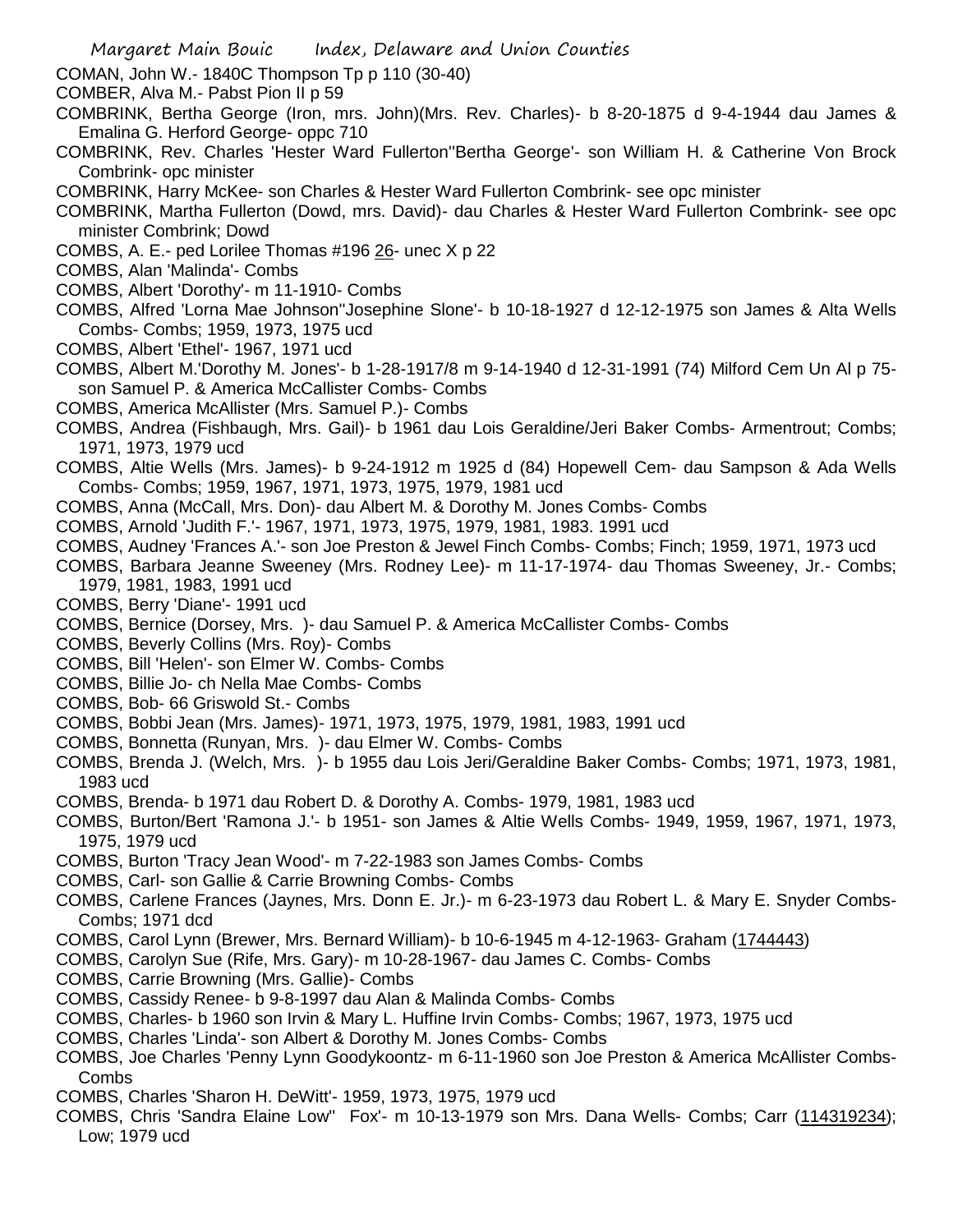COMAN, John W.- 1840C Thompson Tp p 110 (30-40)

COMBER, Alva M.- Pabst Pion II p 59

COMBRINK, Bertha George (Iron, mrs. John)(Mrs. Rev. Charles)- b 8-20-1875 d 9-4-1944 dau James & Emalina G. Herford George- oppc 710

COMBRINK, Rev. Charles 'Hester Ward Fullerton''Bertha George'- son William H. & Catherine Von Brock Combrink- opc minister

COMBRINK, Harry McKee- son Charles & Hester Ward Fullerton Combrink- see opc minister

COMBRINK, Martha Fullerton (Dowd, mrs. David)- dau Charles & Hester Ward Fullerton Combrink- see opc minister Combrink; Dowd

COMBS, A. E.- ped Lorilee Thomas #196 26- unec X p 22

COMBS, Alan 'Malinda'- Combs

COMBS, Albert 'Dorothy'- m 11-1910- Combs

COMBS, Alfred 'Lorna Mae Johnson''Josephine Slone'- b 10-18-1927 d 12-12-1975 son James & Alta Wells Combs- Combs; 1959, 1973, 1975 ucd

COMBS, Albert 'Ethel'- 1967, 1971 ucd

COMBS, Albert M.'Dorothy M. Jones'- b 1-28-1917/8 m 9-14-1940 d 12-31-1991 (74) Milford Cem Un Al p 75- son Samuel P. & America McCallister Combs- Combs

COMBS, America McAllister (Mrs. Samuel P.)- Combs

COMBS, Andrea (Fishbaugh, Mrs. Gail)- b 1961 dau Lois Geraldine/Jeri Baker Combs- Armentrout; Combs; 1971, 1973, 1979 ucd

COMBS, Altie Wells (Mrs. James)- b 9-24-1912 m 1925 d (84) Hopewell Cem- dau Sampson & Ada Wells Combs- Combs; 1959, 1967, 1971, 1973, 1975, 1979, 1981 ucd

COMBS, Anna (McCall, Mrs. Don)- dau Albert M. & Dorothy M. Jones Combs- Combs

COMBS, Arnold 'Judith F.'- 1967, 1971, 1973, 1975, 1979, 1981, 1983. 1991 ucd

COMBS, Audney 'Frances A.'- son Joe Preston & Jewel Finch Combs- Combs; Finch; 1959, 1971, 1973 ucd

COMBS, Barbara Jeanne Sweeney (Mrs. Rodney Lee)- m 11-17-1974- dau Thomas Sweeney, Jr.- Combs; 1979, 1981, 1983, 1991 ucd

COMBS, Berry 'Diane'- 1991 ucd

COMBS, Bernice (Dorsey, Mrs. )- dau Samuel P. & America McCallister Combs- Combs

COMBS, Beverly Collins (Mrs. Roy)- Combs

COMBS, Bill 'Helen'- son Elmer W. Combs- Combs

COMBS, Billie Jo- ch Nella Mae Combs- Combs

COMBS, Bob- 66 Griswold St.- Combs

COMBS, Bobbi Jean (Mrs. James)- 1971, 1973, 1975, 1979, 1981, 1983, 1991 ucd

COMBS, Bonnetta (Runyan, Mrs. )- dau Elmer W. Combs- Combs

COMBS, Brenda J. (Welch, Mrs. )- b 1955 dau Lois Jeri/Geraldine Baker Combs- Combs; 1971, 1973, 1981, 1983 ucd

COMBS, Brenda- b 1971 dau Robert D. & Dorothy A. Combs- 1979, 1981, 1983 ucd

COMBS, Burton/Bert 'Ramona J.'- b 1951- son James & Altie Wells Combs- 1949, 1959, 1967, 1971, 1973, 1975, 1979 ucd

COMBS, Burton 'Tracy Jean Wood'- m 7-22-1983 son James Combs- Combs

COMBS, Carl- son Gallie & Carrie Browning Combs- Combs

COMBS, Carlene Frances (Jaynes, Mrs. Donn E. Jr.)- m 6-23-1973 dau Robert L. & Mary E. Snyder Combs- Combs; 1971 dcd

COMBS, Carol Lynn (Brewer, Mrs. Bernard William)- b 10-6-1945 m 4-12-1963- Graham (1744443)

COMBS, Carolyn Sue (Rife, Mrs. Gary)- m 10-28-1967- dau James C. Combs- Combs

COMBS, Carrie Browning (Mrs. Gallie)- Combs

COMBS, Cassidy Renee- b 9-8-1997 dau Alan & Malinda Combs- Combs

COMBS, Charles- b 1960 son Irvin & Mary L. Huffine Irvin Combs- Combs; 1967, 1973, 1975 ucd

COMBS, Charles 'Linda'- son Albert & Dorothy M. Jones Combs- Combs

COMBS, Joe Charles 'Penny Lynn Goodykoontz- m 6-11-1960 son Joe Preston & America McAllister Combs- Combs

COMBS, Charles 'Sharon H. DeWitt'- 1959, 1973, 1975, 1979 ucd

COMBS, Chris 'Sandra Elaine Low'' Fox'- m 10-13-1979 son Mrs. Dana Wells- Combs; Carr (114319234); Low; 1979 ucd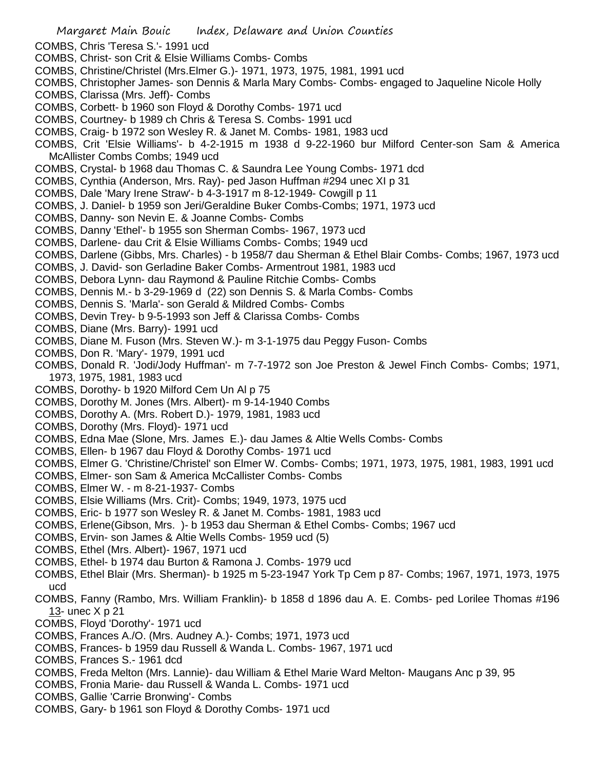COMBS, Chris 'Teresa S.'- 1991 ucd

COMBS, Christ- son Crit & Elsie Williams Combs- Combs

COMBS, Christine/Christel (Mrs.Elmer G.)- 1971, 1973, 1975, 1981, 1991 ucd

COMBS, Christopher James- son Dennis & Marla Mary Combs- Combs- engaged to Jaqueline Nicole Holly

COMBS, Clarissa (Mrs. Jeff)- Combs

COMBS, Corbett- b 1960 son Floyd & Dorothy Combs- 1971 ucd

COMBS, Courtney- b 1989 ch Chris & Teresa S. Combs- 1991 ucd

COMBS, Craig- b 1972 son Wesley R. & Janet M. Combs- 1981, 1983 ucd

COMBS, Crit 'Elsie Williams'- b 4-2-1915 m 1938 d 9-22-1960 bur Milford Center-son Sam & America McAllister Combs Combs; 1949 ucd

COMBS, Crystal- b 1968 dau Thomas C. & Saundra Lee Young Combs- 1971 dcd

COMBS, Cynthia (Anderson, Mrs. Ray)- ped Jason Huffman #294 unec XI p 31

COMBS, Dale 'Mary Irene Straw'- b 4-3-1917 m 8-12-1949- Cowgill p 11

COMBS, J. Daniel- b 1959 son Jeri/Geraldine Buker Combs-Combs; 1971, 1973 ucd

COMBS, Danny- son Nevin E. & Joanne Combs- Combs

COMBS, Danny 'Ethel'- b 1955 son Sherman Combs- 1967, 1973 ucd

COMBS, Darlene- dau Crit & Elsie Williams Combs- Combs; 1949 ucd

COMBS, Darlene (Gibbs, Mrs. Charles) - b 1958/7 dau Sherman & Ethel Blair Combs- Combs; 1967, 1973 ucd

COMBS, J. David- son Gerladine Baker Combs- Armentrout 1981, 1983 ucd

COMBS, Debora Lynn- dau Raymond & Pauline Ritchie Combs- Combs

COMBS, Dennis M.- b 3-29-1969 d (22) son Dennis S. & Marla Combs- Combs

COMBS, Dennis S. 'Marla'- son Gerald & Mildred Combs- Combs

COMBS, Devin Trey- b 9-5-1993 son Jeff & Clarissa Combs- Combs

COMBS, Diane (Mrs. Barry)- 1991 ucd

COMBS, Diane M. Fuson (Mrs. Steven W.)- m 3-1-1975 dau Peggy Fuson- Combs

COMBS, Don R. 'Mary'- 1979, 1991 ucd

COMBS, Donald R. 'Jodi/Jody Huffman'- m 7-7-1972 son Joe Preston & Jewel Finch Combs- Combs; 1971, 1973, 1975, 1981, 1983 ucd

COMBS, Dorothy- b 1920 Milford Cem Un Al p 75

COMBS, Dorothy M. Jones (Mrs. Albert)- m 9-14-1940 Combs

COMBS, Dorothy A. (Mrs. Robert D.)- 1979, 1981, 1983 ucd

COMBS, Dorothy (Mrs. Floyd)- 1971 ucd

COMBS, Edna Mae (Slone, Mrs. James E.)- dau James & Altie Wells Combs- Combs

COMBS, Ellen- b 1967 dau Floyd & Dorothy Combs- 1971 ucd

COMBS, Elmer G. 'Christine/Christel' son Elmer W. Combs- Combs; 1971, 1973, 1975, 1981, 1983, 1991 ucd

COMBS, Elmer- son Sam & America McCallister Combs- Combs

COMBS, Elmer W. - m 8-21-1937- Combs

COMBS, Elsie Williams (Mrs. Crit)- Combs; 1949, 1973, 1975 ucd

COMBS, Eric- b 1977 son Wesley R. & Janet M. Combs- 1981, 1983 ucd

COMBS, Erlene(Gibson, Mrs. )- b 1953 dau Sherman & Ethel Combs- Combs; 1967 ucd

COMBS, Ervin- son James & Altie Wells Combs- 1959 ucd (5)

COMBS, Ethel (Mrs. Albert)- 1967, 1971 ucd

COMBS, Ethel- b 1974 dau Burton & Ramona J. Combs- 1979 ucd

COMBS, Ethel Blair (Mrs. Sherman)- b 1925 m 5-23-1947 York Tp Cem p 87- Combs; 1967, 1971, 1973, 1975 ucd

COMBS, Fanny (Rambo, Mrs. William Franklin)- b 1858 d 1896 dau A. E. Combs- ped Lorilee Thomas #196 13- unec X p 21

COMBS, Floyd 'Dorothy'- 1971 ucd

COMBS, Frances A./O. (Mrs. Audney A.)- Combs; 1971, 1973 ucd

COMBS, Frances- b 1959 dau Russell & Wanda L. Combs- 1967, 1971 ucd

COMBS, Frances S.- 1961 dcd

COMBS, Freda Melton (Mrs. Lannie)- dau William & Ethel Marie Ward Melton- Maugans Anc p 39, 95

COMBS, Fronia Marie- dau Russell & Wanda L. Combs- 1971 ucd

COMBS, Gallie 'Carrie Bronwing'- Combs

COMBS, Gary- b 1961 son Floyd & Dorothy Combs- 1971 ucd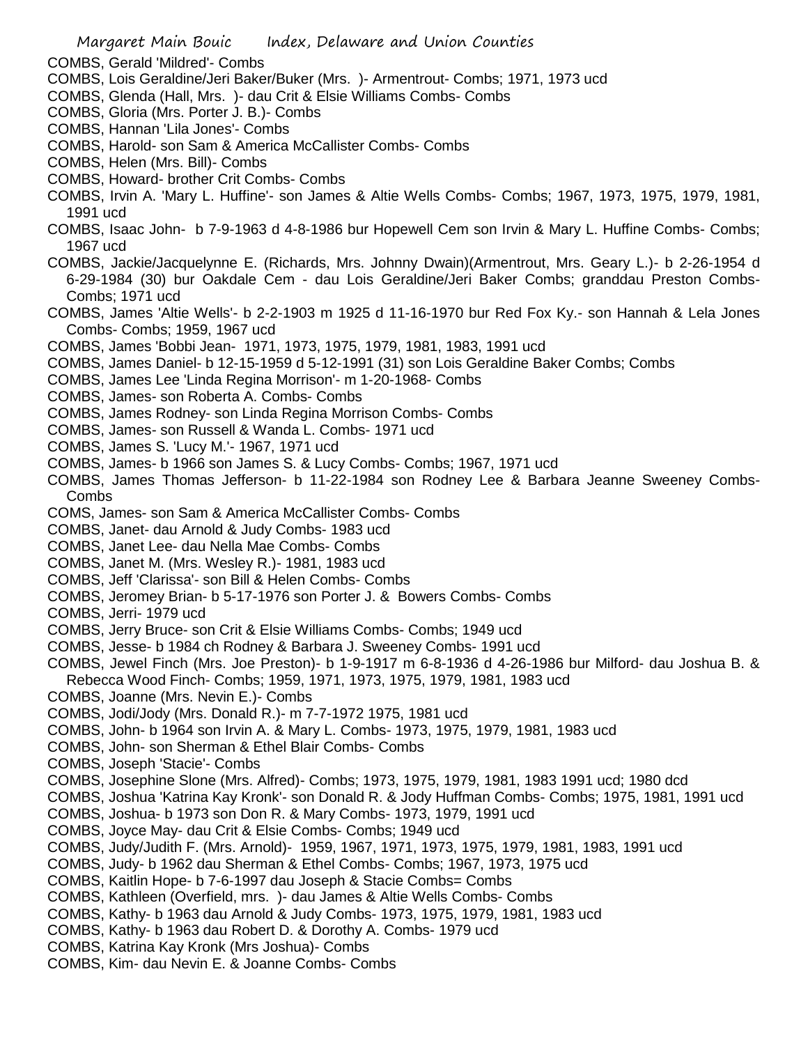COMBS, Gerald 'Mildred'- Combs

COMBS, Lois Geraldine/Jeri Baker/Buker (Mrs. )- Armentrout- Combs; 1971, 1973 ucd

COMBS, Glenda (Hall, Mrs. )- dau Crit & Elsie Williams Combs- Combs

COMBS, Gloria (Mrs. Porter J. B.)- Combs

COMBS, Hannan 'Lila Jones'- Combs

COMBS, Harold- son Sam & America McCallister Combs- Combs

COMBS, Helen (Mrs. Bill)- Combs

COMBS, Howard- brother Crit Combs- Combs

COMBS, Irvin A. 'Mary L. Huffine'- son James & Altie Wells Combs- Combs; 1967, 1973, 1975, 1979, 1981, 1991 ucd

COMBS, Isaac John- b 7-9-1963 d 4-8-1986 bur Hopewell Cem son Irvin & Mary L. Huffine Combs- Combs; 1967 ucd

COMBS, Jackie/Jacquelynne E. (Richards, Mrs. Johnny Dwain)(Armentrout, Mrs. Geary L.)- b 2-26-1954 d 6-29-1984 (30) bur Oakdale Cem - dau Lois Geraldine/Jeri Baker Combs; granddau Preston Combs- Combs; 1971 ucd

COMBS, James 'Altie Wells'- b 2-2-1903 m 1925 d 11-16-1970 bur Red Fox Ky.- son Hannah & Lela Jones Combs- Combs; 1959, 1967 ucd

COMBS, James 'Bobbi Jean- 1971, 1973, 1975, 1979, 1981, 1983, 1991 ucd

COMBS, James Daniel- b 12-15-1959 d 5-12-1991 (31) son Lois Geraldine Baker Combs; Combs

COMBS, James Lee 'Linda Regina Morrison'- m 1-20-1968- Combs

COMBS, James- son Roberta A. Combs- Combs

COMBS, James Rodney- son Linda Regina Morrison Combs- Combs

COMBS, James- son Russell & Wanda L. Combs- 1971 ucd

COMBS, James S. 'Lucy M.'- 1967, 1971 ucd

COMBS, James- b 1966 son James S. & Lucy Combs- Combs; 1967, 1971 ucd

COMBS, James Thomas Jefferson- b 11-22-1984 son Rodney Lee & Barbara Jeanne Sweeney Combs- Combs

COMS, James- son Sam & America McCallister Combs- Combs

COMBS, Janet- dau Arnold & Judy Combs- 1983 ucd

COMBS, Janet Lee- dau Nella Mae Combs- Combs

COMBS, Janet M. (Mrs. Wesley R.)- 1981, 1983 ucd

COMBS, Jeff 'Clarissa'- son Bill & Helen Combs- Combs

COMBS, Jeromey Brian- b 5-17-1976 son Porter J. & Bowers Combs- Combs

COMBS, Jerri- 1979 ucd

COMBS, Jerry Bruce- son Crit & Elsie Williams Combs- Combs; 1949 ucd

COMBS, Jesse- b 1984 ch Rodney & Barbara J. Sweeney Combs- 1991 ucd

COMBS, Jewel Finch (Mrs. Joe Preston)- b 1-9-1917 m 6-8-1936 d 4-26-1986 bur Milford- dau Joshua B. & Rebecca Wood Finch- Combs; 1959, 1971, 1973, 1975, 1979, 1981, 1983 ucd

COMBS, Joanne (Mrs. Nevin E.)- Combs

COMBS, Jodi/Jody (Mrs. Donald R.)- m 7-7-1972 1975, 1981 ucd

COMBS, John- b 1964 son Irvin A. & Mary L. Combs- 1973, 1975, 1979, 1981, 1983 ucd

COMBS, John- son Sherman & Ethel Blair Combs- Combs

COMBS, Joseph 'Stacie'- Combs

COMBS, Josephine Slone (Mrs. Alfred)- Combs; 1973, 1975, 1979, 1981, 1983 1991 ucd; 1980 dcd

COMBS, Joshua 'Katrina Kay Kronk'- son Donald R. & Jody Huffman Combs- Combs; 1975, 1981, 1991 ucd

COMBS, Joshua- b 1973 son Don R. & Mary Combs- 1973, 1979, 1991 ucd

COMBS, Joyce May- dau Crit & Elsie Combs- Combs; 1949 ucd

COMBS, Judy/Judith F. (Mrs. Arnold)- 1959, 1967, 1971, 1973, 1975, 1979, 1981, 1983, 1991 ucd

COMBS, Judy- b 1962 dau Sherman & Ethel Combs- Combs; 1967, 1973, 1975 ucd

COMBS, Kaitlin Hope- b 7-6-1997 dau Joseph & Stacie Combs= Combs

COMBS, Kathleen (Overfield, mrs. )- dau James & Altie Wells Combs- Combs

COMBS, Kathy- b 1963 dau Arnold & Judy Combs- 1973, 1975, 1979, 1981, 1983 ucd

COMBS, Kathy- b 1963 dau Robert D. & Dorothy A. Combs- 1979 ucd

COMBS, Katrina Kay Kronk (Mrs Joshua)- Combs

COMBS, Kim- dau Nevin E. & Joanne Combs- Combs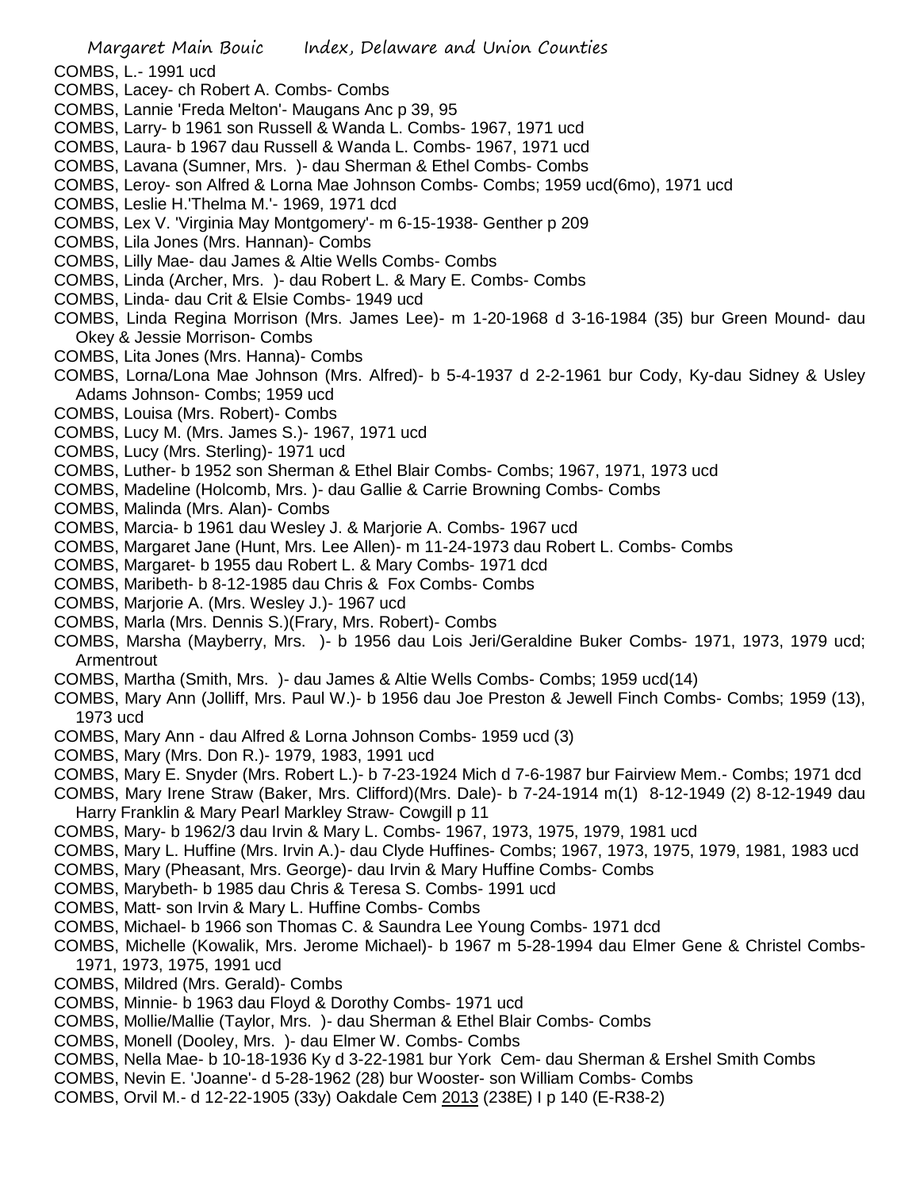COMBS, L.- 1991 ucd

COMBS, Lacey- ch Robert A. Combs- Combs

COMBS, Lannie 'Freda Melton'- Maugans Anc p 39, 95

COMBS, Larry- b 1961 son Russell & Wanda L. Combs- 1967, 1971 ucd

COMBS, Laura- b 1967 dau Russell & Wanda L. Combs- 1967, 1971 ucd

COMBS, Lavana (Sumner, Mrs. )- dau Sherman & Ethel Combs- Combs

COMBS, Leroy- son Alfred & Lorna Mae Johnson Combs- Combs; 1959 ucd(6mo), 1971 ucd

COMBS, Leslie H.'Thelma M.'- 1969, 1971 dcd

COMBS, Lex V. 'Virginia May Montgomery'- m 6-15-1938- Genther p 209

COMBS, Lila Jones (Mrs. Hannan)- Combs

COMBS, Lilly Mae- dau James & Altie Wells Combs- Combs

COMBS, Linda (Archer, Mrs. )- dau Robert L. & Mary E. Combs- Combs

COMBS, Linda- dau Crit & Elsie Combs- 1949 ucd

COMBS, Linda Regina Morrison (Mrs. James Lee)- m 1-20-1968 d 3-16-1984 (35) bur Green Mound- dau Okey & Jessie Morrison- Combs

COMBS, Lita Jones (Mrs. Hanna)- Combs

COMBS, Lorna/Lona Mae Johnson (Mrs. Alfred)- b 5-4-1937 d 2-2-1961 bur Cody, Ky-dau Sidney & Usley Adams Johnson- Combs; 1959 ucd

COMBS, Louisa (Mrs. Robert)- Combs

COMBS, Lucy M. (Mrs. James S.)- 1967, 1971 ucd

COMBS, Lucy (Mrs. Sterling)- 1971 ucd

COMBS, Luther- b 1952 son Sherman & Ethel Blair Combs- Combs; 1967, 1971, 1973 ucd

COMBS, Madeline (Holcomb, Mrs. )- dau Gallie & Carrie Browning Combs- Combs

COMBS, Malinda (Mrs. Alan)- Combs

COMBS, Marcia- b 1961 dau Wesley J. & Marjorie A. Combs- 1967 ucd

COMBS, Margaret Jane (Hunt, Mrs. Lee Allen)- m 11-24-1973 dau Robert L. Combs- Combs

COMBS, Margaret- b 1955 dau Robert L. & Mary Combs- 1971 dcd

COMBS, Maribeth- b 8-12-1985 dau Chris & Fox Combs- Combs

COMBS, Marjorie A. (Mrs. Wesley J.)- 1967 ucd

COMBS, Marla (Mrs. Dennis S.)(Frary, Mrs. Robert)- Combs

COMBS, Marsha (Mayberry, Mrs. )- b 1956 dau Lois Jeri/Geraldine Buker Combs- 1971, 1973, 1979 ucd; Armentrout

COMBS, Martha (Smith, Mrs. )- dau James & Altie Wells Combs- Combs; 1959 ucd(14)

COMBS, Mary Ann (Jolliff, Mrs. Paul W.)- b 1956 dau Joe Preston & Jewell Finch Combs- Combs; 1959 (13), 1973 ucd

COMBS, Mary Ann - dau Alfred & Lorna Johnson Combs- 1959 ucd (3)

COMBS, Mary (Mrs. Don R.)- 1979, 1983, 1991 ucd

COMBS, Mary E. Snyder (Mrs. Robert L.)- b 7-23-1924 Mich d 7-6-1987 bur Fairview Mem.- Combs; 1971 dcd

COMBS, Mary Irene Straw (Baker, Mrs. Clifford)(Mrs. Dale)- b 7-24-1914 m(1) 8-12-1949 (2) 8-12-1949 dau Harry Franklin & Mary Pearl Markley Straw- Cowgill p 11

COMBS, Mary- b 1962/3 dau Irvin & Mary L. Combs- 1967, 1973, 1975, 1979, 1981 ucd

COMBS, Mary L. Huffine (Mrs. Irvin A.)- dau Clyde Huffines- Combs; 1967, 1973, 1975, 1979, 1981, 1983 ucd

COMBS, Mary (Pheasant, Mrs. George)- dau Irvin & Mary Huffine Combs- Combs

COMBS, Marybeth- b 1985 dau Chris & Teresa S. Combs- 1991 ucd

COMBS, Matt- son Irvin & Mary L. Huffine Combs- Combs

COMBS, Michael- b 1966 son Thomas C. & Saundra Lee Young Combs- 1971 dcd

COMBS, Michelle (Kowalik, Mrs. Jerome Michael)- b 1967 m 5-28-1994 dau Elmer Gene & Christel Combs- 1971, 1973, 1975, 1991 ucd

COMBS, Mildred (Mrs. Gerald)- Combs

COMBS, Minnie- b 1963 dau Floyd & Dorothy Combs- 1971 ucd

COMBS, Mollie/Mallie (Taylor, Mrs. )- dau Sherman & Ethel Blair Combs- Combs

COMBS, Monell (Dooley, Mrs. )- dau Elmer W. Combs- Combs

COMBS, Nella Mae- b 10-18-1936 Ky d 3-22-1981 bur York Cem- dau Sherman & Ershel Smith Combs

COMBS, Nevin E. 'Joanne'- d 5-28-1962 (28) bur Wooster- son William Combs- Combs

COMBS, Orvil M.- d 12-22-1905 (33y) Oakdale Cem 2013 (238E) I p 140 (E-R38-2)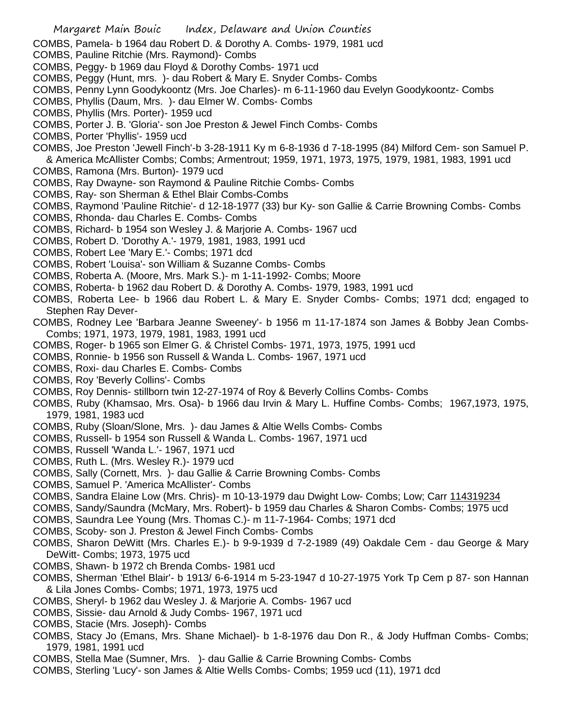COMBS, Pamela- b 1964 dau Robert D. & Dorothy A. Combs- 1979, 1981 ucd
COMBS, Pauline Ritchie (Mrs. Raymond)- Combs
COMBS, Peggy- b 1969 dau Floyd & Dorothy Combs- 1971 ucd
COMBS, Peggy (Hunt, mrs. )- dau Robert & Mary E. Snyder Combs- Combs
COMBS, Penny Lynn Goodykoontz (Mrs. Joe Charles)- m 6-11-1960 dau Evelyn Goodykoontz- Combs
COMBS, Phyllis (Daum, Mrs. )- dau Elmer W. Combs- Combs
COMBS, Phyllis (Mrs. Porter)- 1959 ucd
COMBS, Porter J. B. 'Gloria'- son Joe Preston & Jewel Finch Combs- Combs
COMBS, Porter 'Phyllis'- 1959 ucd
COMBS, Joe Preston 'Jewell Finch'-b 3-28-1911 Ky m 6-8-1936 d 7-18-1995 (84) Milford Cem- son Samuel P. & America McAllister Combs; Combs; Armentrout; 1959, 1971, 1973, 1975, 1979, 1981, 1983, 1991 ucd
COMBS, Ramona (Mrs. Burton)- 1979 ucd
COMBS, Ray Dwayne- son Raymond & Pauline Ritchie Combs- Combs
COMBS, Ray- son Sherman & Ethel Blair Combs-Combs
COMBS, Raymond 'Pauline Ritchie'- d 12-18-1977 (33) bur Ky- son Gallie & Carrie Browning Combs- Combs
COMBS, Rhonda- dau Charles E. Combs- Combs
COMBS, Richard- b 1954 son Wesley J. & Marjorie A. Combs- 1967 ucd
COMBS, Robert D. 'Dorothy A.'- 1979, 1981, 1983, 1991 ucd
COMBS, Robert Lee 'Mary E.'- Combs; 1971 dcd
COMBS, Robert 'Louisa'- son William & Suzanne Combs- Combs
COMBS, Roberta A. (Moore, Mrs. Mark S.)- m 1-11-1992- Combs; Moore
COMBS, Roberta- b 1962 dau Robert D. & Dorothy A. Combs- 1979, 1983, 1991 ucd
COMBS, Roberta Lee- b 1966 dau Robert L. & Mary E. Snyder Combs- Combs; 1971 dcd; engaged to Stephen Ray Dever-
COMBS, Rodney Lee 'Barbara Jeanne Sweeney'- b 1956 m 11-17-1874 son James & Bobby Jean Combs- Combs; 1971, 1973, 1979, 1981, 1983, 1991 ucd
COMBS, Roger- b 1965 son Elmer G. & Christel Combs- 1971, 1973, 1975, 1991 ucd
COMBS, Ronnie- b 1956 son Russell & Wanda L. Combs- 1967, 1971 ucd
COMBS, Roxi- dau Charles E. Combs- Combs
COMBS, Roy 'Beverly Collins'- Combs
COMBS, Roy Dennis- stillborn twin 12-27-1974 of Roy & Beverly Collins Combs- Combs
COMBS, Ruby (Khamsao, Mrs. Osa)- b 1966 dau Irvin & Mary L. Huffine Combs- Combs; 1967,1973, 1975, 1979, 1981, 1983 ucd
COMBS, Ruby (Sloan/Slone, Mrs. )- dau James & Altie Wells Combs- Combs
COMBS, Russell- b 1954 son Russell & Wanda L. Combs- 1967, 1971 ucd
COMBS, Russell 'Wanda L.'- 1967, 1971 ucd
COMBS, Ruth L. (Mrs. Wesley R.)- 1979 ucd
COMBS, Sally (Cornett, Mrs. )- dau Gallie & Carrie Browning Combs- Combs
COMBS, Samuel P. 'America McAllister'- Combs
COMBS, Sandra Elaine Low (Mrs. Chris)- m 10-13-1979 dau Dwight Low- Combs; Low; Carr 114319234
COMBS, Sandy/Saundra (McMary, Mrs. Robert)- b 1959 dau Charles & Sharon Combs- Combs; 1975 ucd
COMBS, Saundra Lee Young (Mrs. Thomas C.)- m 11-7-1964- Combs; 1971 dcd
COMBS, Scoby- son J. Preston & Jewel Finch Combs- Combs
COMBS, Sharon DeWitt (Mrs. Charles E.)- b 9-9-1939 d 7-2-1989 (49) Oakdale Cem - dau George & Mary DeWitt- Combs; 1973, 1975 ucd
COMBS, Shawn- b 1972 ch Brenda Combs- 1981 ucd
COMBS, Sherman 'Ethel Blair'- b 1913/ 6-6-1914 m 5-23-1947 d 10-27-1975 York Tp Cem p 87- son Hannan & Lila Jones Combs- Combs; 1971, 1973, 1975 ucd
COMBS, Sheryl- b 1962 dau Wesley J. & Marjorie A. Combs- 1967 ucd
COMBS, Sissie- dau Arnold & Judy Combs- 1967, 1971 ucd
COMBS, Stacie (Mrs. Joseph)- Combs
COMBS, Stacy Jo (Emans, Mrs. Shane Michael)- b 1-8-1976 dau Don R., & Jody Huffman Combs- Combs; 1979, 1981, 1991 ucd
COMBS, Stella Mae (Sumner, Mrs. )- dau Gallie & Carrie Browning Combs- Combs
COMBS, Sterling 'Lucy'- son James & Altie Wells Combs- Combs; 1959 ucd (11), 1971 dcd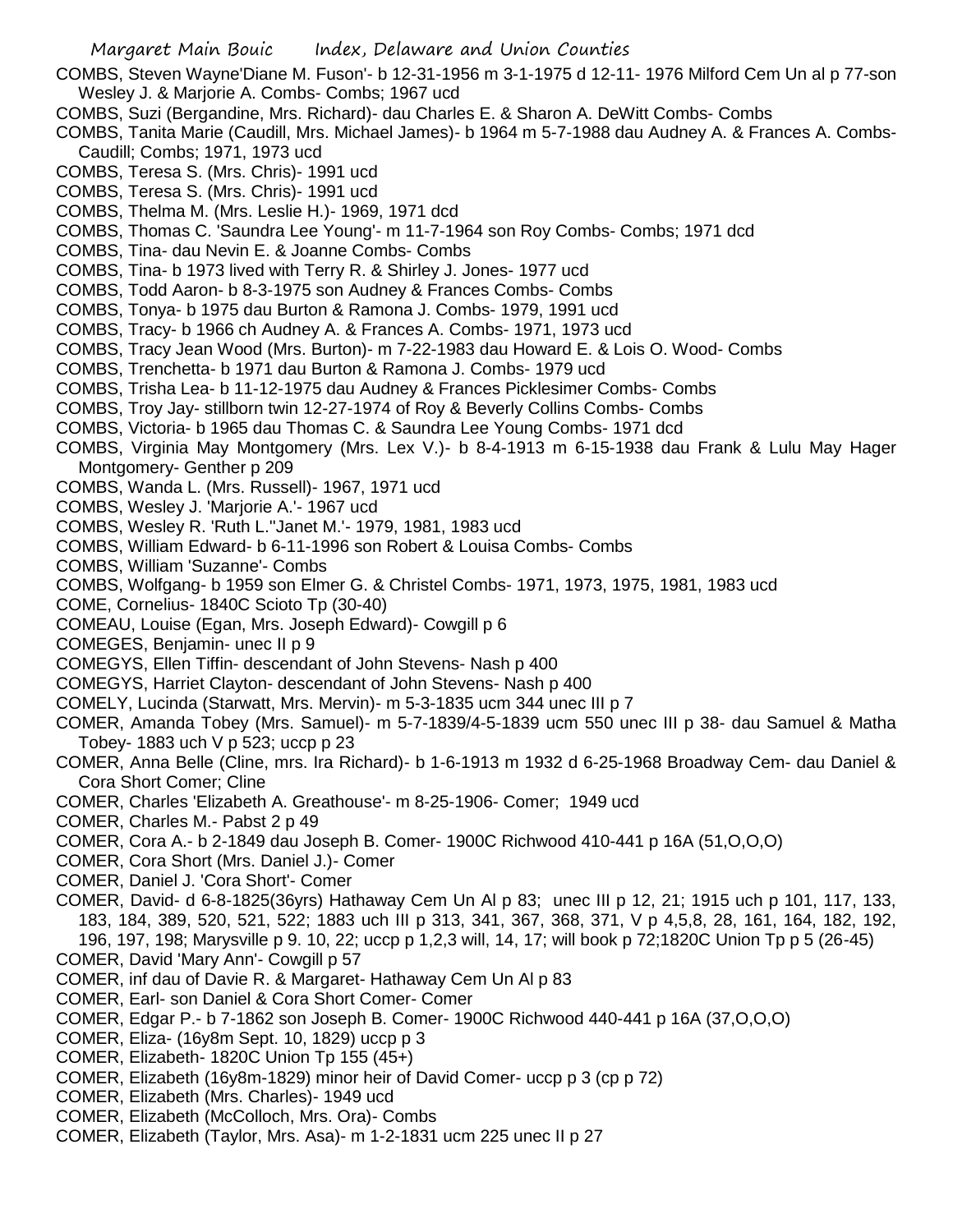COMBS, Steven Wayne'Diane M. Fuson'- b 12-31-1956 m 3-1-1975 d 12-11- 1976 Milford Cem Un al p 77-son Wesley J. & Marjorie A. Combs- Combs; 1967 ucd

COMBS, Suzi (Bergandine, Mrs. Richard)- dau Charles E. & Sharon A. DeWitt Combs- Combs

COMBS, Tanita Marie (Caudill, Mrs. Michael James)- b 1964 m 5-7-1988 dau Audney A. & Frances A. Combs- Caudill; Combs; 1971, 1973 ucd

COMBS, Teresa S. (Mrs. Chris)- 1991 ucd

COMBS, Teresa S. (Mrs. Chris)- 1991 ucd

COMBS, Thelma M. (Mrs. Leslie H.)- 1969, 1971 dcd

COMBS, Thomas C. 'Saundra Lee Young'- m 11-7-1964 son Roy Combs- Combs; 1971 dcd

COMBS, Tina- dau Nevin E. & Joanne Combs- Combs

COMBS, Tina- b 1973 lived with Terry R. & Shirley J. Jones- 1977 ucd

COMBS, Todd Aaron- b 8-3-1975 son Audney & Frances Combs- Combs

COMBS, Tonya- b 1975 dau Burton & Ramona J. Combs- 1979, 1991 ucd

COMBS, Tracy- b 1966 ch Audney A. & Frances A. Combs- 1971, 1973 ucd

COMBS, Tracy Jean Wood (Mrs. Burton)- m 7-22-1983 dau Howard E. & Lois O. Wood- Combs

COMBS, Trenchetta- b 1971 dau Burton & Ramona J. Combs- 1979 ucd

COMBS, Trisha Lea- b 11-12-1975 dau Audney & Frances Picklesimer Combs- Combs

COMBS, Troy Jay- stillborn twin 12-27-1974 of Roy & Beverly Collins Combs- Combs

COMBS, Victoria- b 1965 dau Thomas C. & Saundra Lee Young Combs- 1971 dcd

COMBS, Virginia May Montgomery (Mrs. Lex V.)- b 8-4-1913 m 6-15-1938 dau Frank & Lulu May Hager Montgomery- Genther p 209

COMBS, Wanda L. (Mrs. Russell)- 1967, 1971 ucd

COMBS, Wesley J. 'Marjorie A.'- 1967 ucd

COMBS, Wesley R. 'Ruth L.''Janet M.'- 1979, 1981, 1983 ucd

COMBS, William Edward- b 6-11-1996 son Robert & Louisa Combs- Combs

COMBS, William 'Suzanne'- Combs

COMBS, Wolfgang- b 1959 son Elmer G. & Christel Combs- 1971, 1973, 1975, 1981, 1983 ucd

COME, Cornelius- 1840C Scioto Tp (30-40)

COMEAU, Louise (Egan, Mrs. Joseph Edward)- Cowgill p 6

COMEGES, Benjamin- unec II p 9

COMEGYS, Ellen Tiffin- descendant of John Stevens- Nash p 400

COMEGYS, Harriet Clayton- descendant of John Stevens- Nash p 400

COMELY, Lucinda (Starwatt, Mrs. Mervin)- m 5-3-1835 ucm 344 unec III p 7

COMER, Amanda Tobey (Mrs. Samuel)- m 5-7-1839/4-5-1839 ucm 550 unec III p 38- dau Samuel & Matha Tobey- 1883 uch V p 523; uccp p 23

COMER, Anna Belle (Cline, mrs. Ira Richard)- b 1-6-1913 m 1932 d 6-25-1968 Broadway Cem- dau Daniel & Cora Short Comer; Cline

COMER, Charles 'Elizabeth A. Greathouse'- m 8-25-1906- Comer; 1949 ucd

COMER, Charles M.- Pabst 2 p 49

COMER, Cora A.- b 2-1849 dau Joseph B. Comer- 1900C Richwood 410-441 p 16A (51,O,O,O)

COMER, Cora Short (Mrs. Daniel J.)- Comer

COMER, Daniel J. 'Cora Short'- Comer

COMER, David- d 6-8-1825(36yrs) Hathaway Cem Un Al p 83; unec III p 12, 21; 1915 uch p 101, 117, 133, 183, 184, 389, 520, 521, 522; 1883 uch III p 313, 341, 367, 368, 371, V p 4,5,8, 28, 161, 164, 182, 192, 196, 197, 198; Marysville p 9. 10, 22; uccp p 1,2,3 will, 14, 17; will book p 72;1820C Union Tp p 5 (26-45)

COMER, David 'Mary Ann'- Cowgill p 57

COMER, inf dau of Davie R. & Margaret- Hathaway Cem Un Al p 83

COMER, Earl- son Daniel & Cora Short Comer- Comer

COMER, Edgar P.- b 7-1862 son Joseph B. Comer- 1900C Richwood 440-441 p 16A (37,O,O,O)

COMER, Eliza- (16y8m Sept. 10, 1829) uccp p 3

COMER, Elizabeth- 1820C Union Tp 155 (45+)

COMER, Elizabeth (16y8m-1829) minor heir of David Comer- uccp p 3 (cp p 72)

COMER, Elizabeth (Mrs. Charles)- 1949 ucd

COMER, Elizabeth (McColloch, Mrs. Ora)- Combs

COMER, Elizabeth (Taylor, Mrs. Asa)- m 1-2-1831 ucm 225 unec II p 27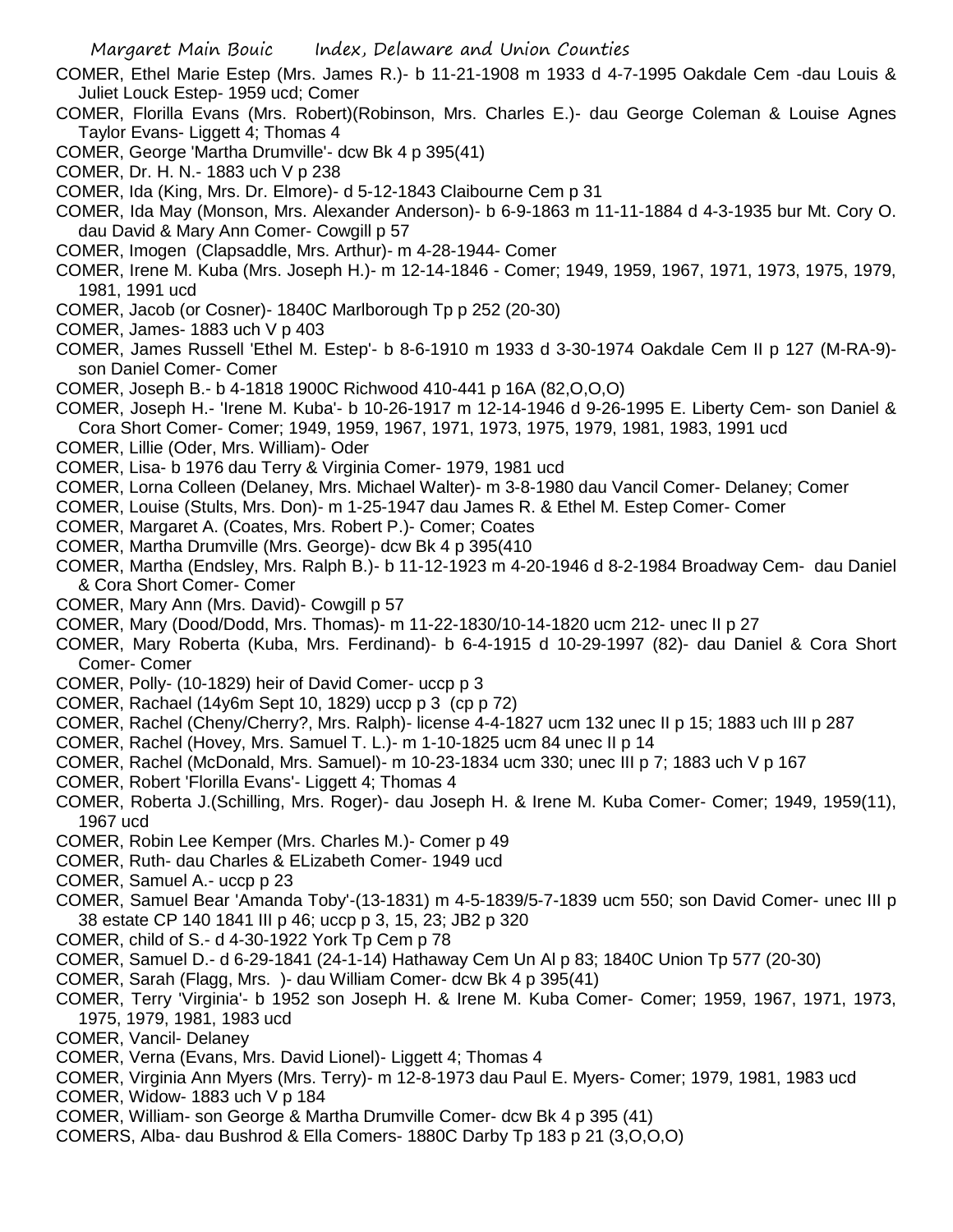COMER, Ethel Marie Estep (Mrs. James R.)- b 11-21-1908 m 1933 d 4-7-1995 Oakdale Cem -dau Louis & Juliet Louck Estep- 1959 ucd; Comer

COMER, Florilla Evans (Mrs. Robert)(Robinson, Mrs. Charles E.)- dau George Coleman & Louise Agnes Taylor Evans- Liggett 4; Thomas 4

COMER, George 'Martha Drumville'- dcw Bk 4 p 395(41)

COMER, Dr. H. N.- 1883 uch V p 238

COMER, Ida (King, Mrs. Dr. Elmore)- d 5-12-1843 Claibourne Cem p 31

COMER, Ida May (Monson, Mrs. Alexander Anderson)- b 6-9-1863 m 11-11-1884 d 4-3-1935 bur Mt. Cory O. dau David & Mary Ann Comer- Cowgill p 57

COMER, Imogen (Clapsaddle, Mrs. Arthur)- m 4-28-1944- Comer

COMER, Irene M. Kuba (Mrs. Joseph H.)- m 12-14-1846 - Comer; 1949, 1959, 1967, 1971, 1973, 1975, 1979, 1981, 1991 ucd

COMER, Jacob (or Cosner)- 1840C Marlborough Tp p 252 (20-30)

COMER, James- 1883 uch V p 403

COMER, James Russell 'Ethel M. Estep'- b 8-6-1910 m 1933 d 3-30-1974 Oakdale Cem II p 127 (M-RA-9)- son Daniel Comer- Comer

COMER, Joseph B.- b 4-1818 1900C Richwood 410-441 p 16A (82,O,O,O)

COMER, Joseph H.- 'Irene M. Kuba'- b 10-26-1917 m 12-14-1946 d 9-26-1995 E. Liberty Cem- son Daniel & Cora Short Comer- Comer; 1949, 1959, 1967, 1971, 1973, 1975, 1979, 1981, 1983, 1991 ucd

COMER, Lillie (Oder, Mrs. William)- Oder

COMER, Lisa- b 1976 dau Terry & Virginia Comer- 1979, 1981 ucd

COMER, Lorna Colleen (Delaney, Mrs. Michael Walter)- m 3-8-1980 dau Vancil Comer- Delaney; Comer

COMER, Louise (Stults, Mrs. Don)- m 1-25-1947 dau James R. & Ethel M. Estep Comer- Comer

COMER, Margaret A. (Coates, Mrs. Robert P.)- Comer; Coates

COMER, Martha Drumville (Mrs. George)- dcw Bk 4 p 395(410

COMER, Martha (Endsley, Mrs. Ralph B.)- b 11-12-1923 m 4-20-1946 d 8-2-1984 Broadway Cem- dau Daniel & Cora Short Comer- Comer

COMER, Mary Ann (Mrs. David)- Cowgill p 57

COMER, Mary (Dood/Dodd, Mrs. Thomas)- m 11-22-1830/10-14-1820 ucm 212- unec II p 27

COMER, Mary Roberta (Kuba, Mrs. Ferdinand)- b 6-4-1915 d 10-29-1997 (82)- dau Daniel & Cora Short Comer- Comer

COMER, Polly- (10-1829) heir of David Comer- uccp p 3

COMER, Rachael (14y6m Sept 10, 1829) uccp p 3 (cp p 72)

COMER, Rachel (Cheny/Cherry?, Mrs. Ralph)- license 4-4-1827 ucm 132 unec II p 15; 1883 uch III p 287

COMER, Rachel (Hovey, Mrs. Samuel T. L.)- m 1-10-1825 ucm 84 unec II p 14

COMER, Rachel (McDonald, Mrs. Samuel)- m 10-23-1834 ucm 330; unec III p 7; 1883 uch V p 167

COMER, Robert 'Florilla Evans'- Liggett 4; Thomas 4

COMER, Roberta J.(Schilling, Mrs. Roger)- dau Joseph H. & Irene M. Kuba Comer- Comer; 1949, 1959(11), 1967 ucd

COMER, Robin Lee Kemper (Mrs. Charles M.)- Comer p 49

COMER, Ruth- dau Charles & ELizabeth Comer- 1949 ucd

COMER, Samuel A.- uccp p 23

COMER, Samuel Bear 'Amanda Toby'-(13-1831) m 4-5-1839/5-7-1839 ucm 550; son David Comer- unec III p 38 estate CP 140 1841 III p 46; uccp p 3, 15, 23; JB2 p 320

COMER, child of S.- d 4-30-1922 York Tp Cem p 78

COMER, Samuel D.- d 6-29-1841 (24-1-14) Hathaway Cem Un Al p 83; 1840C Union Tp 577 (20-30)

COMER, Sarah (Flagg, Mrs. )- dau William Comer- dcw Bk 4 p 395(41)

COMER, Terry 'Virginia'- b 1952 son Joseph H. & Irene M. Kuba Comer- Comer; 1959, 1967, 1971, 1973, 1975, 1979, 1981, 1983 ucd

COMER, Vancil- Delaney

COMER, Verna (Evans, Mrs. David Lionel)- Liggett 4; Thomas 4

COMER, Virginia Ann Myers (Mrs. Terry)- m 12-8-1973 dau Paul E. Myers- Comer; 1979, 1981, 1983 ucd

COMER, Widow- 1883 uch V p 184

COMER, William- son George & Martha Drumville Comer- dcw Bk 4 p 395 (41)

COMERS, Alba- dau Bushrod & Ella Comers- 1880C Darby Tp 183 p 21 (3,O,O,O)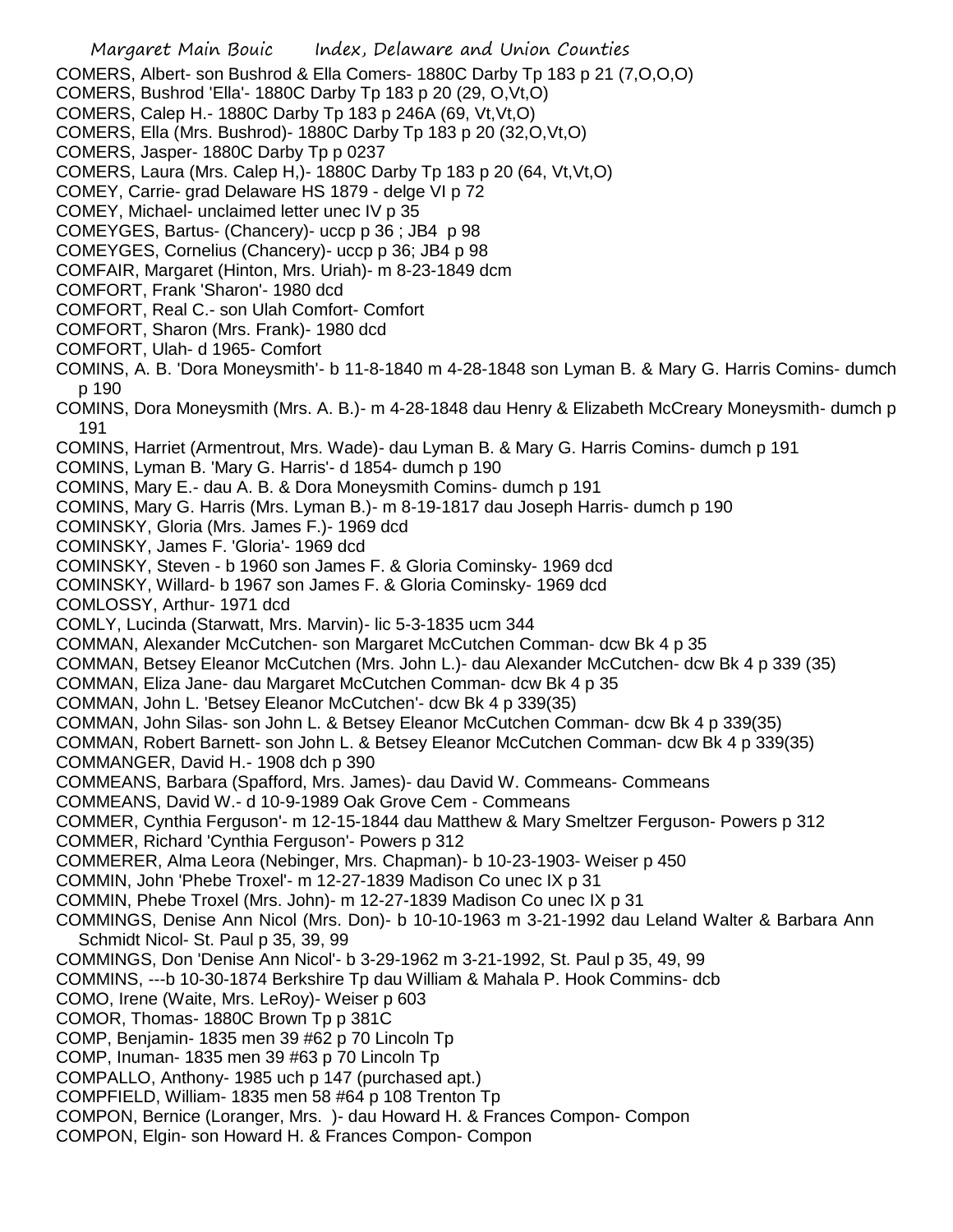COMERS, Albert- son Bushrod & Ella Comers- 1880C Darby Tp 183 p 21 (7,O,O,O)
COMERS, Bushrod 'Ella'- 1880C Darby Tp 183 p 20 (29, O,Vt,O)
COMERS, Calep H.- 1880C Darby Tp 183 p 246A (69, Vt,Vt,O)
COMERS, Ella (Mrs. Bushrod)- 1880C Darby Tp 183 p 20 (32,O,Vt,O)
COMERS, Jasper- 1880C Darby Tp p 0237
COMERS, Laura (Mrs. Calep H,)- 1880C Darby Tp 183 p 20 (64, Vt,Vt,O)
COMEY, Carrie- grad Delaware HS 1879 - delge VI p 72
COMEY, Michael- unclaimed letter unec IV p 35
COMEYGES, Bartus- (Chancery)- uccp p 36 ; JB4 p 98
COMEYGES, Cornelius (Chancery)- uccp p 36; JB4 p 98
COMFAIR, Margaret (Hinton, Mrs. Uriah)- m 8-23-1849 dcm
COMFORT, Frank 'Sharon'- 1980 dcd
COMFORT, Real C.- son Ulah Comfort- Comfort
COMFORT, Sharon (Mrs. Frank)- 1980 dcd
COMFORT, Ulah- d 1965- Comfort
COMINS, A. B. 'Dora Moneysmith'- b 11-8-1840 m 4-28-1848 son Lyman B. & Mary G. Harris Comins- dumch p 190
COMINS, Dora Moneysmith (Mrs. A. B.)- m 4-28-1848 dau Henry & Elizabeth McCreary Moneysmith- dumch p 191
COMINS, Harriet (Armentrout, Mrs. Wade)- dau Lyman B. & Mary G. Harris Comins- dumch p 191
COMINS, Lyman B. 'Mary G. Harris'- d 1854- dumch p 190
COMINS, Mary E.- dau A. B. & Dora Moneysmith Comins- dumch p 191
COMINS, Mary G. Harris (Mrs. Lyman B.)- m 8-19-1817 dau Joseph Harris- dumch p 190
COMINSKY, Gloria (Mrs. James F.)- 1969 dcd
COMINSKY, James F. 'Gloria'- 1969 dcd
COMINSKY, Steven - b 1960 son James F. & Gloria Cominsky- 1969 dcd
COMINSKY, Willard- b 1967 son James F. & Gloria Cominsky- 1969 dcd
COMLOSSY, Arthur- 1971 dcd
COMLY, Lucinda (Starwatt, Mrs. Marvin)- lic 5-3-1835 ucm 344
COMMAN, Alexander McCutchen- son Margaret McCutchen Comman- dcw Bk 4 p 35
COMMAN, Betsey Eleanor McCutchen (Mrs. John L.)- dau Alexander McCutchen- dcw Bk 4 p 339 (35)
COMMAN, Eliza Jane- dau Margaret McCutchen Comman- dcw Bk 4 p 35
COMMAN, John L. 'Betsey Eleanor McCutchen'- dcw Bk 4 p 339(35)
COMMAN, John Silas- son John L. & Betsey Eleanor McCutchen Comman- dcw Bk 4 p 339(35)
COMMAN, Robert Barnett- son John L. & Betsey Eleanor McCutchen Comman- dcw Bk 4 p 339(35)
COMMANGER, David H.- 1908 dch p 390
COMMEANS, Barbara (Spafford, Mrs. James)- dau David W. Commeans- Commeans
COMMEANS, David W.- d 10-9-1989 Oak Grove Cem - Commeans
COMMER, Cynthia Ferguson'- m 12-15-1844 dau Matthew & Mary Smeltzer Ferguson- Powers p 312
COMMER, Richard 'Cynthia Ferguson'- Powers p 312
COMMERER, Alma Leora (Nebinger, Mrs. Chapman)- b 10-23-1903- Weiser p 450
COMMIN, John 'Phebe Troxel'- m 12-27-1839 Madison Co unec IX p 31
COMMIN, Phebe Troxel (Mrs. John)- m 12-27-1839 Madison Co unec IX p 31
COMMINGS, Denise Ann Nicol (Mrs. Don)- b 10-10-1963 m 3-21-1992 dau Leland Walter & Barbara Ann Schmidt Nicol- St. Paul p 35, 39, 99
COMMINGS, Don 'Denise Ann Nicol'- b 3-29-1962 m 3-21-1992, St. Paul p 35, 49, 99
COMMINS, ---b 10-30-1874 Berkshire Tp dau William & Mahala P. Hook Commins- dcb
COMO, Irene (Waite, Mrs. LeRoy)- Weiser p 603
COMOR, Thomas- 1880C Brown Tp p 381C
COMP, Benjamin- 1835 men 39 #62 p 70 Lincoln Tp
COMP, Inuman- 1835 men 39 #63 p 70 Lincoln Tp
COMPALLO, Anthony- 1985 uch p 147 (purchased apt.)
COMPFIELD, William- 1835 men 58 #64 p 108 Trenton Tp
COMPON, Bernice (Loranger, Mrs. )- dau Howard H. & Frances Compon- Compon
COMPON, Elgin- son Howard H. & Frances Compon- Compon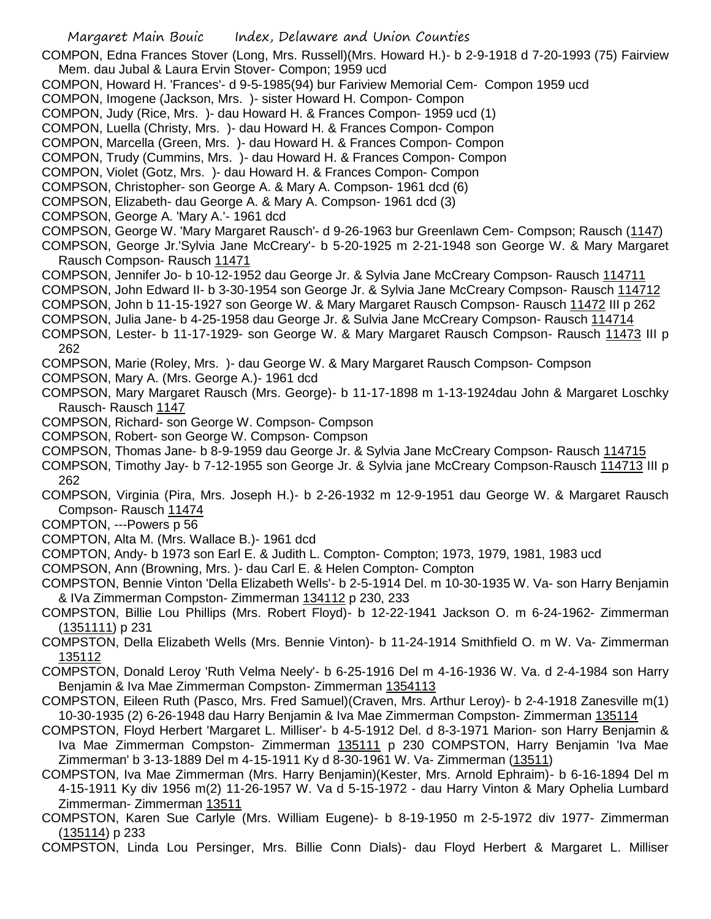COMPON, Edna Frances Stover (Long, Mrs. Russell)(Mrs. Howard H.)- b 2-9-1918 d 7-20-1993 (75) Fairview Mem. dau Jubal & Laura Ervin Stover- Compon; 1959 ucd

COMPON, Howard H. 'Frances'- d 9-5-1985(94) bur Fariview Memorial Cem- Compon 1959 ucd

COMPON, Imogene (Jackson, Mrs. )- sister Howard H. Compon- Compon

COMPON, Judy (Rice, Mrs. )- dau Howard H. & Frances Compon- 1959 ucd (1)

COMPON, Luella (Christy, Mrs. )- dau Howard H. & Frances Compon- Compon

COMPON, Marcella (Green, Mrs. )- dau Howard H. & Frances Compon- Compon

COMPON, Trudy (Cummins, Mrs. )- dau Howard H. & Frances Compon- Compon

COMPON, Violet (Gotz, Mrs. )- dau Howard H. & Frances Compon- Compon

COMPSON, Christopher- son George A. & Mary A. Compson- 1961 dcd (6)

COMPSON, Elizabeth- dau George A. & Mary A. Compson- 1961 dcd (3)

COMPSON, George A. 'Mary A.'- 1961 dcd

COMPSON, George W. 'Mary Margaret Rausch'- d 9-26-1963 bur Greenlawn Cem- Compson; Rausch (1147)

COMPSON, George Jr.'Sylvia Jane McCreary'- b 5-20-1925 m 2-21-1948 son George W. & Mary Margaret Rausch Compson- Rausch 11471

COMPSON, Jennifer Jo- b 10-12-1952 dau George Jr. & Sylvia Jane McCreary Compson- Rausch 114711

COMPSON, John Edward II- b 3-30-1954 son George Jr. & Sylvia Jane McCreary Compson- Rausch 114712

COMPSON, John b 11-15-1927 son George W. & Mary Margaret Rausch Compson- Rausch 11472 III p 262

COMPSON, Julia Jane- b 4-25-1958 dau George Jr. & Sulvia Jane McCreary Compson- Rausch 114714

COMPSON, Lester- b 11-17-1929- son George W. & Mary Margaret Rausch Compson- Rausch 11473 III p 262

COMPSON, Marie (Roley, Mrs. )- dau George W. & Mary Margaret Rausch Compson- Compson

COMPSON, Mary A. (Mrs. George A.)- 1961 dcd

COMPSON, Mary Margaret Rausch (Mrs. George)- b 11-17-1898 m 1-13-1924dau John & Margaret Loschky Rausch- Rausch 1147

COMPSON, Richard- son George W. Compson- Compson

COMPSON, Robert- son George W. Compson- Compson

COMPSON, Thomas Jane- b 8-9-1959 dau George Jr. & Sylvia Jane McCreary Compson- Rausch 114715

COMPSON, Timothy Jay- b 7-12-1955 son George Jr. & Sylvia jane McCreary Compson-Rausch 114713 III p 262

COMPSON, Virginia (Pira, Mrs. Joseph H.)- b 2-26-1932 m 12-9-1951 dau George W. & Margaret Rausch Compson- Rausch 11474

COMPTON, ---Powers p 56

COMPTON, Alta M. (Mrs. Wallace B.)- 1961 dcd

COMPTON, Andy- b 1973 son Earl E. & Judith L. Compton- Compton; 1973, 1979, 1981, 1983 ucd

COMPSON, Ann (Browning, Mrs. )- dau Carl E. & Helen Compton- Compton

COMPSTON, Bennie Vinton 'Della Elizabeth Wells'- b 2-5-1914 Del. m 10-30-1935 W. Va- son Harry Benjamin & IVa Zimmerman Compston- Zimmerman 134112 p 230, 233

COMPSTON, Billie Lou Phillips (Mrs. Robert Floyd)- b 12-22-1941 Jackson O. m 6-24-1962- Zimmerman (1351111) p 231

COMPSTON, Della Elizabeth Wells (Mrs. Bennie Vinton)- b 11-24-1914 Smithfield O. m W. Va- Zimmerman 135112

COMPSTON, Donald Leroy 'Ruth Velma Neely'- b 6-25-1916 Del m 4-16-1936 W. Va. d 2-4-1984 son Harry Benjamin & Iva Mae Zimmerman Compston- Zimmerman 1354113

COMPSTON, Eileen Ruth (Pasco, Mrs. Fred Samuel)(Craven, Mrs. Arthur Leroy)- b 2-4-1918 Zanesville m(1) 10-30-1935 (2) 6-26-1948 dau Harry Benjamin & Iva Mae Zimmerman Compston- Zimmerman 135114

COMPSTON, Floyd Herbert 'Margaret L. Milliser'- b 4-5-1912 Del. d 8-3-1971 Marion- son Harry Benjamin & Iva Mae Zimmerman Compston- Zimmerman 135111 p 230 COMPSTON, Harry Benjamin 'Iva Mae Zimmerman' b 3-13-1889 Del m 4-15-1911 Ky d 8-30-1961 W. Va- Zimmerman (13511)

COMPSTON, Iva Mae Zimmerman (Mrs. Harry Benjamin)(Kester, Mrs. Arnold Ephraim)- b 6-16-1894 Del m 4-15-1911 Ky div 1956 m(2) 11-26-1957 W. Va d 5-15-1972 - dau Harry Vinton & Mary Ophelia Lumbard Zimmerman- Zimmerman 13511

COMPSTON, Karen Sue Carlyle (Mrs. William Eugene)- b 8-19-1950 m 2-5-1972 div 1977- Zimmerman (135114) p 233

COMPSTON, Linda Lou Persinger, Mrs. Billie Conn Dials)- dau Floyd Herbert & Margaret L. Milliser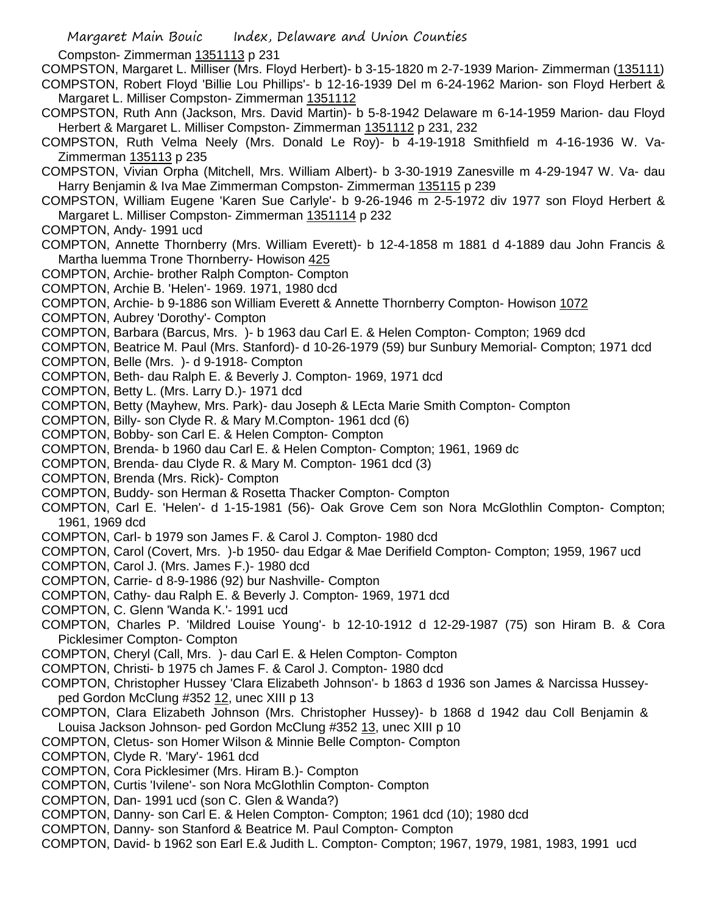Compston- Zimmerman 1351113 p 231

COMPSTON, Margaret L. Milliser (Mrs. Floyd Herbert)- b 3-15-1820 m 2-7-1939 Marion- Zimmerman (135111)

COMPSTON, Robert Floyd 'Billie Lou Phillips'- b 12-16-1939 Del m 6-24-1962 Marion- son Floyd Herbert & Margaret L. Milliser Compston- Zimmerman 1351112

COMPSTON, Ruth Ann (Jackson, Mrs. David Martin)- b 5-8-1942 Delaware m 6-14-1959 Marion- dau Floyd Herbert & Margaret L. Milliser Compston- Zimmerman 1351112 p 231, 232

COMPSTON, Ruth Velma Neely (Mrs. Donald Le Roy)- b 4-19-1918 Smithfield m 4-16-1936 W. Va- Zimmerman 135113 p 235

COMPSTON, Vivian Orpha (Mitchell, Mrs. William Albert)- b 3-30-1919 Zanesville m 4-29-1947 W. Va- dau Harry Benjamin & Iva Mae Zimmerman Compston- Zimmerman 135115 p 239

COMPSTON, William Eugene 'Karen Sue Carlyle'- b 9-26-1946 m 2-5-1972 div 1977 son Floyd Herbert & Margaret L. Milliser Compston- Zimmerman 1351114 p 232

COMPTON, Andy- 1991 ucd

COMPTON, Annette Thornberry (Mrs. William Everett)- b 12-4-1858 m 1881 d 4-1889 dau John Francis & Martha luemma Trone Thornberry- Howison 425

COMPTON, Archie- brother Ralph Compton- Compton

COMPTON, Archie B. 'Helen'- 1969. 1971, 1980 dcd

COMPTON, Archie- b 9-1886 son William Everett & Annette Thornberry Compton- Howison 1072

COMPTON, Aubrey 'Dorothy'- Compton

COMPTON, Barbara (Barcus, Mrs. )- b 1963 dau Carl E. & Helen Compton- Compton; 1969 dcd

COMPTON, Beatrice M. Paul (Mrs. Stanford)- d 10-26-1979 (59) bur Sunbury Memorial- Compton; 1971 dcd

COMPTON, Belle (Mrs. )- d 9-1918- Compton

COMPTON, Beth- dau Ralph E. & Beverly J. Compton- 1969, 1971 dcd

COMPTON, Betty L. (Mrs. Larry D.)- 1971 dcd

COMPTON, Betty (Mayhew, Mrs. Park)- dau Joseph & LEcta Marie Smith Compton- Compton

COMPTON, Billy- son Clyde R. & Mary M.Compton- 1961 dcd (6)

COMPTON, Bobby- son Carl E. & Helen Compton- Compton

COMPTON, Brenda- b 1960 dau Carl E. & Helen Compton- Compton; 1961, 1969 dc

COMPTON, Brenda- dau Clyde R. & Mary M. Compton- 1961 dcd (3)

COMPTON, Brenda (Mrs. Rick)- Compton

COMPTON, Buddy- son Herman & Rosetta Thacker Compton- Compton

COMPTON, Carl E. 'Helen'- d 1-15-1981 (56)- Oak Grove Cem son Nora McGlothlin Compton- Compton; 1961, 1969 dcd

COMPTON, Carl- b 1979 son James F. & Carol J. Compton- 1980 dcd

COMPTON, Carol (Covert, Mrs. )-b 1950- dau Edgar & Mae Derifield Compton- Compton; 1959, 1967 ucd

COMPTON, Carol J. (Mrs. James F.)- 1980 dcd

COMPTON, Carrie- d 8-9-1986 (92) bur Nashville- Compton

COMPTON, Cathy- dau Ralph E. & Beverly J. Compton- 1969, 1971 dcd

COMPTON, C. Glenn 'Wanda K.'- 1991 ucd

COMPTON, Charles P. 'Mildred Louise Young'- b 12-10-1912 d 12-29-1987 (75) son Hiram B. & Cora Picklesimer Compton- Compton

COMPTON, Cheryl (Call, Mrs. )- dau Carl E. & Helen Compton- Compton

COMPTON, Christi- b 1975 ch James F. & Carol J. Compton- 1980 dcd

COMPTON, Christopher Hussey 'Clara Elizabeth Johnson'- b 1863 d 1936 son James & Narcissa Hussey- ped Gordon McClung #352 12, unec XIII p 13

COMPTON, Clara Elizabeth Johnson (Mrs. Christopher Hussey)- b 1868 d 1942 dau Coll Benjamin & Louisa Jackson Johnson- ped Gordon McClung #352 13, unec XIII p 10

COMPTON, Cletus- son Homer Wilson & Minnie Belle Compton- Compton

COMPTON, Clyde R. 'Mary'- 1961 dcd

COMPTON, Cora Picklesimer (Mrs. Hiram B.)- Compton

COMPTON, Curtis 'Ivilene'- son Nora McGlothlin Compton- Compton

COMPTON, Dan- 1991 ucd (son C. Glen & Wanda?)

COMPTON, Danny- son Carl E. & Helen Compton- Compton; 1961 dcd (10); 1980 dcd

COMPTON, Danny- son Stanford & Beatrice M. Paul Compton- Compton

COMPTON, David- b 1962 son Earl E.& Judith L. Compton- Compton; 1967, 1979, 1981, 1983, 1991 ucd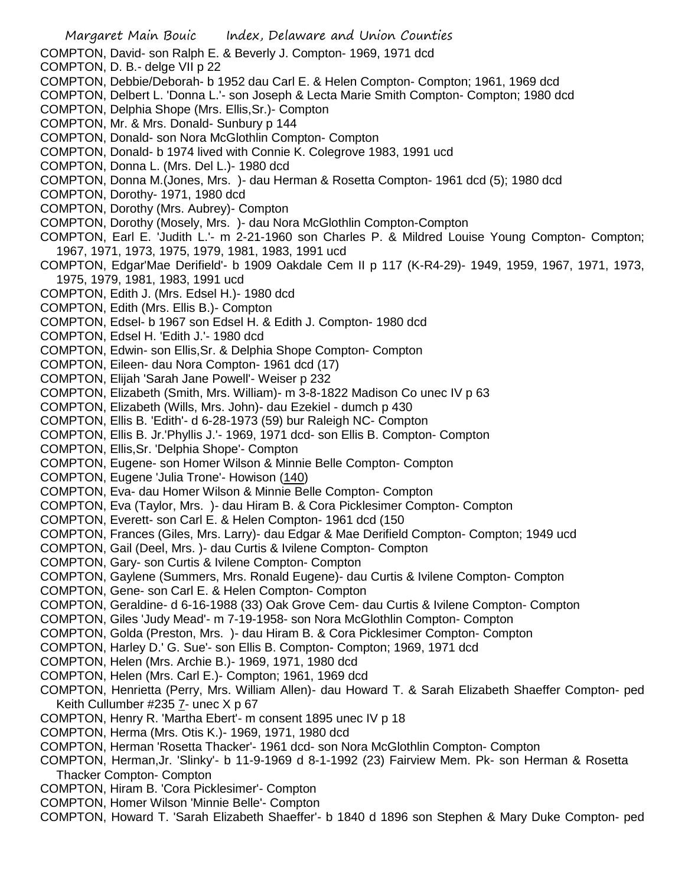COMPTON, David- son Ralph E. & Beverly J. Compton- 1969, 1971 dcd
COMPTON, D. B.- delge VII p 22
COMPTON, Debbie/Deborah- b 1952 dau Carl E. & Helen Compton- Compton; 1961, 1969 dcd
COMPTON, Delbert L. 'Donna L.'- son Joseph & Lecta Marie Smith Compton- Compton; 1980 dcd
COMPTON, Delphia Shope (Mrs. Ellis,Sr.)- Compton
COMPTON, Mr. & Mrs. Donald- Sunbury p 144
COMPTON, Donald- son Nora McGlothlin Compton- Compton
COMPTON, Donald- b 1974 lived with Connie K. Colegrove 1983, 1991 ucd
COMPTON, Donna L. (Mrs. Del L.)- 1980 dcd
COMPTON, Donna M.(Jones, Mrs. )- dau Herman & Rosetta Compton- 1961 dcd (5); 1980 dcd
COMPTON, Dorothy- 1971, 1980 dcd
COMPTON, Dorothy (Mrs. Aubrey)- Compton
COMPTON, Dorothy (Mosely, Mrs. )- dau Nora McGlothlin Compton-Compton
COMPTON, Earl E. 'Judith L.'- m 2-21-1960 son Charles P. & Mildred Louise Young Compton- Compton; 1967, 1971, 1973, 1975, 1979, 1981, 1983, 1991 ucd
COMPTON, Edgar'Mae Derifield'- b 1909 Oakdale Cem II p 117 (K-R4-29)- 1949, 1959, 1967, 1971, 1973, 1975, 1979, 1981, 1983, 1991 ucd
COMPTON, Edith J. (Mrs. Edsel H.)- 1980 dcd
COMPTON, Edith (Mrs. Ellis B.)- Compton
COMPTON, Edsel- b 1967 son Edsel H. & Edith J. Compton- 1980 dcd
COMPTON, Edsel H. 'Edith J.'- 1980 dcd
COMPTON, Edwin- son Ellis,Sr. & Delphia Shope Compton- Compton
COMPTON, Eileen- dau Nora Compton- 1961 dcd (17)
COMPTON, Elijah 'Sarah Jane Powell'- Weiser p 232
COMPTON, Elizabeth (Smith, Mrs. William)- m 3-8-1822 Madison Co unec IV p 63
COMPTON, Elizabeth (Wills, Mrs. John)- dau Ezekiel - dumch p 430
COMPTON, Ellis B. 'Edith'- d 6-28-1973 (59) bur Raleigh NC- Compton
COMPTON, Ellis B. Jr.'Phyllis J.'- 1969, 1971 dcd- son Ellis B. Compton- Compton
COMPTON, Ellis,Sr. 'Delphia Shope'- Compton
COMPTON, Eugene- son Homer Wilson & Minnie Belle Compton- Compton
COMPTON, Eugene 'Julia Trone'- Howison (140)
COMPTON, Eva- dau Homer Wilson & Minnie Belle Compton- Compton
COMPTON, Eva (Taylor, Mrs. )- dau Hiram B. & Cora Picklesimer Compton- Compton
COMPTON, Everett- son Carl E. & Helen Compton- 1961 dcd (150
COMPTON, Frances (Giles, Mrs. Larry)- dau Edgar & Mae Derifield Compton- Compton; 1949 ucd
COMPTON, Gail (Deel, Mrs. )- dau Curtis & Ivilene Compton- Compton
COMPTON, Gary- son Curtis & Ivilene Compton- Compton
COMPTON, Gaylene (Summers, Mrs. Ronald Eugene)- dau Curtis & Ivilene Compton- Compton
COMPTON, Gene- son Carl E. & Helen Compton- Compton
COMPTON, Geraldine- d 6-16-1988 (33) Oak Grove Cem- dau Curtis & Ivilene Compton- Compton
COMPTON, Giles 'Judy Mead'- m 7-19-1958- son Nora McGlothlin Compton- Compton
COMPTON, Golda (Preston, Mrs. )- dau Hiram B. & Cora Picklesimer Compton- Compton
COMPTON, Harley D.' G. Sue'- son Ellis B. Compton- Compton; 1969, 1971 dcd
COMPTON, Helen (Mrs. Archie B.)- 1969, 1971, 1980 dcd
COMPTON, Helen (Mrs. Carl E.)- Compton; 1961, 1969 dcd
COMPTON, Henrietta (Perry, Mrs. William Allen)- dau Howard T. & Sarah Elizabeth Shaeffer Compton- ped Keith Cullumber #235 7- unec X p 67
COMPTON, Henry R. 'Martha Ebert'- m consent 1895 unec IV p 18
COMPTON, Herma (Mrs. Otis K.)- 1969, 1971, 1980 dcd
COMPTON, Herman 'Rosetta Thacker'- 1961 dcd- son Nora McGlothlin Compton- Compton
COMPTON, Herman,Jr. 'Slinky'- b 11-9-1969 d 8-1-1992 (23) Fairview Mem. Pk- son Herman & Rosetta Thacker Compton- Compton
COMPTON, Hiram B. 'Cora Picklesimer'- Compton
COMPTON, Homer Wilson 'Minnie Belle'- Compton
COMPTON, Howard T. 'Sarah Elizabeth Shaeffer'- b 1840 d 1896 son Stephen & Mary Duke Compton- ped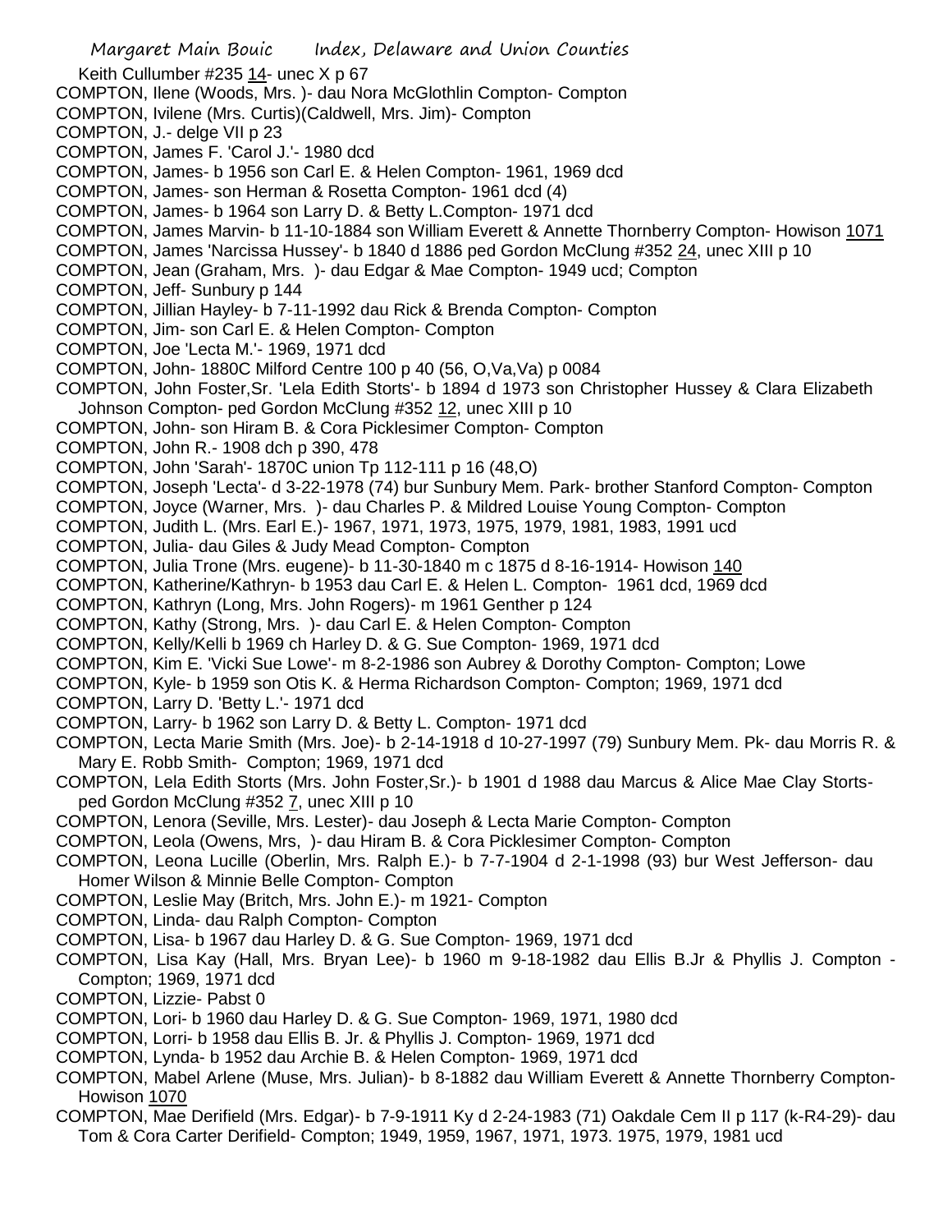Keith Cullumber #235 14- unec X p 67

COMPTON, Ilene (Woods, Mrs. )- dau Nora McGlothlin Compton- Compton

COMPTON, Ivilene (Mrs. Curtis)(Caldwell, Mrs. Jim)- Compton

COMPTON, J.- delge VII p 23

COMPTON, James F. 'Carol J.'- 1980 dcd

COMPTON, James- b 1956 son Carl E. & Helen Compton- 1961, 1969 dcd

COMPTON, James- son Herman & Rosetta Compton- 1961 dcd (4)

COMPTON, James- b 1964 son Larry D. & Betty L.Compton- 1971 dcd

COMPTON, James Marvin- b 11-10-1884 son William Everett & Annette Thornberry Compton- Howison 1071

COMPTON, James 'Narcissa Hussey'- b 1840 d 1886 ped Gordon McClung #352 24, unec XIII p 10

COMPTON, Jean (Graham, Mrs. )- dau Edgar & Mae Compton- 1949 ucd; Compton

COMPTON, Jeff- Sunbury p 144

COMPTON, Jillian Hayley- b 7-11-1992 dau Rick & Brenda Compton- Compton

COMPTON, Jim- son Carl E. & Helen Compton- Compton

COMPTON, Joe 'Lecta M.'- 1969, 1971 dcd

COMPTON, John- 1880C Milford Centre 100 p 40 (56, O,Va,Va) p 0084

COMPTON, John Foster,Sr. 'Lela Edith Storts'- b 1894 d 1973 son Christopher Hussey & Clara Elizabeth Johnson Compton- ped Gordon McClung #352 12, unec XIII p 10

COMPTON, John- son Hiram B. & Cora Picklesimer Compton- Compton

COMPTON, John R.- 1908 dch p 390, 478

COMPTON, John 'Sarah'- 1870C union Tp 112-111 p 16 (48,O)

COMPTON, Joseph 'Lecta'- d 3-22-1978 (74) bur Sunbury Mem. Park- brother Stanford Compton- Compton

COMPTON, Joyce (Warner, Mrs. )- dau Charles P. & Mildred Louise Young Compton- Compton

COMPTON, Judith L. (Mrs. Earl E.)- 1967, 1971, 1973, 1975, 1979, 1981, 1983, 1991 ucd

COMPTON, Julia- dau Giles & Judy Mead Compton- Compton

COMPTON, Julia Trone (Mrs. eugene)- b 11-30-1840 m c 1875 d 8-16-1914- Howison 140

COMPTON, Katherine/Kathryn- b 1953 dau Carl E. & Helen L. Compton- 1961 dcd, 1969 dcd

COMPTON, Kathryn (Long, Mrs. John Rogers)- m 1961 Genther p 124

COMPTON, Kathy (Strong, Mrs. )- dau Carl E. & Helen Compton- Compton

COMPTON, Kelly/Kelli b 1969 ch Harley D. & G. Sue Compton- 1969, 1971 dcd

COMPTON, Kim E. 'Vicki Sue Lowe'- m 8-2-1986 son Aubrey & Dorothy Compton- Compton; Lowe

COMPTON, Kyle- b 1959 son Otis K. & Herma Richardson Compton- Compton; 1969, 1971 dcd

COMPTON, Larry D. 'Betty L.'- 1971 dcd

COMPTON, Larry- b 1962 son Larry D. & Betty L. Compton- 1971 dcd

COMPTON, Lecta Marie Smith (Mrs. Joe)- b 2-14-1918 d 10-27-1997 (79) Sunbury Mem. Pk- dau Morris R. & Mary E. Robb Smith- Compton; 1969, 1971 dcd

COMPTON, Lela Edith Storts (Mrs. John Foster,Sr.)- b 1901 d 1988 dau Marcus & Alice Mae Clay Storts- ped Gordon McClung #352 7, unec XIII p 10

COMPTON, Lenora (Seville, Mrs. Lester)- dau Joseph & Lecta Marie Compton- Compton

COMPTON, Leola (Owens, Mrs, )- dau Hiram B. & Cora Picklesimer Compton- Compton

COMPTON, Leona Lucille (Oberlin, Mrs. Ralph E.)- b 7-7-1904 d 2-1-1998 (93) bur West Jefferson- dau Homer Wilson & Minnie Belle Compton- Compton

COMPTON, Leslie May (Britch, Mrs. John E.)- m 1921- Compton

COMPTON, Linda- dau Ralph Compton- Compton

COMPTON, Lisa- b 1967 dau Harley D. & G. Sue Compton- 1969, 1971 dcd

COMPTON, Lisa Kay (Hall, Mrs. Bryan Lee)- b 1960 m 9-18-1982 dau Ellis B.Jr & Phyllis J. Compton - Compton; 1969, 1971 dcd

COMPTON, Lizzie- Pabst 0

COMPTON, Lori- b 1960 dau Harley D. & G. Sue Compton- 1969, 1971, 1980 dcd

COMPTON, Lorri- b 1958 dau Ellis B. Jr. & Phyllis J. Compton- 1969, 1971 dcd

COMPTON, Lynda- b 1952 dau Archie B. & Helen Compton- 1969, 1971 dcd

COMPTON, Mabel Arlene (Muse, Mrs. Julian)- b 8-1882 dau William Everett & Annette Thornberry Compton- Howison 1070

COMPTON, Mae Derifield (Mrs. Edgar)- b 7-9-1911 Ky d 2-24-1983 (71) Oakdale Cem II p 117 (k-R4-29)- dau Tom & Cora Carter Derifield- Compton; 1949, 1959, 1967, 1971, 1973. 1975, 1979, 1981 ucd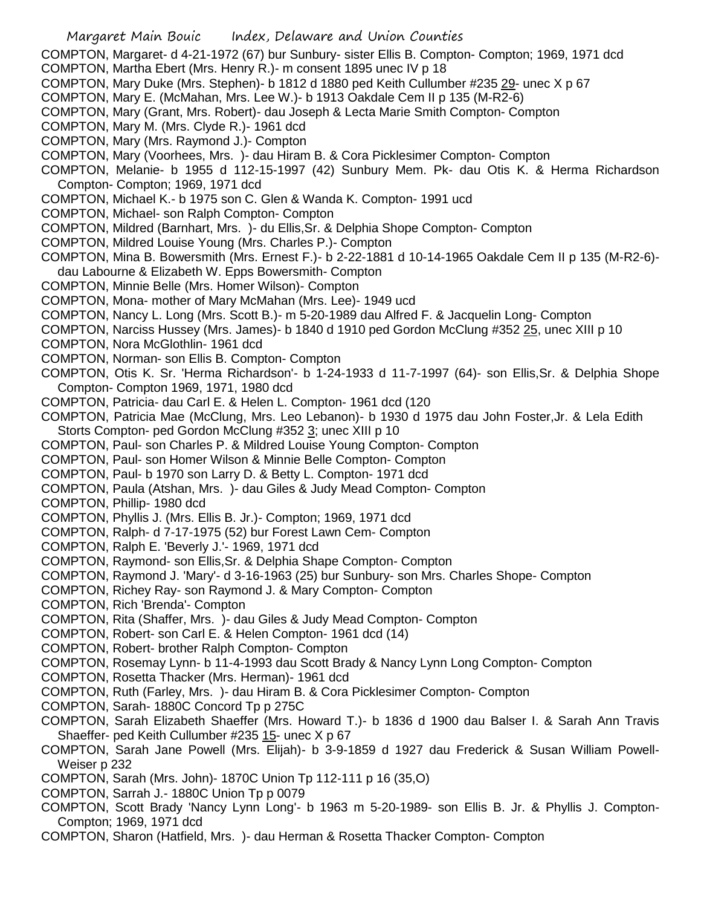COMPTON, Margaret- d 4-21-1972 (67) bur Sunbury- sister Ellis B. Compton- Compton; 1969, 1971 dcd
COMPTON, Martha Ebert (Mrs. Henry R.)- m consent 1895 unec IV p 18
COMPTON, Mary Duke (Mrs. Stephen)- b 1812 d 1880 ped Keith Cullumber #235 29- unec X p 67
COMPTON, Mary E. (McMahan, Mrs. Lee W.)- b 1913 Oakdale Cem II p 135 (M-R2-6)
COMPTON, Mary (Grant, Mrs. Robert)- dau Joseph & Lecta Marie Smith Compton- Compton
COMPTON, Mary M. (Mrs. Clyde R.)- 1961 dcd
COMPTON, Mary (Mrs. Raymond J.)- Compton
COMPTON, Mary (Voorhees, Mrs. )- dau Hiram B. & Cora Picklesimer Compton- Compton
COMPTON, Melanie- b 1955 d 112-15-1997 (42) Sunbury Mem. Pk- dau Otis K. & Herma Richardson Compton- Compton; 1969, 1971 dcd
COMPTON, Michael K.- b 1975 son C. Glen & Wanda K. Compton- 1991 ucd
COMPTON, Michael- son Ralph Compton- Compton
COMPTON, Mildred (Barnhart, Mrs. )- du Ellis,Sr. & Delphia Shope Compton- Compton
COMPTON, Mildred Louise Young (Mrs. Charles P.)- Compton
COMPTON, Mina B. Bowersmith (Mrs. Ernest F.)- b 2-22-1881 d 10-14-1965 Oakdale Cem II p 135 (M-R2-6)- dau Labourne & Elizabeth W. Epps Bowersmith- Compton
COMPTON, Minnie Belle (Mrs. Homer Wilson)- Compton
COMPTON, Mona- mother of Mary McMahan (Mrs. Lee)- 1949 ucd
COMPTON, Nancy L. Long (Mrs. Scott B.)- m 5-20-1989 dau Alfred F. & Jacquelin Long- Compton
COMPTON, Narciss Hussey (Mrs. James)- b 1840 d 1910 ped Gordon McClung #352 25, unec XIII p 10
COMPTON, Nora McGlothlin- 1961 dcd
COMPTON, Norman- son Ellis B. Compton- Compton
COMPTON, Otis K. Sr. 'Herma Richardson'- b 1-24-1933 d 11-7-1997 (64)- son Ellis,Sr. & Delphia Shope Compton- Compton 1969, 1971, 1980 dcd
COMPTON, Patricia- dau Carl E. & Helen L. Compton- 1961 dcd (120
COMPTON, Patricia Mae (McClung, Mrs. Leo Lebanon)- b 1930 d 1975 dau John Foster,Jr. & Lela Edith Storts Compton- ped Gordon McClung #352 3; unec XIII p 10
COMPTON, Paul- son Charles P. & Mildred Louise Young Compton- Compton
COMPTON, Paul- son Homer Wilson & Minnie Belle Compton- Compton
COMPTON, Paul- b 1970 son Larry D. & Betty L. Compton- 1971 dcd
COMPTON, Paula (Atshan, Mrs. )- dau Giles & Judy Mead Compton- Compton
COMPTON, Phillip- 1980 dcd
COMPTON, Phyllis J. (Mrs. Ellis B. Jr.)- Compton; 1969, 1971 dcd
COMPTON, Ralph- d 7-17-1975 (52) bur Forest Lawn Cem- Compton
COMPTON, Ralph E. 'Beverly J.'- 1969, 1971 dcd
COMPTON, Raymond- son Ellis,Sr. & Delphia Shape Compton- Compton
COMPTON, Raymond J. 'Mary'- d 3-16-1963 (25) bur Sunbury- son Mrs. Charles Shope- Compton
COMPTON, Richey Ray- son Raymond J. & Mary Compton- Compton
COMPTON, Rich 'Brenda'- Compton
COMPTON, Rita (Shaffer, Mrs. )- dau Giles & Judy Mead Compton- Compton
COMPTON, Robert- son Carl E. & Helen Compton- 1961 dcd (14)
COMPTON, Robert- brother Ralph Compton- Compton
COMPTON, Rosemay Lynn- b 11-4-1993 dau Scott Brady & Nancy Lynn Long Compton- Compton
COMPTON, Rosetta Thacker (Mrs. Herman)- 1961 dcd
COMPTON, Ruth (Farley, Mrs. )- dau Hiram B. & Cora Picklesimer Compton- Compton
COMPTON, Sarah- 1880C Concord Tp p 275C
COMPTON, Sarah Elizabeth Shaeffer (Mrs. Howard T.)- b 1836 d 1900 dau Balser I. & Sarah Ann Travis Shaeffer- ped Keith Cullumber #235 15- unec X p 67
COMPTON, Sarah Jane Powell (Mrs. Elijah)- b 3-9-1859 d 1927 dau Frederick & Susan William Powell- Weiser p 232
COMPTON, Sarah (Mrs. John)- 1870C Union Tp 112-111 p 16 (35,O)
COMPTON, Sarrah J.- 1880C Union Tp p 0079
COMPTON, Scott Brady 'Nancy Lynn Long'- b 1963 m 5-20-1989- son Ellis B. Jr. & Phyllis J. Compton- Compton; 1969, 1971 dcd
COMPTON, Sharon (Hatfield, Mrs. )- dau Herman & Rosetta Thacker Compton- Compton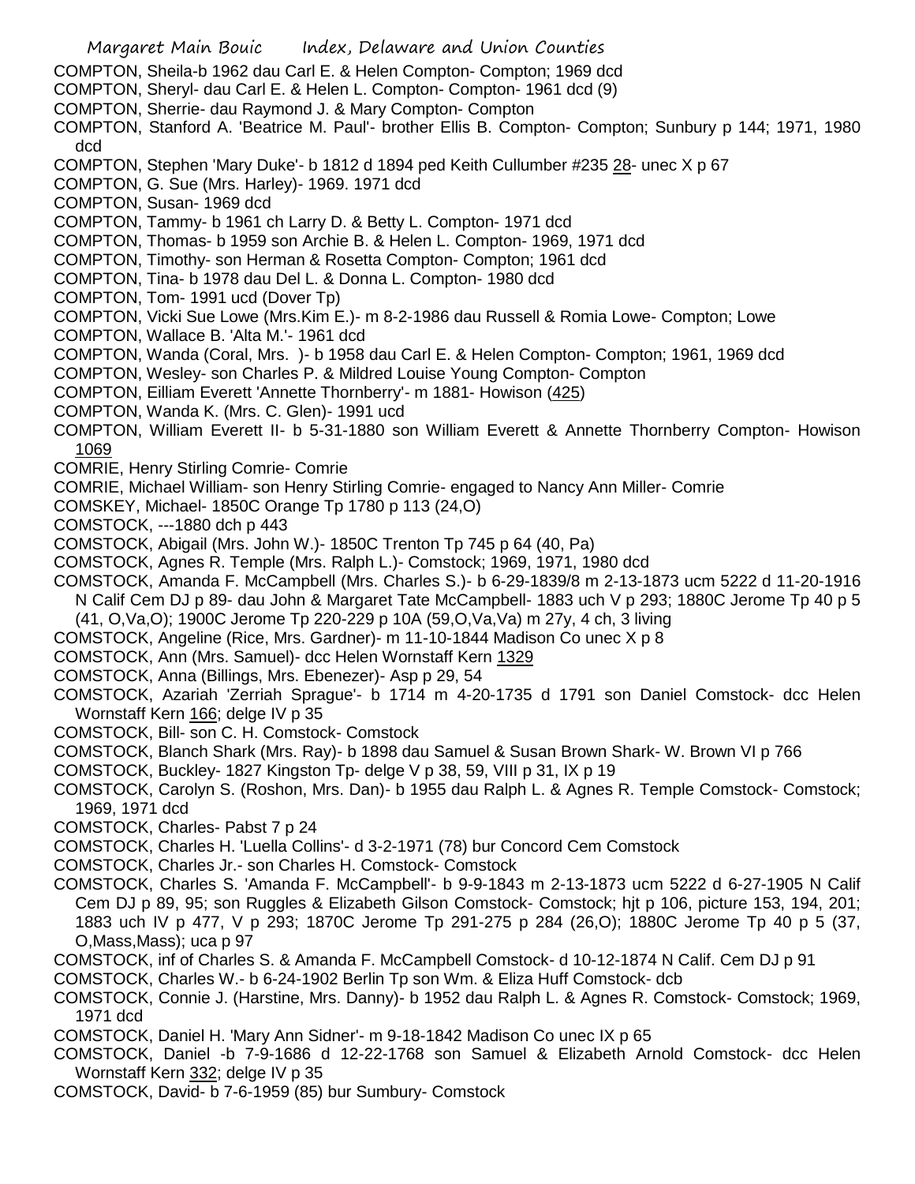COMPTON, Sheila-b 1962 dau Carl E. & Helen Compton- Compton; 1969 dcd

COMPTON, Sheryl- dau Carl E. & Helen L. Compton- Compton- 1961 dcd (9)

COMPTON, Sherrie- dau Raymond J. & Mary Compton- Compton

COMPTON, Stanford A. 'Beatrice M. Paul'- brother Ellis B. Compton- Compton; Sunbury p 144; 1971, 1980 dcd

COMPTON, Stephen 'Mary Duke'- b 1812 d 1894 ped Keith Cullumber #235 28- unec X p 67

COMPTON, G. Sue (Mrs. Harley)- 1969. 1971 dcd

COMPTON, Susan- 1969 dcd

COMPTON, Tammy- b 1961 ch Larry D. & Betty L. Compton- 1971 dcd

COMPTON, Thomas- b 1959 son Archie B. & Helen L. Compton- 1969, 1971 dcd

COMPTON, Timothy- son Herman & Rosetta Compton- Compton; 1961 dcd

COMPTON, Tina- b 1978 dau Del L. & Donna L. Compton- 1980 dcd

COMPTON, Tom- 1991 ucd (Dover Tp)

COMPTON, Vicki Sue Lowe (Mrs.Kim E.)- m 8-2-1986 dau Russell & Romia Lowe- Compton; Lowe

COMPTON, Wallace B. 'Alta M.'- 1961 dcd

COMPTON, Wanda (Coral, Mrs. )- b 1958 dau Carl E. & Helen Compton- Compton; 1961, 1969 dcd

COMPTON, Wesley- son Charles P. & Mildred Louise Young Compton- Compton

COMPTON, Eilliam Everett 'Annette Thornberry'- m 1881- Howison (425)

COMPTON, Wanda K. (Mrs. C. Glen)- 1991 ucd

COMPTON, William Everett II- b 5-31-1880 son William Everett & Annette Thornberry Compton- Howison 1069

COMRIE, Henry Stirling Comrie- Comrie

COMRIE, Michael William- son Henry Stirling Comrie- engaged to Nancy Ann Miller- Comrie

COMSKEY, Michael- 1850C Orange Tp 1780 p 113 (24,O)

COMSTOCK, ---1880 dch p 443

COMSTOCK, Abigail (Mrs. John W.)- 1850C Trenton Tp 745 p 64 (40, Pa)

COMSTOCK, Agnes R. Temple (Mrs. Ralph L.)- Comstock; 1969, 1971, 1980 dcd

COMSTOCK, Amanda F. McCampbell (Mrs. Charles S.)- b 6-29-1839/8 m 2-13-1873 ucm 5222 d 11-20-1916 N Calif Cem DJ p 89- dau John & Margaret Tate McCampbell- 1883 uch V p 293; 1880C Jerome Tp 40 p 5 (41, O,Va,O); 1900C Jerome Tp 220-229 p 10A (59,O,Va,Va) m 27y, 4 ch, 3 living

COMSTOCK, Angeline (Rice, Mrs. Gardner)- m 11-10-1844 Madison Co unec X p 8

COMSTOCK, Ann (Mrs. Samuel)- dcc Helen Wornstaff Kern 1329

COMSTOCK, Anna (Billings, Mrs. Ebenezer)- Asp p 29, 54

COMSTOCK, Azariah 'Zerriah Sprague'- b 1714 m 4-20-1735 d 1791 son Daniel Comstock- dcc Helen Wornstaff Kern 166; delge IV p 35

COMSTOCK, Bill- son C. H. Comstock- Comstock

COMSTOCK, Blanch Shark (Mrs. Ray)- b 1898 dau Samuel & Susan Brown Shark- W. Brown VI p 766

COMSTOCK, Buckley- 1827 Kingston Tp- delge V p 38, 59, VIII p 31, IX p 19

COMSTOCK, Carolyn S. (Roshon, Mrs. Dan)- b 1955 dau Ralph L. & Agnes R. Temple Comstock- Comstock; 1969, 1971 dcd

COMSTOCK, Charles- Pabst 7 p 24

COMSTOCK, Charles H. 'Luella Collins'- d 3-2-1971 (78) bur Concord Cem Comstock

COMSTOCK, Charles Jr.- son Charles H. Comstock- Comstock

COMSTOCK, Charles S. 'Amanda F. McCampbell'- b 9-9-1843 m 2-13-1873 ucm 5222 d 6-27-1905 N Calif Cem DJ p 89, 95; son Ruggles & Elizabeth Gilson Comstock- Comstock; hjt p 106, picture 153, 194, 201; 1883 uch IV p 477, V p 293; 1870C Jerome Tp 291-275 p 284 (26,O); 1880C Jerome Tp 40 p 5 (37, O,Mass,Mass); uca p 97

COMSTOCK, inf of Charles S. & Amanda F. McCampbell Comstock- d 10-12-1874 N Calif. Cem DJ p 91

COMSTOCK, Charles W.- b 6-24-1902 Berlin Tp son Wm. & Eliza Huff Comstock- dcb

COMSTOCK, Connie J. (Harstine, Mrs. Danny)- b 1952 dau Ralph L. & Agnes R. Comstock- Comstock; 1969, 1971 dcd

COMSTOCK, Daniel H. 'Mary Ann Sidner'- m 9-18-1842 Madison Co unec IX p 65

COMSTOCK, Daniel -b 7-9-1686 d 12-22-1768 son Samuel & Elizabeth Arnold Comstock- dcc Helen Wornstaff Kern 332; delge IV p 35

COMSTOCK, David- b 7-6-1959 (85) bur Sumbury- Comstock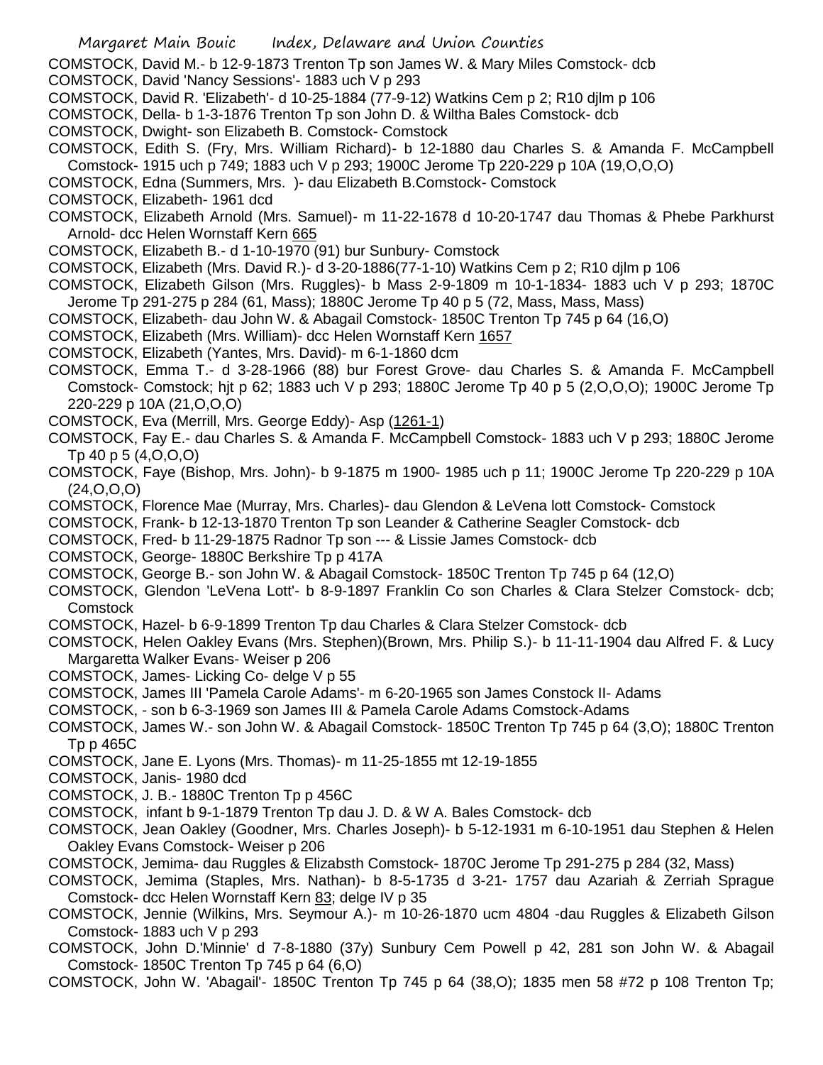COMSTOCK, David M.- b 12-9-1873 Trenton Tp son James W. & Mary Miles Comstock- dcb

COMSTOCK, David 'Nancy Sessions'- 1883 uch V p 293

COMSTOCK, David R. 'Elizabeth'- d 10-25-1884 (77-9-12) Watkins Cem p 2; R10 djlm p 106

COMSTOCK, Della- b 1-3-1876 Trenton Tp son John D. & Wiltha Bales Comstock- dcb

COMSTOCK, Dwight- son Elizabeth B. Comstock- Comstock

COMSTOCK, Edith S. (Fry, Mrs. William Richard)- b 12-1880 dau Charles S. & Amanda F. McCampbell Comstock- 1915 uch p 749; 1883 uch V p 293; 1900C Jerome Tp 220-229 p 10A (19,O,O,O)

COMSTOCK, Edna (Summers, Mrs. )- dau Elizabeth B.Comstock- Comstock

COMSTOCK, Elizabeth- 1961 dcd

COMSTOCK, Elizabeth Arnold (Mrs. Samuel)- m 11-22-1678 d 10-20-1747 dau Thomas & Phebe Parkhurst Arnold- dcc Helen Wornstaff Kern 665

COMSTOCK, Elizabeth B.- d 1-10-1970 (91) bur Sunbury- Comstock

COMSTOCK, Elizabeth (Mrs. David R.)- d 3-20-1886(77-1-10) Watkins Cem p 2; R10 djlm p 106

COMSTOCK, Elizabeth Gilson (Mrs. Ruggles)- b Mass 2-9-1809 m 10-1-1834- 1883 uch V p 293; 1870C Jerome Tp 291-275 p 284 (61, Mass); 1880C Jerome Tp 40 p 5 (72, Mass, Mass, Mass)

COMSTOCK, Elizabeth- dau John W. & Abagail Comstock- 1850C Trenton Tp 745 p 64 (16,O)

COMSTOCK, Elizabeth (Mrs. William)- dcc Helen Wornstaff Kern 1657

COMSTOCK, Elizabeth (Yantes, Mrs. David)- m 6-1-1860 dcm

COMSTOCK, Emma T.- d 3-28-1966 (88) bur Forest Grove- dau Charles S. & Amanda F. McCampbell Comstock- Comstock; hjt p 62; 1883 uch V p 293; 1880C Jerome Tp 40 p 5 (2,O,O,O); 1900C Jerome Tp 220-229 p 10A (21,O,O,O)

COMSTOCK, Eva (Merrill, Mrs. George Eddy)- Asp (1261-1)

COMSTOCK, Fay E.- dau Charles S. & Amanda F. McCampbell Comstock- 1883 uch V p 293; 1880C Jerome Tp 40 p 5 (4,O,O,O)

COMSTOCK, Faye (Bishop, Mrs. John)- b 9-1875 m 1900- 1985 uch p 11; 1900C Jerome Tp 220-229 p 10A (24,O,O,O)

COMSTOCK, Florence Mae (Murray, Mrs. Charles)- dau Glendon & LeVena lott Comstock- Comstock

COMSTOCK, Frank- b 12-13-1870 Trenton Tp son Leander & Catherine Seagler Comstock- dcb

COMSTOCK, Fred- b 11-29-1875 Radnor Tp son --- & Lissie James Comstock- dcb

COMSTOCK, George- 1880C Berkshire Tp p 417A

COMSTOCK, George B.- son John W. & Abagail Comstock- 1850C Trenton Tp 745 p 64 (12,O)

COMSTOCK, Glendon 'LeVena Lott'- b 8-9-1897 Franklin Co son Charles & Clara Stelzer Comstock- dcb; Comstock

COMSTOCK, Hazel- b 6-9-1899 Trenton Tp dau Charles & Clara Stelzer Comstock- dcb

COMSTOCK, Helen Oakley Evans (Mrs. Stephen)(Brown, Mrs. Philip S.)- b 11-11-1904 dau Alfred F. & Lucy Margaretta Walker Evans- Weiser p 206

COMSTOCK, James- Licking Co- delge V p 55

COMSTOCK, James III 'Pamela Carole Adams'- m 6-20-1965 son James Constock II- Adams

COMSTOCK, - son b 6-3-1969 son James III & Pamela Carole Adams Comstock-Adams

COMSTOCK, James W.- son John W. & Abagail Comstock- 1850C Trenton Tp 745 p 64 (3,O); 1880C Trenton Tp p 465C

COMSTOCK, Jane E. Lyons (Mrs. Thomas)- m 11-25-1855 mt 12-19-1855

COMSTOCK, Janis- 1980 dcd

COMSTOCK, J. B.- 1880C Trenton Tp p 456C

COMSTOCK, infant b 9-1-1879 Trenton Tp dau J. D. & W A. Bales Comstock- dcb

COMSTOCK, Jean Oakley (Goodner, Mrs. Charles Joseph)- b 5-12-1931 m 6-10-1951 dau Stephen & Helen Oakley Evans Comstock- Weiser p 206

COMSTOCK, Jemima- dau Ruggles & Elizabsth Comstock- 1870C Jerome Tp 291-275 p 284 (32, Mass)

COMSTOCK, Jemima (Staples, Mrs. Nathan)- b 8-5-1735 d 3-21- 1757 dau Azariah & Zerriah Sprague Comstock- dcc Helen Wornstaff Kern 83; delge IV p 35

COMSTOCK, Jennie (Wilkins, Mrs. Seymour A.)- m 10-26-1870 ucm 4804 -dau Ruggles & Elizabeth Gilson Comstock- 1883 uch V p 293

COMSTOCK, John D.'Minnie' d 7-8-1880 (37y) Sunbury Cem Powell p 42, 281 son John W. & Abagail Comstock- 1850C Trenton Tp 745 p 64 (6,O)

COMSTOCK, John W. 'Abagail'- 1850C Trenton Tp 745 p 64 (38,O); 1835 men 58 #72 p 108 Trenton Tp;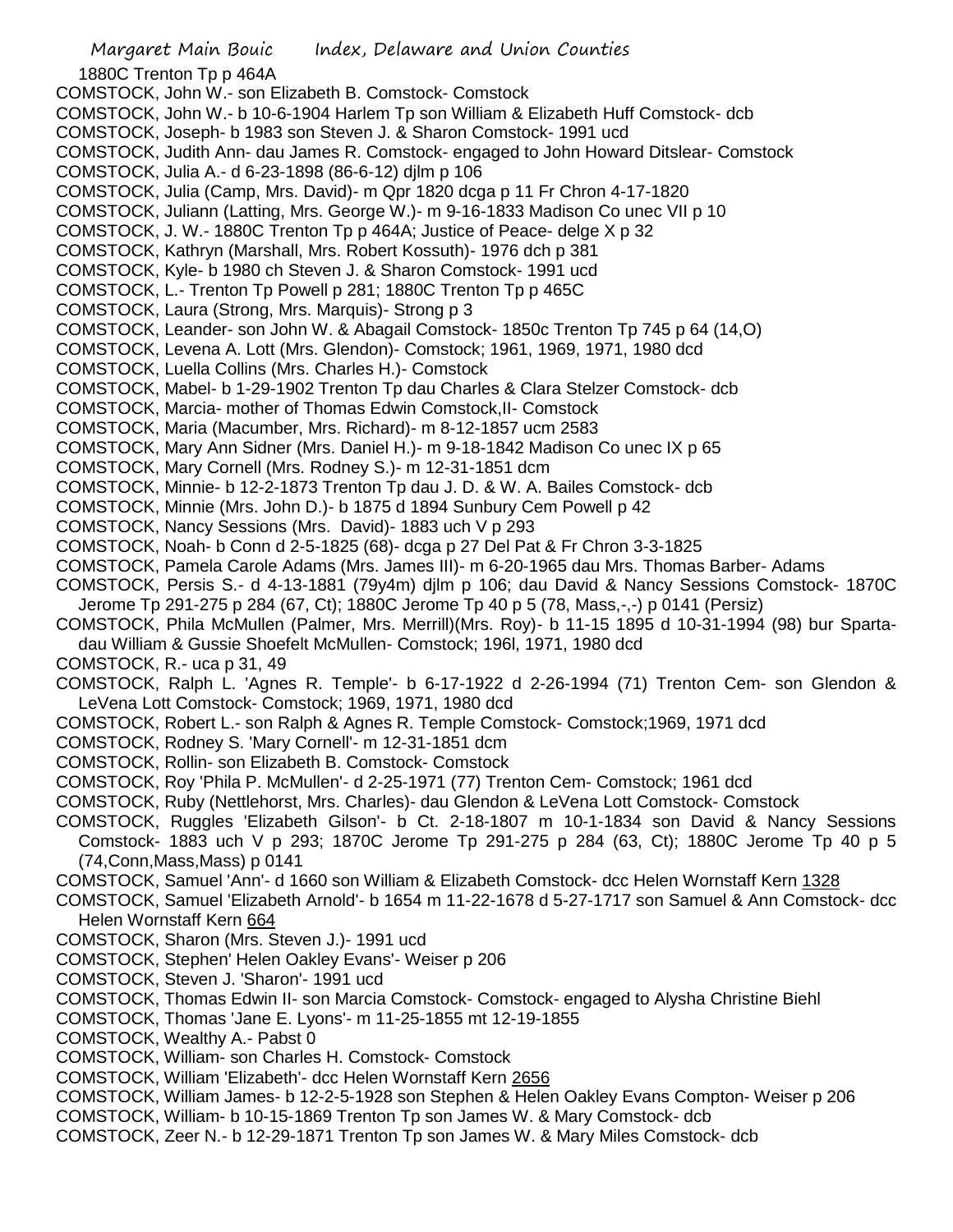1880C Trenton Tp p 464A

COMSTOCK, John W.- son Elizabeth B. Comstock- Comstock

COMSTOCK, John W.- b 10-6-1904 Harlem Tp son William & Elizabeth Huff Comstock- dcb

COMSTOCK, Joseph- b 1983 son Steven J. & Sharon Comstock- 1991 ucd

COMSTOCK, Judith Ann- dau James R. Comstock- engaged to John Howard Ditslear- Comstock

COMSTOCK, Julia A.- d 6-23-1898 (86-6-12) djlm p 106

COMSTOCK, Julia (Camp, Mrs. David)- m Qpr 1820 dcga p 11 Fr Chron 4-17-1820

COMSTOCK, Juliann (Latting, Mrs. George W.)- m 9-16-1833 Madison Co unec VII p 10

COMSTOCK, J. W.- 1880C Trenton Tp p 464A; Justice of Peace- delge X p 32

COMSTOCK, Kathryn (Marshall, Mrs. Robert Kossuth)- 1976 dch p 381

COMSTOCK, Kyle- b 1980 ch Steven J. & Sharon Comstock- 1991 ucd

COMSTOCK, L.- Trenton Tp Powell p 281; 1880C Trenton Tp p 465C

COMSTOCK, Laura (Strong, Mrs. Marquis)- Strong p 3

COMSTOCK, Leander- son John W. & Abagail Comstock- 1850c Trenton Tp 745 p 64 (14,O)

COMSTOCK, Levena A. Lott (Mrs. Glendon)- Comstock; 1961, 1969, 1971, 1980 dcd

COMSTOCK, Luella Collins (Mrs. Charles H.)- Comstock

COMSTOCK, Mabel- b 1-29-1902 Trenton Tp dau Charles & Clara Stelzer Comstock- dcb

COMSTOCK, Marcia- mother of Thomas Edwin Comstock,II- Comstock

COMSTOCK, Maria (Macumber, Mrs. Richard)- m 8-12-1857 ucm 2583

COMSTOCK, Mary Ann Sidner (Mrs. Daniel H.)- m 9-18-1842 Madison Co unec IX p 65

COMSTOCK, Mary Cornell (Mrs. Rodney S.)- m 12-31-1851 dcm

COMSTOCK, Minnie- b 12-2-1873 Trenton Tp dau J. D. & W. A. Bailes Comstock- dcb

COMSTOCK, Minnie (Mrs. John D.)- b 1875 d 1894 Sunbury Cem Powell p 42

COMSTOCK, Nancy Sessions (Mrs. David)- 1883 uch V p 293

COMSTOCK, Noah- b Conn d 2-5-1825 (68)- dcga p 27 Del Pat & Fr Chron 3-3-1825

COMSTOCK, Pamela Carole Adams (Mrs. James III)- m 6-20-1965 dau Mrs. Thomas Barber- Adams

COMSTOCK, Persis S.- d 4-13-1881 (79y4m) djlm p 106; dau David & Nancy Sessions Comstock- 1870C Jerome Tp 291-275 p 284 (67, Ct); 1880C Jerome Tp 40 p 5 (78, Mass,-,-) p 0141 (Persiz)

COMSTOCK, Phila McMullen (Palmer, Mrs. Merrill)(Mrs. Roy)- b 11-15 1895 d 10-31-1994 (98) bur Sparta- dau William & Gussie Shoefelt McMullen- Comstock; 196l, 1971, 1980 dcd

COMSTOCK, R.- uca p 31, 49

COMSTOCK, Ralph L. 'Agnes R. Temple'- b 6-17-1922 d 2-26-1994 (71) Trenton Cem- son Glendon & LeVena Lott Comstock- Comstock; 1969, 1971, 1980 dcd

COMSTOCK, Robert L.- son Ralph & Agnes R. Temple Comstock- Comstock;1969, 1971 dcd

COMSTOCK, Rodney S. 'Mary Cornell'- m 12-31-1851 dcm

COMSTOCK, Rollin- son Elizabeth B. Comstock- Comstock

COMSTOCK, Roy 'Phila P. McMullen'- d 2-25-1971 (77) Trenton Cem- Comstock; 1961 dcd

COMSTOCK, Ruby (Nettlehorst, Mrs. Charles)- dau Glendon & LeVena Lott Comstock- Comstock

COMSTOCK, Ruggles 'Elizabeth Gilson'- b Ct. 2-18-1807 m 10-1-1834 son David & Nancy Sessions Comstock- 1883 uch V p 293; 1870C Jerome Tp 291-275 p 284 (63, Ct); 1880C Jerome Tp 40 p 5 (74,Conn,Mass,Mass) p 0141

COMSTOCK, Samuel 'Ann'- d 1660 son William & Elizabeth Comstock- dcc Helen Wornstaff Kern 1328

COMSTOCK, Samuel 'Elizabeth Arnold'- b 1654 m 11-22-1678 d 5-27-1717 son Samuel & Ann Comstock- dcc Helen Wornstaff Kern 664

COMSTOCK, Sharon (Mrs. Steven J.)- 1991 ucd

COMSTOCK, Stephen' Helen Oakley Evans'- Weiser p 206

COMSTOCK, Steven J. 'Sharon'- 1991 ucd

COMSTOCK, Thomas Edwin II- son Marcia Comstock- Comstock- engaged to Alysha Christine Biehl

COMSTOCK, Thomas 'Jane E. Lyons'- m 11-25-1855 mt 12-19-1855

COMSTOCK, Wealthy A.- Pabst 0

COMSTOCK, William- son Charles H. Comstock- Comstock

COMSTOCK, William 'Elizabeth'- dcc Helen Wornstaff Kern 2656

COMSTOCK, William James- b 12-2-5-1928 son Stephen & Helen Oakley Evans Compton- Weiser p 206

COMSTOCK, William- b 10-15-1869 Trenton Tp son James W. & Mary Comstock- dcb

COMSTOCK, Zeer N.- b 12-29-1871 Trenton Tp son James W. & Mary Miles Comstock- dcb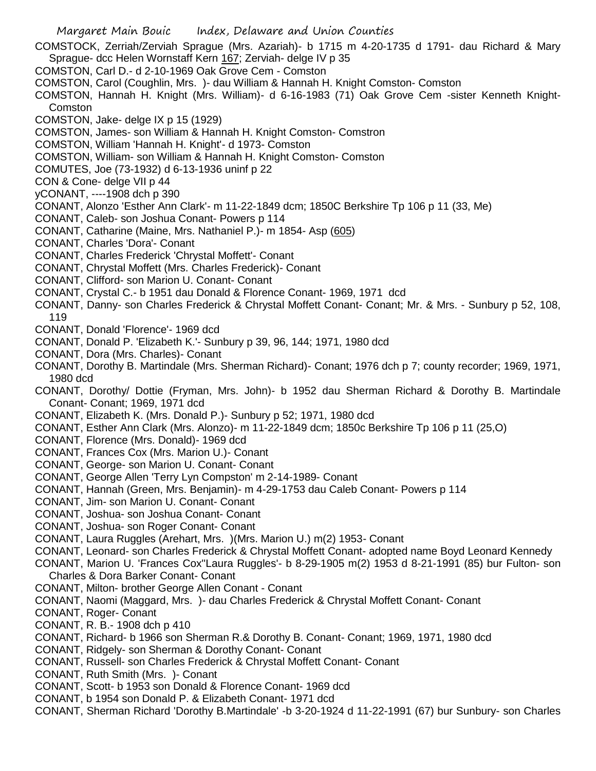COMSTOCK, Zerriah/Zerviah Sprague (Mrs. Azariah)- b 1715 m 4-20-1735 d 1791- dau Richard & Mary Sprague- dcc Helen Wornstaff Kern 167; Zerviah- delge IV p 35

COMSTON, Carl D.- d 2-10-1969 Oak Grove Cem - Comston

COMSTON, Carol (Coughlin, Mrs. )- dau William & Hannah H. Knight Comston- Comston

COMSTON, Hannah H. Knight (Mrs. William)- d 6-16-1983 (71) Oak Grove Cem -sister Kenneth Knight- Comston

COMSTON, Jake- delge IX p 15 (1929)

COMSTON, James- son William & Hannah H. Knight Comston- Comstron

COMSTON, William 'Hannah H. Knight'- d 1973- Comston

COMSTON, William- son William & Hannah H. Knight Comston- Comston

COMUTES, Joe (73-1932) d 6-13-1936 uninf p 22

CON & Cone- delge VII p 44

yCONANT, ----1908 dch p 390

CONANT, Alonzo 'Esther Ann Clark'- m 11-22-1849 dcm; 1850C Berkshire Tp 106 p 11 (33, Me)

CONANT, Caleb- son Joshua Conant- Powers p 114

CONANT, Catharine (Maine, Mrs. Nathaniel P.)- m 1854- Asp (605)

CONANT, Charles 'Dora'- Conant

CONANT, Charles Frederick 'Chrystal Moffett'- Conant

CONANT, Chrystal Moffett (Mrs. Charles Frederick)- Conant

CONANT, Clifford- son Marion U. Conant- Conant

CONANT, Crystal C.- b 1951 dau Donald & Florence Conant- 1969, 1971 dcd

CONANT, Danny- son Charles Frederick & Chrystal Moffett Conant- Conant; Mr. & Mrs. - Sunbury p 52, 108, 119

CONANT, Donald 'Florence'- 1969 dcd

CONANT, Donald P. 'Elizabeth K.'- Sunbury p 39, 96, 144; 1971, 1980 dcd

CONANT, Dora (Mrs. Charles)- Conant

CONANT, Dorothy B. Martindale (Mrs. Sherman Richard)- Conant; 1976 dch p 7; county recorder; 1969, 1971, 1980 dcd

CONANT, Dorothy/ Dottie (Fryman, Mrs. John)- b 1952 dau Sherman Richard & Dorothy B. Martindale Conant- Conant; 1969, 1971 dcd

CONANT, Elizabeth K. (Mrs. Donald P.)- Sunbury p 52; 1971, 1980 dcd

CONANT, Esther Ann Clark (Mrs. Alonzo)- m 11-22-1849 dcm; 1850c Berkshire Tp 106 p 11 (25,O)

CONANT, Florence (Mrs. Donald)- 1969 dcd

CONANT, Frances Cox (Mrs. Marion U.)- Conant

CONANT, George- son Marion U. Conant- Conant

CONANT, George Allen 'Terry Lyn Compston' m 2-14-1989- Conant

CONANT, Hannah (Green, Mrs. Benjamin)- m 4-29-1753 dau Caleb Conant- Powers p 114

CONANT, Jim- son Marion U. Conant- Conant

CONANT, Joshua- son Joshua Conant- Conant

CONANT, Joshua- son Roger Conant- Conant

CONANT, Laura Ruggles (Arehart, Mrs. )(Mrs. Marion U.) m(2) 1953- Conant

CONANT, Leonard- son Charles Frederick & Chrystal Moffett Conant- adopted name Boyd Leonard Kennedy

CONANT, Marion U. 'Frances Cox''Laura Ruggles'- b 8-29-1905 m(2) 1953 d 8-21-1991 (85) bur Fulton- son Charles & Dora Barker Conant- Conant

CONANT, Milton- brother George Allen Conant - Conant

CONANT, Naomi (Maggard, Mrs. )- dau Charles Frederick & Chrystal Moffett Conant- Conant

CONANT, Roger- Conant

CONANT, R. B.- 1908 dch p 410

CONANT, Richard- b 1966 son Sherman R.& Dorothy B. Conant- Conant; 1969, 1971, 1980 dcd

CONANT, Ridgely- son Sherman & Dorothy Conant- Conant

CONANT, Russell- son Charles Frederick & Chrystal Moffett Conant- Conant

CONANT, Ruth Smith (Mrs. )- Conant

CONANT, Scott- b 1953 son Donald & Florence Conant- 1969 dcd

CONANT, b 1954 son Donald P. & Elizabeth Conant- 1971 dcd

CONANT, Sherman Richard 'Dorothy B.Martindale' -b 3-20-1924 d 11-22-1991 (67) bur Sunbury- son Charles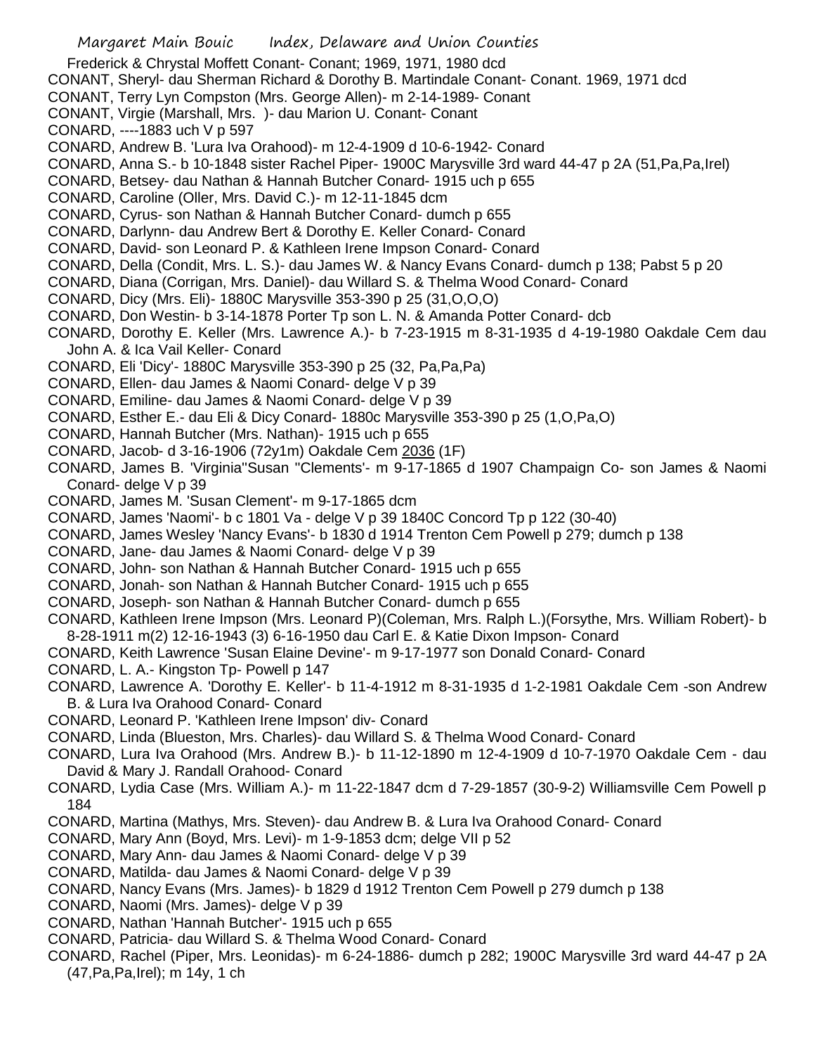Frederick & Chrystal Moffett Conant- Conant; 1969, 1971, 1980 dcd

CONANT, Sheryl- dau Sherman Richard & Dorothy B. Martindale Conant- Conant. 1969, 1971 dcd

CONANT, Terry Lyn Compston (Mrs. George Allen)- m 2-14-1989- Conant

CONANT, Virgie (Marshall, Mrs. )- dau Marion U. Conant- Conant

CONARD, ----1883 uch V p 597

CONARD, Andrew B. 'Lura Iva Orahood)- m 12-4-1909 d 10-6-1942- Conard

CONARD, Anna S.- b 10-1848 sister Rachel Piper- 1900C Marysville 3rd ward 44-47 p 2A (51,Pa,Pa,Irel)

CONARD, Betsey- dau Nathan & Hannah Butcher Conard- 1915 uch p 655

CONARD, Caroline (Oller, Mrs. David C.)- m 12-11-1845 dcm

CONARD, Cyrus- son Nathan & Hannah Butcher Conard- dumch p 655

CONARD, Darlynn- dau Andrew Bert & Dorothy E. Keller Conard- Conard

CONARD, David- son Leonard P. & Kathleen Irene Impson Conard- Conard

CONARD, Della (Condit, Mrs. L. S.)- dau James W. & Nancy Evans Conard- dumch p 138; Pabst 5 p 20

CONARD, Diana (Corrigan, Mrs. Daniel)- dau Willard S. & Thelma Wood Conard- Conard

CONARD, Dicy (Mrs. Eli)- 1880C Marysville 353-390 p 25 (31,O,O,O)

CONARD, Don Westin- b 3-14-1878 Porter Tp son L. N. & Amanda Potter Conard- dcb

CONARD, Dorothy E. Keller (Mrs. Lawrence A.)- b 7-23-1915 m 8-31-1935 d 4-19-1980 Oakdale Cem dau John A. & Ica Vail Keller- Conard

CONARD, Eli 'Dicy'- 1880C Marysville 353-390 p 25 (32, Pa,Pa,Pa)

CONARD, Ellen- dau James & Naomi Conard- delge V p 39

CONARD, Emiline- dau James & Naomi Conard- delge V p 39

CONARD, Esther E.- dau Eli & Dicy Conard- 1880c Marysville 353-390 p 25 (1,O,Pa,O)

CONARD, Hannah Butcher (Mrs. Nathan)- 1915 uch p 655

CONARD, Jacob- d 3-16-1906 (72y1m) Oakdale Cem 2036 (1F)

CONARD, James B. 'Virginia''Susan ''Clements'- m 9-17-1865 d 1907 Champaign Co- son James & Naomi Conard- delge V p 39

CONARD, James M. 'Susan Clement'- m 9-17-1865 dcm

CONARD, James 'Naomi'- b c 1801 Va - delge V p 39 1840C Concord Tp p 122 (30-40)

CONARD, James Wesley 'Nancy Evans'- b 1830 d 1914 Trenton Cem Powell p 279; dumch p 138

CONARD, Jane- dau James & Naomi Conard- delge V p 39

CONARD, John- son Nathan & Hannah Butcher Conard- 1915 uch p 655

CONARD, Jonah- son Nathan & Hannah Butcher Conard- 1915 uch p 655

CONARD, Joseph- son Nathan & Hannah Butcher Conard- dumch p 655

CONARD, Kathleen Irene Impson (Mrs. Leonard P)(Coleman, Mrs. Ralph L.)(Forsythe, Mrs. William Robert)- b 8-28-1911 m(2) 12-16-1943 (3) 6-16-1950 dau Carl E. & Katie Dixon Impson- Conard

CONARD, Keith Lawrence 'Susan Elaine Devine'- m 9-17-1977 son Donald Conard- Conard

CONARD, L. A.- Kingston Tp- Powell p 147

CONARD, Lawrence A. 'Dorothy E. Keller'- b 11-4-1912 m 8-31-1935 d 1-2-1981 Oakdale Cem -son Andrew B. & Lura Iva Orahood Conard- Conard

CONARD, Leonard P. 'Kathleen Irene Impson' div- Conard

CONARD, Linda (Blueston, Mrs. Charles)- dau Willard S. & Thelma Wood Conard- Conard

CONARD, Lura Iva Orahood (Mrs. Andrew B.)- b 11-12-1890 m 12-4-1909 d 10-7-1970 Oakdale Cem - dau David & Mary J. Randall Orahood- Conard

CONARD, Lydia Case (Mrs. William A.)- m 11-22-1847 dcm d 7-29-1857 (30-9-2) Williamsville Cem Powell p 184

CONARD, Martina (Mathys, Mrs. Steven)- dau Andrew B. & Lura Iva Orahood Conard- Conard

CONARD, Mary Ann (Boyd, Mrs. Levi)- m 1-9-1853 dcm; delge VII p 52

CONARD, Mary Ann- dau James & Naomi Conard- delge V p 39

CONARD, Matilda- dau James & Naomi Conard- delge V p 39

CONARD, Nancy Evans (Mrs. James)- b 1829 d 1912 Trenton Cem Powell p 279 dumch p 138

CONARD, Naomi (Mrs. James)- delge V p 39

CONARD, Nathan 'Hannah Butcher'- 1915 uch p 655

CONARD, Patricia- dau Willard S. & Thelma Wood Conard- Conard

CONARD, Rachel (Piper, Mrs. Leonidas)- m 6-24-1886- dumch p 282; 1900C Marysville 3rd ward 44-47 p 2A (47,Pa,Pa,Irel); m 14y, 1 ch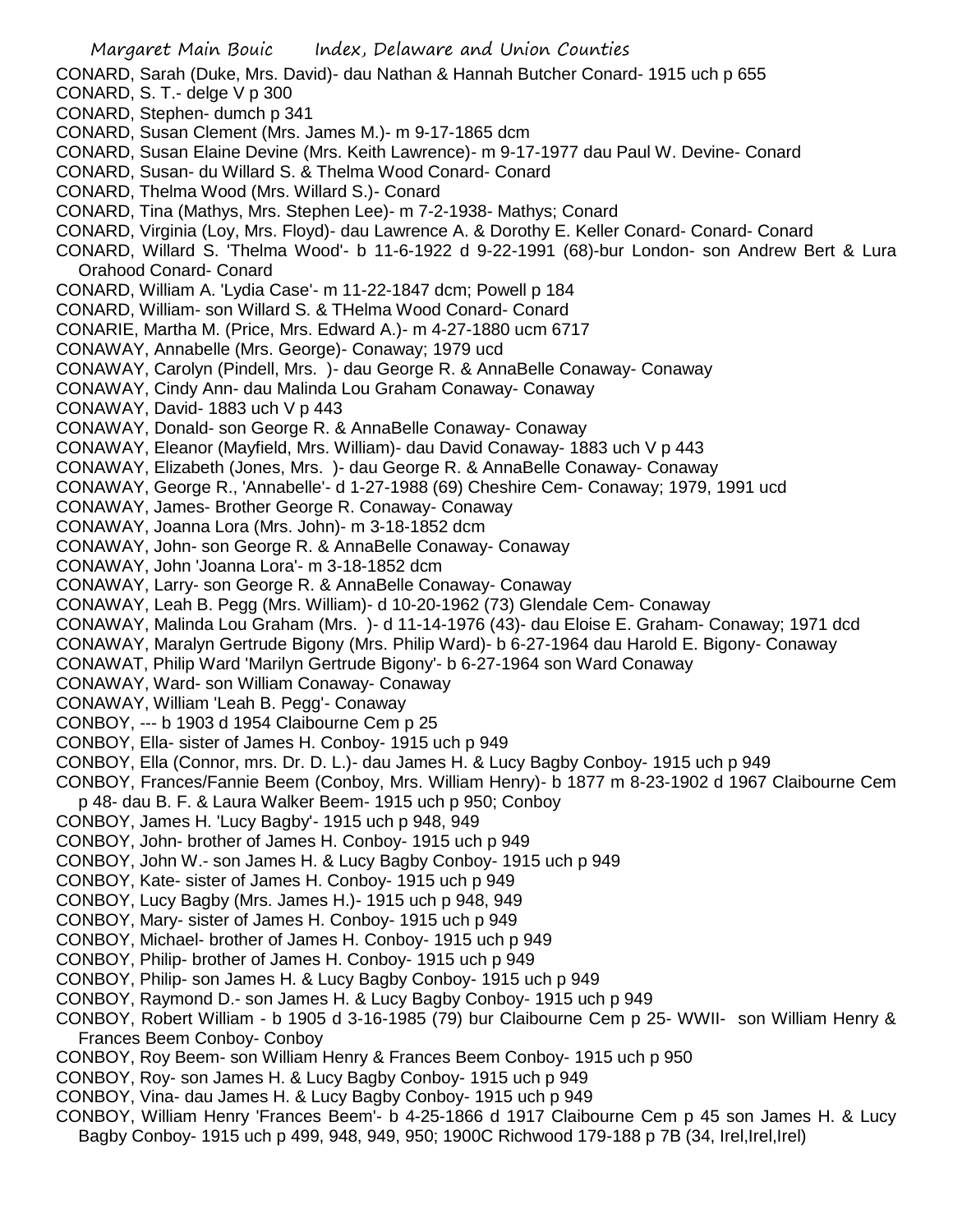CONARD, Sarah (Duke, Mrs. David)- dau Nathan & Hannah Butcher Conard- 1915 uch p 655
CONARD, S. T.- delge V p 300
CONARD, Stephen- dumch p 341
CONARD, Susan Clement (Mrs. James M.)- m 9-17-1865 dcm
CONARD, Susan Elaine Devine (Mrs. Keith Lawrence)- m 9-17-1977 dau Paul W. Devine- Conard
CONARD, Susan- du Willard S. & Thelma Wood Conard- Conard
CONARD, Thelma Wood (Mrs. Willard S.)- Conard
CONARD, Tina (Mathys, Mrs. Stephen Lee)- m 7-2-1938- Mathys; Conard
CONARD, Virginia (Loy, Mrs. Floyd)- dau Lawrence A. & Dorothy E. Keller Conard- Conard- Conard
CONARD, Willard S. 'Thelma Wood'- b 11-6-1922 d 9-22-1991 (68)-bur London- son Andrew Bert & Lura Orahood Conard- Conard
CONARD, William A. 'Lydia Case'- m 11-22-1847 dcm; Powell p 184
CONARD, William- son Willard S. & THelma Wood Conard- Conard
CONARIE, Martha M. (Price, Mrs. Edward A.)- m 4-27-1880 ucm 6717
CONAWAY, Annabelle (Mrs. George)- Conaway; 1979 ucd
CONAWAY, Carolyn (Pindell, Mrs. )- dau George R. & AnnaBelle Conaway- Conaway
CONAWAY, Cindy Ann- dau Malinda Lou Graham Conaway- Conaway
CONAWAY, David- 1883 uch V p 443
CONAWAY, Donald- son George R. & AnnaBelle Conaway- Conaway
CONAWAY, Eleanor (Mayfield, Mrs. William)- dau David Conaway- 1883 uch V p 443
CONAWAY, Elizabeth (Jones, Mrs. )- dau George R. & AnnaBelle Conaway- Conaway
CONAWAY, George R., 'Annabelle'- d 1-27-1988 (69) Cheshire Cem- Conaway; 1979, 1991 ucd
CONAWAY, James- Brother George R. Conaway- Conaway
CONAWAY, Joanna Lora (Mrs. John)- m 3-18-1852 dcm
CONAWAY, John- son George R. & AnnaBelle Conaway- Conaway
CONAWAY, John 'Joanna Lora'- m 3-18-1852 dcm
CONAWAY, Larry- son George R. & AnnaBelle Conaway- Conaway
CONAWAY, Leah B. Pegg (Mrs. William)- d 10-20-1962 (73) Glendale Cem- Conaway
CONAWAY, Malinda Lou Graham (Mrs. )- d 11-14-1976 (43)- dau Eloise E. Graham- Conaway; 1971 dcd
CONAWAY, Maralyn Gertrude Bigony (Mrs. Philip Ward)- b 6-27-1964 dau Harold E. Bigony- Conaway
CONAWAT, Philip Ward 'Marilyn Gertrude Bigony'- b 6-27-1964 son Ward Conaway
CONAWAY, Ward- son William Conaway- Conaway
CONAWAY, William 'Leah B. Pegg'- Conaway
CONBOY, --- b 1903 d 1954 Claibourne Cem p 25
CONBOY, Ella- sister of James H. Conboy- 1915 uch p 949
CONBOY, Ella (Connor, mrs. Dr. D. L.)- dau James H. & Lucy Bagby Conboy- 1915 uch p 949
CONBOY, Frances/Fannie Beem (Conboy, Mrs. William Henry)- b 1877 m 8-23-1902 d 1967 Claibourne Cem p 48- dau B. F. & Laura Walker Beem- 1915 uch p 950; Conboy
CONBOY, James H. 'Lucy Bagby'- 1915 uch p 948, 949
CONBOY, John- brother of James H. Conboy- 1915 uch p 949
CONBOY, John W.- son James H. & Lucy Bagby Conboy- 1915 uch p 949
CONBOY, Kate- sister of James H. Conboy- 1915 uch p 949
CONBOY, Lucy Bagby (Mrs. James H.)- 1915 uch p 948, 949
CONBOY, Mary- sister of James H. Conboy- 1915 uch p 949
CONBOY, Michael- brother of James H. Conboy- 1915 uch p 949
CONBOY, Philip- brother of James H. Conboy- 1915 uch p 949
CONBOY, Philip- son James H. & Lucy Bagby Conboy- 1915 uch p 949
CONBOY, Raymond D.- son James H. & Lucy Bagby Conboy- 1915 uch p 949
CONBOY, Robert William - b 1905 d 3-16-1985 (79) bur Claibourne Cem p 25- WWII- son William Henry & Frances Beem Conboy- Conboy
CONBOY, Roy Beem- son William Henry & Frances Beem Conboy- 1915 uch p 950
CONBOY, Roy- son James H. & Lucy Bagby Conboy- 1915 uch p 949
CONBOY, Vina- dau James H. & Lucy Bagby Conboy- 1915 uch p 949
CONBOY, William Henry 'Frances Beem'- b 4-25-1866 d 1917 Claibourne Cem p 45 son James H. & Lucy Bagby Conboy- 1915 uch p 499, 948, 949, 950; 1900C Richwood 179-188 p 7B (34, Irel,Irel,Irel)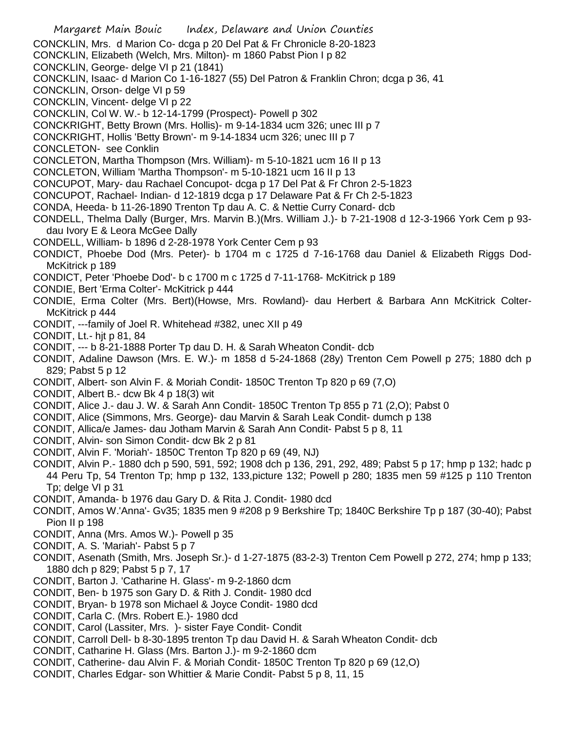CONCKLIN, Mrs. d Marion Co- dcga p 20 Del Pat & Fr Chronicle 8-20-1823

CONCKLIN, Elizabeth (Welch, Mrs. Milton)- m 1860 Pabst Pion I p 82

CONCKLIN, George- delge VI p 21 (1841)

CONCKLIN, Isaac- d Marion Co 1-16-1827 (55) Del Patron & Franklin Chron; dcga p 36, 41

CONCKLIN, Orson- delge VI p 59

CONCKLIN, Vincent- delge VI p 22

CONCKLIN, Col W. W.- b 12-14-1799 (Prospect)- Powell p 302

CONCKRIGHT, Betty Brown (Mrs. Hollis)- m 9-14-1834 ucm 326; unec III p 7

CONCKRIGHT, Hollis 'Betty Brown'- m 9-14-1834 ucm 326; unec III p 7

CONCLETON- see Conklin

CONCLETON, Martha Thompson (Mrs. William)- m 5-10-1821 ucm 16 II p 13

CONCLETON, William 'Martha Thompson'- m 5-10-1821 ucm 16 II p 13

CONCUPOT, Mary- dau Rachael Concupot- dcga p 17 Del Pat & Fr Chron 2-5-1823

CONCUPOT, Rachael- Indian- d 12-1819 dcga p 17 Delaware Pat & Fr Ch 2-5-1823

CONDA, Heeda- b 11-26-1890 Trenton Tp dau A. C. & Nettie Curry Conard- dcb

CONDELL, Thelma Dally (Burger, Mrs. Marvin B.)(Mrs. William J.)- b 7-21-1908 d 12-3-1966 York Cem p 93- dau Ivory E & Leora McGee Dally

CONDELL, William- b 1896 d 2-28-1978 York Center Cem p 93

CONDICT, Phoebe Dod (Mrs. Peter)- b 1704 m c 1725 d 7-16-1768 dau Daniel & Elizabeth Riggs Dod- McKitrick p 189

CONDICT, Peter 'Phoebe Dod'- b c 1700 m c 1725 d 7-11-1768- McKitrick p 189

CONDIE, Bert 'Erma Colter'- McKitrick p 444

CONDIE, Erma Colter (Mrs. Bert)(Howse, Mrs. Rowland)- dau Herbert & Barbara Ann McKitrick Colter- McKitrick p 444

CONDIT, ---family of Joel R. Whitehead #382, unec XII p 49

CONDIT, Lt.- hjt p 81, 84

CONDIT, --- b 8-21-1888 Porter Tp dau D. H. & Sarah Wheaton Condit- dcb

CONDIT, Adaline Dawson (Mrs. E. W.)- m 1858 d 5-24-1868 (28y) Trenton Cem Powell p 275; 1880 dch p 829; Pabst 5 p 12

CONDIT, Albert- son Alvin F. & Moriah Condit- 1850C Trenton Tp 820 p 69 (7,O)

CONDIT, Albert B.- dcw Bk 4 p 18(3) wit

CONDIT, Alice J.- dau J. W. & Sarah Ann Condit- 1850C Trenton Tp 855 p 71 (2,O); Pabst 0

CONDIT, Alice (Simmons, Mrs. George)- dau Marvin & Sarah Leak Condit- dumch p 138

CONDIT, Allica/e James- dau Jotham Marvin & Sarah Ann Condit- Pabst 5 p 8, 11

CONDIT, Alvin- son Simon Condit- dcw Bk 2 p 81

CONDIT, Alvin F. 'Moriah'- 1850C Trenton Tp 820 p 69 (49, NJ)

CONDIT, Alvin P.- 1880 dch p 590, 591, 592; 1908 dch p 136, 291, 292, 489; Pabst 5 p 17; hmp p 132; hadc p 44 Peru Tp, 54 Trenton Tp; hmp p 132, 133,picture 132; Powell p 280; 1835 men 59 #125 p 110 Trenton Tp; delge VI p 31

CONDIT, Amanda- b 1976 dau Gary D. & Rita J. Condit- 1980 dcd

CONDIT, Amos W.'Anna'- Gv35; 1835 men 9 #208 p 9 Berkshire Tp; 1840C Berkshire Tp p 187 (30-40); Pabst Pion II p 198

CONDIT, Anna (Mrs. Amos W.)- Powell p 35

CONDIT, A. S. 'Mariah'- Pabst 5 p 7

CONDIT, Asenath (Smith, Mrs. Joseph Sr.)- d 1-27-1875 (83-2-3) Trenton Cem Powell p 272, 274; hmp p 133; 1880 dch p 829; Pabst 5 p 7, 17

CONDIT, Barton J. 'Catharine H. Glass'- m 9-2-1860 dcm

CONDIT, Ben- b 1975 son Gary D. & Rith J. Condit- 1980 dcd

CONDIT, Bryan- b 1978 son Michael & Joyce Condit- 1980 dcd

CONDIT, Carla C. (Mrs. Robert E.)- 1980 dcd

CONDIT, Carol (Lassiter, Mrs. )- sister Faye Condit- Condit

CONDIT, Carroll Dell- b 8-30-1895 trenton Tp dau David H. & Sarah Wheaton Condit- dcb

CONDIT, Catharine H. Glass (Mrs. Barton J.)- m 9-2-1860 dcm

CONDIT, Catherine- dau Alvin F. & Moriah Condit- 1850C Trenton Tp 820 p 69 (12,O)

CONDIT, Charles Edgar- son Whittier & Marie Condit- Pabst 5 p 8, 11, 15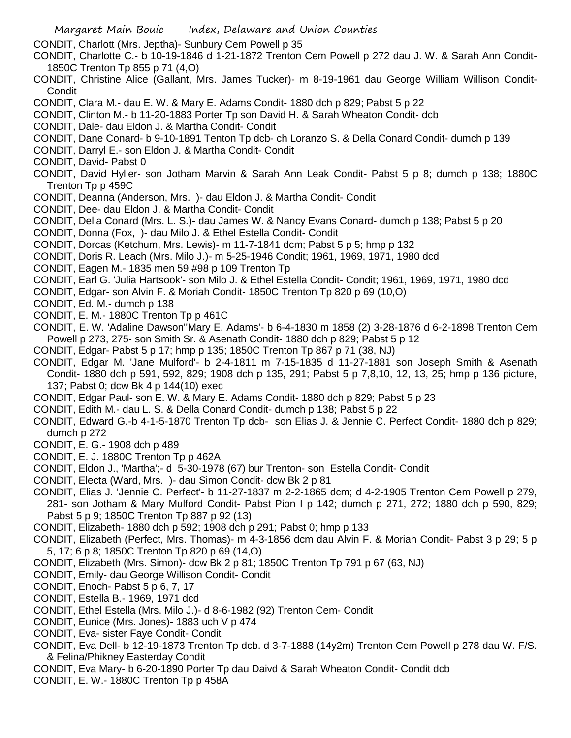CONDIT, Charlott (Mrs. Jeptha)- Sunbury Cem Powell p 35

CONDIT, Charlotte C.- b 10-19-1846 d 1-21-1872 Trenton Cem Powell p 272 dau J. W. & Sarah Ann Condit- 1850C Trenton Tp 855 p 71 (4,O)

CONDIT, Christine Alice (Gallant, Mrs. James Tucker)- m 8-19-1961 dau George William Willison Condit- Condit

CONDIT, Clara M.- dau E. W. & Mary E. Adams Condit- 1880 dch p 829; Pabst 5 p 22

CONDIT, Clinton M.- b 11-20-1883 Porter Tp son David H. & Sarah Wheaton Condit- dcb

CONDIT, Dale- dau Eldon J. & Martha Condit- Condit

CONDIT, Dane Conard- b 9-10-1891 Tenton Tp dcb- ch Loranzo S. & Della Conard Condit- dumch p 139

CONDIT, Darryl E.- son Eldon J. & Martha Condit- Condit

CONDIT, David- Pabst 0

CONDIT, David Hylier- son Jotham Marvin & Sarah Ann Leak Condit- Pabst 5 p 8; dumch p 138; 1880C Trenton Tp p 459C

CONDIT, Deanna (Anderson, Mrs. )- dau Eldon J. & Martha Condit- Condit

CONDIT, Dee- dau Eldon J. & Martha Condit- Condit

CONDIT, Della Conard (Mrs. L. S.)- dau James W. & Nancy Evans Conard- dumch p 138; Pabst 5 p 20

CONDIT, Donna (Fox, )- dau Milo J. & Ethel Estella Condit- Condit

CONDIT, Dorcas (Ketchum, Mrs. Lewis)- m 11-7-1841 dcm; Pabst 5 p 5; hmp p 132

CONDIT, Doris R. Leach (Mrs. Milo J.)- m 5-25-1946 Condit; 1961, 1969, 1971, 1980 dcd

CONDIT, Eagen M.- 1835 men 59 #98 p 109 Trenton Tp

CONDIT, Earl G. 'Julia Hartsook'- son Milo J. & Ethel Estella Condit- Condit; 1961, 1969, 1971, 1980 dcd

CONDIT, Edgar- son Alvin F. & Moriah Condit- 1850C Trenton Tp 820 p 69 (10,O)

CONDIT, Ed. M.- dumch p 138

CONDIT, E. M.- 1880C Trenton Tp p 461C

CONDIT, E. W. 'Adaline Dawson''Mary E. Adams'- b 6-4-1830 m 1858 (2) 3-28-1876 d 6-2-1898 Trenton Cem Powell p 273, 275- son Smith Sr. & Asenath Condit- 1880 dch p 829; Pabst 5 p 12

CONDIT, Edgar- Pabst 5 p 17; hmp p 135; 1850C Trenton Tp 867 p 71 (38, NJ)

CONDIT, Edgar M. 'Jane Mulford'- b 2-4-1811 m 7-15-1835 d 11-27-1881 son Joseph Smith & Asenath Condit- 1880 dch p 591, 592, 829; 1908 dch p 135, 291; Pabst 5 p 7,8,10, 12, 13, 25; hmp p 136 picture, 137; Pabst 0; dcw Bk 4 p 144(10) exec

CONDIT, Edgar Paul- son E. W. & Mary E. Adams Condit- 1880 dch p 829; Pabst 5 p 23

CONDIT, Edith M.- dau L. S. & Della Conard Condit- dumch p 138; Pabst 5 p 22

CONDIT, Edward G.-b 4-1-5-1870 Trenton Tp dcb- son Elias J. & Jennie C. Perfect Condit- 1880 dch p 829; dumch p 272

CONDIT, E. G.- 1908 dch p 489

CONDIT, E. J. 1880C Trenton Tp p 462A

CONDIT, Eldon J., 'Martha';- d 5-30-1978 (67) bur Trenton- son Estella Condit- Condit

CONDIT, Electa (Ward, Mrs. )- dau Simon Condit- dcw Bk 2 p 81

CONDIT, Elias J. 'Jennie C. Perfect'- b 11-27-1837 m 2-2-1865 dcm; d 4-2-1905 Trenton Cem Powell p 279, 281- son Jotham & Mary Mulford Condit- Pabst Pion I p 142; dumch p 271, 272; 1880 dch p 590, 829; Pabst 5 p 9; 1850C Trenton Tp 887 p 92 (13)

CONDIT, Elizabeth- 1880 dch p 592; 1908 dch p 291; Pabst 0; hmp p 133

CONDIT, Elizabeth (Perfect, Mrs. Thomas)- m 4-3-1856 dcm dau Alvin F. & Moriah Condit- Pabst 3 p 29; 5 p 5, 17; 6 p 8; 1850C Trenton Tp 820 p 69 (14,O)

CONDIT, Elizabeth (Mrs. Simon)- dcw Bk 2 p 81; 1850C Trenton Tp 791 p 67 (63, NJ)

CONDIT, Emily- dau George Willison Condit- Condit

CONDIT, Enoch- Pabst 5 p 6, 7, 17

CONDIT, Estella B.- 1969, 1971 dcd

CONDIT, Ethel Estella (Mrs. Milo J.)- d 8-6-1982 (92) Trenton Cem- Condit

CONDIT, Eunice (Mrs. Jones)- 1883 uch V p 474

CONDIT, Eva- sister Faye Condit- Condit

CONDIT, Eva Dell- b 12-19-1873 Trenton Tp dcb. d 3-7-1888 (14y2m) Trenton Cem Powell p 278 dau W. F/S. & Felina/Phikney Easterday Condit

CONDIT, Eva Mary- b 6-20-1890 Porter Tp dau Daivd & Sarah Wheaton Condit- Condit dcb

CONDIT, E. W.- 1880C Trenton Tp p 458A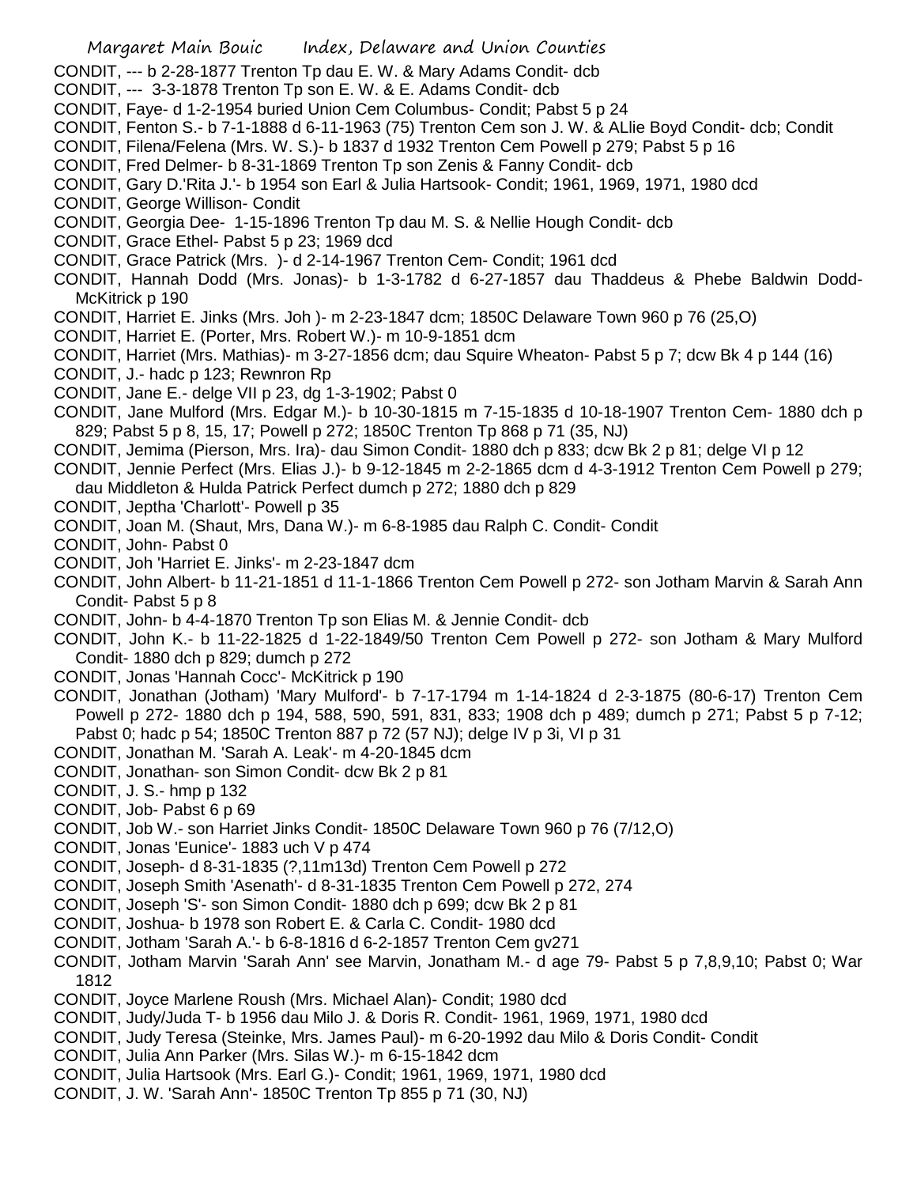CONDIT, --- b 2-28-1877 Trenton Tp dau E. W. & Mary Adams Condit- dcb

CONDIT, --- 3-3-1878 Trenton Tp son E. W. & E. Adams Condit- dcb

CONDIT, Faye- d 1-2-1954 buried Union Cem Columbus- Condit; Pabst 5 p 24

CONDIT, Fenton S.- b 7-1-1888 d 6-11-1963 (75) Trenton Cem son J. W. & ALlie Boyd Condit- dcb; Condit

CONDIT, Filena/Felena (Mrs. W. S.)- b 1837 d 1932 Trenton Cem Powell p 279; Pabst 5 p 16

CONDIT, Fred Delmer- b 8-31-1869 Trenton Tp son Zenis & Fanny Condit- dcb

CONDIT, Gary D.'Rita J.'- b 1954 son Earl & Julia Hartsook- Condit; 1961, 1969, 1971, 1980 dcd

CONDIT, George Willison- Condit

CONDIT, Georgia Dee- 1-15-1896 Trenton Tp dau M. S. & Nellie Hough Condit- dcb

CONDIT, Grace Ethel- Pabst 5 p 23; 1969 dcd

CONDIT, Grace Patrick (Mrs. )- d 2-14-1967 Trenton Cem- Condit; 1961 dcd

CONDIT, Hannah Dodd (Mrs. Jonas)- b 1-3-1782 d 6-27-1857 dau Thaddeus & Phebe Baldwin Dodd- McKitrick p 190

CONDIT, Harriet E. Jinks (Mrs. Joh )- m 2-23-1847 dcm; 1850C Delaware Town 960 p 76 (25,O)

CONDIT, Harriet E. (Porter, Mrs. Robert W.)- m 10-9-1851 dcm

CONDIT, Harriet (Mrs. Mathias)- m 3-27-1856 dcm; dau Squire Wheaton- Pabst 5 p 7; dcw Bk 4 p 144 (16)

CONDIT, J.- hadc p 123; Rewnron Rp

CONDIT, Jane E.- delge VII p 23, dg 1-3-1902; Pabst 0

CONDIT, Jane Mulford (Mrs. Edgar M.)- b 10-30-1815 m 7-15-1835 d 10-18-1907 Trenton Cem- 1880 dch p 829; Pabst 5 p 8, 15, 17; Powell p 272; 1850C Trenton Tp 868 p 71 (35, NJ)

CONDIT, Jemima (Pierson, Mrs. Ira)- dau Simon Condit- 1880 dch p 833; dcw Bk 2 p 81; delge VI p 12

CONDIT, Jennie Perfect (Mrs. Elias J.)- b 9-12-1845 m 2-2-1865 dcm d 4-3-1912 Trenton Cem Powell p 279; dau Middleton & Hulda Patrick Perfect dumch p 272; 1880 dch p 829

CONDIT, Jeptha 'Charlott'- Powell p 35

CONDIT, Joan M. (Shaut, Mrs, Dana W.)- m 6-8-1985 dau Ralph C. Condit- Condit

CONDIT, John- Pabst 0

CONDIT, Joh 'Harriet E. Jinks'- m 2-23-1847 dcm

CONDIT, John Albert- b 11-21-1851 d 11-1-1866 Trenton Cem Powell p 272- son Jotham Marvin & Sarah Ann Condit- Pabst 5 p 8

CONDIT, John- b 4-4-1870 Trenton Tp son Elias M. & Jennie Condit- dcb

CONDIT, John K.- b 11-22-1825 d 1-22-1849/50 Trenton Cem Powell p 272- son Jotham & Mary Mulford Condit- 1880 dch p 829; dumch p 272

CONDIT, Jonas 'Hannah Cocc'- McKitrick p 190

CONDIT, Jonathan (Jotham) 'Mary Mulford'- b 7-17-1794 m 1-14-1824 d 2-3-1875 (80-6-17) Trenton Cem Powell p 272- 1880 dch p 194, 588, 590, 591, 831, 833; 1908 dch p 489; dumch p 271; Pabst 5 p 7-12; Pabst 0; hadc p 54; 1850C Trenton 887 p 72 (57 NJ); delge IV p 3i, VI p 31

CONDIT, Jonathan M. 'Sarah A. Leak'- m 4-20-1845 dcm

CONDIT, Jonathan- son Simon Condit- dcw Bk 2 p 81

CONDIT, J. S.- hmp p 132

CONDIT, Job- Pabst 6 p 69

CONDIT, Job W.- son Harriet Jinks Condit- 1850C Delaware Town 960 p 76 (7/12,O)

CONDIT, Jonas 'Eunice'- 1883 uch V p 474

CONDIT, Joseph- d 8-31-1835 (?,11m13d) Trenton Cem Powell p 272

CONDIT, Joseph Smith 'Asenath'- d 8-31-1835 Trenton Cem Powell p 272, 274

CONDIT, Joseph 'S'- son Simon Condit- 1880 dch p 699; dcw Bk 2 p 81

CONDIT, Joshua- b 1978 son Robert E. & Carla C. Condit- 1980 dcd

CONDIT, Jotham 'Sarah A.'- b 6-8-1816 d 6-2-1857 Trenton Cem gv271

CONDIT, Jotham Marvin 'Sarah Ann' see Marvin, Jonatham M.- d age 79- Pabst 5 p 7,8,9,10; Pabst 0; War 1812

CONDIT, Joyce Marlene Roush (Mrs. Michael Alan)- Condit; 1980 dcd

CONDIT, Judy/Juda T- b 1956 dau Milo J. & Doris R. Condit- 1961, 1969, 1971, 1980 dcd

CONDIT, Judy Teresa (Steinke, Mrs. James Paul)- m 6-20-1992 dau Milo & Doris Condit- Condit

CONDIT, Julia Ann Parker (Mrs. Silas W.)- m 6-15-1842 dcm

CONDIT, Julia Hartsook (Mrs. Earl G.)- Condit; 1961, 1969, 1971, 1980 dcd

CONDIT, J. W. 'Sarah Ann'- 1850C Trenton Tp 855 p 71 (30, NJ)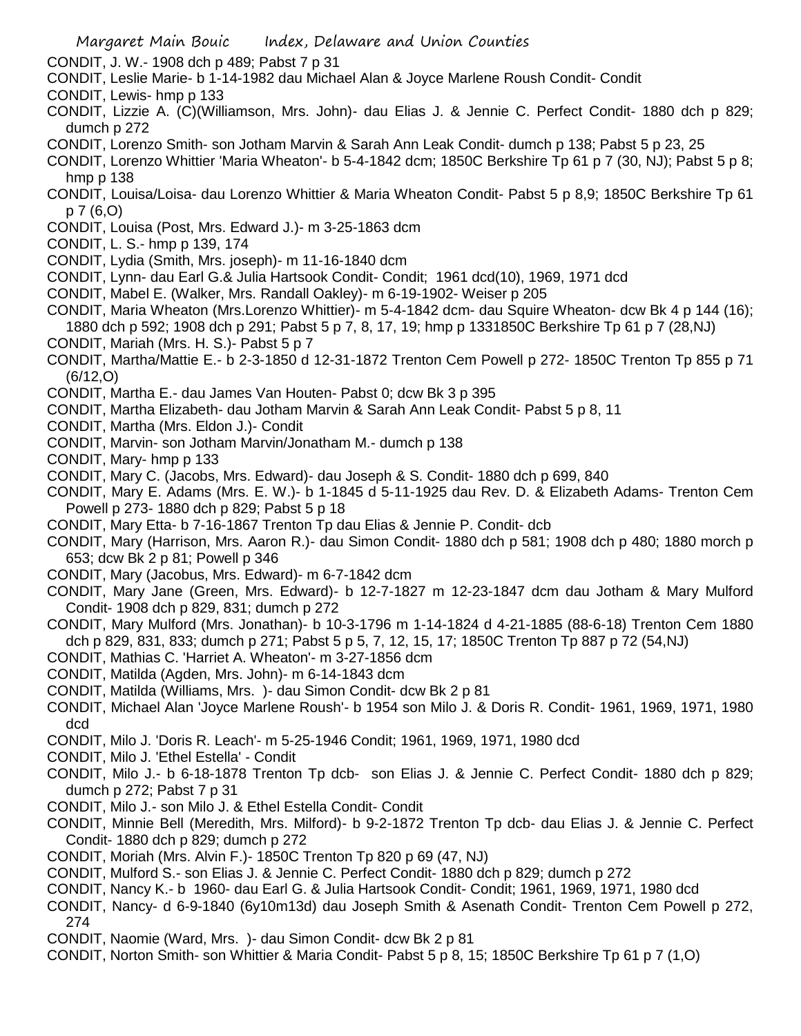CONDIT, J. W.- 1908 dch p 489; Pabst 7 p 31

CONDIT, Leslie Marie- b 1-14-1982 dau Michael Alan & Joyce Marlene Roush Condit- Condit

CONDIT, Lewis- hmp p 133

CONDIT, Lizzie A. (C)(Williamson, Mrs. John)- dau Elias J. & Jennie C. Perfect Condit- 1880 dch p 829; dumch p 272

CONDIT, Lorenzo Smith- son Jotham Marvin & Sarah Ann Leak Condit- dumch p 138; Pabst 5 p 23, 25

CONDIT, Lorenzo Whittier 'Maria Wheaton'- b 5-4-1842 dcm; 1850C Berkshire Tp 61 p 7 (30, NJ); Pabst 5 p 8; hmp p 138

CONDIT, Louisa/Loisa- dau Lorenzo Whittier & Maria Wheaton Condit- Pabst 5 p 8,9; 1850C Berkshire Tp 61 p 7 (6,O)

CONDIT, Louisa (Post, Mrs. Edward J.)- m 3-25-1863 dcm

CONDIT, L. S.- hmp p 139, 174

CONDIT, Lydia (Smith, Mrs. joseph)- m 11-16-1840 dcm

CONDIT, Lynn- dau Earl G.& Julia Hartsook Condit- Condit; 1961 dcd(10), 1969, 1971 dcd

CONDIT, Mabel E. (Walker, Mrs. Randall Oakley)- m 6-19-1902- Weiser p 205

CONDIT, Maria Wheaton (Mrs.Lorenzo Whittier)- m 5-4-1842 dcm- dau Squire Wheaton- dcw Bk 4 p 144 (16); 1880 dch p 592; 1908 dch p 291; Pabst 5 p 7, 8, 17, 19; hmp p 1331850C Berkshire Tp 61 p 7 (28,NJ)

CONDIT, Mariah (Mrs. H. S.)- Pabst 5 p 7

CONDIT, Martha/Mattie E.- b 2-3-1850 d 12-31-1872 Trenton Cem Powell p 272- 1850C Trenton Tp 855 p 71 (6/12,O)

CONDIT, Martha E.- dau James Van Houten- Pabst 0; dcw Bk 3 p 395

CONDIT, Martha Elizabeth- dau Jotham Marvin & Sarah Ann Leak Condit- Pabst 5 p 8, 11

CONDIT, Martha (Mrs. Eldon J.)- Condit

CONDIT, Marvin- son Jotham Marvin/Jonatham M.- dumch p 138

CONDIT, Mary- hmp p 133

CONDIT, Mary C. (Jacobs, Mrs. Edward)- dau Joseph & S. Condit- 1880 dch p 699, 840

CONDIT, Mary E. Adams (Mrs. E. W.)- b 1-1845 d 5-11-1925 dau Rev. D. & Elizabeth Adams- Trenton Cem Powell p 273- 1880 dch p 829; Pabst 5 p 18

CONDIT, Mary Etta- b 7-16-1867 Trenton Tp dau Elias & Jennie P. Condit- dcb

CONDIT, Mary (Harrison, Mrs. Aaron R.)- dau Simon Condit- 1880 dch p 581; 1908 dch p 480; 1880 morch p 653; dcw Bk 2 p 81; Powell p 346

CONDIT, Mary (Jacobus, Mrs. Edward)- m 6-7-1842 dcm

CONDIT, Mary Jane (Green, Mrs. Edward)- b 12-7-1827 m 12-23-1847 dcm dau Jotham & Mary Mulford Condit- 1908 dch p 829, 831; dumch p 272

CONDIT, Mary Mulford (Mrs. Jonathan)- b 10-3-1796 m 1-14-1824 d 4-21-1885 (88-6-18) Trenton Cem 1880 dch p 829, 831, 833; dumch p 271; Pabst 5 p 5, 7, 12, 15, 17; 1850C Trenton Tp 887 p 72 (54,NJ)

CONDIT, Mathias C. 'Harriet A. Wheaton'- m 3-27-1856 dcm

CONDIT, Matilda (Agden, Mrs. John)- m 6-14-1843 dcm

CONDIT, Matilda (Williams, Mrs. )- dau Simon Condit- dcw Bk 2 p 81

CONDIT, Michael Alan 'Joyce Marlene Roush'- b 1954 son Milo J. & Doris R. Condit- 1961, 1969, 1971, 1980 dcd

CONDIT, Milo J. 'Doris R. Leach'- m 5-25-1946 Condit; 1961, 1969, 1971, 1980 dcd

CONDIT, Milo J. 'Ethel Estella' - Condit

CONDIT, Milo J.- b 6-18-1878 Trenton Tp dcb- son Elias J. & Jennie C. Perfect Condit- 1880 dch p 829; dumch p 272; Pabst 7 p 31

CONDIT, Milo J.- son Milo J. & Ethel Estella Condit- Condit

CONDIT, Minnie Bell (Meredith, Mrs. Milford)- b 9-2-1872 Trenton Tp dcb- dau Elias J. & Jennie C. Perfect Condit- 1880 dch p 829; dumch p 272

CONDIT, Moriah (Mrs. Alvin F.)- 1850C Trenton Tp 820 p 69 (47, NJ)

CONDIT, Mulford S.- son Elias J. & Jennie C. Perfect Condit- 1880 dch p 829; dumch p 272

CONDIT, Nancy K.- b 1960- dau Earl G. & Julia Hartsook Condit- Condit; 1961, 1969, 1971, 1980 dcd

CONDIT, Nancy- d 6-9-1840 (6y10m13d) dau Joseph Smith & Asenath Condit- Trenton Cem Powell p 272, 274

CONDIT, Naomie (Ward, Mrs. )- dau Simon Condit- dcw Bk 2 p 81

CONDIT, Norton Smith- son Whittier & Maria Condit- Pabst 5 p 8, 15; 1850C Berkshire Tp 61 p 7 (1,O)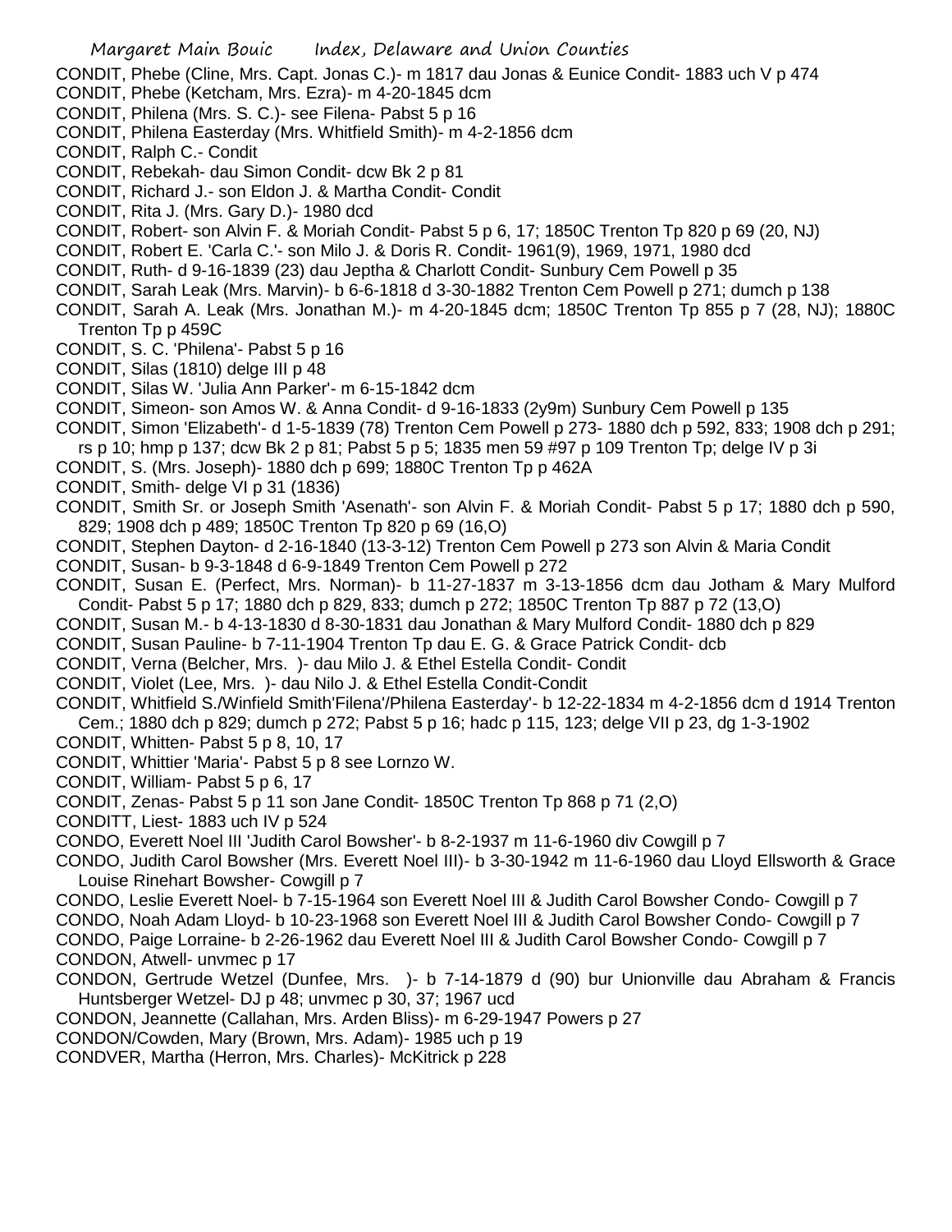CONDIT, Phebe (Cline, Mrs. Capt. Jonas C.)- m 1817 dau Jonas & Eunice Condit- 1883 uch V p 474

CONDIT, Phebe (Ketcham, Mrs. Ezra)- m 4-20-1845 dcm

CONDIT, Philena (Mrs. S. C.)- see Filena- Pabst 5 p 16

CONDIT, Philena Easterday (Mrs. Whitfield Smith)- m 4-2-1856 dcm

CONDIT, Ralph C.- Condit

CONDIT, Rebekah- dau Simon Condit- dcw Bk 2 p 81

CONDIT, Richard J.- son Eldon J. & Martha Condit- Condit

CONDIT, Rita J. (Mrs. Gary D.)- 1980 dcd

CONDIT, Robert- son Alvin F. & Moriah Condit- Pabst 5 p 6, 17; 1850C Trenton Tp 820 p 69 (20, NJ)

CONDIT, Robert E. 'Carla C.'- son Milo J. & Doris R. Condit- 1961(9), 1969, 1971, 1980 dcd

CONDIT, Ruth- d 9-16-1839 (23) dau Jeptha & Charlott Condit- Sunbury Cem Powell p 35

CONDIT, Sarah Leak (Mrs. Marvin)- b 6-6-1818 d 3-30-1882 Trenton Cem Powell p 271; dumch p 138

CONDIT, Sarah A. Leak (Mrs. Jonathan M.)- m 4-20-1845 dcm; 1850C Trenton Tp 855 p 7 (28, NJ); 1880C Trenton Tp p 459C

CONDIT, S. C. 'Philena'- Pabst 5 p 16

CONDIT, Silas (1810) delge III p 48

CONDIT, Silas W. 'Julia Ann Parker'- m 6-15-1842 dcm

CONDIT, Simeon- son Amos W. & Anna Condit- d 9-16-1833 (2y9m) Sunbury Cem Powell p 135

CONDIT, Simon 'Elizabeth'- d 1-5-1839 (78) Trenton Cem Powell p 273- 1880 dch p 592, 833; 1908 dch p 291; rs p 10; hmp p 137; dcw Bk 2 p 81; Pabst 5 p 5; 1835 men 59 #97 p 109 Trenton Tp; delge IV p 3i

CONDIT, S. (Mrs. Joseph)- 1880 dch p 699; 1880C Trenton Tp p 462A

CONDIT, Smith- delge VI p 31 (1836)

CONDIT, Smith Sr. or Joseph Smith 'Asenath'- son Alvin F. & Moriah Condit- Pabst 5 p 17; 1880 dch p 590, 829; 1908 dch p 489; 1850C Trenton Tp 820 p 69 (16,O)

CONDIT, Stephen Dayton- d 2-16-1840 (13-3-12) Trenton Cem Powell p 273 son Alvin & Maria Condit

CONDIT, Susan- b 9-3-1848 d 6-9-1849 Trenton Cem Powell p 272

CONDIT, Susan E. (Perfect, Mrs. Norman)- b 11-27-1837 m 3-13-1856 dcm dau Jotham & Mary Mulford Condit- Pabst 5 p 17; 1880 dch p 829, 833; dumch p 272; 1850C Trenton Tp 887 p 72 (13,O)

CONDIT, Susan M.- b 4-13-1830 d 8-30-1831 dau Jonathan & Mary Mulford Condit- 1880 dch p 829

CONDIT, Susan Pauline- b 7-11-1904 Trenton Tp dau E. G. & Grace Patrick Condit- dcb

CONDIT, Verna (Belcher, Mrs. )- dau Milo J. & Ethel Estella Condit- Condit

CONDIT, Violet (Lee, Mrs. )- dau Nilo J. & Ethel Estella Condit-Condit

CONDIT, Whitfield S./Winfield Smith'Filena'/Philena Easterday'- b 12-22-1834 m 4-2-1856 dcm d 1914 Trenton Cem.; 1880 dch p 829; dumch p 272; Pabst 5 p 16; hadc p 115, 123; delge VII p 23, dg 1-3-1902

CONDIT, Whitten- Pabst 5 p 8, 10, 17

CONDIT, Whittier 'Maria'- Pabst 5 p 8 see Lornzo W.

CONDIT, William- Pabst 5 p 6, 17

CONDIT, Zenas- Pabst 5 p 11 son Jane Condit- 1850C Trenton Tp 868 p 71 (2,O)

CONDITT, Liest- 1883 uch IV p 524

CONDO, Everett Noel III 'Judith Carol Bowsher'- b 8-2-1937 m 11-6-1960 div Cowgill p 7

CONDO, Judith Carol Bowsher (Mrs. Everett Noel III)- b 3-30-1942 m 11-6-1960 dau Lloyd Ellsworth & Grace Louise Rinehart Bowsher- Cowgill p 7

CONDO, Leslie Everett Noel- b 7-15-1964 son Everett Noel III & Judith Carol Bowsher Condo- Cowgill p 7

CONDO, Noah Adam Lloyd- b 10-23-1968 son Everett Noel III & Judith Carol Bowsher Condo- Cowgill p 7

CONDO, Paige Lorraine- b 2-26-1962 dau Everett Noel III & Judith Carol Bowsher Condo- Cowgill p 7

CONDON, Atwell- unvmec p 17

CONDON, Gertrude Wetzel (Dunfee, Mrs. )- b 7-14-1879 d (90) bur Unionville dau Abraham & Francis Huntsberger Wetzel- DJ p 48; unvmec p 30, 37; 1967 ucd

CONDON, Jeannette (Callahan, Mrs. Arden Bliss)- m 6-29-1947 Powers p 27

CONDON/Cowden, Mary (Brown, Mrs. Adam)- 1985 uch p 19

CONDVER, Martha (Herron, Mrs. Charles)- McKitrick p 228